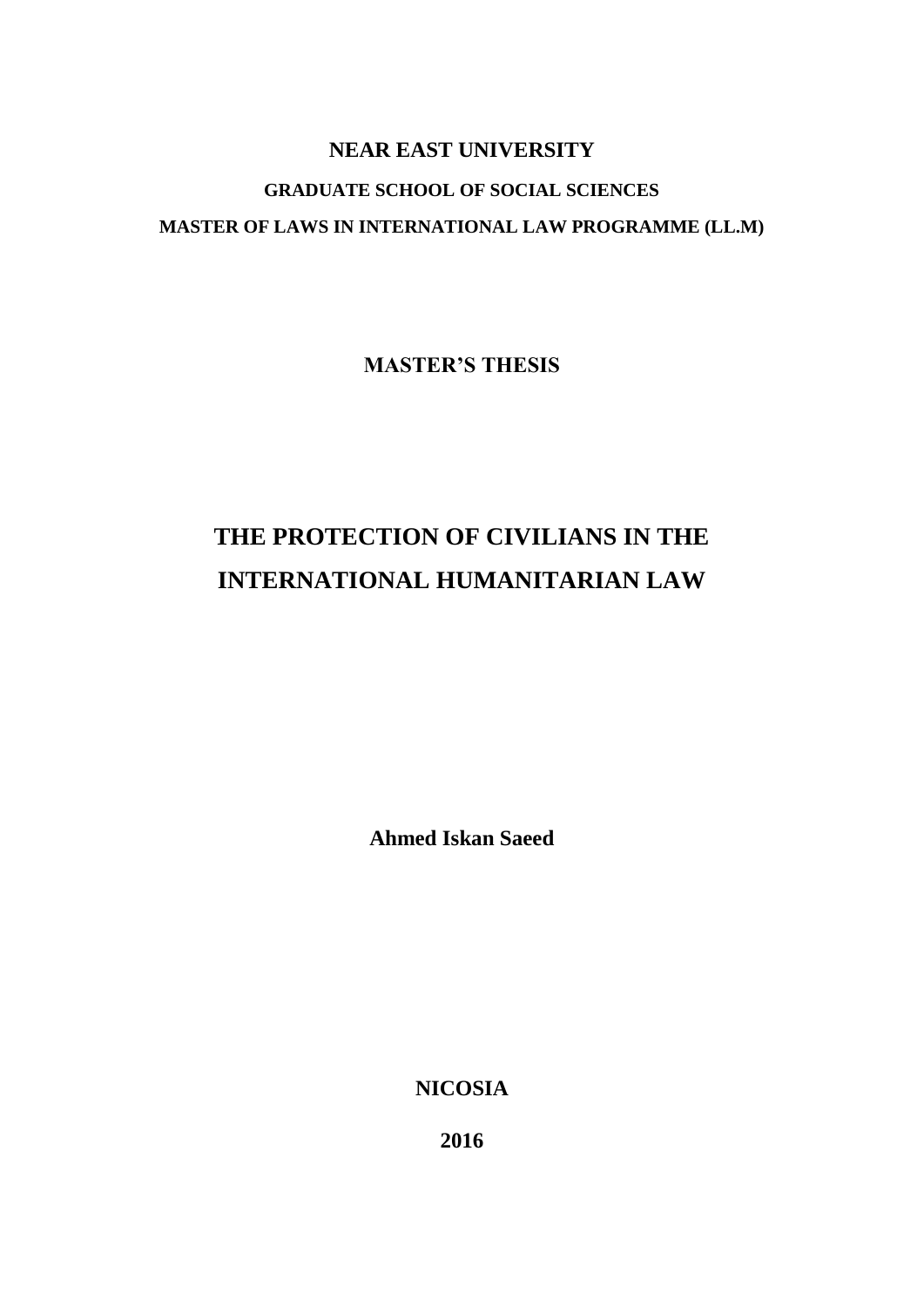**NEAR EAST UNIVERSITY**

**GRADUATE SCHOOL OF SOCIAL SCIENCES**

**MASTER OF LAWS IN INTERNATIONAL LAW PROGRAMME (LL.M)**

**MASTER'S THESIS**

# THE PROTECTION OF CIVILIANS IN THE INTERNATIONAL HUMANITARIAN LAW

**Ahmed Iskan Saeed**

**NICOSIA**

**2016**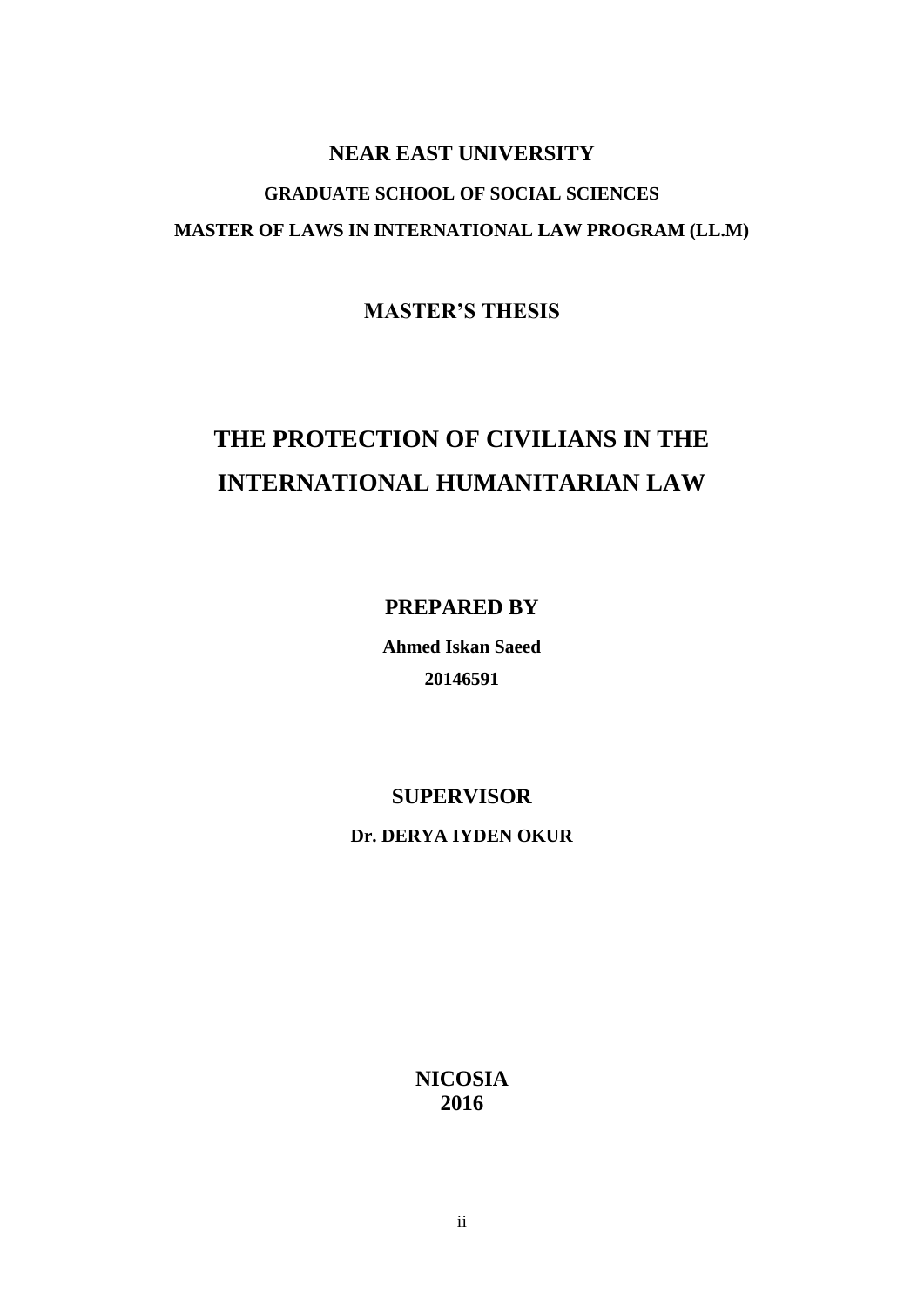**NEAR EAST UNIVERSITY**

**GRADUATE SCHOOL OF SOCIAL SCIENCES**

**MASTER OF LAWS IN INTERNATIONAL LAW PROGRAM (LL.M)**

**MASTER'S THESIS**

# THE PROTECTION OF CIVILIANS IN THE INTERNATIONAL HUMANITARIAN LAW

**PREPARED BY**

**Ahmed Iskan Saeed**

**20146591**

**SUPERVISOR**

**Dr. DERYA IYDEN OKUR**

**NICOSIA**
**2016**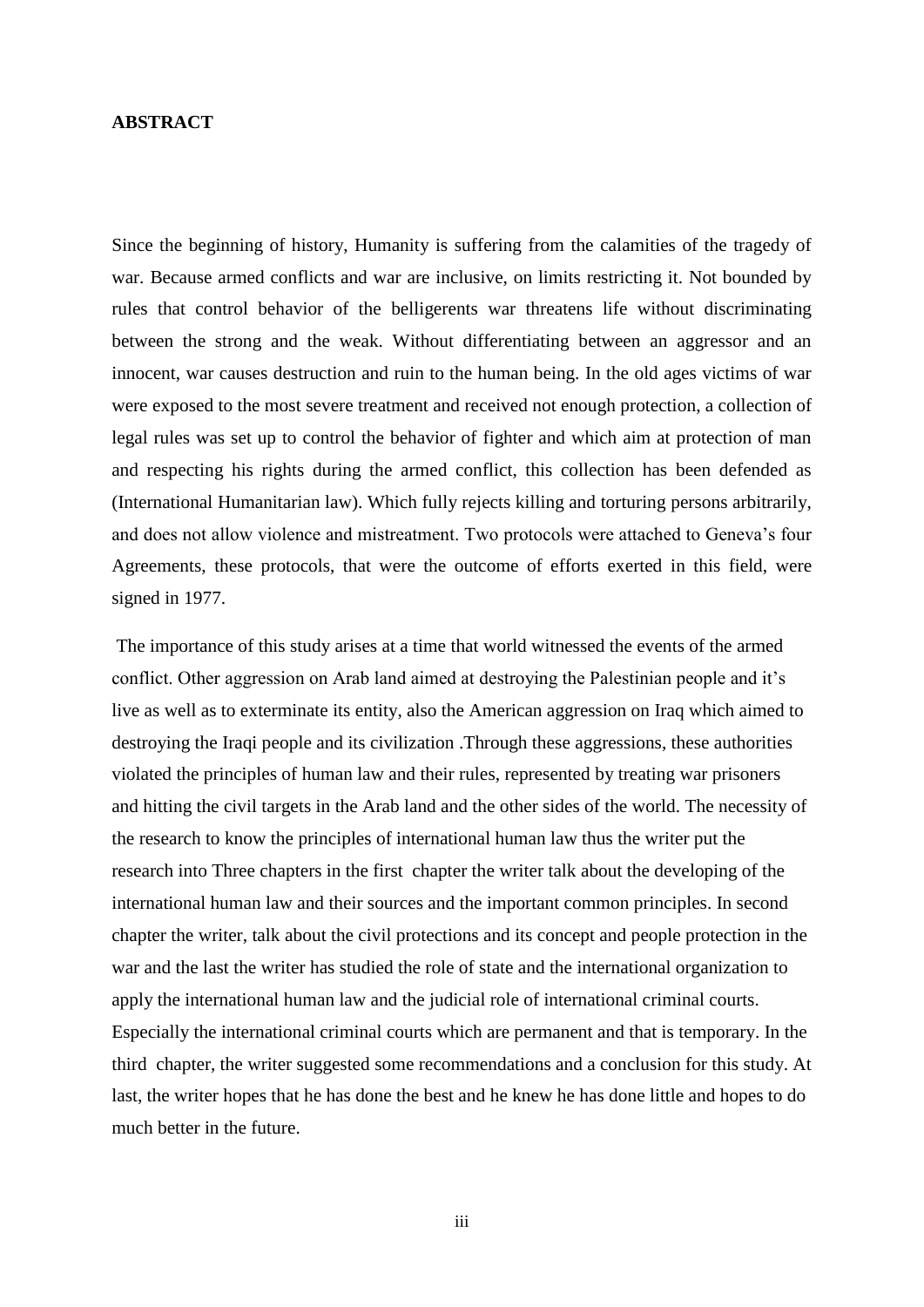**ABSTRACT**

Since the beginning of history, Humanity is suffering from the calamities of the tragedy of war. Because armed conflicts and war are inclusive, on limits restricting it. Not bounded by rules that control behavior of the belligerents war threatens life without discriminating between the strong and the weak. Without differentiating between an aggressor and an innocent, war causes destruction and ruin to the human being. In the old ages victims of war were exposed to the most severe treatment and received not enough protection, a collection of legal rules was set up to control the behavior of fighter and which aim at protection of man and respecting his rights during the armed conflict, this collection has been defended as (International Humanitarian law). Which fully rejects killing and torturing persons arbitrarily, and does not allow violence and mistreatment. Two protocols were attached to Geneva's four Agreements, these protocols, that were the outcome of efforts exerted in this field, were signed in 1977.

The importance of this study arises at a time that world witnessed the events of the armed conflict. Other aggression on Arab land aimed at destroying the Palestinian people and it's live as well as to exterminate its entity, also the American aggression on Iraq which aimed to destroying the Iraqi people and its civilization .Through these aggressions, these authorities violated the principles of human law and their rules, represented by treating war prisoners and hitting the civil targets in the Arab land and the other sides of the world. The necessity of the research to know the principles of international human law thus the writer put the research into Three chapters in the first chapter the writer talk about the developing of the international human law and their sources and the important common principles. In second chapter the writer, talk about the civil protections and its concept and people protection in the war and the last the writer has studied the role of state and the international organization to apply the international human law and the judicial role of international criminal courts. Especially the international criminal courts which are permanent and that is temporary. In the third chapter, the writer suggested some recommendations and a conclusion for this study. At last, the writer hopes that he has done the best and he knew he has done little and hopes to do much better in the future.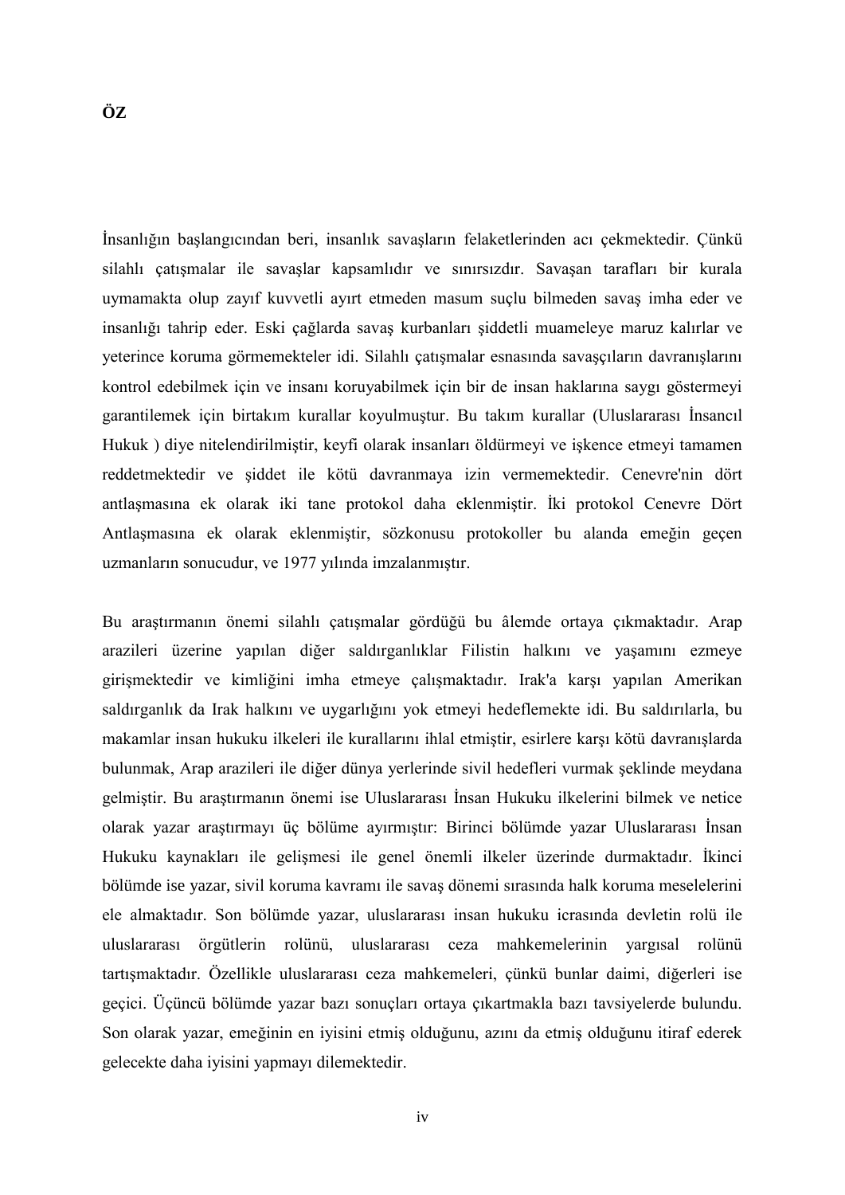# ÖZ

İnsanlığın başlangıcından beri, insanlık savaşların felaketlerinden acı çekmektedir. Çünkü silahlı çatışmalar ile savaşlar kapsamlıdır ve sınırsızdır. Savaşan tarafları bir kurala uymamakta olup zayıf kuvvetli ayırt etmeden masum suçlu bilmeden savaş imha eder ve insanlığı tahrip eder. Eski çağlarda savaş kurbanları şiddetli muameleye maruz kalırlar ve yeterince koruma görmemekteler idi. Silahlı çatışmalar esnasında savaşçıların davranışlarını kontrol edebilmek için ve insanı koruyabilmek için bir de insan haklarına saygı göstermeyi garantilemek için birtakım kurallar koyulmuştur. Bu takım kurallar (Uluslararası İnsancıl Hukuk ) diye nitelendirilmiştir, keyfi olarak insanları öldürmeyi ve işkence etmeyi tamamen reddetmektedir ve şiddet ile kötü davranmaya izin vermemektedir. Cenevre'nin dört antlaşmasına ek olarak iki tane protokol daha eklenmiştir. İki protokol Cenevre Dört Antlaşmasına ek olarak eklenmiştir, sözkonusu protokoller bu alanda emeğin geçen uzmanların sonucudur, ve 1977 yılında imzalanmıştır.

Bu araştırmanın önemi silahlı çatışmalar gördüğü bu âlemde ortaya çıkmaktadır. Arap arazileri üzerine yapılan diğer saldırganlıklar Filistin halkını ve yaşamını ezmeye girişmektedir ve kimliğini imha etmeye çalışmaktadır. Irak'a karşı yapılan Amerikan saldırganlık da Irak halkını ve uygarlığını yok etmeyi hedeflemekte idi. Bu saldırılarla, bu makamlar insan hukuku ilkeleri ile kurallarını ihlal etmiştir, esirlere karşı kötü davranışlarda bulunmak, Arap arazileri ile diğer dünya yerlerinde sivil hedefleri vurmak şeklinde meydana gelmiştir. Bu araştırmanın önemi ise Uluslararası İnsan Hukuku ilkelerini bilmek ve netice olarak yazar araştırmayı üç bölüme ayırmıştır: Birinci bölümde yazar Uluslararası İnsan Hukuku kaynakları ile gelişmesi ile genel önemli ilkeler üzerinde durmaktadır. İkinci bölümde ise yazar, sivil koruma kavramı ile savaş dönemi sırasında halk koruma meselelerini ele almaktadır. Son bölümde yazar, uluslararası insan hukuku icrasında devletin rolü ile uluslararası örgütlerin rolünü, uluslararası ceza mahkemelerinin yargısal rolünü tartışmaktadır. Özellikle uluslararası ceza mahkemeleri, çünkü bunlar daimi, diğerleri ise geçici. Üçüncü bölümde yazar bazı sonuçları ortaya çıkartmakla bazı tavsiyelerde bulundu. Son olarak yazar, emeğinin en iyisini etmiş olduğunu, azını da etmiş olduğunu itiraf ederek gelecekte daha iyisini yapmayı dilemektedir.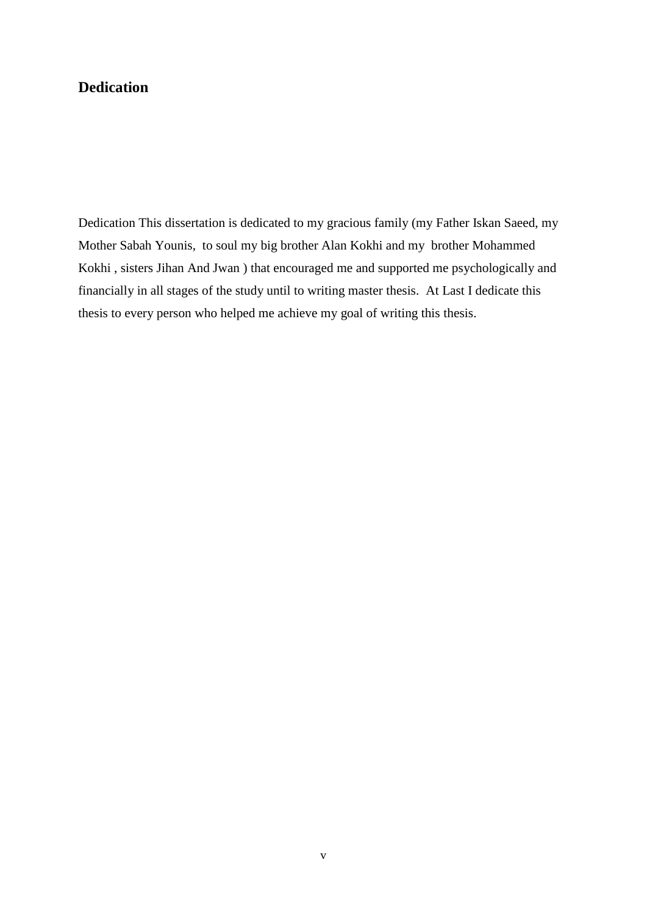## Dedication

Dedication This dissertation is dedicated to my gracious family (my Father Iskan Saeed, my Mother Sabah Younis, to soul my big brother Alan Kokhi and my brother Mohammed Kokhi , sisters Jihan And Jwan ) that encouraged me and supported me psychologically and financially in all stages of the study until to writing master thesis. At Last I dedicate this thesis to every person who helped me achieve my goal of writing this thesis.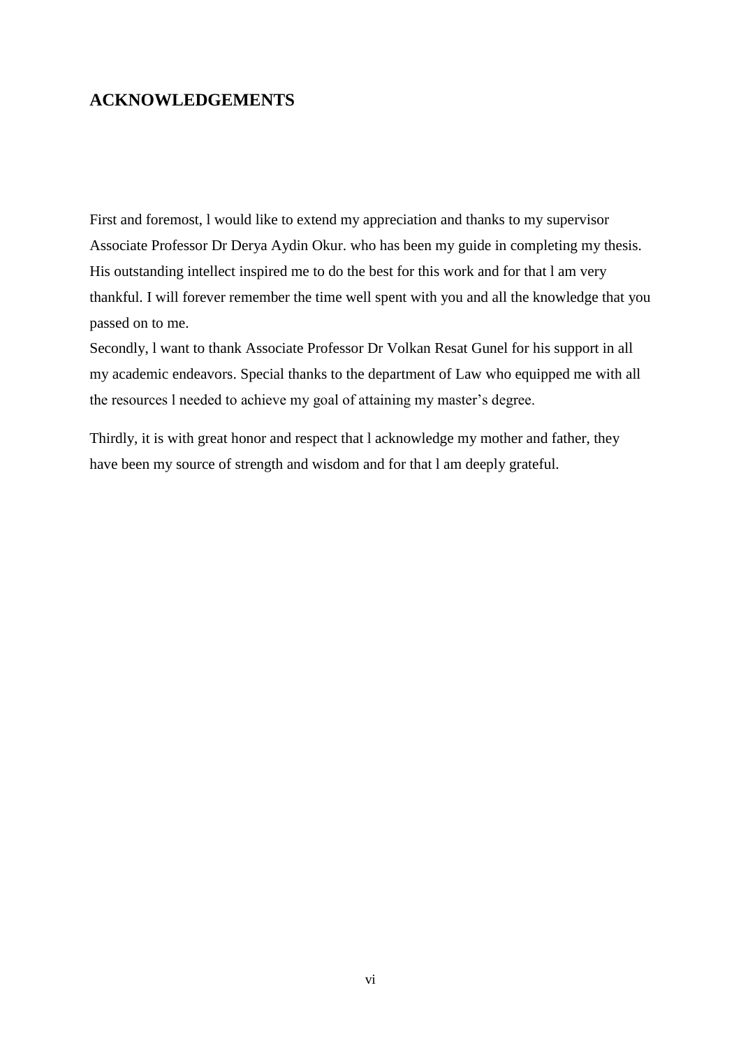## ACKNOWLEDGEMENTS

First and foremost, l would like to extend my appreciation and thanks to my supervisor Associate Professor Dr Derya Aydin Okur. who has been my guide in completing my thesis. His outstanding intellect inspired me to do the best for this work and for that l am very thankful. I will forever remember the time well spent with you and all the knowledge that you passed on to me.

Secondly, l want to thank Associate Professor Dr Volkan Resat Gunel for his support in all my academic endeavors. Special thanks to the department of Law who equipped me with all the resources l needed to achieve my goal of attaining my master's degree.

Thirdly, it is with great honor and respect that l acknowledge my mother and father, they have been my source of strength and wisdom and for that l am deeply grateful.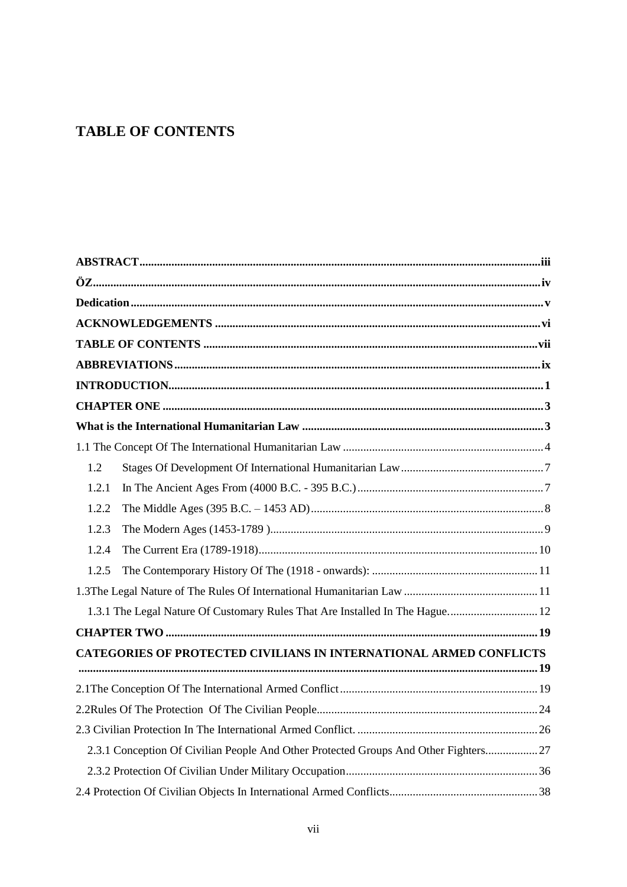# TABLE OF CONTENTS

**ABSTRACT**......................................................................................................................................iii

**ÖZ**.......................................................................................................................................................iv

**Dedication**..........................................................................................................................................v

**ACKNOWLEDGEMENTS** ..............................................................................................................vi

**TABLE OF CONTENTS** ..................................................................................................................vii

**ABBREVIATIONS**..............................................................................................................................ix

**INTRODUCTION**..................................................................................................................................1

**CHAPTER ONE** ....................................................................................................................................3

**What is the International Humanitarian Law** .....................................................................................3

1.1 The Concept Of The International Humanitarian Law ......................................................................4

1.2 Stages Of Development Of International Humanitarian Law..................................................7

1.2.1 In The Ancient Ages From (4000 B.C. - 395 B.C.)..................................................................7

1.2.2 The Middle Ages (395 B.C. – 1453 AD).................................................................................8

1.2.3 The Modern Ages (1453-1789 )...............................................................................................9

1.2.4 The Current Era (1789-1918).................................................................................................10

1.2.5 The Contemporary History Of The (1918 - onwards): ..........................................................11

1.3The Legal Nature of The Rules Of International Humanitarian Law ..............................................11

1.3.1 The Legal Nature Of Customary Rules That Are Installed In The Hague...............................12

**CHAPTER TWO** ................................................................................................................................19

**CATEGORIES OF PROTECTED CIVILIANS IN INTERNATIONAL ARMED CONFLICTS** ..........................................................................................................................................................19

2.1The Conception Of The International Armed Conflict....................................................................19

2.2Rules Of The Protection Of The Civilian People............................................................................24

2.3 Civilian Protection In The International Armed Conflict. ..............................................................26

2.3.1 Conception Of Civilian People And Other Protected Groups And Other Fighters..................27

2.3.2 Protection Of Civilian Under Military Occupation..................................................................36

2.4 Protection Of Civilian Objects In International Armed Conflicts...................................................38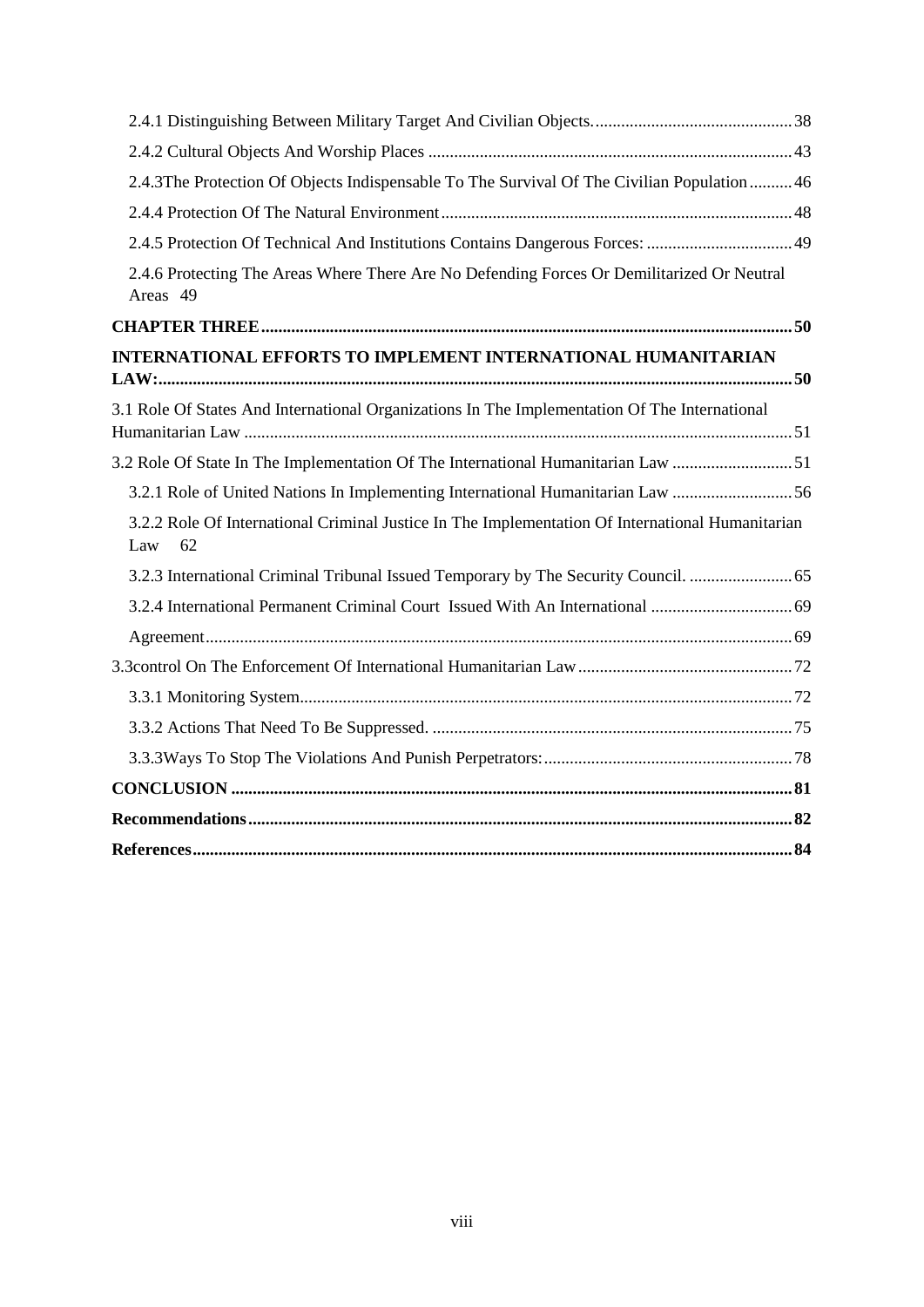2.4.1 Distinguishing Between Military Target And Civilian Objects. 38

2.4.2 Cultural Objects And Worship Places 43

2.4.3The Protection Of Objects Indispensable To The Survival Of The Civilian Population 46

2.4.4 Protection Of The Natural Environment 48

2.4.5 Protection Of Technical And Institutions Contains Dangerous Forces: 49

2.4.6 Protecting The Areas Where There Are No Defending Forces Or Demilitarized Or Neutral Areas 49

**CHAPTER THREE 50**

**INTERNATIONAL EFFORTS TO IMPLEMENT INTERNATIONAL HUMANITARIAN LAW: 50**

3.1 Role Of States And International Organizations In The Implementation Of The International Humanitarian Law 51

3.2 Role Of State In The Implementation Of The International Humanitarian Law 51

3.2.1 Role of United Nations In Implementing International Humanitarian Law 56

3.2.2 Role Of International Criminal Justice In The Implementation Of International Humanitarian Law 62

3.2.3 International Criminal Tribunal Issued Temporary by The Security Council. 65

3.2.4 International Permanent Criminal Court Issued With An International 69

Agreement 69

3.3control On The Enforcement Of International Humanitarian Law 72

3.3.1 Monitoring System 72

3.3.2 Actions That Need To Be Suppressed. 75

3.3.3Ways To Stop The Violations And Punish Perpetrators: 78

**CONCLUSION 81**

**Recommendations 82**

**References 84**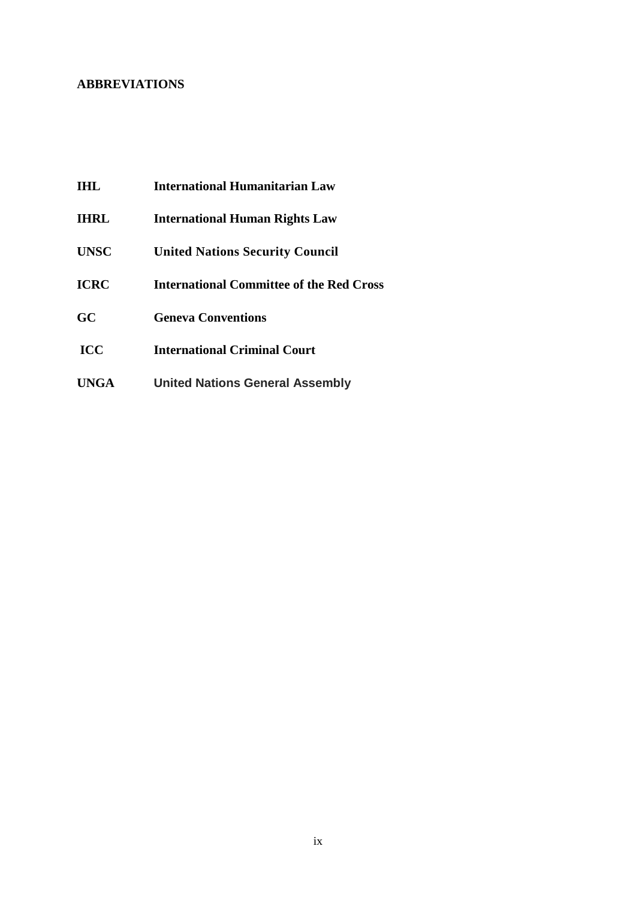## ABBREVIATIONS

| | |
|---|---|
| **IHL** | **International Humanitarian Law** |
| **IHRL** | **International Human Rights Law** |
| **UNSC** | **United Nations Security Council** |
| **ICRC** | **International Committee of the Red Cross** |
| **GC** | **Geneva Conventions** |
| **ICC** | **International Criminal Court** |
| **UNGA** | **United Nations General Assembly** |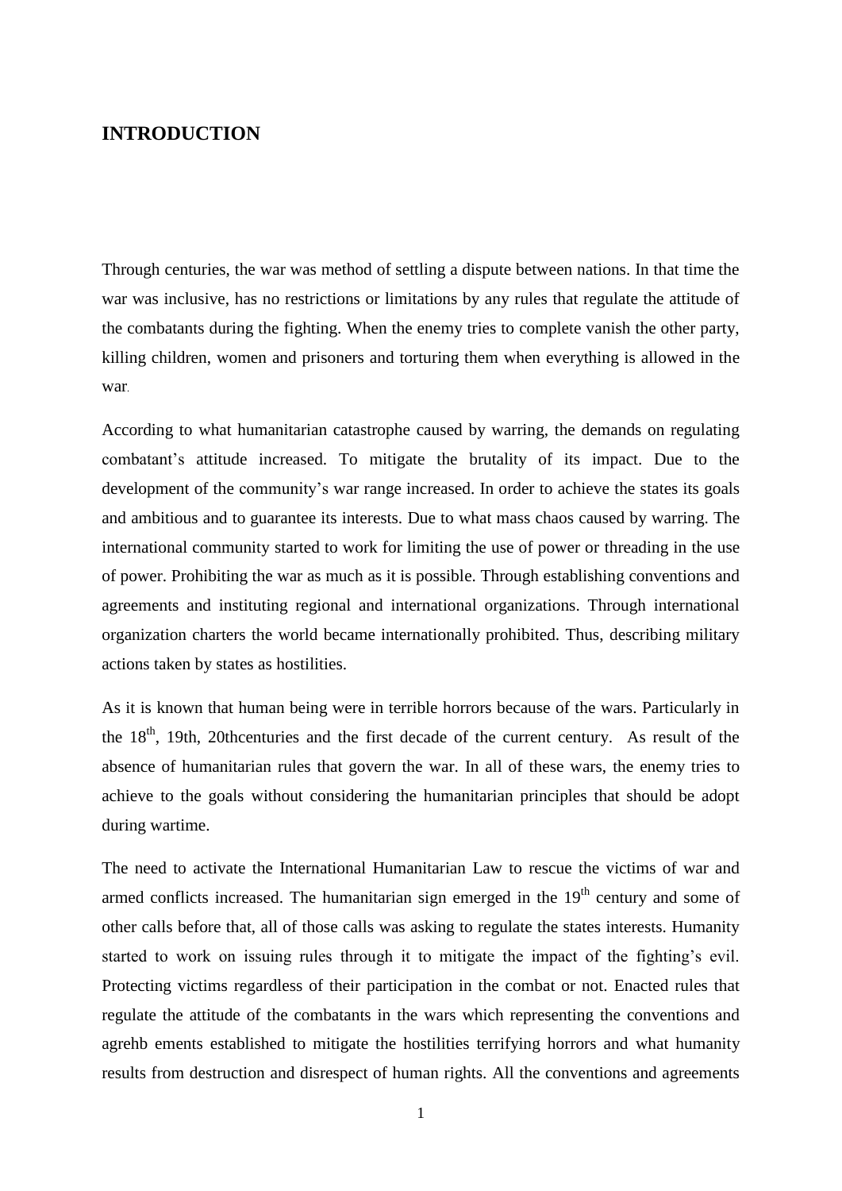## INTRODUCTION

Through centuries, the war was method of settling a dispute between nations. In that time the war was inclusive, has no restrictions or limitations by any rules that regulate the attitude of the combatants during the fighting. When the enemy tries to complete vanish the other party, killing children, women and prisoners and torturing them when everything is allowed in the war.

According to what humanitarian catastrophe caused by warring, the demands on regulating combatant's attitude increased. To mitigate the brutality of its impact. Due to the development of the community's war range increased. In order to achieve the states its goals and ambitious and to guarantee its interests. Due to what mass chaos caused by warring. The international community started to work for limiting the use of power or threading in the use of power. Prohibiting the war as much as it is possible. Through establishing conventions and agreements and instituting regional and international organizations. Through international organization charters the world became internationally prohibited. Thus, describing military actions taken by states as hostilities.

As it is known that human being were in terrible horrors because of the wars. Particularly in the 18th, 19th, 20thcenturies and the first decade of the current century. As result of the absence of humanitarian rules that govern the war. In all of these wars, the enemy tries to achieve to the goals without considering the humanitarian principles that should be adopt during wartime.

The need to activate the International Humanitarian Law to rescue the victims of war and armed conflicts increased. The humanitarian sign emerged in the 19th century and some of other calls before that, all of those calls was asking to regulate the states interests. Humanity started to work on issuing rules through it to mitigate the impact of the fighting's evil. Protecting victims regardless of their participation in the combat or not. Enacted rules that regulate the attitude of the combatants in the wars which representing the conventions and agrehb ements established to mitigate the hostilities terrifying horrors and what humanity results from destruction and disrespect of human rights. All the conventions and agreements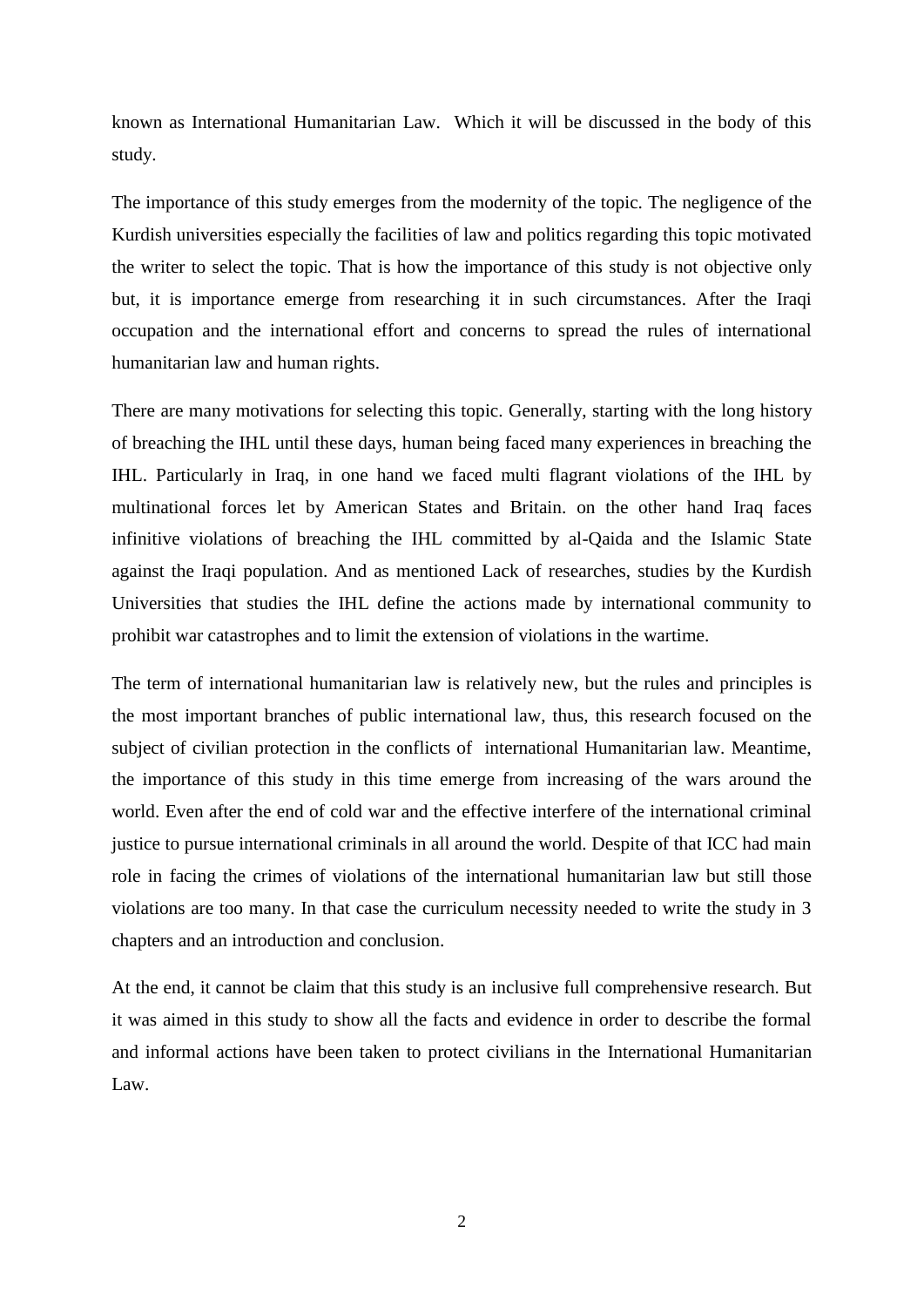known as International Humanitarian Law.  Which it will be discussed in the body of this study.

The importance of this study emerges from the modernity of the topic. The negligence of the Kurdish universities especially the facilities of law and politics regarding this topic motivated the writer to select the topic. That is how the importance of this study is not objective only but, it is importance emerge from researching it in such circumstances. After the Iraqi occupation and the international effort and concerns to spread the rules of international humanitarian law and human rights.

There are many motivations for selecting this topic. Generally, starting with the long history of breaching the IHL until these days, human being faced many experiences in breaching the IHL. Particularly in Iraq, in one hand we faced multi flagrant violations of the IHL by multinational forces let by American States and Britain. on the other hand Iraq faces infinitive violations of breaching the IHL committed by al-Qaida and the Islamic State against the Iraqi population. And as mentioned Lack of researches, studies by the Kurdish Universities that studies the IHL define the actions made by international community to prohibit war catastrophes and to limit the extension of violations in the wartime.

The term of international humanitarian law is relatively new, but the rules and principles is the most important branches of public international law, thus, this research focused on the subject of civilian protection in the conflicts of  international Humanitarian law. Meantime, the importance of this study in this time emerge from increasing of the wars around the world. Even after the end of cold war and the effective interfere of the international criminal justice to pursue international criminals in all around the world. Despite of that ICC had main role in facing the crimes of violations of the international humanitarian law but still those violations are too many. In that case the curriculum necessity needed to write the study in 3 chapters and an introduction and conclusion.

At the end, it cannot be claim that this study is an inclusive full comprehensive research. But it was aimed in this study to show all the facts and evidence in order to describe the formal and informal actions have been taken to protect civilians in the International Humanitarian Law.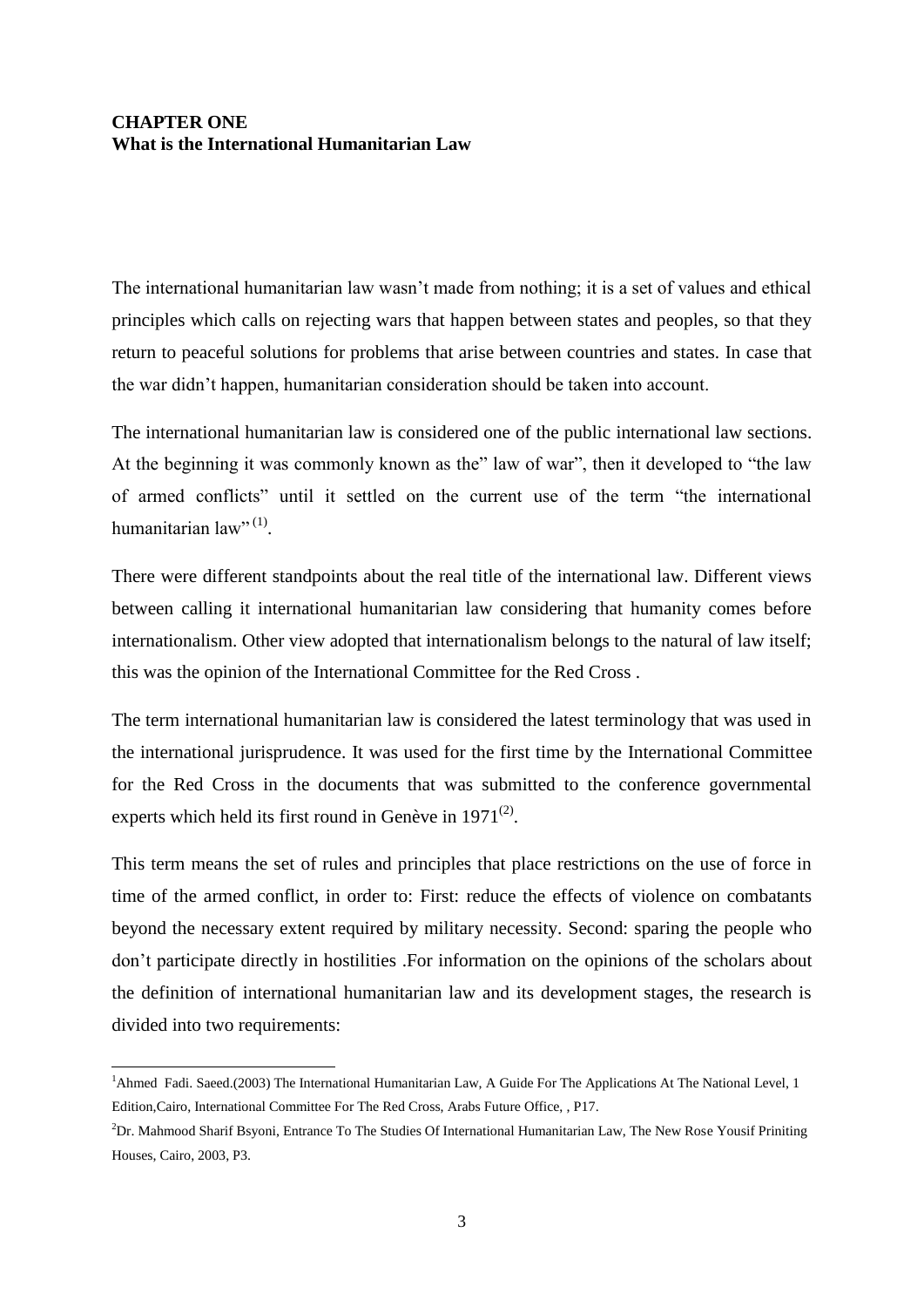# CHAPTER ONE
## What is the International Humanitarian Law

The international humanitarian law wasn't made from nothing; it is a set of values and ethical principles which calls on rejecting wars that happen between states and peoples, so that they return to peaceful solutions for problems that arise between countries and states. In case that the war didn't happen, humanitarian consideration should be taken into account.

The international humanitarian law is considered one of the public international law sections. At the beginning it was commonly known as the" law of war", then it developed to "the law of armed conflicts" until it settled on the current use of the term "the international humanitarian law" [(1)].

There were different standpoints about the real title of the international law. Different views between calling it international humanitarian law considering that humanity comes before internationalism. Other view adopted that internationalism belongs to the natural of law itself; this was the opinion of the International Committee for the Red Cross .

The term international humanitarian law is considered the latest terminology that was used in the international jurisprudence. It was used for the first time by the International Committee for the Red Cross in the documents that was submitted to the conference governmental experts which held its first round in Genève in 1971[(2)].

This term means the set of rules and principles that place restrictions on the use of force in time of the armed conflict, in order to: First: reduce the effects of violence on combatants beyond the necessary extent required by military necessity. Second: sparing the people who don't participate directly in hostilities .For information on the opinions of the scholars about the definition of international humanitarian law and its development stages, the research is divided into two requirements:

---

[1] Ahmed Fadi. Saeed.(2003) The International Humanitarian Law, A Guide For The Applications At The National Level, 1 Edition,Cairo, International Committee For The Red Cross, Arabs Future Office, , P17.

[2] Dr. Mahmood Sharif Bsyoni, Entrance To The Studies Of International Humanitarian Law, The New Rose Yousif Priniting Houses, Cairo, 2003, P3.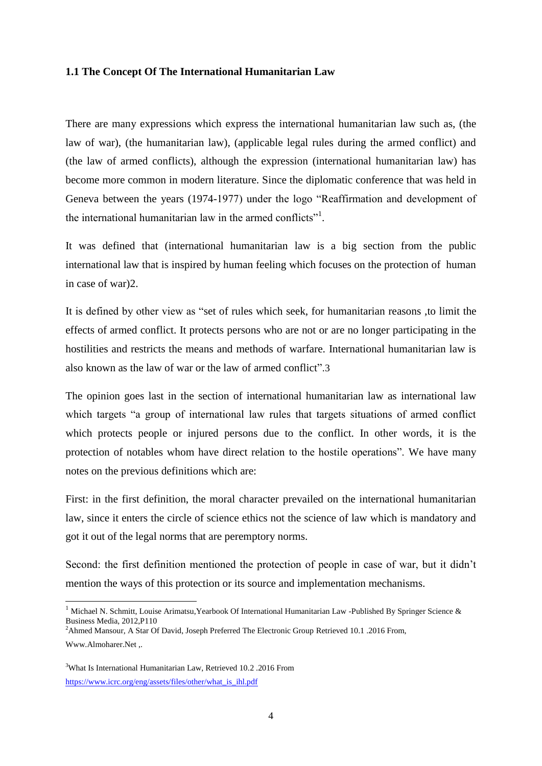### 1.1 The Concept Of The International Humanitarian Law

There are many expressions which express the international humanitarian law such as, (the law of war), (the humanitarian law), (applicable legal rules during the armed conflict) and (the law of armed conflicts), although the expression (international humanitarian law) has become more common in modern literature. Since the diplomatic conference that was held in Geneva between the years (1974-1977) under the logo "Reaffirmation and development of the international humanitarian law in the armed conflicts"[1].

It was defined that (international humanitarian law is a big section from the public international law that is inspired by human feeling which focuses on the protection of human in case of war)2.

It is defined by other view as "set of rules which seek, for humanitarian reasons ,to limit the effects of armed conflict. It protects persons who are not or are no longer participating in the hostilities and restricts the means and methods of warfare. International humanitarian law is also known as the law of war or the law of armed conflict".3

The opinion goes last in the section of international humanitarian law as international law which targets "a group of international law rules that targets situations of armed conflict which protects people or injured persons due to the conflict. In other words, it is the protection of notables whom have direct relation to the hostile operations". We have many notes on the previous definitions which are:

First: in the first definition, the moral character prevailed on the international humanitarian law, since it enters the circle of science ethics not the science of law which is mandatory and got it out of the legal norms that are peremptory norms.

Second: the first definition mentioned the protection of people in case of war, but it didn't mention the ways of this protection or its source and implementation mechanisms.

---

[1] Michael N. Schmitt, Louise Arimatsu,Yearbook Of International Humanitarian Law -Published By Springer Science & Business Media, 2012,P110

[2] Ahmed Mansour, A Star Of David, Joseph Preferred The Electronic Group Retrieved 10.1 .2016 From, Www.Almoharer.Net ,.

[3] What Is International Humanitarian Law, Retrieved 10.2 .2016 From https://www.icrc.org/eng/assets/files/other/what_is_ihl.pdf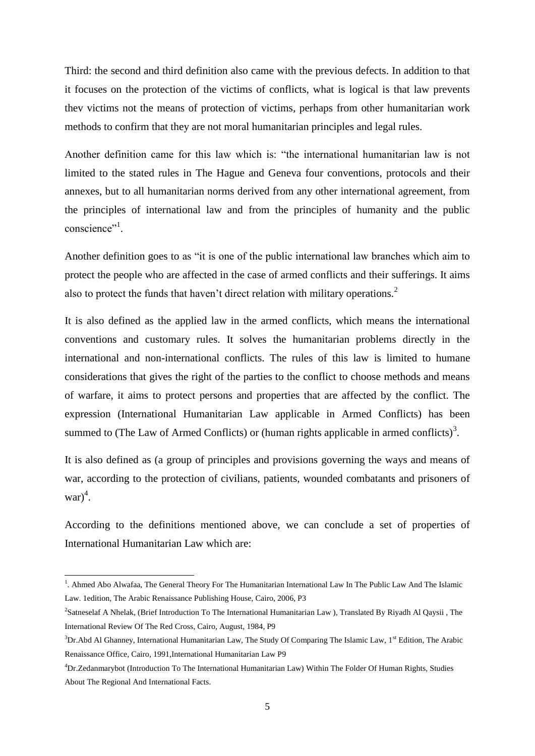Third: the second and third definition also came with the previous defects. In addition to that it focuses on the protection of the victims of conflicts, what is logical is that law prevents thev victims not the means of protection of victims, perhaps from other humanitarian work methods to confirm that they are not moral humanitarian principles and legal rules.

Another definition came for this law which is: "the international humanitarian law is not limited to the stated rules in The Hague and Geneva four conventions, protocols and their annexes, but to all humanitarian norms derived from any other international agreement, from the principles of international law and from the principles of humanity and the public conscience"[1].

Another definition goes to as "it is one of the public international law branches which aim to protect the people who are affected in the case of armed conflicts and their sufferings. It aims also to protect the funds that haven't direct relation with military operations.[2]

It is also defined as the applied law in the armed conflicts, which means the international conventions and customary rules. It solves the humanitarian problems directly in the international and non-international conflicts. The rules of this law is limited to humane considerations that gives the right of the parties to the conflict to choose methods and means of warfare, it aims to protect persons and properties that are affected by the conflict. The expression (International Humanitarian Law applicable in Armed Conflicts) has been summed to (The Law of Armed Conflicts) or (human rights applicable in armed conflicts)[3].

It is also defined as (a group of principles and provisions governing the ways and means of war, according to the protection of civilians, patients, wounded combatants and prisoners of war)[4].

According to the definitions mentioned above, we can conclude a set of properties of International Humanitarian Law which are:

---

[1]. Ahmed Abo Alwafaa, The General Theory For The Humanitarian International Law In The Public Law And The Islamic Law. 1edition, The Arabic Renaissance Publishing House, Cairo, 2006, P3

[2]Satneselaf A Nhelak, (Brief Introduction To The International Humanitarian Law ), Translated By Riyadh Al Qaysii , The International Review Of The Red Cross, Cairo, August, 1984, P9

[3]Dr.Abd Al Ghanney, International Humanitarian Law, The Study Of Comparing The Islamic Law, 1st Edition, The Arabic Renaissance Office, Cairo, 1991,International Humanitarian Law P9

[4]Dr.Zedanmarybot (Introduction To The International Humanitarian Law) Within The Folder Of Human Rights, Studies About The Regional And International Facts.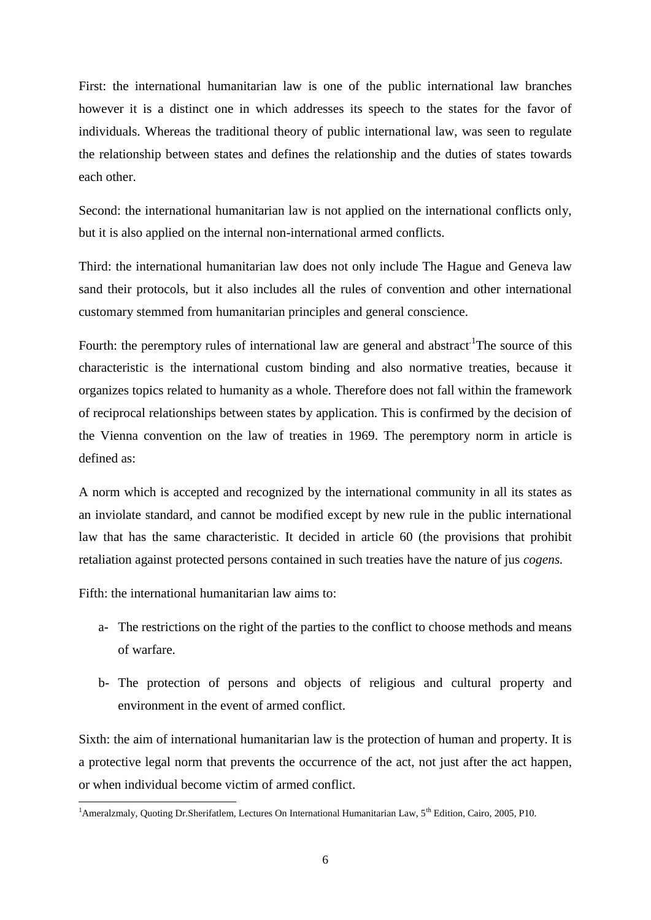First: the international humanitarian law is one of the public international law branches however it is a distinct one in which addresses its speech to the states for the favor of individuals. Whereas the traditional theory of public international law, was seen to regulate the relationship between states and defines the relationship and the duties of states towards each other.

Second: the international humanitarian law is not applied on the international conflicts only, but it is also applied on the internal non-international armed conflicts.

Third: the international humanitarian law does not only include The Hague and Geneva law sand their protocols, but it also includes all the rules of convention and other international customary stemmed from humanitarian principles and general conscience.

Fourth: the peremptory rules of international law are general and abstract.[1]The source of this characteristic is the international custom binding and also normative treaties, because it organizes topics related to humanity as a whole. Therefore does not fall within the framework of reciprocal relationships between states by application. This is confirmed by the decision of the Vienna convention on the law of treaties in 1969. The peremptory norm in article is defined as:

A norm which is accepted and recognized by the international community in all its states as an inviolate standard, and cannot be modified except by new rule in the public international law that has the same characteristic. It decided in article 60 (the provisions that prohibit retaliation against protected persons contained in such treaties have the nature of jus *cogens.*

Fifth: the international humanitarian law aims to:

a- The restrictions on the right of the parties to the conflict to choose methods and means of warfare.

b- The protection of persons and objects of religious and cultural property and environment in the event of armed conflict.

Sixth: the aim of international humanitarian law is the protection of human and property. It is a protective legal norm that prevents the occurrence of the act, not just after the act happen, or when individual become victim of armed conflict.

---

[1]Ameralzmaly, Quoting Dr.Sherifatlem, Lectures On International Humanitarian Law, 5th Edition, Cairo, 2005, P10.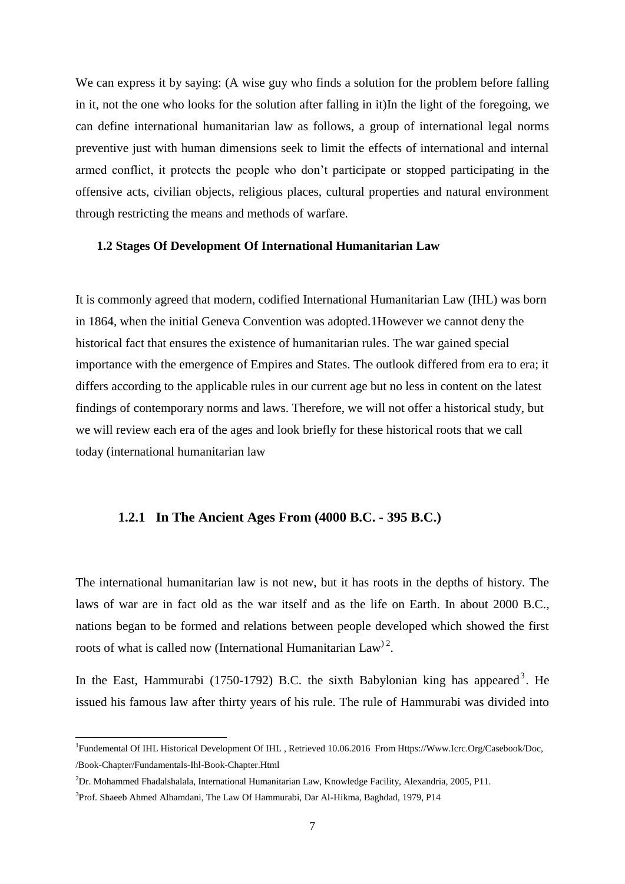We can express it by saying: (A wise guy who finds a solution for the problem before falling in it, not the one who looks for the solution after falling in it)In the light of the foregoing, we can define international humanitarian law as follows, a group of international legal norms preventive just with human dimensions seek to limit the effects of international and internal armed conflict, it protects the people who don't participate or stopped participating in the offensive acts, civilian objects, religious places, cultural properties and natural environment through restricting the means and methods of warfare.

### 1.2 Stages Of Development Of International Humanitarian Law

It is commonly agreed that modern, codified International Humanitarian Law (IHL) was born in 1864, when the initial Geneva Convention was adopted.1However we cannot deny the historical fact that ensures the existence of humanitarian rules. The war gained special importance with the emergence of Empires and States. The outlook differed from era to era; it differs according to the applicable rules in our current age but no less in content on the latest findings of contemporary norms and laws. Therefore, we will not offer a historical study, but we will review each era of the ages and look briefly for these historical roots that we call today (international humanitarian law

#### 1.2.1 In The Ancient Ages From (4000 B.C. - 395 B.C.)

The international humanitarian law is not new, but it has roots in the depths of history. The laws of war are in fact old as the war itself and as the life on Earth. In about 2000 B.C., nations began to be formed and relations between people developed which showed the first roots of what is called now (International Humanitarian Law)[2].

In the East, Hammurabi (1750-1792) B.C. the sixth Babylonian king has appeared[3]. He issued his famous law after thirty years of his rule. The rule of Hammurabi was divided into

---

[1]Fundemental Of IHL Historical Development Of IHL , Retrieved 10.06.2016 From Https://Www.Icrc.Org/Casebook/Doc, /Book-Chapter/Fundamentals-Ihl-Book-Chapter.Html

[2]Dr. Mohammed Fhadalshalala, International Humanitarian Law, Knowledge Facility, Alexandria, 2005, P11.

[3]Prof. Shaeeb Ahmed Alhamdani, The Law Of Hammurabi, Dar Al-Hikma, Baghdad, 1979, P14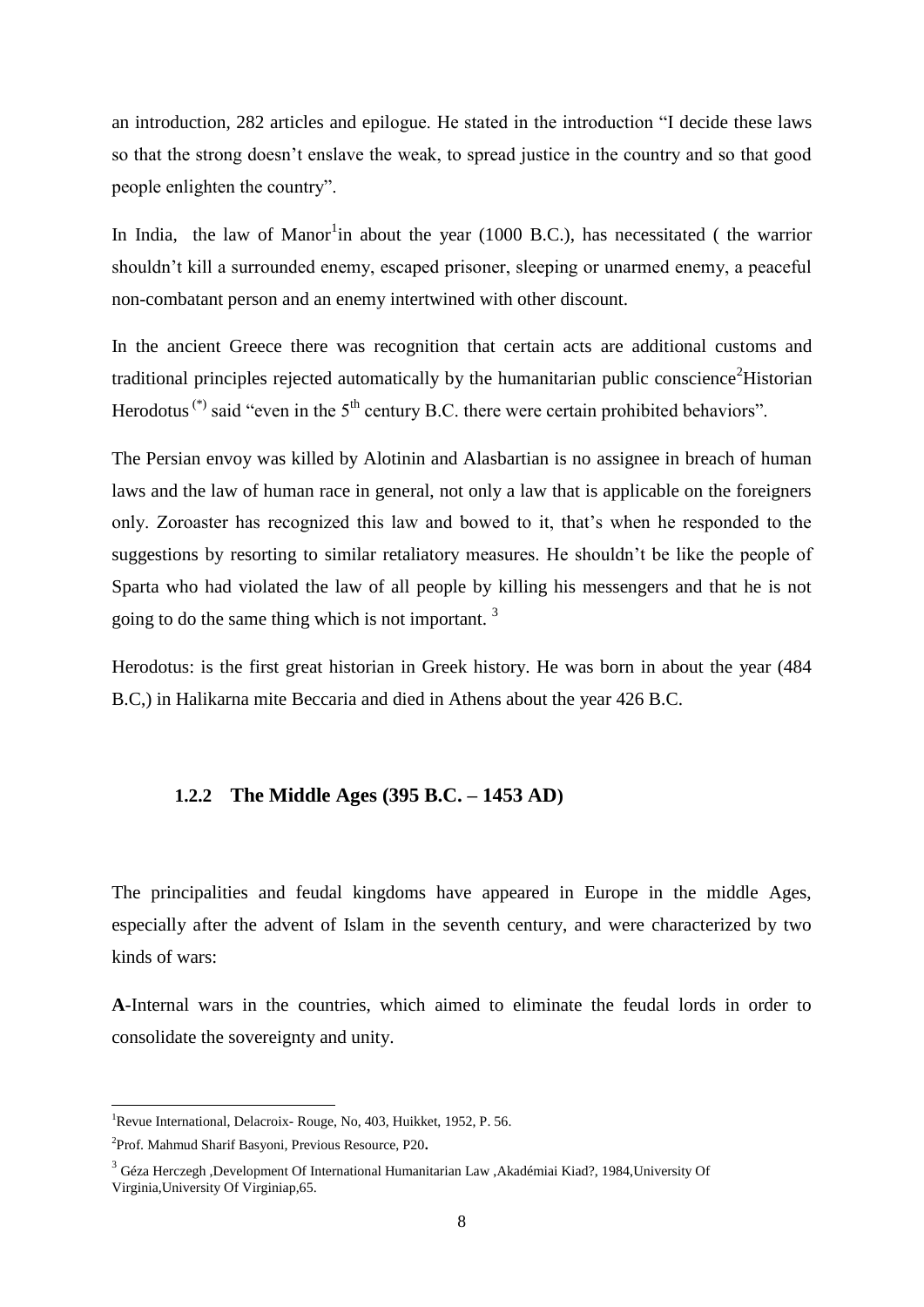an introduction, 282 articles and epilogue. He stated in the introduction "I decide these laws so that the strong doesn't enslave the weak, to spread justice in the country and so that good people enlighten the country".

In India, the law of Manor[1]in about the year (1000 B.C.), has necessitated ( the warrior shouldn't kill a surrounded enemy, escaped prisoner, sleeping or unarmed enemy, a peaceful non-combatant person and an enemy intertwined with other discount.

In the ancient Greece there was recognition that certain acts are additional customs and traditional principles rejected automatically by the humanitarian public conscience[2]Historian Herodotus [(*)] said "even in the 5th century B.C. there were certain prohibited behaviors".

The Persian envoy was killed by Alotinin and Alasbartian is no assignee in breach of human laws and the law of human race in general, not only a law that is applicable on the foreigners only. Zoroaster has recognized this law and bowed to it, that's when he responded to the suggestions by resorting to similar retaliatory measures. He shouldn't be like the people of Sparta who had violated the law of all people by killing his messengers and that he is not going to do the same thing which is not important. [3]

Herodotus: is the first great historian in Greek history. He was born in about the year (484 B.C,) in Halikarna mite Beccaria and died in Athens about the year 426 B.C.

### 1.2.2 The Middle Ages (395 B.C. – 1453 AD)

The principalities and feudal kingdoms have appeared in Europe in the middle Ages, especially after the advent of Islam in the seventh century, and were characterized by two kinds of wars:

**A**-Internal wars in the countries, which aimed to eliminate the feudal lords in order to consolidate the sovereignty and unity.

---

[1]Revue International, Delacroix- Rouge, No, 403, Huikket, 1952, P. 56.

[2]Prof. Mahmud Sharif Basyoni, Previous Resource, P20.

[3] Géza Herczegh ,Development Of International Humanitarian Law ,Akadémiai Kiad?, 1984,University Of Virginia,University Of Virginiap,65.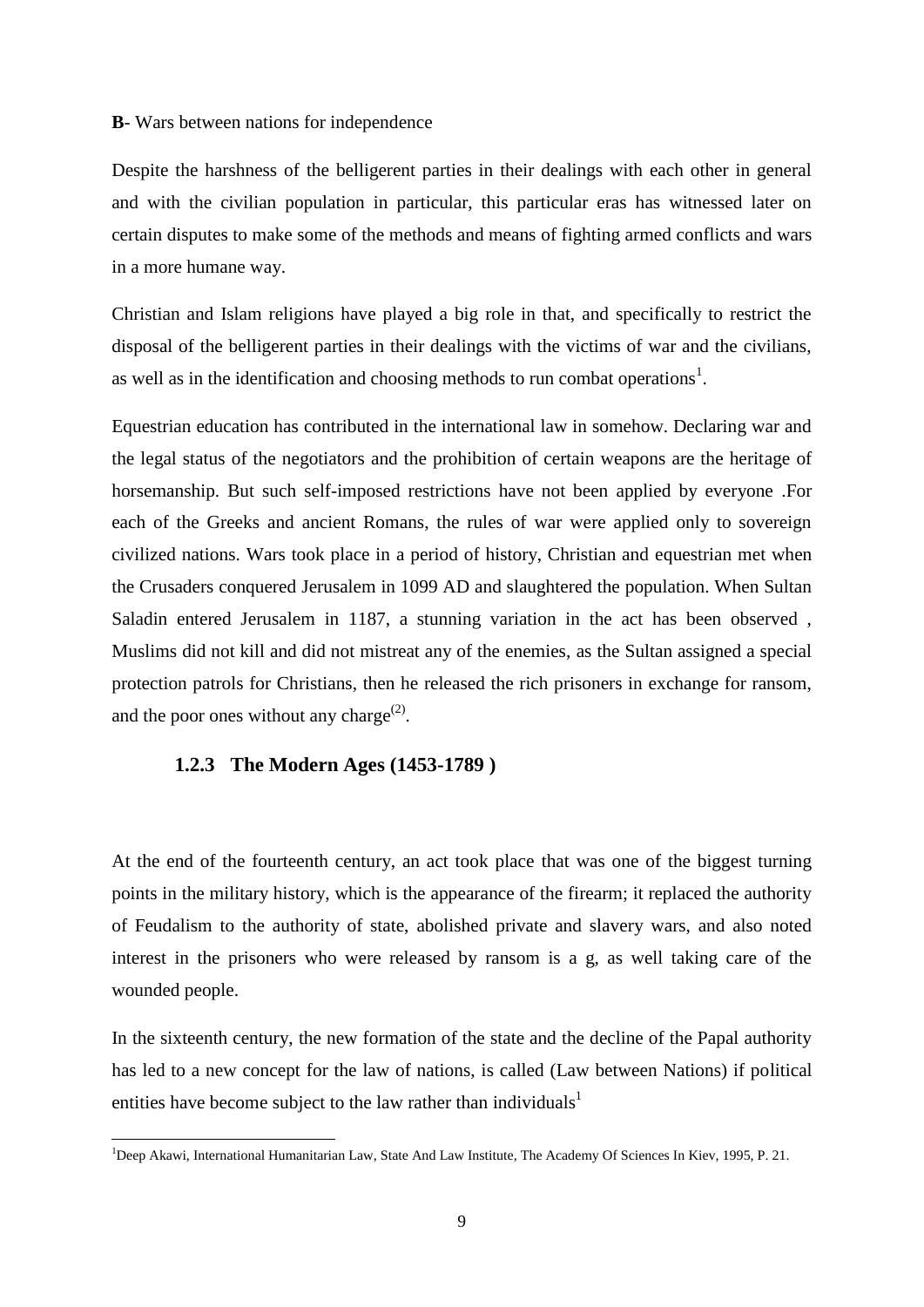**B**- Wars between nations for independence

Despite the harshness of the belligerent parties in their dealings with each other in general and with the civilian population in particular, this particular eras has witnessed later on certain disputes to make some of the methods and means of fighting armed conflicts and wars in a more humane way.

Christian and Islam religions have played a big role in that, and specifically to restrict the disposal of the belligerent parties in their dealings with the victims of war and the civilians, as well as in the identification and choosing methods to run combat operations[1].

Equestrian education has contributed in the international law in somehow. Declaring war and the legal status of the negotiators and the prohibition of certain weapons are the heritage of horsemanship. But such self-imposed restrictions have not been applied by everyone .For each of the Greeks and ancient Romans, the rules of war were applied only to sovereign civilized nations. Wars took place in a period of history, Christian and equestrian met when the Crusaders conquered Jerusalem in 1099 AD and slaughtered the population. When Sultan Saladin entered Jerusalem in 1187, a stunning variation in the act has been observed , Muslims did not kill and did not mistreat any of the enemies, as the Sultan assigned a special protection patrols for Christians, then he released the rich prisoners in exchange for ransom, and the poor ones without any charge[(2)].

### 1.2.3 The Modern Ages (1453-1789 )

At the end of the fourteenth century, an act took place that was one of the biggest turning points in the military history, which is the appearance of the firearm; it replaced the authority of Feudalism to the authority of state, abolished private and slavery wars, and also noted interest in the prisoners who were released by ransom is a g, as well taking care of the wounded people.

In the sixteenth century, the new formation of the state and the decline of the Papal authority has led to a new concept for the law of nations, is called (Law between Nations) if political entities have become subject to the law rather than individuals[1]

---

[1]Deep Akawi, International Humanitarian Law, State And Law Institute, The Academy Of Sciences In Kiev, 1995, P. 21.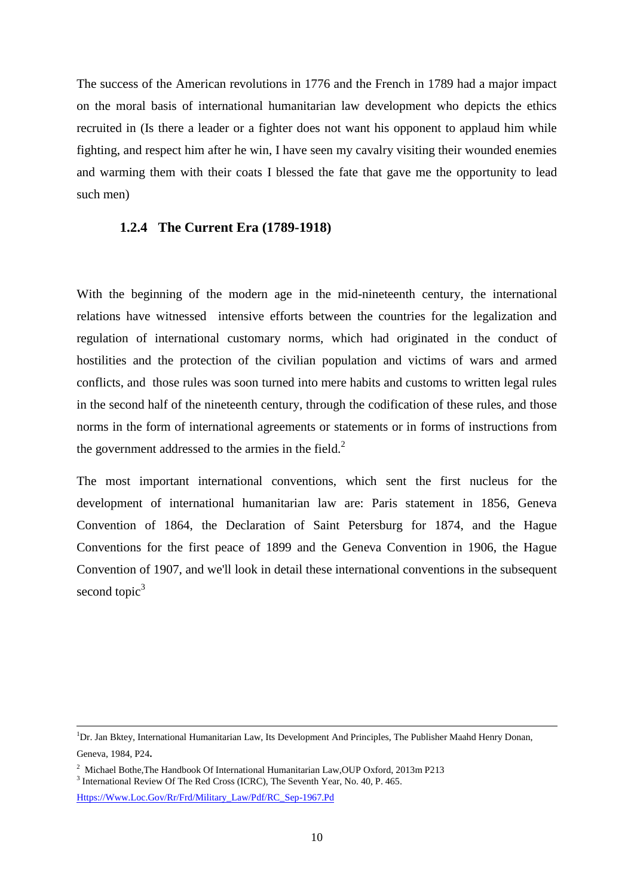The success of the American revolutions in 1776 and the French in 1789 had a major impact on the moral basis of international humanitarian law development who depicts the ethics recruited in (Is there a leader or a fighter does not want his opponent to applaud him while fighting, and respect him after he win, I have seen my cavalry visiting their wounded enemies and warming them with their coats I blessed the fate that gave me the opportunity to lead such men)

### 1.2.4 The Current Era (1789-1918)

With the beginning of the modern age in the mid-nineteenth century, the international relations have witnessed intensive efforts between the countries for the legalization and regulation of international customary norms, which had originated in the conduct of hostilities and the protection of the civilian population and victims of wars and armed conflicts, and those rules was soon turned into mere habits and customs to written legal rules in the second half of the nineteenth century, through the codification of these rules, and those norms in the form of international agreements or statements or in forms of instructions from the government addressed to the armies in the field.[2]

The most important international conventions, which sent the first nucleus for the development of international humanitarian law are: Paris statement in 1856, Geneva Convention of 1864, the Declaration of Saint Petersburg for 1874, and the Hague Conventions for the first peace of 1899 and the Geneva Convention in 1906, the Hague Convention of 1907, and we'll look in detail these international conventions in the subsequent second topic[3]

---

[1]Dr. Jan Bktey, International Humanitarian Law, Its Development And Principles, The Publisher Maahd Henry Donan, Geneva, 1984, P24.

[2] Michael Bothe,The Handbook Of International Humanitarian Law,OUP Oxford, 2013m P213

[3] International Review Of The Red Cross (ICRC), The Seventh Year, No. 40, P. 465. Https://Www.Loc.Gov/Rr/Frd/Military_Law/Pdf/RC_Sep-1967.Pd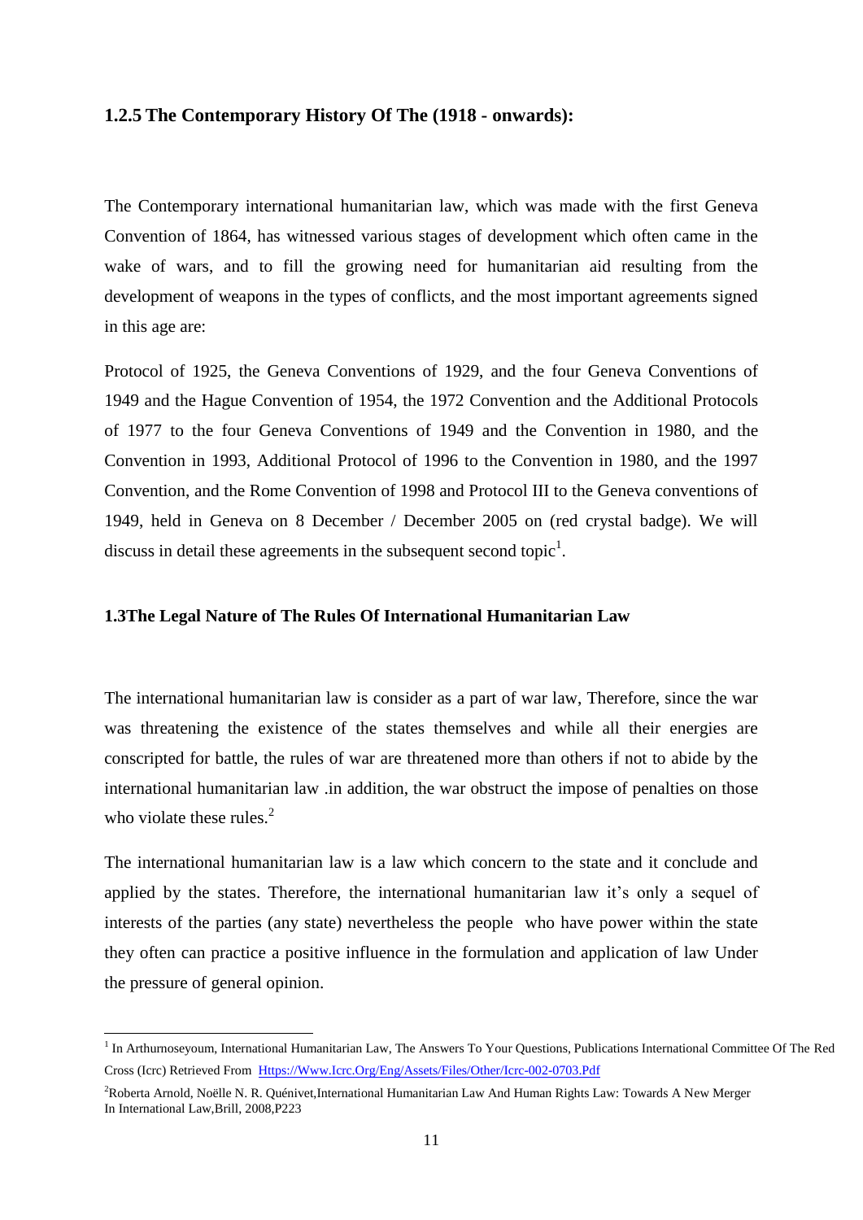### 1.2.5 The Contemporary History Of The (1918 - onwards):

The Contemporary international humanitarian law, which was made with the first Geneva Convention of 1864, has witnessed various stages of development which often came in the wake of wars, and to fill the growing need for humanitarian aid resulting from the development of weapons in the types of conflicts, and the most important agreements signed in this age are:

Protocol of 1925, the Geneva Conventions of 1929, and the four Geneva Conventions of 1949 and the Hague Convention of 1954, the 1972 Convention and the Additional Protocols of 1977 to the four Geneva Conventions of 1949 and the Convention in 1980, and the Convention in 1993, Additional Protocol of 1996 to the Convention in 1980, and the 1997 Convention, and the Rome Convention of 1998 and Protocol III to the Geneva conventions of 1949, held in Geneva on 8 December / December 2005 on (red crystal badge). We will discuss in detail these agreements in the subsequent second topic[1].

### 1.3The Legal Nature of The Rules Of International Humanitarian Law

The international humanitarian law is consider as a part of war law, Therefore, since the war was threatening the existence of the states themselves and while all their energies are conscripted for battle, the rules of war are threatened more than others if not to abide by the international humanitarian law .in addition, the war obstruct the impose of penalties on those who violate these rules.[2]

The international humanitarian law is a law which concern to the state and it conclude and applied by the states. Therefore, the international humanitarian law it's only a sequel of interests of the parties (any state) nevertheless the people who have power within the state they often can practice a positive influence in the formulation and application of law Under the pressure of general opinion.

---

[1] In Arthurnoseyoum, International Humanitarian Law, The Answers To Your Questions, Publications International Committee Of The Red Cross (Icrc) Retrieved From Https://Www.Icrc.Org/Eng/Assets/Files/Other/Icrc-002-0703.Pdf

[2] Roberta Arnold, Noëlle N. R. Quénivet,International Humanitarian Law And Human Rights Law: Towards A New Merger In International Law,Brill, 2008,P223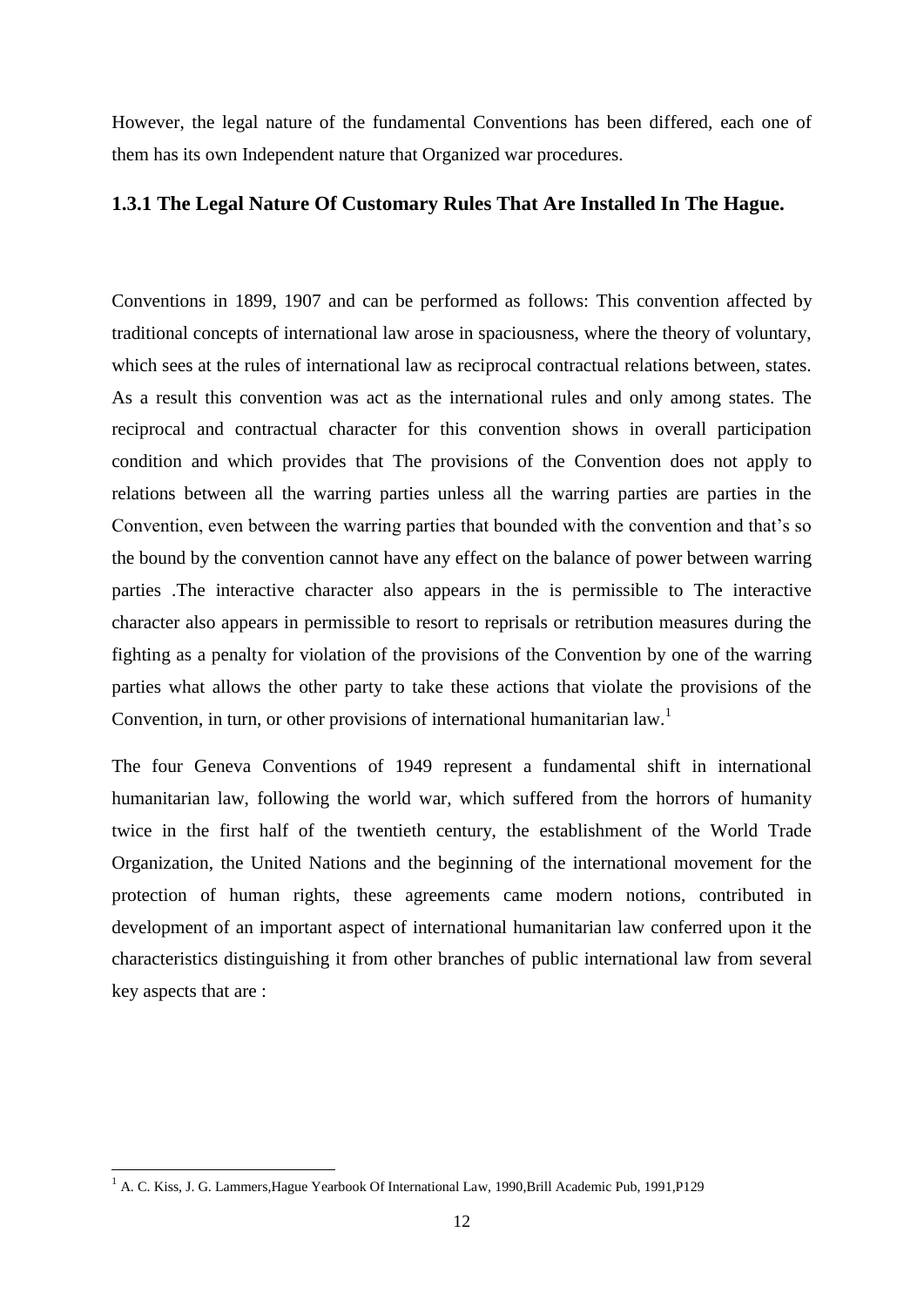However, the legal nature of the fundamental Conventions has been differed, each one of them has its own Independent nature that Organized war procedures.

### 1.3.1 The Legal Nature Of Customary Rules That Are Installed In The Hague.

Conventions in 1899, 1907 and can be performed as follows: This convention affected by traditional concepts of international law arose in spaciousness, where the theory of voluntary, which sees at the rules of international law as reciprocal contractual relations between, states. As a result this convention was act as the international rules and only among states. The reciprocal and contractual character for this convention shows in overall participation condition and which provides that The provisions of the Convention does not apply to relations between all the warring parties unless all the warring parties are parties in the Convention, even between the warring parties that bounded with the convention and that's so the bound by the convention cannot have any effect on the balance of power between warring parties .The interactive character also appears in the is permissible to The interactive character also appears in permissible to resort to reprisals or retribution measures during the fighting as a penalty for violation of the provisions of the Convention by one of the warring parties what allows the other party to take these actions that violate the provisions of the Convention, in turn, or other provisions of international humanitarian law.[1]

The four Geneva Conventions of 1949 represent a fundamental shift in international humanitarian law, following the world war, which suffered from the horrors of humanity twice in the first half of the twentieth century, the establishment of the World Trade Organization, the United Nations and the beginning of the international movement for the protection of human rights, these agreements came modern notions, contributed in development of an important aspect of international humanitarian law conferred upon it the characteristics distinguishing it from other branches of public international law from several key aspects that are :

[1] A. C. Kiss, J. G. Lammers,Hague Yearbook Of International Law, 1990,Brill Academic Pub, 1991,P129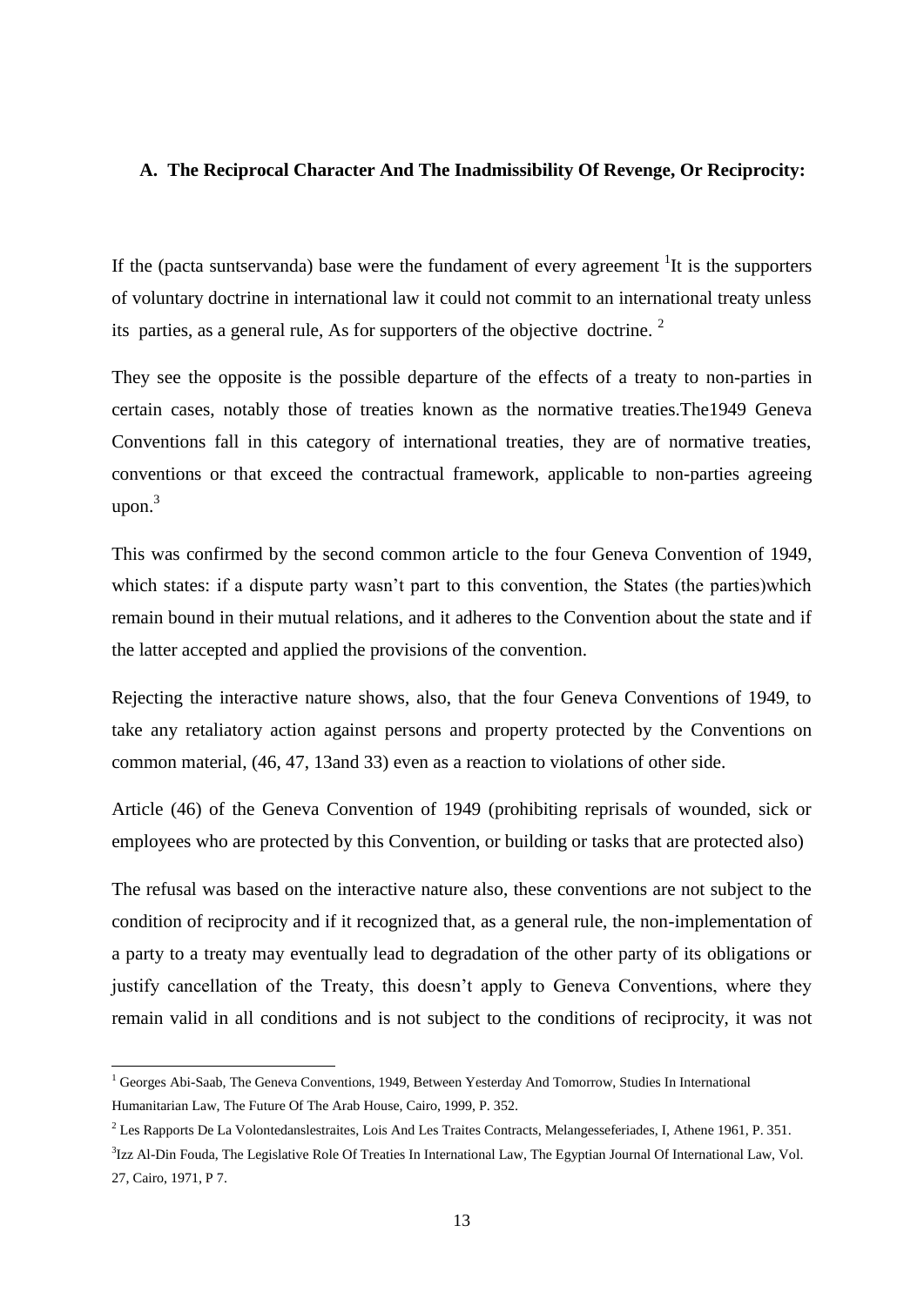**A. The Reciprocal Character And The Inadmissibility Of Revenge, Or Reciprocity:**

If the (pacta suntservanda) base were the fundament of every agreement [1]It is the supporters of voluntary doctrine in international law it could not commit to an international treaty unless its parties, as a general rule, As for supporters of the objective doctrine. [2]

They see the opposite is the possible departure of the effects of a treaty to non-parties in certain cases, notably those of treaties known as the normative treaties.The1949 Geneva Conventions fall in this category of international treaties, they are of normative treaties, conventions or that exceed the contractual framework, applicable to non-parties agreeing upon.[3]

This was confirmed by the second common article to the four Geneva Convention of 1949, which states: if a dispute party wasn't part to this convention, the States (the parties)which remain bound in their mutual relations, and it adheres to the Convention about the state and if the latter accepted and applied the provisions of the convention.

Rejecting the interactive nature shows, also, that the four Geneva Conventions of 1949, to take any retaliatory action against persons and property protected by the Conventions on common material, (46, 47, 13and 33) even as a reaction to violations of other side.

Article (46) of the Geneva Convention of 1949 (prohibiting reprisals of wounded, sick or employees who are protected by this Convention, or building or tasks that are protected also)

The refusal was based on the interactive nature also, these conventions are not subject to the condition of reciprocity and if it recognized that, as a general rule, the non-implementation of a party to a treaty may eventually lead to degradation of the other party of its obligations or justify cancellation of the Treaty, this doesn't apply to Geneva Conventions, where they remain valid in all conditions and is not subject to the conditions of reciprocity, it was not

---

[1] Georges Abi-Saab, The Geneva Conventions, 1949, Between Yesterday And Tomorrow, Studies In International Humanitarian Law, The Future Of The Arab House, Cairo, 1999, P. 352.

[2] Les Rapports De La Volontedanslestraites, Lois And Les Traites Contracts, Melangesseferiades, I, Athene 1961, P. 351.

[3] Izz Al-Din Fouda, The Legislative Role Of Treaties In International Law, The Egyptian Journal Of International Law, Vol. 27, Cairo, 1971, P 7.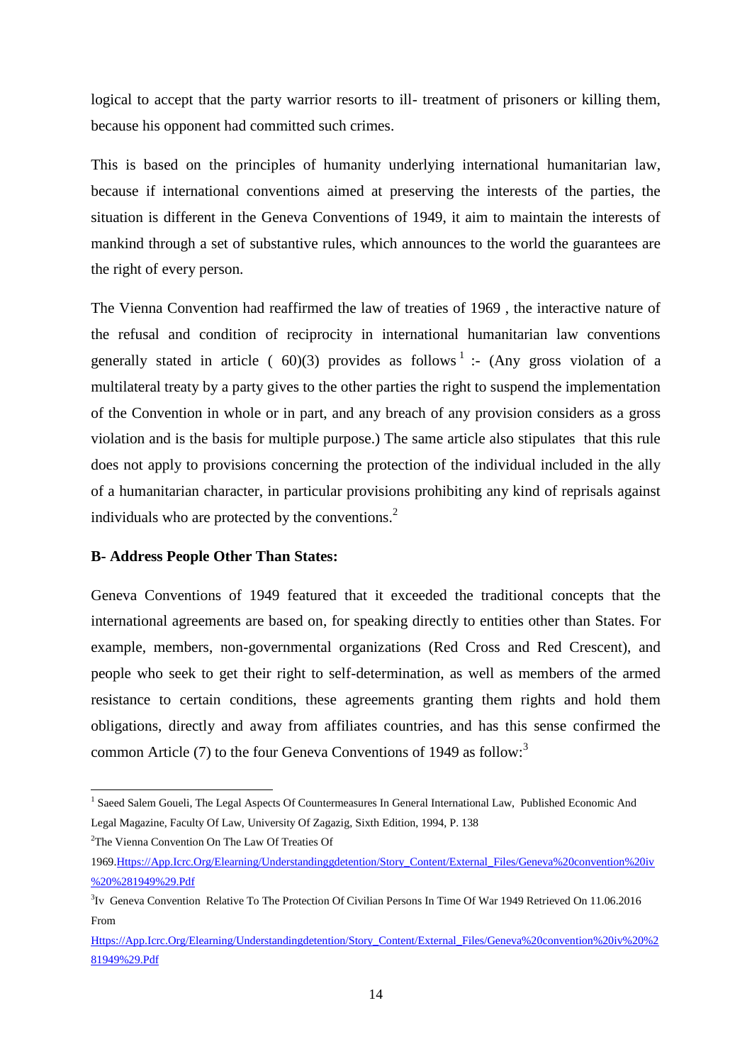logical to accept that the party warrior resorts to ill- treatment of prisoners or killing them, because his opponent had committed such crimes.

This is based on the principles of humanity underlying international humanitarian law, because if international conventions aimed at preserving the interests of the parties, the situation is different in the Geneva Conventions of 1949, it aim to maintain the interests of mankind through a set of substantive rules, which announces to the world the guarantees are the right of every person.

The Vienna Convention had reaffirmed the law of treaties of 1969 , the interactive nature of the refusal and condition of reciprocity in international humanitarian law conventions generally stated in article ( 60)(3) provides as follows [1] :- (Any gross violation of a multilateral treaty by a party gives to the other parties the right to suspend the implementation of the Convention in whole or in part, and any breach of any provision considers as a gross violation and is the basis for multiple purpose.) The same article also stipulates that this rule does not apply to provisions concerning the protection of the individual included in the ally of a humanitarian character, in particular provisions prohibiting any kind of reprisals against individuals who are protected by the conventions.[2]

**B- Address People Other Than States:**

Geneva Conventions of 1949 featured that it exceeded the traditional concepts that the international agreements are based on, for speaking directly to entities other than States. For example, members, non-governmental organizations (Red Cross and Red Crescent), and people who seek to get their right to self-determination, as well as members of the armed resistance to certain conditions, these agreements granting them rights and hold them obligations, directly and away from affiliates countries, and has this sense confirmed the common Article (7) to the four Geneva Conventions of 1949 as follow:[3]

---

[1] Saeed Salem Goueli, The Legal Aspects Of Countermeasures In General International Law, Published Economic And Legal Magazine, Faculty Of Law, University Of Zagazig, Sixth Edition, 1994, P. 138

[2] The Vienna Convention On The Law Of Treaties Of 1969.Https://App.Icrc.Org/Elearning/Understandinggdetention/Story_Content/External_Files/Geneva%20convention%20iv%20%281949%29.Pdf

[3] Iv Geneva Convention Relative To The Protection Of Civilian Persons In Time Of War 1949 Retrieved On 11.06.2016 From Https://App.Icrc.Org/Elearning/Understandingdetention/Story_Content/External_Files/Geneva%20convention%20iv%20%281949%29.Pdf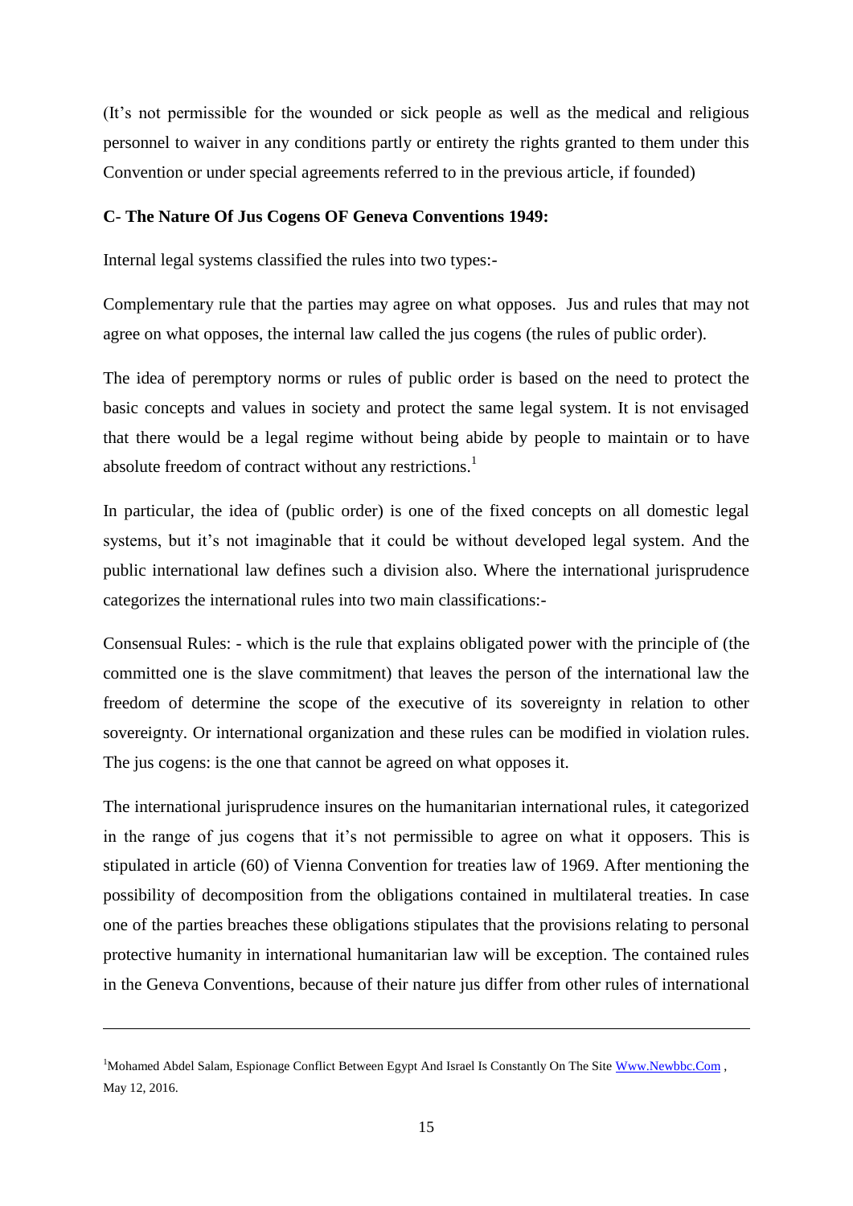(It's not permissible for the wounded or sick people as well as the medical and religious personnel to waiver in any conditions partly or entirety the rights granted to them under this Convention or under special agreements referred to in the previous article, if founded)

**C- The Nature Of Jus Cogens OF Geneva Conventions 1949:**

Internal legal systems classified the rules into two types:-

Complementary rule that the parties may agree on what opposes. Jus and rules that may not agree on what opposes, the internal law called the jus cogens (the rules of public order).

The idea of peremptory norms or rules of public order is based on the need to protect the basic concepts and values in society and protect the same legal system. It is not envisaged that there would be a legal regime without being abide by people to maintain or to have absolute freedom of contract without any restrictions.[1]

In particular, the idea of (public order) is one of the fixed concepts on all domestic legal systems, but it's not imaginable that it could be without developed legal system. And the public international law defines such a division also. Where the international jurisprudence categorizes the international rules into two main classifications:-

Consensual Rules: - which is the rule that explains obligated power with the principle of (the committed one is the slave commitment) that leaves the person of the international law the freedom of determine the scope of the executive of its sovereignty in relation to other sovereignty. Or international organization and these rules can be modified in violation rules. The jus cogens: is the one that cannot be agreed on what opposes it.

The international jurisprudence insures on the humanitarian international rules, it categorized in the range of jus cogens that it's not permissible to agree on what it opposers. This is stipulated in article (60) of Vienna Convention for treaties law of 1969. After mentioning the possibility of decomposition from the obligations contained in multilateral treaties. In case one of the parties breaches these obligations stipulates that the provisions relating to personal protective humanity in international humanitarian law will be exception. The contained rules in the Geneva Conventions, because of their nature jus differ from other rules of international

---

[1]Mohamed Abdel Salam, Espionage Conflict Between Egypt And Israel Is Constantly On The Site Www.Newbbc.Com , May 12, 2016.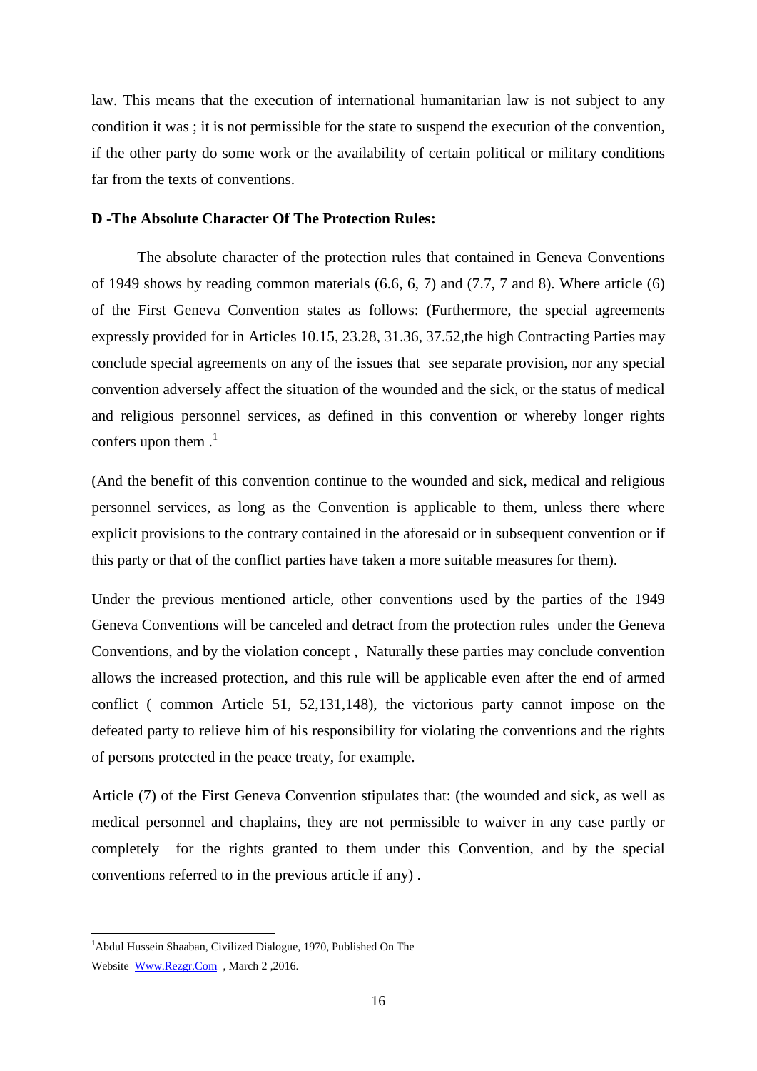law. This means that the execution of international humanitarian law is not subject to any condition it was ; it is not permissible for the state to suspend the execution of the convention, if the other party do some work or the availability of certain political or military conditions far from the texts of conventions.

**D -The Absolute Character Of The Protection Rules:**

The absolute character of the protection rules that contained in Geneva Conventions of 1949 shows by reading common materials (6.6, 6, 7) and (7.7, 7 and 8). Where article (6) of the First Geneva Convention states as follows: (Furthermore, the special agreements expressly provided for in Articles 10.15, 23.28, 31.36, 37.52,the high Contracting Parties may conclude special agreements on any of the issues that see separate provision, nor any special convention adversely affect the situation of the wounded and the sick, or the status of medical and religious personnel services, as defined in this convention or whereby longer rights confers upon them .[1]

(And the benefit of this convention continue to the wounded and sick, medical and religious personnel services, as long as the Convention is applicable to them, unless there where explicit provisions to the contrary contained in the aforesaid or in subsequent convention or if this party or that of the conflict parties have taken a more suitable measures for them).

Under the previous mentioned article, other conventions used by the parties of the 1949 Geneva Conventions will be canceled and detract from the protection rules under the Geneva Conventions, and by the violation concept , Naturally these parties may conclude convention allows the increased protection, and this rule will be applicable even after the end of armed conflict ( common Article 51, 52,131,148), the victorious party cannot impose on the defeated party to relieve him of his responsibility for violating the conventions and the rights of persons protected in the peace treaty, for example.

Article (7) of the First Geneva Convention stipulates that: (the wounded and sick, as well as medical personnel and chaplains, they are not permissible to waiver in any case partly or completely for the rights granted to them under this Convention, and by the special conventions referred to in the previous article if any) .

---

[1]Abdul Hussein Shaaban, Civilized Dialogue, 1970, Published On The Website Www.Rezgr.Com , March 2 ,2016.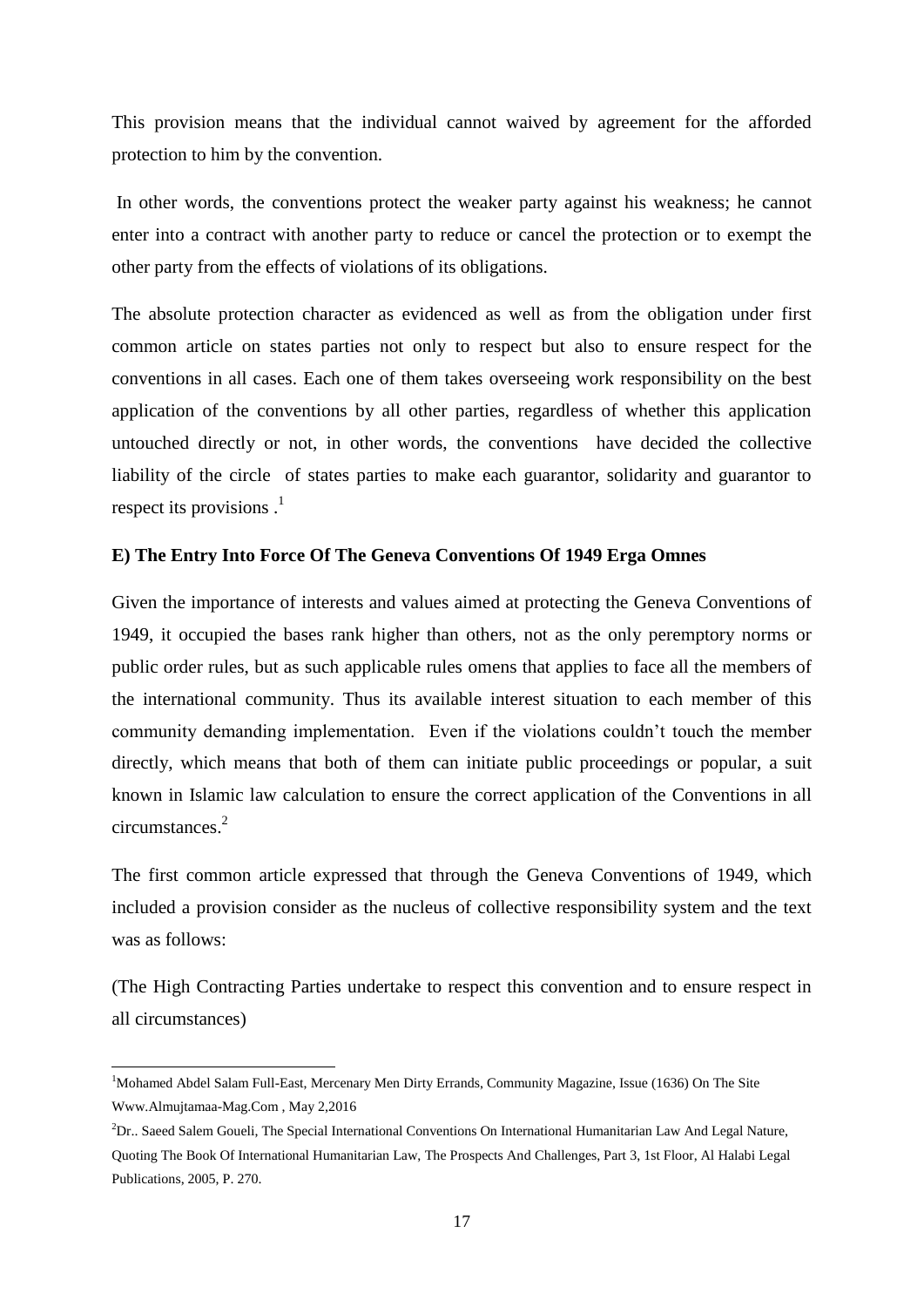This provision means that the individual cannot waived by agreement for the afforded protection to him by the convention.

In other words, the conventions protect the weaker party against his weakness; he cannot enter into a contract with another party to reduce or cancel the protection or to exempt the other party from the effects of violations of its obligations.

The absolute protection character as evidenced as well as from the obligation under first common article on states parties not only to respect but also to ensure respect for the conventions in all cases. Each one of them takes overseeing work responsibility on the best application of the conventions by all other parties, regardless of whether this application untouched directly or not, in other words, the conventions have decided the collective liability of the circle of states parties to make each guarantor, solidarity and guarantor to respect its provisions .[1]

**E) The Entry Into Force Of The Geneva Conventions Of 1949 Erga Omnes**

Given the importance of interests and values aimed at protecting the Geneva Conventions of 1949, it occupied the bases rank higher than others, not as the only peremptory norms or public order rules, but as such applicable rules omens that applies to face all the members of the international community. Thus its available interest situation to each member of this community demanding implementation. Even if the violations couldn't touch the member directly, which means that both of them can initiate public proceedings or popular, a suit known in Islamic law calculation to ensure the correct application of the Conventions in all circumstances.[2]

The first common article expressed that through the Geneva Conventions of 1949, which included a provision consider as the nucleus of collective responsibility system and the text was as follows:

(The High Contracting Parties undertake to respect this convention and to ensure respect in all circumstances)

[1]Mohamed Abdel Salam Full-East, Mercenary Men Dirty Errands, Community Magazine, Issue (1636) On The Site Www.Almujtamaa-Mag.Com , May 2,2016

[2]Dr.. Saeed Salem Goueli, The Special International Conventions On International Humanitarian Law And Legal Nature, Quoting The Book Of International Humanitarian Law, The Prospects And Challenges, Part 3, 1st Floor, Al Halabi Legal Publications, 2005, P. 270.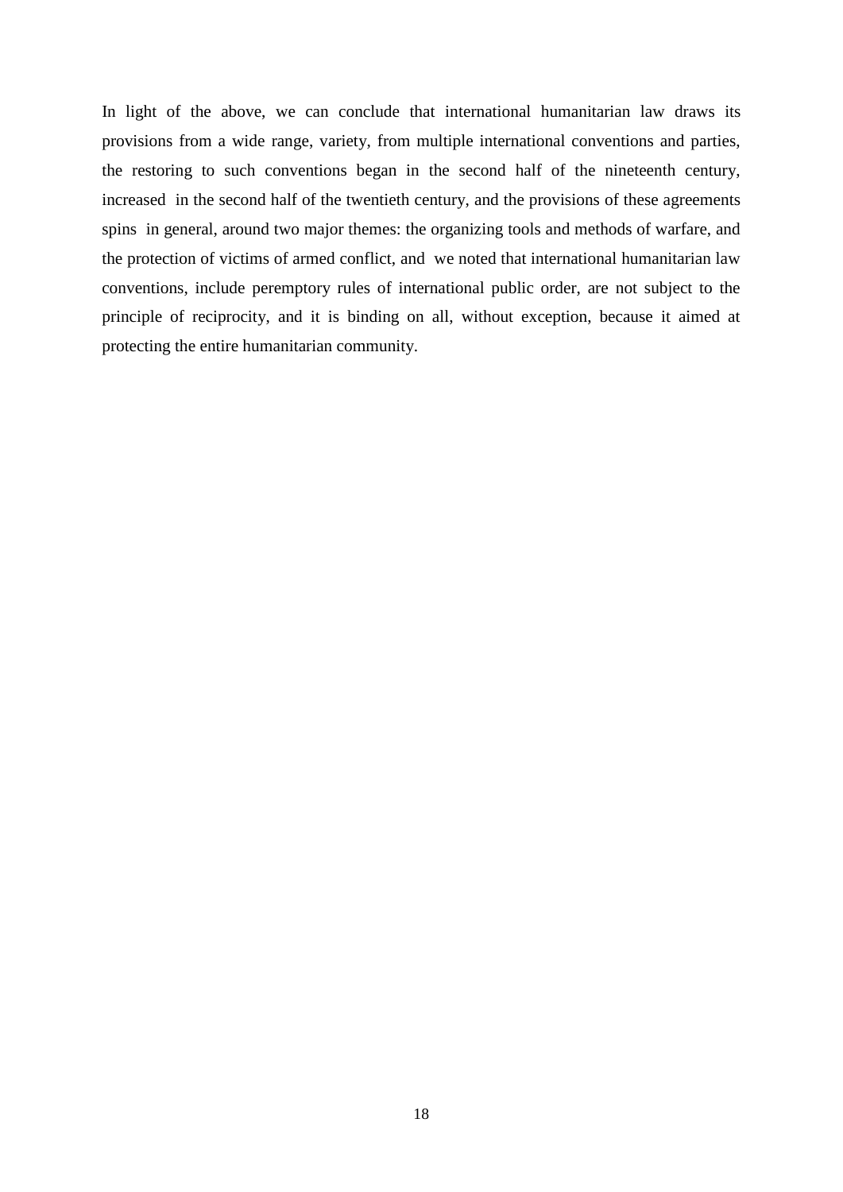In light of the above, we can conclude that international humanitarian law draws its provisions from a wide range, variety, from multiple international conventions and parties, the restoring to such conventions began in the second half of the nineteenth century, increased in the second half of the twentieth century, and the provisions of these agreements spins in general, around two major themes: the organizing tools and methods of warfare, and the protection of victims of armed conflict, and we noted that international humanitarian law conventions, include peremptory rules of international public order, are not subject to the principle of reciprocity, and it is binding on all, without exception, because it aimed at protecting the entire humanitarian community.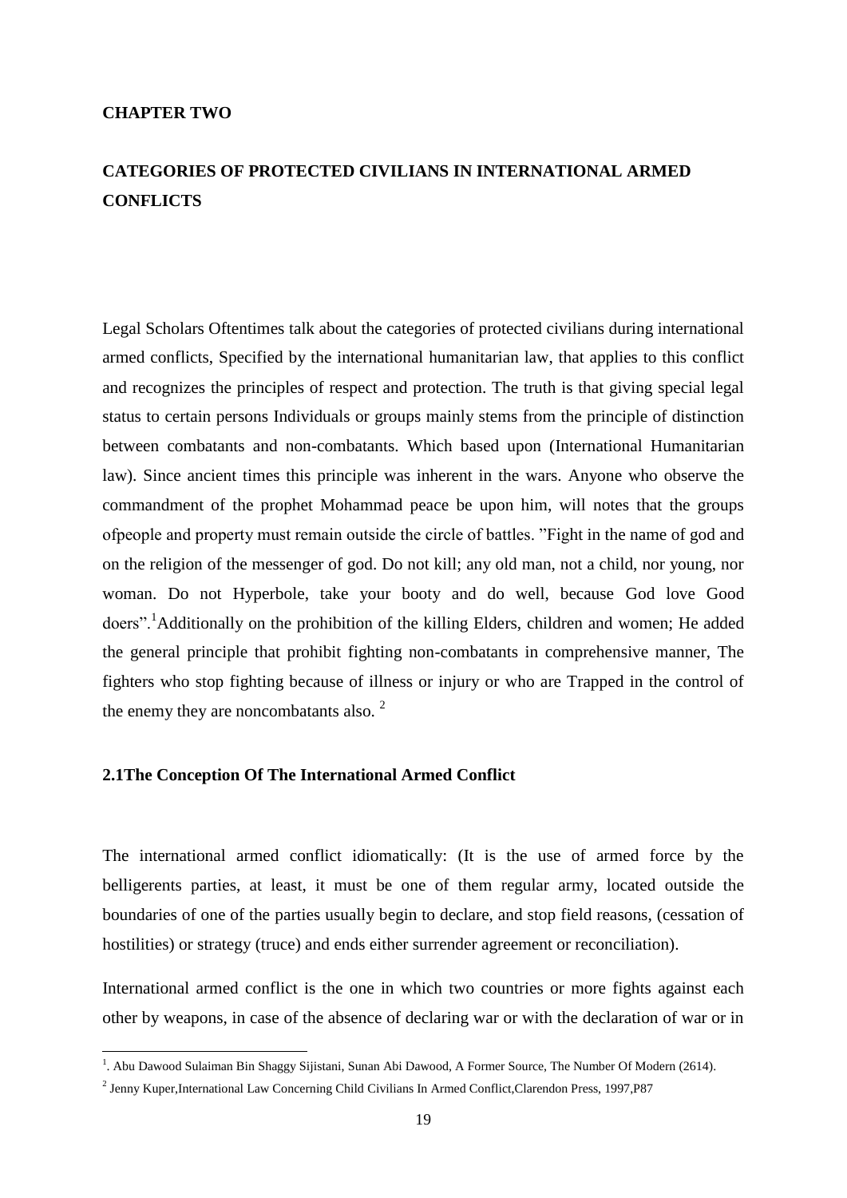**CHAPTER TWO**

# CATEGORIES OF PROTECTED CIVILIANS IN INTERNATIONAL ARMED CONFLICTS

Legal Scholars Oftentimes talk about the categories of protected civilians during international armed conflicts, Specified by the international humanitarian law, that applies to this conflict and recognizes the principles of respect and protection. The truth is that giving special legal status to certain persons Individuals or groups mainly stems from the principle of distinction between combatants and non-combatants. Which based upon (International Humanitarian law). Since ancient times this principle was inherent in the wars. Anyone who observe the commandment of the prophet Mohammad peace be upon him, will notes that the groups ofpeople and property must remain outside the circle of battles. "Fight in the name of god and on the religion of the messenger of god. Do not kill; any old man, not a child, nor young, nor woman. Do not Hyperbole, take your booty and do well, because God love Good doers".[1]Additionally on the prohibition of the killing Elders, children and women; He added the general principle that prohibit fighting non-combatants in comprehensive manner, The fighters who stop fighting because of illness or injury or who are Trapped in the control of the enemy they are noncombatants also. [2]

## 2.1The Conception Of The International Armed Conflict

The international armed conflict idiomatically: (It is the use of armed force by the belligerents parties, at least, it must be one of them regular army, located outside the boundaries of one of the parties usually begin to declare, and stop field reasons, (cessation of hostilities) or strategy (truce) and ends either surrender agreement or reconciliation).

International armed conflict is the one in which two countries or more fights against each other by weapons, in case of the absence of declaring war or with the declaration of war or in

---

[1]. Abu Dawood Sulaiman Bin Shaggy Sijistani, Sunan Abi Dawood, A Former Source, The Number Of Modern (2614).

[2] Jenny Kuper,International Law Concerning Child Civilians In Armed Conflict,Clarendon Press, 1997,P87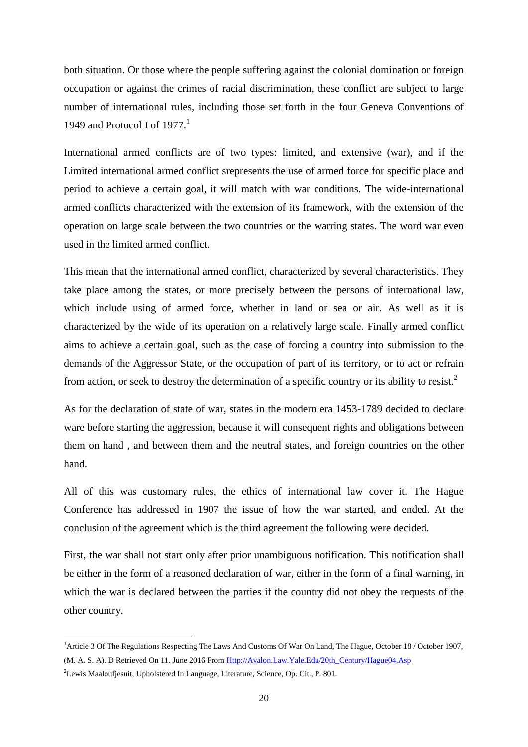both situation. Or those where the people suffering against the colonial domination or foreign occupation or against the crimes of racial discrimination, these conflict are subject to large number of international rules, including those set forth in the four Geneva Conventions of 1949 and Protocol I of 1977.[1]

International armed conflicts are of two types: limited, and extensive (war), and if the Limited international armed conflict srepresents the use of armed force for specific place and period to achieve a certain goal, it will match with war conditions. The wide-international armed conflicts characterized with the extension of its framework, with the extension of the operation on large scale between the two countries or the warring states. The word war even used in the limited armed conflict.

This mean that the international armed conflict, characterized by several characteristics. They take place among the states, or more precisely between the persons of international law, which include using of armed force, whether in land or sea or air. As well as it is characterized by the wide of its operation on a relatively large scale. Finally armed conflict aims to achieve a certain goal, such as the case of forcing a country into submission to the demands of the Aggressor State, or the occupation of part of its territory, or to act or refrain from action, or seek to destroy the determination of a specific country or its ability to resist.[2]

As for the declaration of state of war, states in the modern era 1453-1789 decided to declare ware before starting the aggression, because it will consequent rights and obligations between them on hand , and between them and the neutral states, and foreign countries on the other hand.

All of this was customary rules, the ethics of international law cover it. The Hague Conference has addressed in 1907 the issue of how the war started, and ended. At the conclusion of the agreement which is the third agreement the following were decided.

First, the war shall not start only after prior unambiguous notification. This notification shall be either in the form of a reasoned declaration of war, either in the form of a final warning, in which the war is declared between the parties if the country did not obey the requests of the other country.

---

[1]Article 3 Of The Regulations Respecting The Laws And Customs Of War On Land, The Hague, October 18 / October 1907, (M. A. S. A). D Retrieved On 11. June 2016 From Http://Avalon.Law.Yale.Edu/20th_Century/Hague04.Asp

[2]Lewis Maaloufjesuit, Upholstered In Language, Literature, Science, Op. Cit., P. 801.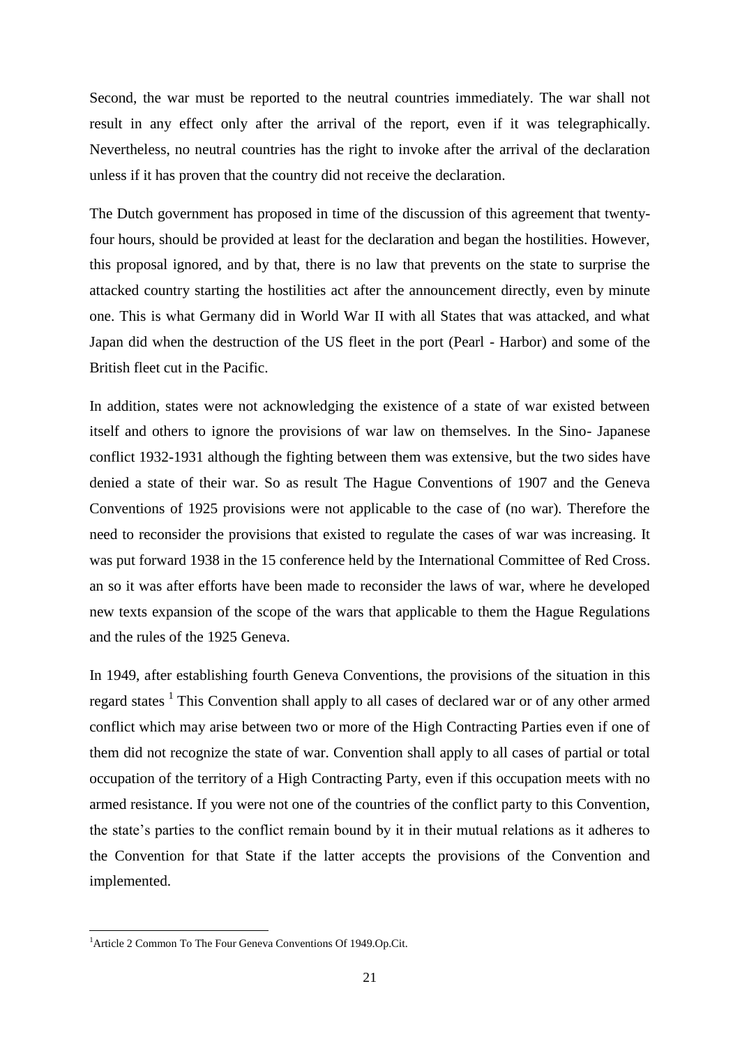Second, the war must be reported to the neutral countries immediately. The war shall not result in any effect only after the arrival of the report, even if it was telegraphically. Nevertheless, no neutral countries has the right to invoke after the arrival of the declaration unless if it has proven that the country did not receive the declaration.

The Dutch government has proposed in time of the discussion of this agreement that twenty-four hours, should be provided at least for the declaration and began the hostilities. However, this proposal ignored, and by that, there is no law that prevents on the state to surprise the attacked country starting the hostilities act after the announcement directly, even by minute one. This is what Germany did in World War II with all States that was attacked, and what Japan did when the destruction of the US fleet in the port (Pearl - Harbor) and some of the British fleet cut in the Pacific.

In addition, states were not acknowledging the existence of a state of war existed between itself and others to ignore the provisions of war law on themselves. In the Sino- Japanese conflict 1932-1931 although the fighting between them was extensive, but the two sides have denied a state of their war. So as result The Hague Conventions of 1907 and the Geneva Conventions of 1925 provisions were not applicable to the case of (no war). Therefore the need to reconsider the provisions that existed to regulate the cases of war was increasing. It was put forward 1938 in the 15 conference held by the International Committee of Red Cross. an so it was after efforts have been made to reconsider the laws of war, where he developed new texts expansion of the scope of the wars that applicable to them the Hague Regulations and the rules of the 1925 Geneva.

In 1949, after establishing fourth Geneva Conventions, the provisions of the situation in this regard states [1] This Convention shall apply to all cases of declared war or of any other armed conflict which may arise between two or more of the High Contracting Parties even if one of them did not recognize the state of war. Convention shall apply to all cases of partial or total occupation of the territory of a High Contracting Party, even if this occupation meets with no armed resistance. If you were not one of the countries of the conflict party to this Convention, the state's parties to the conflict remain bound by it in their mutual relations as it adheres to the Convention for that State if the latter accepts the provisions of the Convention and implemented.

---

[1] Article 2 Common To The Four Geneva Conventions Of 1949.Op.Cit.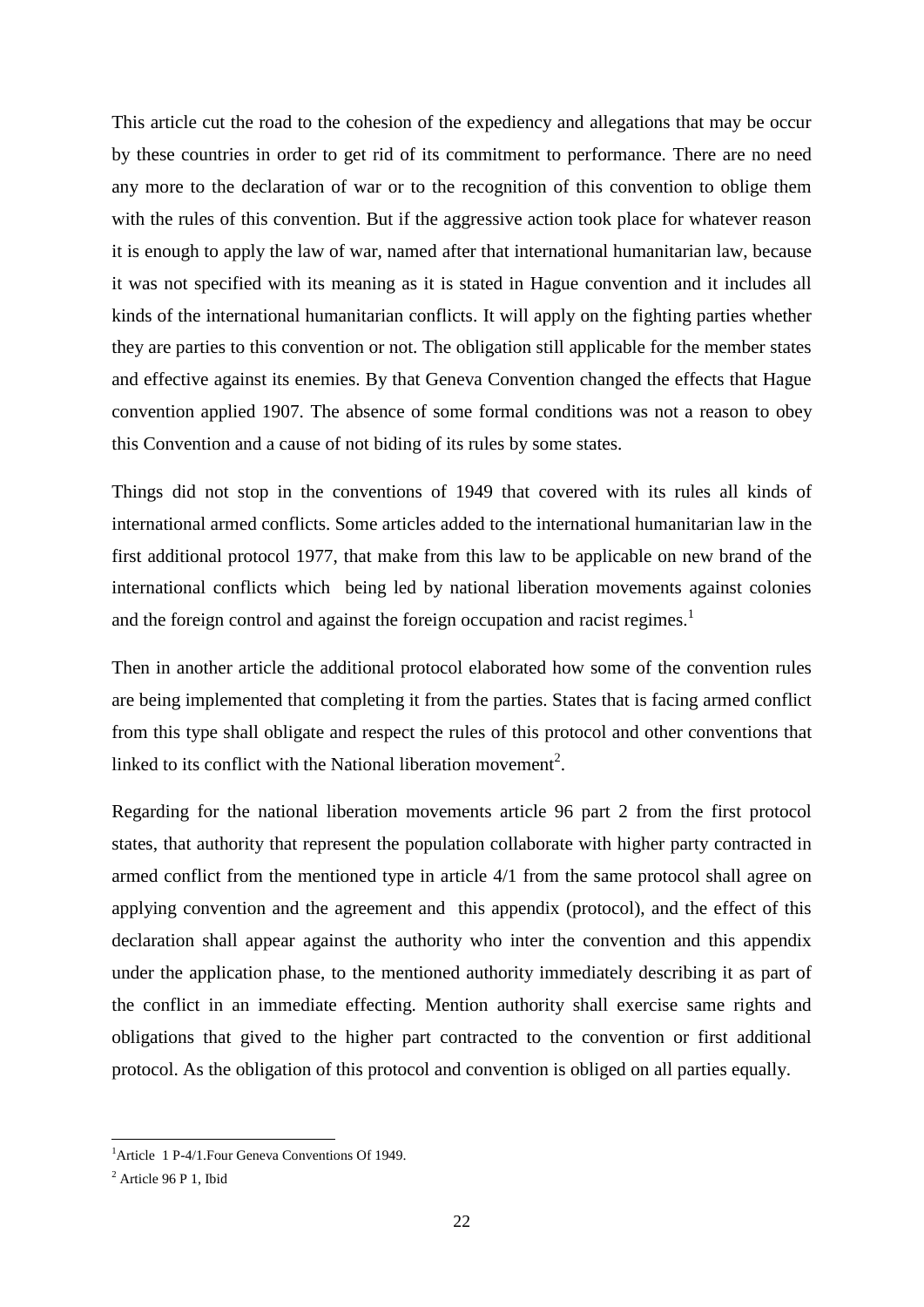This article cut the road to the cohesion of the expediency and allegations that may be occur by these countries in order to get rid of its commitment to performance. There are no need any more to the declaration of war or to the recognition of this convention to oblige them with the rules of this convention. But if the aggressive action took place for whatever reason it is enough to apply the law of war, named after that international humanitarian law, because it was not specified with its meaning as it is stated in Hague convention and it includes all kinds of the international humanitarian conflicts. It will apply on the fighting parties whether they are parties to this convention or not. The obligation still applicable for the member states and effective against its enemies. By that Geneva Convention changed the effects that Hague convention applied 1907. The absence of some formal conditions was not a reason to obey this Convention and a cause of not biding of its rules by some states.

Things did not stop in the conventions of 1949 that covered with its rules all kinds of international armed conflicts. Some articles added to the international humanitarian law in the first additional protocol 1977, that make from this law to be applicable on new brand of the international conflicts which being led by national liberation movements against colonies and the foreign control and against the foreign occupation and racist regimes.[1]

Then in another article the additional protocol elaborated how some of the convention rules are being implemented that completing it from the parties. States that is facing armed conflict from this type shall obligate and respect the rules of this protocol and other conventions that linked to its conflict with the National liberation movement[2].

Regarding for the national liberation movements article 96 part 2 from the first protocol states, that authority that represent the population collaborate with higher party contracted in armed conflict from the mentioned type in article 4/1 from the same protocol shall agree on applying convention and the agreement and this appendix (protocol), and the effect of this declaration shall appear against the authority who inter the convention and this appendix under the application phase, to the mentioned authority immediately describing it as part of the conflict in an immediate effecting. Mention authority shall exercise same rights and obligations that gived to the higher part contracted to the convention or first additional protocol. As the obligation of this protocol and convention is obliged on all parties equally.

---

[1] Article 1 P-4/1.Four Geneva Conventions Of 1949.

[2] Article 96 P 1, Ibid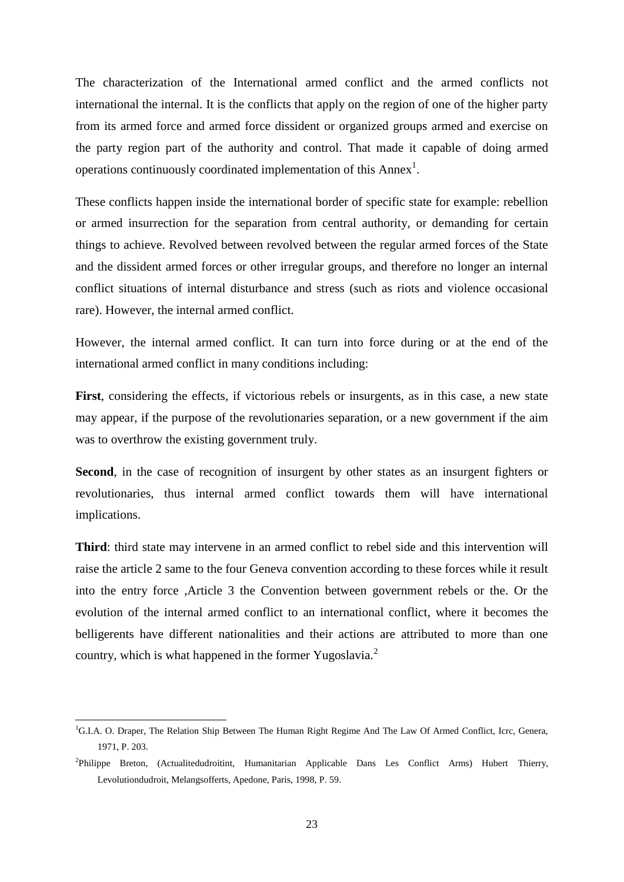The characterization of the International armed conflict and the armed conflicts not international the internal. It is the conflicts that apply on the region of one of the higher party from its armed force and armed force dissident or organized groups armed and exercise on the party region part of the authority and control. That made it capable of doing armed operations continuously coordinated implementation of this Annex[1].

These conflicts happen inside the international border of specific state for example: rebellion or armed insurrection for the separation from central authority, or demanding for certain things to achieve. Revolved between revolved between the regular armed forces of the State and the dissident armed forces or other irregular groups, and therefore no longer an internal conflict situations of internal disturbance and stress (such as riots and violence occasional rare). However, the internal armed conflict.

However, the internal armed conflict. It can turn into force during or at the end of the international armed conflict in many conditions including:

**First**, considering the effects, if victorious rebels or insurgents, as in this case, a new state may appear, if the purpose of the revolutionaries separation, or a new government if the aim was to overthrow the existing government truly.

**Second**, in the case of recognition of insurgent by other states as an insurgent fighters or revolutionaries, thus internal armed conflict towards them will have international implications.

**Third**: third state may intervene in an armed conflict to rebel side and this intervention will raise the article 2 same to the four Geneva convention according to these forces while it result into the entry force ,Article 3 the Convention between government rebels or the. Or the evolution of the internal armed conflict to an international conflict, where it becomes the belligerents have different nationalities and their actions are attributed to more than one country, which is what happened in the former Yugoslavia.[2]

---

[1]G.I.A. O. Draper, The Relation Ship Between The Human Right Regime And The Law Of Armed Conflict, Icrc, Genera, 1971, P. 203.

[2]Philippe Breton, (Actualitedudroitint, Humanitarian Applicable Dans Les Conflict Arms) Hubert Thierry, Levolutiondudroit, Melangsofferts, Apedone, Paris, 1998, P. 59.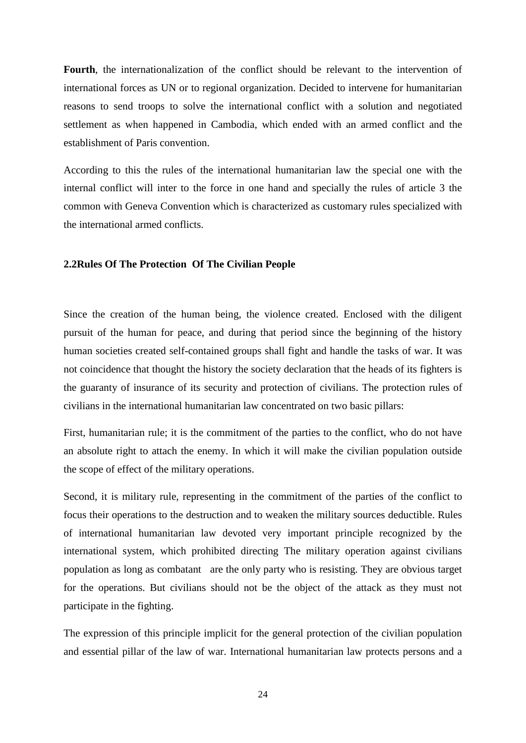**Fourth**, the internationalization of the conflict should be relevant to the intervention of international forces as UN or to regional organization. Decided to intervene for humanitarian reasons to send troops to solve the international conflict with a solution and negotiated settlement as when happened in Cambodia, which ended with an armed conflict and the establishment of Paris convention.

According to this the rules of the international humanitarian law the special one with the internal conflict will inter to the force in one hand and specially the rules of article 3 the common with Geneva Convention which is characterized as customary rules specialized with the international armed conflicts.

### 2.2Rules Of The Protection Of The Civilian People

Since the creation of the human being, the violence created. Enclosed with the diligent pursuit of the human for peace, and during that period since the beginning of the history human societies created self-contained groups shall fight and handle the tasks of war. It was not coincidence that thought the history the society declaration that the heads of its fighters is the guaranty of insurance of its security and protection of civilians. The protection rules of civilians in the international humanitarian law concentrated on two basic pillars:

First, humanitarian rule; it is the commitment of the parties to the conflict, who do not have an absolute right to attach the enemy. In which it will make the civilian population outside the scope of effect of the military operations.

Second, it is military rule, representing in the commitment of the parties of the conflict to focus their operations to the destruction and to weaken the military sources deductible. Rules of international humanitarian law devoted very important principle recognized by the international system, which prohibited directing The military operation against civilians population as long as combatant are the only party who is resisting. They are obvious target for the operations. But civilians should not be the object of the attack as they must not participate in the fighting.

The expression of this principle implicit for the general protection of the civilian population and essential pillar of the law of war. International humanitarian law protects persons and a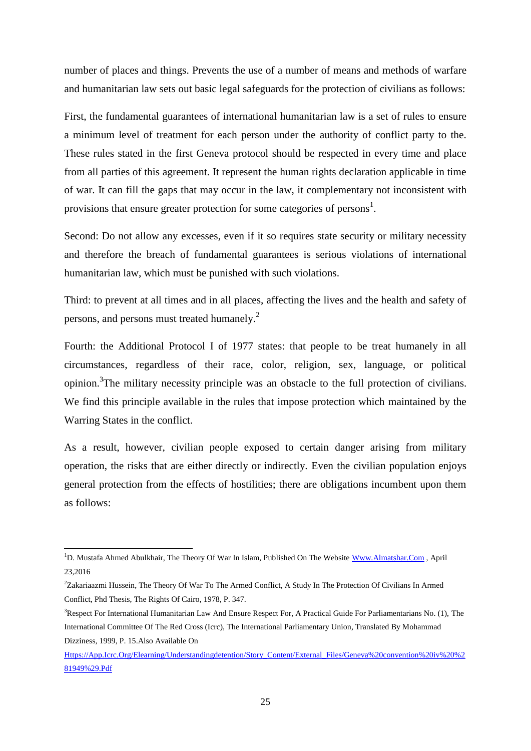number of places and things. Prevents the use of a number of means and methods of warfare and humanitarian law sets out basic legal safeguards for the protection of civilians as follows:

First, the fundamental guarantees of international humanitarian law is a set of rules to ensure a minimum level of treatment for each person under the authority of conflict party to the. These rules stated in the first Geneva protocol should be respected in every time and place from all parties of this agreement. It represent the human rights declaration applicable in time of war. It can fill the gaps that may occur in the law, it complementary not inconsistent with provisions that ensure greater protection for some categories of persons[1].

Second: Do not allow any excesses, even if it so requires state security or military necessity and therefore the breach of fundamental guarantees is serious violations of international humanitarian law, which must be punished with such violations.

Third: to prevent at all times and in all places, affecting the lives and the health and safety of persons, and persons must treated humanely.[2]

Fourth: the Additional Protocol I of 1977 states: that people to be treat humanely in all circumstances, regardless of their race, color, religion, sex, language, or political opinion.[3]The military necessity principle was an obstacle to the full protection of civilians. We find this principle available in the rules that impose protection which maintained by the Warring States in the conflict.

As a result, however, civilian people exposed to certain danger arising from military operation, the risks that are either directly or indirectly. Even the civilian population enjoys general protection from the effects of hostilities; there are obligations incumbent upon them as follows:

---

[1]D. Mustafa Ahmed Abulkhair, The Theory Of War In Islam, Published On The Website [Www.Almatshar.Com](Www.Almatshar.Com) , April 23,2016

[2]Zakariaazmi Hussein, The Theory Of War To The Armed Conflict, A Study In The Protection Of Civilians In Armed Conflict, Phd Thesis, The Rights Of Cairo, 1978, P. 347.

[3]Respect For International Humanitarian Law And Ensure Respect For, A Practical Guide For Parliamentarians No. (1), The International Committee Of The Red Cross (Icrc), The International Parliamentary Union, Translated By Mohammad Dizziness, 1999, P. 15.Also Available On [Https://App.Icrc.Org/Elearning/Understandingdetention/Story_Content/External_Files/Geneva%20convention%20iv%20%281949%29.Pdf](Https://App.Icrc.Org/Elearning/Understandingdetention/Story_Content/External_Files/Geneva%20convention%20iv%20%281949%29.Pdf)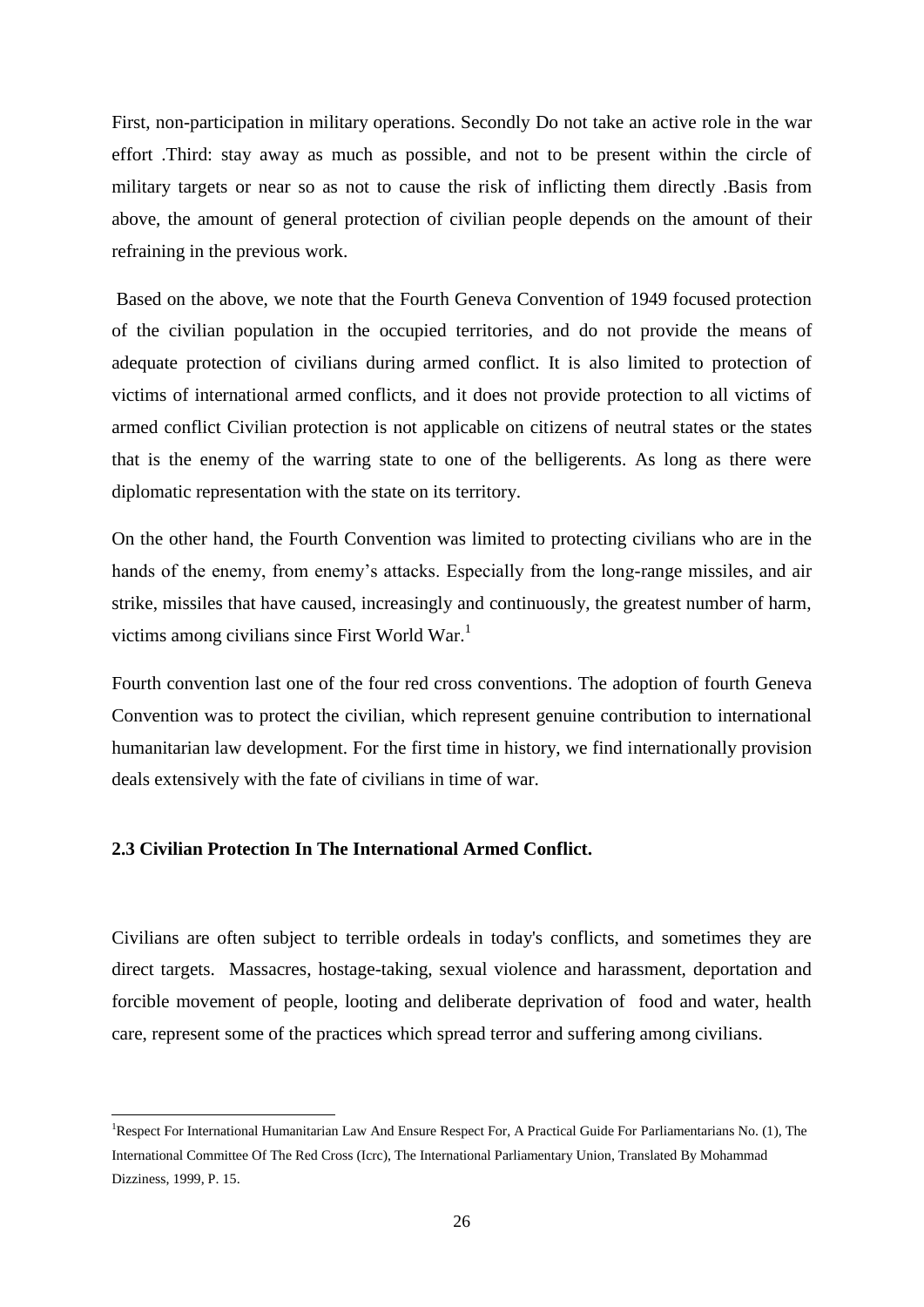First, non-participation in military operations. Secondly Do not take an active role in the war effort .Third: stay away as much as possible, and not to be present within the circle of military targets or near so as not to cause the risk of inflicting them directly .Basis from above, the amount of general protection of civilian people depends on the amount of their refraining in the previous work.

Based on the above, we note that the Fourth Geneva Convention of 1949 focused protection of the civilian population in the occupied territories, and do not provide the means of adequate protection of civilians during armed conflict. It is also limited to protection of victims of international armed conflicts, and it does not provide protection to all victims of armed conflict Civilian protection is not applicable on citizens of neutral states or the states that is the enemy of the warring state to one of the belligerents. As long as there were diplomatic representation with the state on its territory.

On the other hand, the Fourth Convention was limited to protecting civilians who are in the hands of the enemy, from enemy's attacks. Especially from the long-range missiles, and air strike, missiles that have caused, increasingly and continuously, the greatest number of harm, victims among civilians since First World War.[1]

Fourth convention last one of the four red cross conventions. The adoption of fourth Geneva Convention was to protect the civilian, which represent genuine contribution to international humanitarian law development. For the first time in history, we find internationally provision deals extensively with the fate of civilians in time of war.

### 2.3 Civilian Protection In The International Armed Conflict.

Civilians are often subject to terrible ordeals in today's conflicts, and sometimes they are direct targets. Massacres, hostage-taking, sexual violence and harassment, deportation and forcible movement of people, looting and deliberate deprivation of food and water, health care, represent some of the practices which spread terror and suffering among civilians.

---

[1]Respect For International Humanitarian Law And Ensure Respect For, A Practical Guide For Parliamentarians No. (1), The International Committee Of The Red Cross (Icrc), The International Parliamentary Union, Translated By Mohammad Dizziness, 1999, P. 15.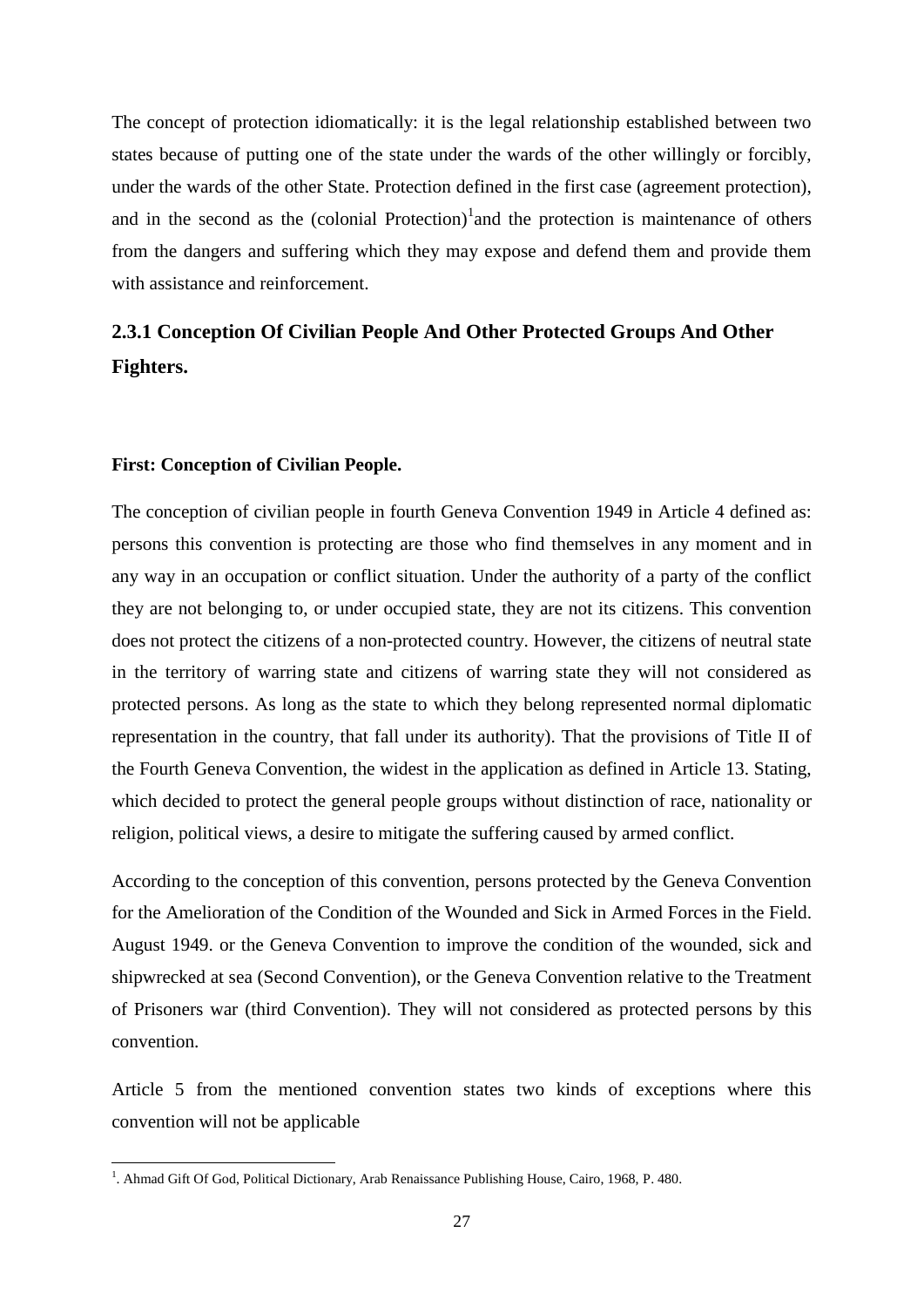The concept of protection idiomatically: it is the legal relationship established between two states because of putting one of the state under the wards of the other willingly or forcibly, under the wards of the other State. Protection defined in the first case (agreement protection), and in the second as the (colonial Protection)[1] and the protection is maintenance of others from the dangers and suffering which they may expose and defend them and provide them with assistance and reinforcement.

### 2.3.1 Conception Of Civilian People And Other Protected Groups And Other Fighters.

**First: Conception of Civilian People.**

The conception of civilian people in fourth Geneva Convention 1949 in Article 4 defined as: persons this convention is protecting are those who find themselves in any moment and in any way in an occupation or conflict situation. Under the authority of a party of the conflict they are not belonging to, or under occupied state, they are not its citizens. This convention does not protect the citizens of a non-protected country. However, the citizens of neutral state in the territory of warring state and citizens of warring state they will not considered as protected persons. As long as the state to which they belong represented normal diplomatic representation in the country, that fall under its authority). That the provisions of Title II of the Fourth Geneva Convention, the widest in the application as defined in Article 13. Stating, which decided to protect the general people groups without distinction of race, nationality or religion, political views, a desire to mitigate the suffering caused by armed conflict.

According to the conception of this convention, persons protected by the Geneva Convention for the Amelioration of the Condition of the Wounded and Sick in Armed Forces in the Field. August 1949. or the Geneva Convention to improve the condition of the wounded, sick and shipwrecked at sea (Second Convention), or the Geneva Convention relative to the Treatment of Prisoners war (third Convention). They will not considered as protected persons by this convention.

Article 5 from the mentioned convention states two kinds of exceptions where this convention will not be applicable

[1]. Ahmad Gift Of God, Political Dictionary, Arab Renaissance Publishing House, Cairo, 1968, P. 480.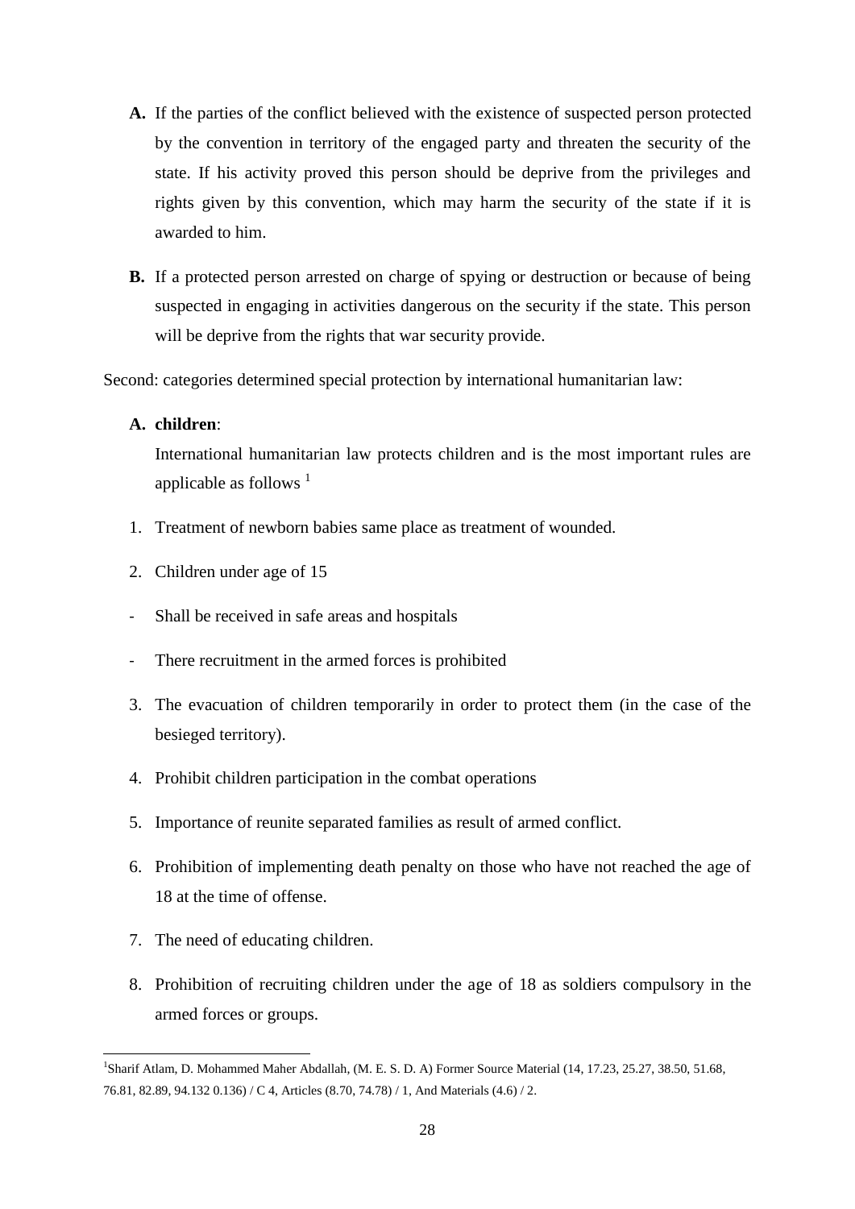**A.** If the parties of the conflict believed with the existence of suspected person protected by the convention in territory of the engaged party and threaten the security of the state. If his activity proved this person should be deprive from the privileges and rights given by this convention, which may harm the security of the state if it is awarded to him.

**B.** If a protected person arrested on charge of spying or destruction or because of being suspected in engaging in activities dangerous on the security if the state. This person will be deprive from the rights that war security provide.

Second: categories determined special protection by international humanitarian law:

**A. children**:

International humanitarian law protects children and is the most important rules are applicable as follows [1]

1. Treatment of newborn babies same place as treatment of wounded.
2. Children under age of 15

- Shall be received in safe areas and hospitals
- There recruitment in the armed forces is prohibited

3. The evacuation of children temporarily in order to protect them (in the case of the besieged territory).
4. Prohibit children participation in the combat operations
5. Importance of reunite separated families as result of armed conflict.
6. Prohibition of implementing death penalty on those who have not reached the age of 18 at the time of offense.
7. The need of educating children.
8. Prohibition of recruiting children under the age of 18 as soldiers compulsory in the armed forces or groups.

---

[1] Sharif Atlam, D. Mohammed Maher Abdallah, (M. E. S. D. A) Former Source Material (14, 17.23, 25.27, 38.50, 51.68, 76.81, 82.89, 94.132 0.136) / C 4, Articles (8.70, 74.78) / 1, And Materials (4.6) / 2.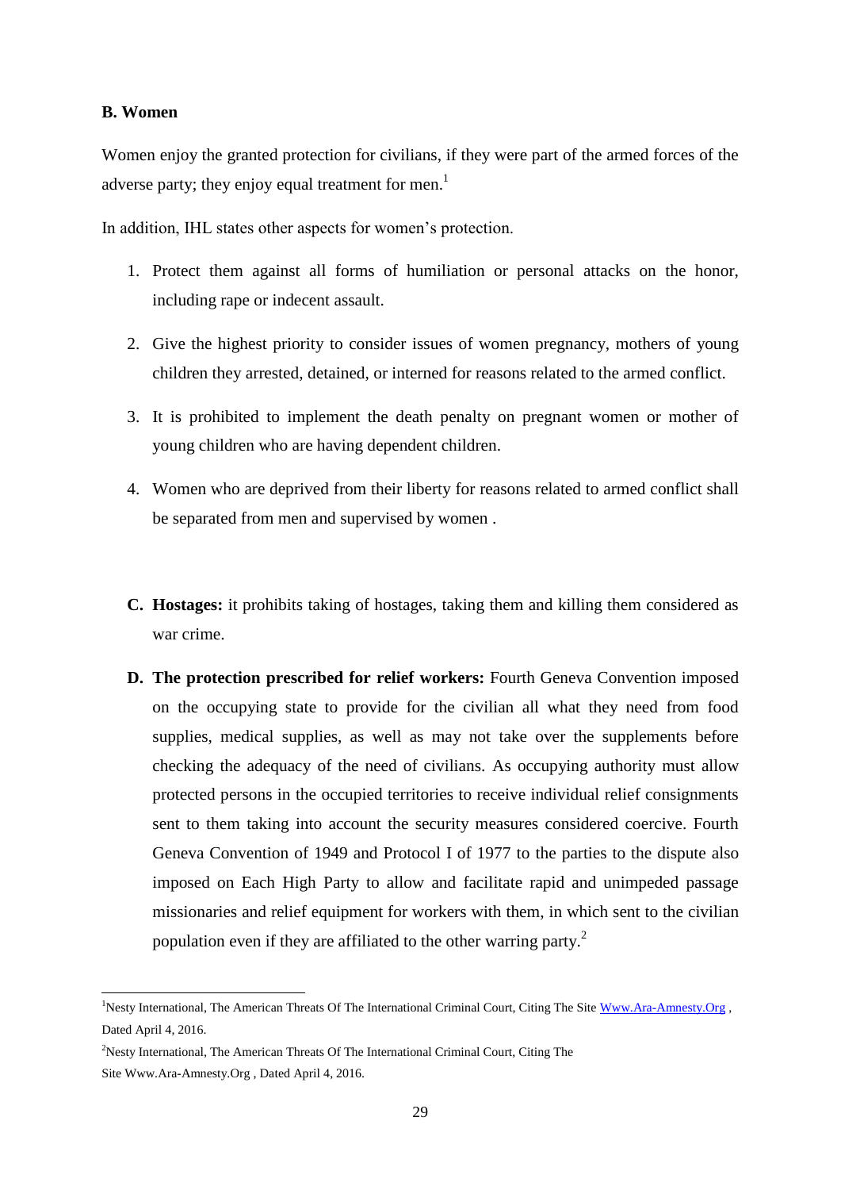**B. Women**

Women enjoy the granted protection for civilians, if they were part of the armed forces of the adverse party; they enjoy equal treatment for men.[1]

In addition, IHL states other aspects for women's protection.

1. Protect them against all forms of humiliation or personal attacks on the honor, including rape or indecent assault.
2. Give the highest priority to consider issues of women pregnancy, mothers of young children they arrested, detained, or interned for reasons related to the armed conflict.
3. It is prohibited to implement the death penalty on pregnant women or mother of young children who are having dependent children.
4. Women who are deprived from their liberty for reasons related to armed conflict shall be separated from men and supervised by women .

**C. Hostages:** it prohibits taking of hostages, taking them and killing them considered as war crime.

**D. The protection prescribed for relief workers:** Fourth Geneva Convention imposed on the occupying state to provide for the civilian all what they need from food supplies, medical supplies, as well as may not take over the supplements before checking the adequacy of the need of civilians. As occupying authority must allow protected persons in the occupied territories to receive individual relief consignments sent to them taking into account the security measures considered coercive. Fourth Geneva Convention of 1949 and Protocol I of 1977 to the parties to the dispute also imposed on Each High Party to allow and facilitate rapid and unimpeded passage missionaries and relief equipment for workers with them, in which sent to the civilian population even if they are affiliated to the other warring party.[2]

---

[1] Nesty International, The American Threats Of The International Criminal Court, Citing The Site Www.Ara-Amnesty.Org , Dated April 4, 2016.

[2] Nesty International, The American Threats Of The International Criminal Court, Citing The Site Www.Ara-Amnesty.Org , Dated April 4, 2016.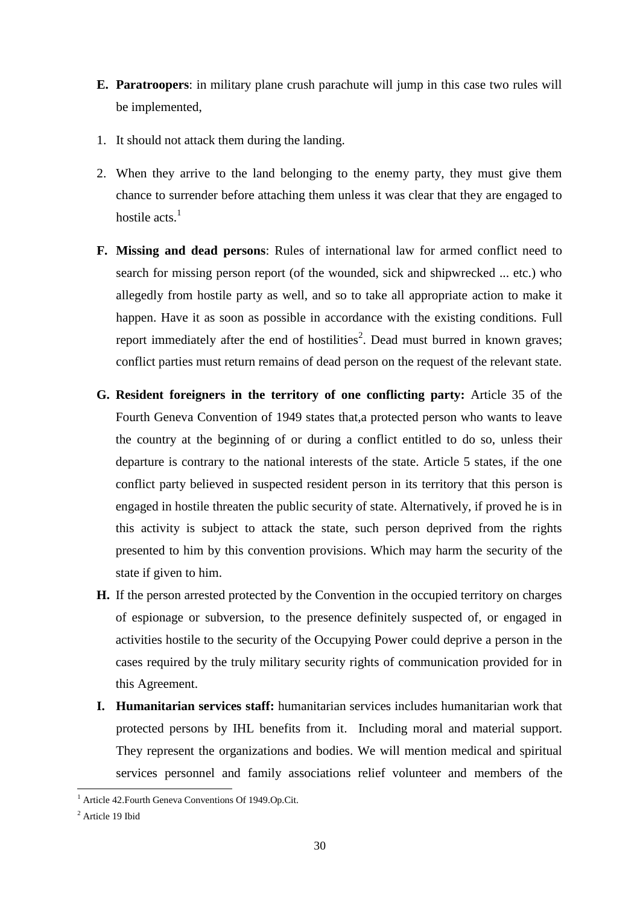**E. Paratroopers**: in military plane crush parachute will jump in this case two rules will be implemented,

1. It should not attack them during the landing.
2. When they arrive to the land belonging to the enemy party, they must give them chance to surrender before attaching them unless it was clear that they are engaged to hostile acts.[1]

**F. Missing and dead persons**: Rules of international law for armed conflict need to search for missing person report (of the wounded, sick and shipwrecked ... etc.) who allegedly from hostile party as well, and so to take all appropriate action to make it happen. Have it as soon as possible in accordance with the existing conditions. Full report immediately after the end of hostilities[2]. Dead must burred in known graves; conflict parties must return remains of dead person on the request of the relevant state.

**G. Resident foreigners in the territory of one conflicting party:** Article 35 of the Fourth Geneva Convention of 1949 states that,a protected person who wants to leave the country at the beginning of or during a conflict entitled to do so, unless their departure is contrary to the national interests of the state. Article 5 states, if the one conflict party believed in suspected resident person in its territory that this person is engaged in hostile threaten the public security of state. Alternatively, if proved he is in this activity is subject to attack the state, such person deprived from the rights presented to him by this convention provisions. Which may harm the security of the state if given to him.

**H.** If the person arrested protected by the Convention in the occupied territory on charges of espionage or subversion, to the presence definitely suspected of, or engaged in activities hostile to the security of the Occupying Power could deprive a person in the cases required by the truly military security rights of communication provided for in this Agreement.

**I. Humanitarian services staff:** humanitarian services includes humanitarian work that protected persons by IHL benefits from it. Including moral and material support. They represent the organizations and bodies. We will mention medical and spiritual services personnel and family associations relief volunteer and members of the

[1] Article 42.Fourth Geneva Conventions Of 1949.Op.Cit.

[2] Article 19 Ibid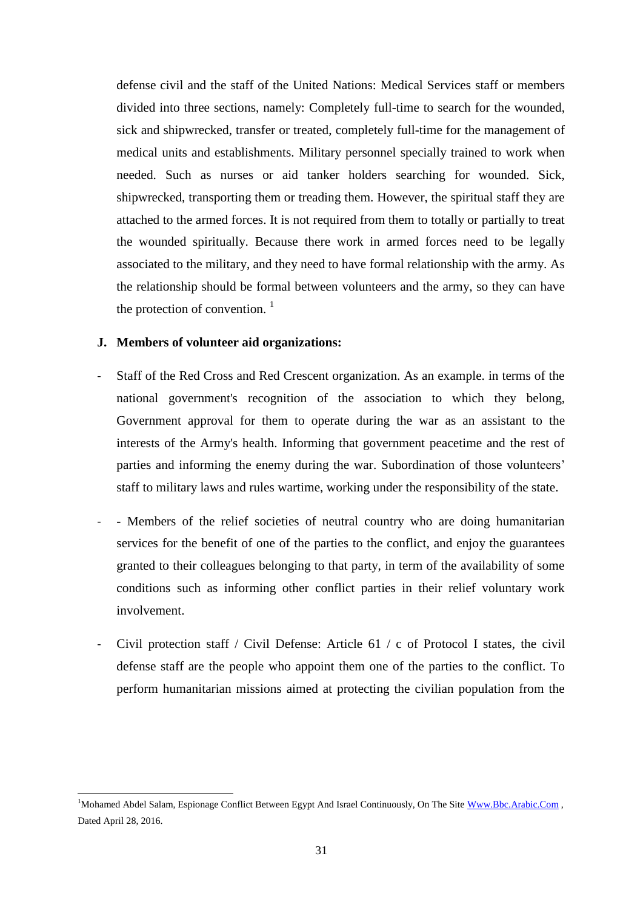defense civil and the staff of the United Nations: Medical Services staff or members divided into three sections, namely: Completely full-time to search for the wounded, sick and shipwrecked, transfer or treated, completely full-time for the management of medical units and establishments. Military personnel specially trained to work when needed. Such as nurses or aid tanker holders searching for wounded. Sick, shipwrecked, transporting them or treading them. However, the spiritual staff they are attached to the armed forces. It is not required from them to totally or partially to treat the wounded spiritually. Because there work in armed forces need to be legally associated to the military, and they need to have formal relationship with the army. As the relationship should be formal between volunteers and the army, so they can have the protection of convention. [1]

**J. Members of volunteer aid organizations:**

- Staff of the Red Cross and Red Crescent organization. As an example. in terms of the national government's recognition of the association to which they belong, Government approval for them to operate during the war as an assistant to the interests of the Army's health. Informing that government peacetime and the rest of parties and informing the enemy during the war. Subordination of those volunteers' staff to military laws and rules wartime, working under the responsibility of the state.
- - Members of the relief societies of neutral country who are doing humanitarian services for the benefit of one of the parties to the conflict, and enjoy the guarantees granted to their colleagues belonging to that party, in term of the availability of some conditions such as informing other conflict parties in their relief voluntary work involvement.
- Civil protection staff / Civil Defense: Article 61 / c of Protocol I states, the civil defense staff are the people who appoint them one of the parties to the conflict. To perform humanitarian missions aimed at protecting the civilian population from the

---

[1] Mohamed Abdel Salam, Espionage Conflict Between Egypt And Israel Continuously, On The Site Www.Bbc.Arabic.Com , Dated April 28, 2016.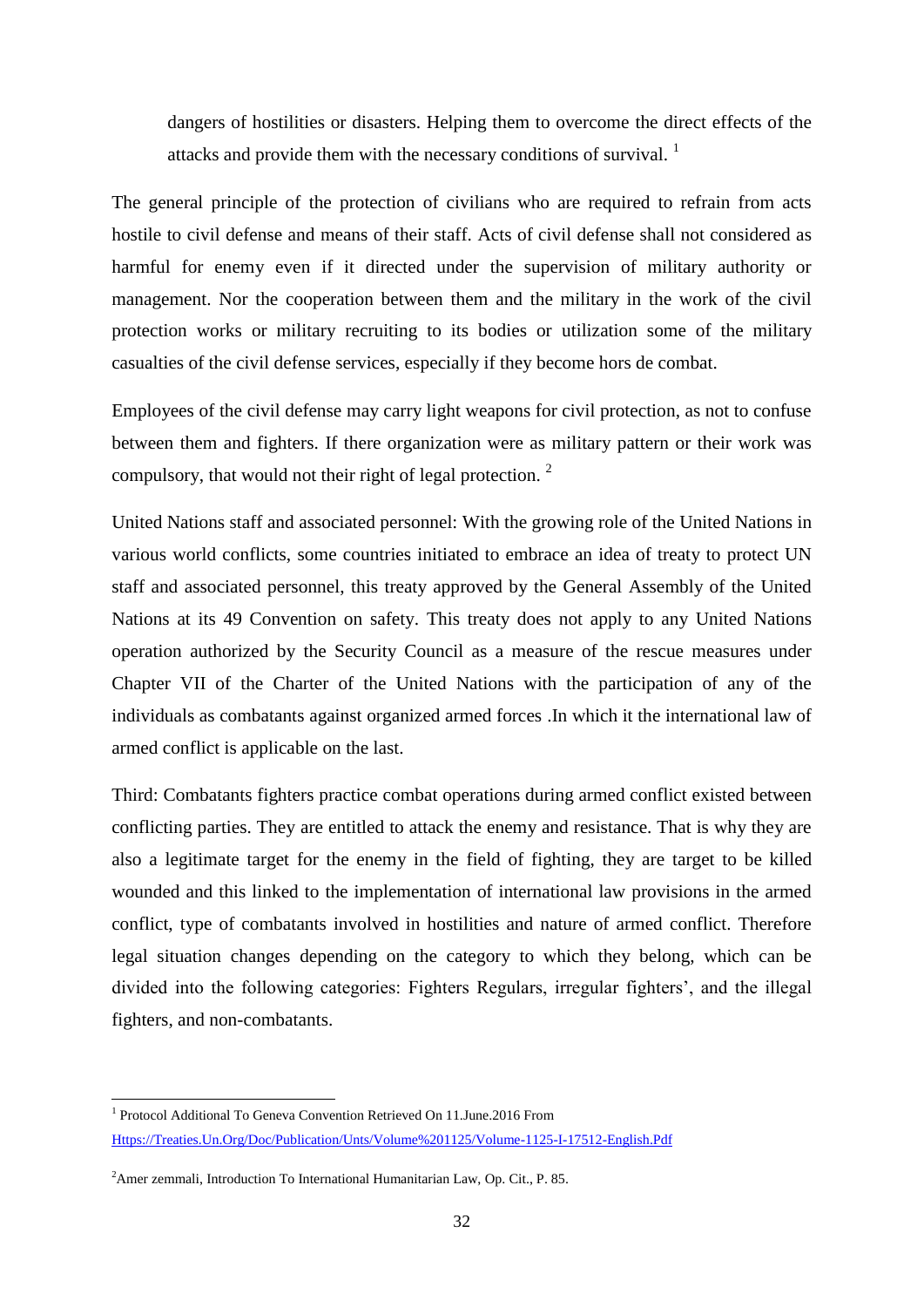dangers of hostilities or disasters. Helping them to overcome the direct effects of the attacks and provide them with the necessary conditions of survival. [1]

The general principle of the protection of civilians who are required to refrain from acts hostile to civil defense and means of their staff. Acts of civil defense shall not considered as harmful for enemy even if it directed under the supervision of military authority or management. Nor the cooperation between them and the military in the work of the civil protection works or military recruiting to its bodies or utilization some of the military casualties of the civil defense services, especially if they become hors de combat.

Employees of the civil defense may carry light weapons for civil protection, as not to confuse between them and fighters. If there organization were as military pattern or their work was compulsory, that would not their right of legal protection. [2]

United Nations staff and associated personnel: With the growing role of the United Nations in various world conflicts, some countries initiated to embrace an idea of treaty to protect UN staff and associated personnel, this treaty approved by the General Assembly of the United Nations at its 49 Convention on safety. This treaty does not apply to any United Nations operation authorized by the Security Council as a measure of the rescue measures under Chapter VII of the Charter of the United Nations with the participation of any of the individuals as combatants against organized armed forces .In which it the international law of armed conflict is applicable on the last.

Third: Combatants fighters practice combat operations during armed conflict existed between conflicting parties. They are entitled to attack the enemy and resistance. That is why they are also a legitimate target for the enemy in the field of fighting, they are target to be killed wounded and this linked to the implementation of international law provisions in the armed conflict, type of combatants involved in hostilities and nature of armed conflict. Therefore legal situation changes depending on the category to which they belong, which can be divided into the following categories: Fighters Regulars, irregular fighters', and the illegal fighters, and non-combatants.

---

[1] Protocol Additional To Geneva Convention Retrieved On 11.June.2016 From Https://Treaties.Un.Org/Doc/Publication/Unts/Volume%201125/Volume-1125-I-17512-English.Pdf

[2] Amer zemmali, Introduction To International Humanitarian Law, Op. Cit., P. 85.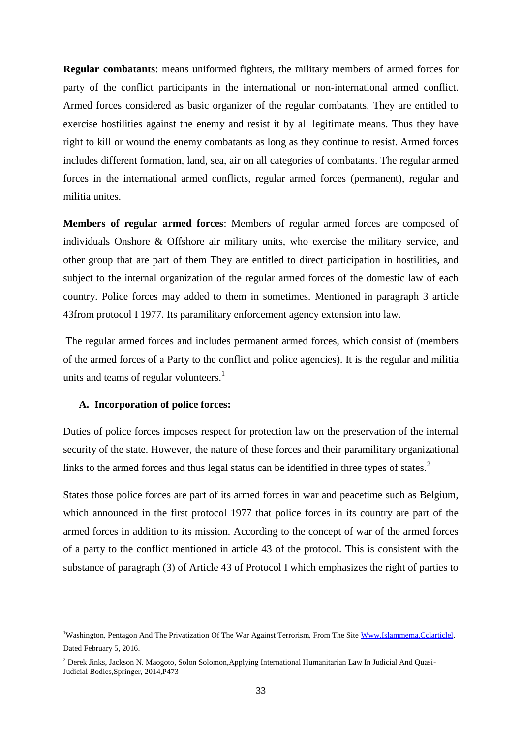**Regular combatants**: means uniformed fighters, the military members of armed forces for party of the conflict participants in the international or non-international armed conflict. Armed forces considered as basic organizer of the regular combatants. They are entitled to exercise hostilities against the enemy and resist it by all legitimate means. Thus they have right to kill or wound the enemy combatants as long as they continue to resist. Armed forces includes different formation, land, sea, air on all categories of combatants. The regular armed forces in the international armed conflicts, regular armed forces (permanent), regular and militia unites.

**Members of regular armed forces**: Members of regular armed forces are composed of individuals Onshore & Offshore air military units, who exercise the military service, and other group that are part of them They are entitled to direct participation in hostilities, and subject to the internal organization of the regular armed forces of the domestic law of each country. Police forces may added to them in sometimes. Mentioned in paragraph 3 article 43from protocol I 1977. Its paramilitary enforcement agency extension into law.

The regular armed forces and includes permanent armed forces, which consist of (members of the armed forces of a Party to the conflict and police agencies). It is the regular and militia units and teams of regular volunteers.[1]

### A. Incorporation of police forces:

Duties of police forces imposes respect for protection law on the preservation of the internal security of the state. However, the nature of these forces and their paramilitary organizational links to the armed forces and thus legal status can be identified in three types of states.[2]

States those police forces are part of its armed forces in war and peacetime such as Belgium, which announced in the first protocol 1977 that police forces in its country are part of the armed forces in addition to its mission. According to the concept of war of the armed forces of a party to the conflict mentioned in article 43 of the protocol. This is consistent with the substance of paragraph (3) of Article 43 of Protocol I which emphasizes the right of parties to

---

[1] Washington, Pentagon And The Privatization Of The War Against Terrorism, From The Site Www.Islammema.Cclarticlel, Dated February 5, 2016.

[2] Derek Jinks, Jackson N. Maogoto, Solon Solomon,Applying International Humanitarian Law In Judicial And Quasi-Judicial Bodies,Springer, 2014,P473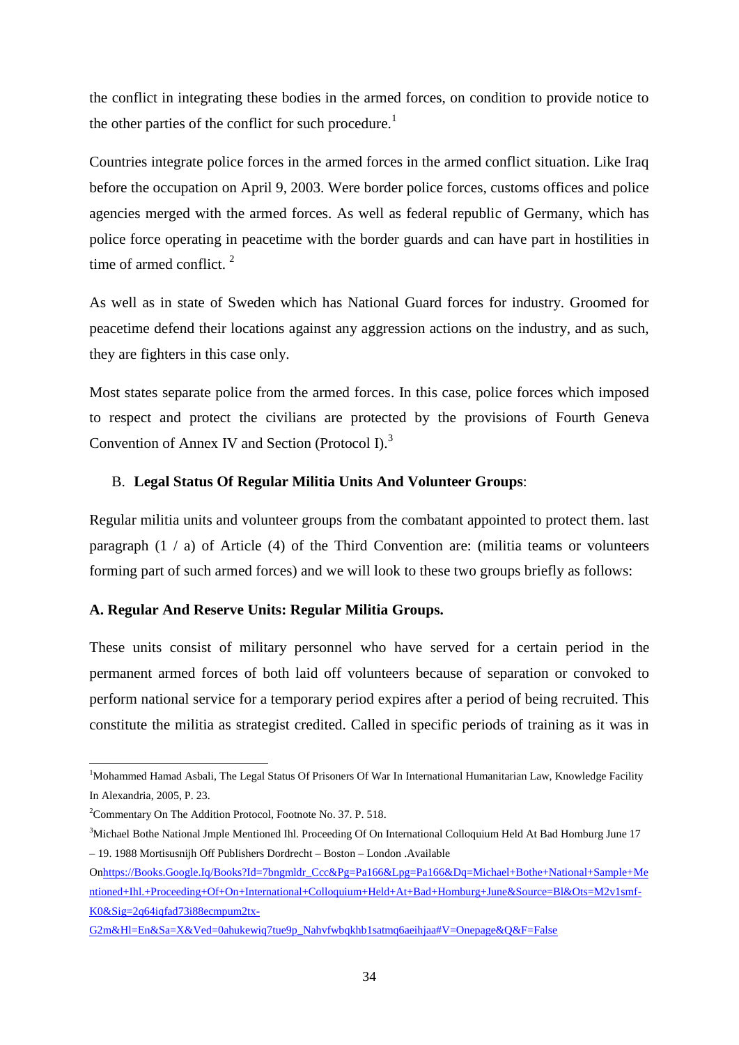the conflict in integrating these bodies in the armed forces, on condition to provide notice to the other parties of the conflict for such procedure.[1]

Countries integrate police forces in the armed forces in the armed conflict situation. Like Iraq before the occupation on April 9, 2003. Were border police forces, customs offices and police agencies merged with the armed forces. As well as federal republic of Germany, which has police force operating in peacetime with the border guards and can have part in hostilities in time of armed conflict. [2]

As well as in state of Sweden which has National Guard forces for industry. Groomed for peacetime defend their locations against any aggression actions on the industry, and as such, they are fighters in this case only.

Most states separate police from the armed forces. In this case, police forces which imposed to respect and protect the civilians are protected by the provisions of Fourth Geneva Convention of Annex IV and Section (Protocol I).[3]

B. **Legal Status Of Regular Militia Units And Volunteer Groups**:

Regular militia units and volunteer groups from the combatant appointed to protect them. last paragraph (1 / a) of Article (4) of the Third Convention are: (militia teams or volunteers forming part of such armed forces) and we will look to these two groups briefly as follows:

**A. Regular And Reserve Units: Regular Militia Groups.**

These units consist of military personnel who have served for a certain period in the permanent armed forces of both laid off volunteers because of separation or convoked to perform national service for a temporary period expires after a period of being recruited. This constitute the militia as strategist credited. Called in specific periods of training as it was in

---

[1]Mohammed Hamad Asbali, The Legal Status Of Prisoners Of War In International Humanitarian Law, Knowledge Facility In Alexandria, 2005, P. 23.

[2]Commentary On The Addition Protocol, Footnote No. 37. P. 518.

[3]Michael Bothe National Jmple Mentioned Ihl. Proceeding Of On International Colloquium Held At Bad Homburg June 17 – 19. 1988 Mortisusnijh Off Publishers Dordrecht – Boston – London .Available Onhttps://Books.Google.Iq/Books?Id=7bngmldr_Ccc&Pg=Pa166&Lpg=Pa166&Dq=Michael+Bothe+National+Sample+Mentioned+Ihl.+Proceeding+Of+On+International+Colloquium+Held+At+Bad+Homburg+June&Source=Bl&Ots=M2v1smf-K0&Sig=2q64iqfad73i88ecmpum2tx-G2m&Hl=En&Sa=X&Ved=0ahukewiq7tue9p_Nahvfwbqkhb1satmq6aeihjaa#V=Onepage&Q&F=False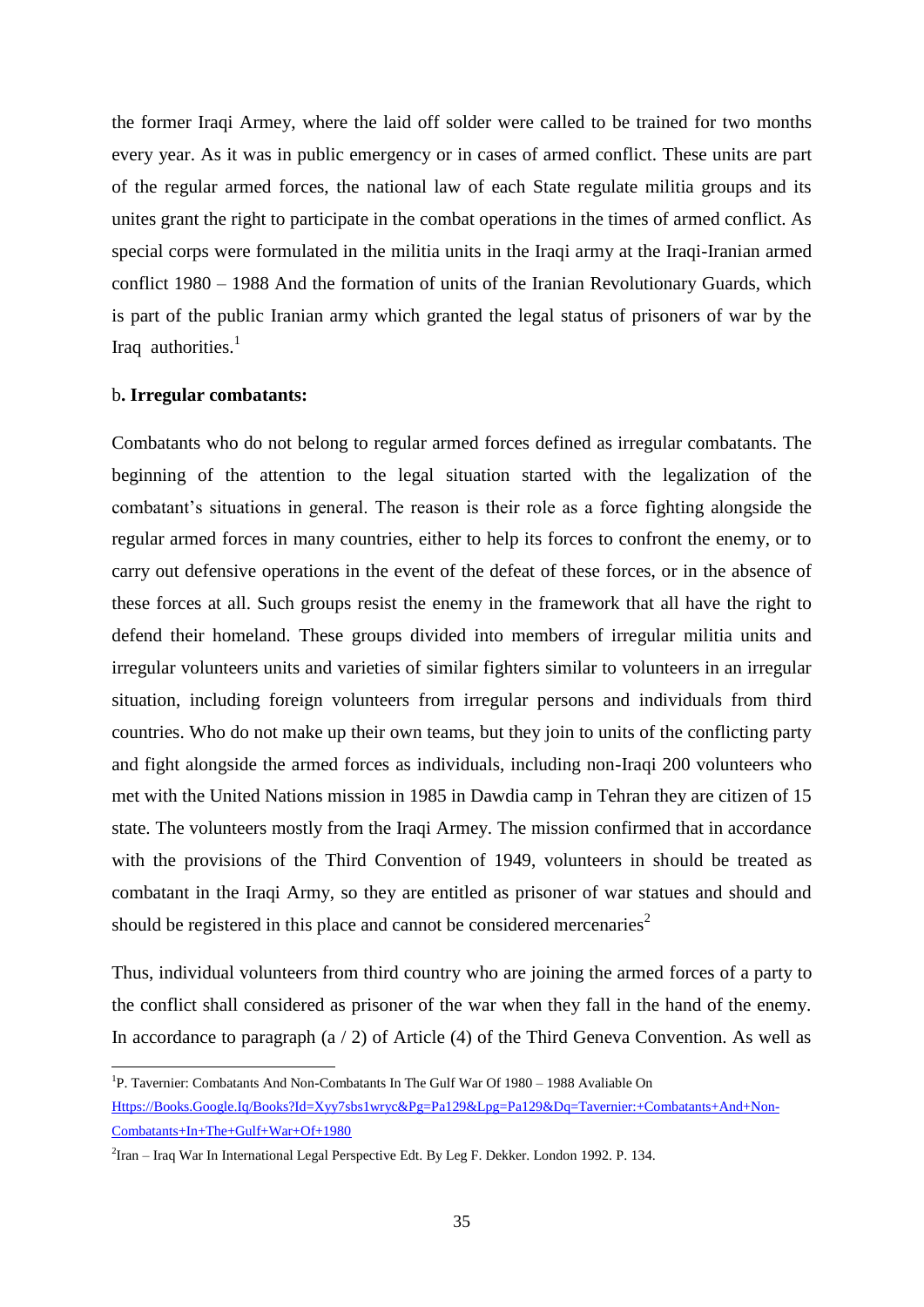the former Iraqi Armey, where the laid off solder were called to be trained for two months every year. As it was in public emergency or in cases of armed conflict. These units are part of the regular armed forces, the national law of each State regulate militia groups and its unites grant the right to participate in the combat operations in the times of armed conflict. As special corps were formulated in the militia units in the Iraqi army at the Iraqi-Iranian armed conflict 1980 – 1988 And the formation of units of the Iranian Revolutionary Guards, which is part of the public Iranian army which granted the legal status of prisoners of war by the Iraq authorities.[1]

b**. Irregular combatants:**

Combatants who do not belong to regular armed forces defined as irregular combatants. The beginning of the attention to the legal situation started with the legalization of the combatant's situations in general. The reason is their role as a force fighting alongside the regular armed forces in many countries, either to help its forces to confront the enemy, or to carry out defensive operations in the event of the defeat of these forces, or in the absence of these forces at all. Such groups resist the enemy in the framework that all have the right to defend their homeland. These groups divided into members of irregular militia units and irregular volunteers units and varieties of similar fighters similar to volunteers in an irregular situation, including foreign volunteers from irregular persons and individuals from third countries. Who do not make up their own teams, but they join to units of the conflicting party and fight alongside the armed forces as individuals, including non-Iraqi 200 volunteers who met with the United Nations mission in 1985 in Dawdia camp in Tehran they are citizen of 15 state. The volunteers mostly from the Iraqi Armey. The mission confirmed that in accordance with the provisions of the Third Convention of 1949, volunteers in should be treated as combatant in the Iraqi Army, so they are entitled as prisoner of war statues and should and should be registered in this place and cannot be considered mercenaries[2]

Thus, individual volunteers from third country who are joining the armed forces of a party to the conflict shall considered as prisoner of the war when they fall in the hand of the enemy. In accordance to paragraph (a / 2) of Article (4) of the Third Geneva Convention. As well as

---

[1]P. Tavernier: Combatants And Non-Combatants In The Gulf War Of 1980 – 1988 Avaliable On Https://Books.Google.Iq/Books?Id=Xyy7sbs1wryc&Pg=Pa129&Lpg=Pa129&Dq=Tavernier:+Combatants+And+Non-Combatants+In+The+Gulf+War+Of+1980

[2]Iran – Iraq War In International Legal Perspective Edt. By Leg F. Dekker. London 1992. P. 134.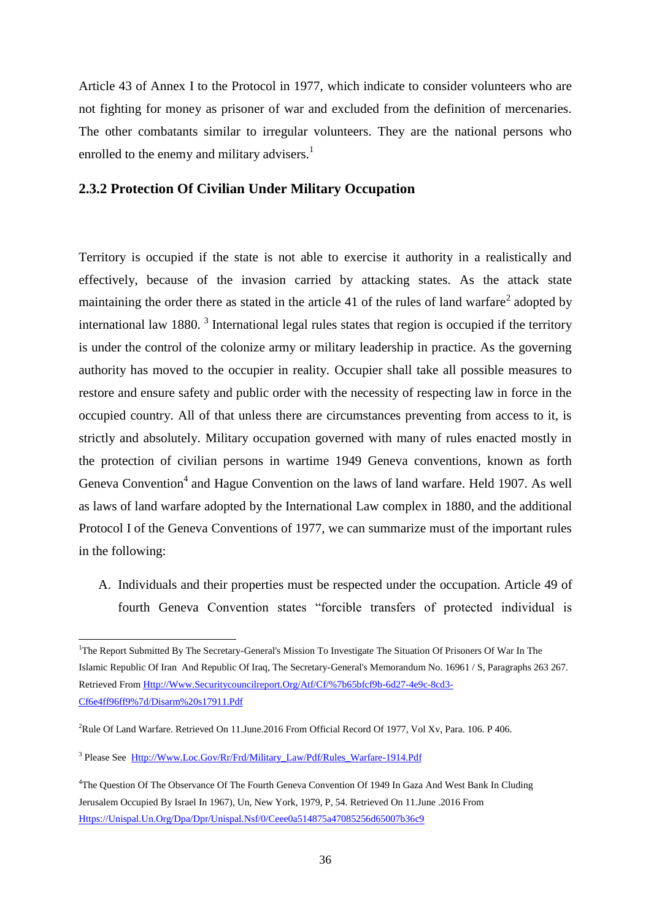Article 43 of Annex I to the Protocol in 1977, which indicate to consider volunteers who are not fighting for money as prisoner of war and excluded from the definition of mercenaries. The other combatants similar to irregular volunteers. They are the national persons who enrolled to the enemy and military advisers.[1]

### 2.3.2 Protection Of Civilian Under Military Occupation

Territory is occupied if the state is not able to exercise it authority in a realistically and effectively, because of the invasion carried by attacking states. As the attack state maintaining the order there as stated in the article 41 of the rules of land warfare[2] adopted by international law 1880. [3] International legal rules states that region is occupied if the territory is under the control of the colonize army or military leadership in practice. As the governing authority has moved to the occupier in reality. Occupier shall take all possible measures to restore and ensure safety and public order with the necessity of respecting law in force in the occupied country. All of that unless there are circumstances preventing from access to it, is strictly and absolutely. Military occupation governed with many of rules enacted mostly in the protection of civilian persons in wartime 1949 Geneva conventions, known as forth Geneva Convention[4] and Hague Convention on the laws of land warfare. Held 1907. As well as laws of land warfare adopted by the International Law complex in 1880, and the additional Protocol I of the Geneva Conventions of 1977, we can summarize must of the important rules in the following:

A. Individuals and their properties must be respected under the occupation. Article 49 of fourth Geneva Convention states "forcible transfers of protected individual is

---

[1]The Report Submitted By The Secretary-General's Mission To Investigate The Situation Of Prisoners Of War In The Islamic Republic Of Iran And Republic Of Iraq, The Secretary-General's Memorandum No. 16961 / S, Paragraphs 263 267. Retrieved From Http://Www.Securitycouncilreport.Org/Atf/Cf/%7b65bfcf9b-6d27-4e9c-8cd3-Cf6e4ff96ff9%7d/Disarm%20s17911.Pdf

[2]Rule Of Land Warfare. Retrieved On 11.June.2016 From Official Record Of 1977, Vol Xv, Para. 106. P 406.

[3] Please See Http://Www.Loc.Gov/Rr/Frd/Military_Law/Pdf/Rules_Warfare-1914.Pdf

[4]The Question Of The Observance Of The Fourth Geneva Convention Of 1949 In Gaza And West Bank In Cluding Jerusalem Occupied By Israel In 1967), Un, New York, 1979, P, 54. Retrieved On 11.June .2016 From Https://Unispal.Un.Org/Dpa/Dpr/Unispal.Nsf/0/Ceee0a514875a47085256d65007b36c9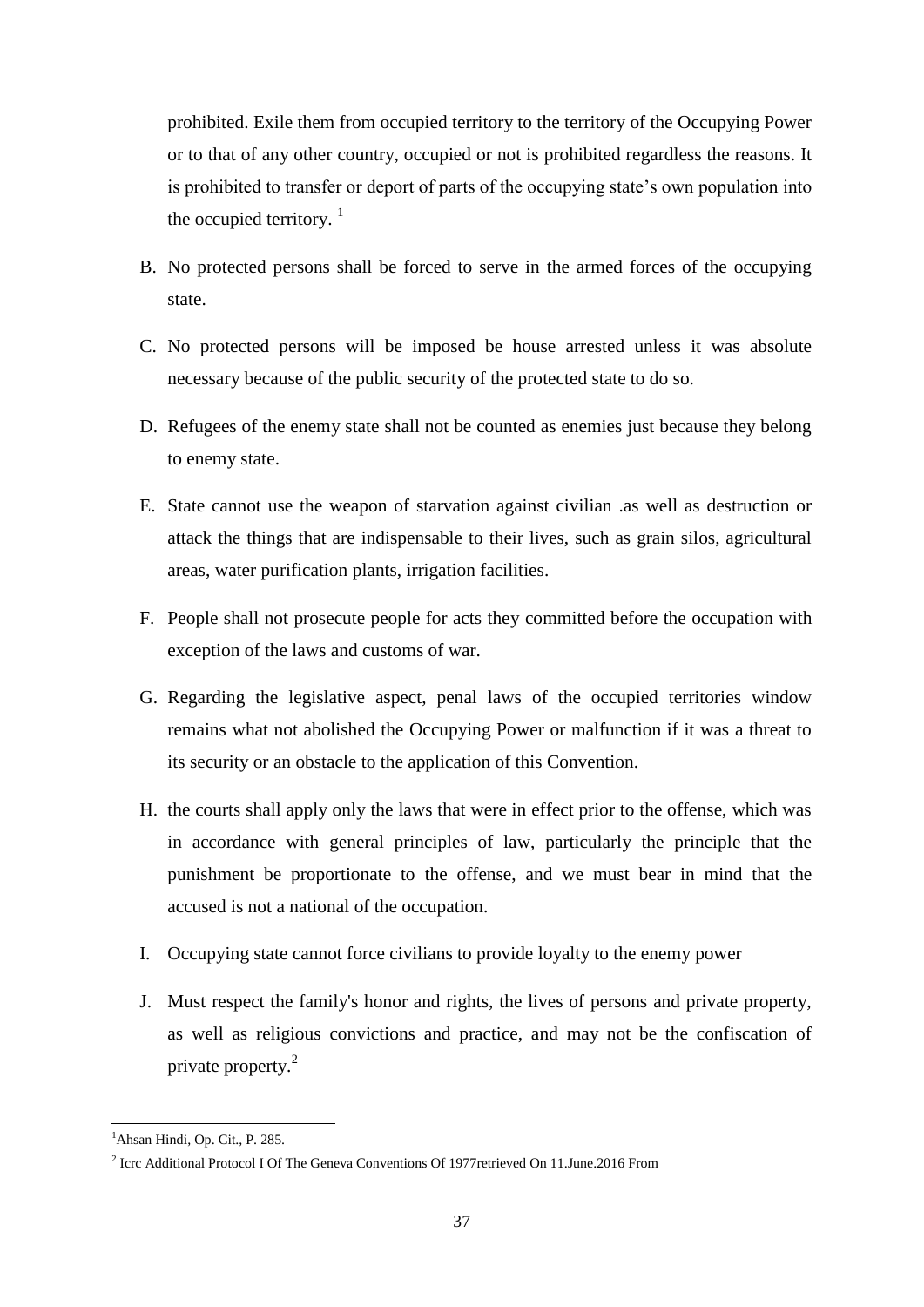prohibited. Exile them from occupied territory to the territory of the Occupying Power or to that of any other country, occupied or not is prohibited regardless the reasons. It is prohibited to transfer or deport of parts of the occupying state's own population into the occupied territory. [1]

B. No protected persons shall be forced to serve in the armed forces of the occupying state.

C. No protected persons will be imposed be house arrested unless it was absolute necessary because of the public security of the protected state to do so.

D. Refugees of the enemy state shall not be counted as enemies just because they belong to enemy state.

E. State cannot use the weapon of starvation against civilian .as well as destruction or attack the things that are indispensable to their lives, such as grain silos, agricultural areas, water purification plants, irrigation facilities.

F. People shall not prosecute people for acts they committed before the occupation with exception of the laws and customs of war.

G. Regarding the legislative aspect, penal laws of the occupied territories window remains what not abolished the Occupying Power or malfunction if it was a threat to its security or an obstacle to the application of this Convention.

H. the courts shall apply only the laws that were in effect prior to the offense, which was in accordance with general principles of law, particularly the principle that the punishment be proportionate to the offense, and we must bear in mind that the accused is not a national of the occupation.

I. Occupying state cannot force civilians to provide loyalty to the enemy power

J. Must respect the family's honor and rights, the lives of persons and private property, as well as religious convictions and practice, and may not be the confiscation of private property.[2]

---

[1] Ahsan Hindi, Op. Cit., P. 285.

[2] Icrc Additional Protocol I Of The Geneva Conventions Of 1977retrieved On 11.June.2016 From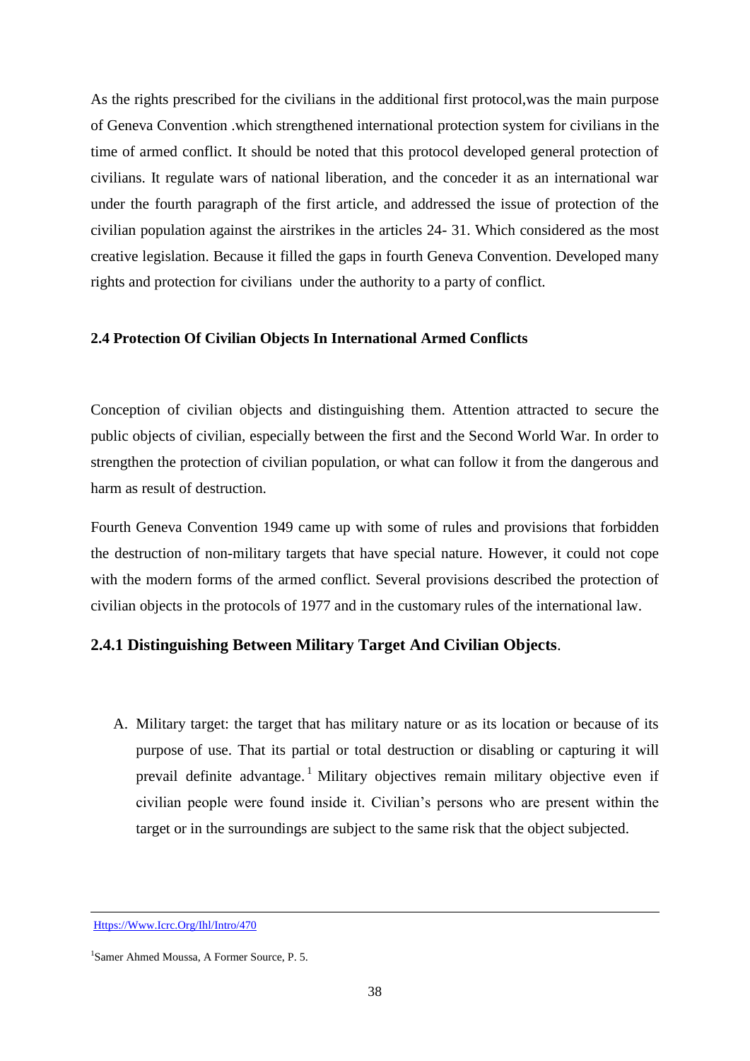As the rights prescribed for the civilians in the additional first protocol,was the main purpose of Geneva Convention .which strengthened international protection system for civilians in the time of armed conflict. It should be noted that this protocol developed general protection of civilians. It regulate wars of national liberation, and the conceder it as an international war under the fourth paragraph of the first article, and addressed the issue of protection of the civilian population against the airstrikes in the articles 24- 31. Which considered as the most creative legislation. Because it filled the gaps in fourth Geneva Convention. Developed many rights and protection for civilians under the authority to a party of conflict.

### 2.4 Protection Of Civilian Objects In International Armed Conflicts

Conception of civilian objects and distinguishing them. Attention attracted to secure the public objects of civilian, especially between the first and the Second World War. In order to strengthen the protection of civilian population, or what can follow it from the dangerous and harm as result of destruction.

Fourth Geneva Convention 1949 came up with some of rules and provisions that forbidden the destruction of non-military targets that have special nature. However, it could not cope with the modern forms of the armed conflict. Several provisions described the protection of civilian objects in the protocols of 1977 and in the customary rules of the international law.

### 2.4.1 Distinguishing Between Military Target And Civilian Objects.

A. Military target: the target that has military nature or as its location or because of its purpose of use. That its partial or total destruction or disabling or capturing it will prevail definite advantage.[1] Military objectives remain military objective even if civilian people were found inside it. Civilian's persons who are present within the target or in the surroundings are subject to the same risk that the object subjected.

---

Https://Www.Icrc.Org/Ihl/Intro/470

[1]Samer Ahmed Moussa, A Former Source, P. 5.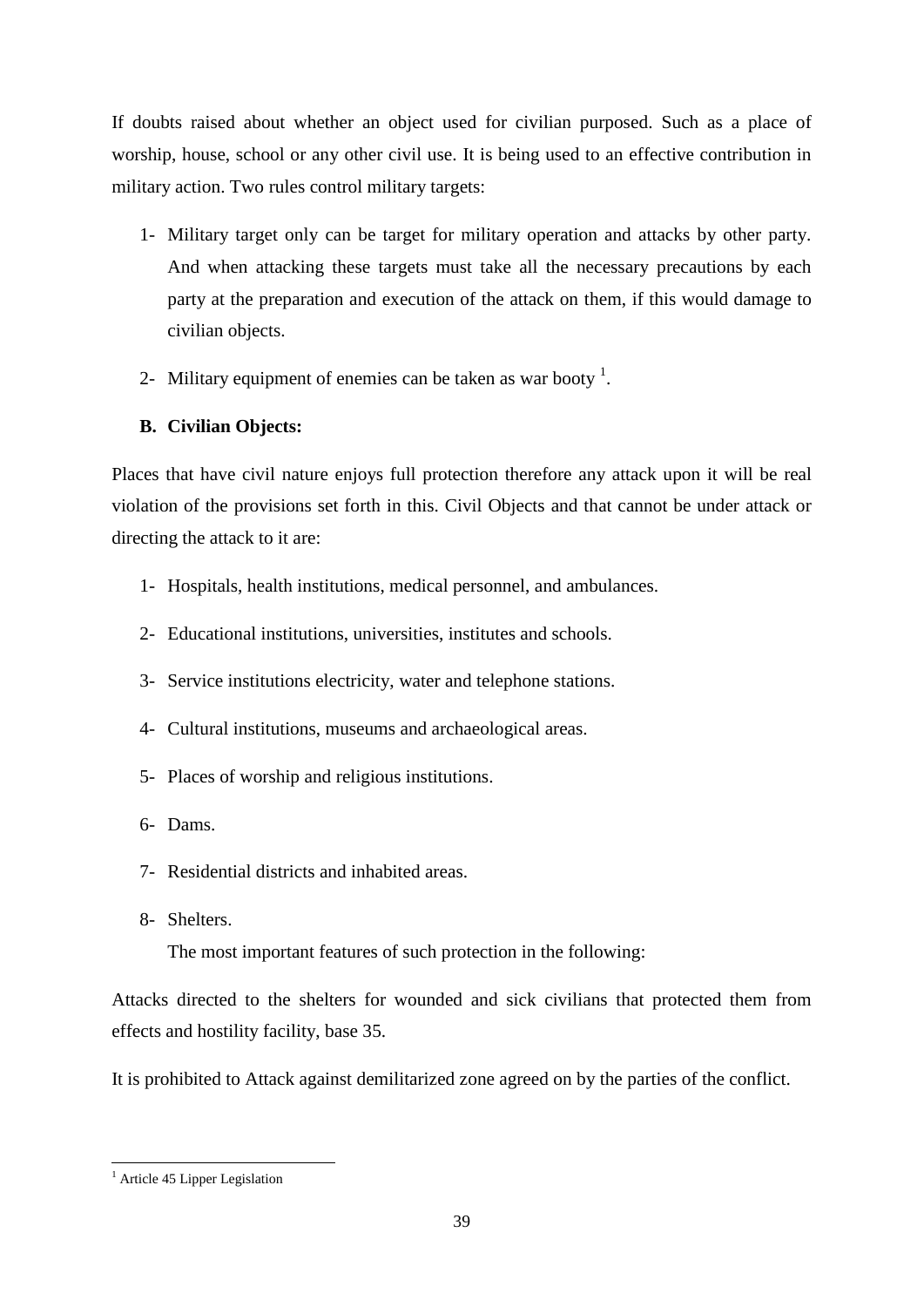If doubts raised about whether an object used for civilian purposed. Such as a place of worship, house, school or any other civil use. It is being used to an effective contribution in military action. Two rules control military targets:

1- Military target only can be target for military operation and attacks by other party. And when attacking these targets must take all the necessary precautions by each party at the preparation and execution of the attack on them, if this would damage to civilian objects.

2- Military equipment of enemies can be taken as war booty [1].

**B. Civilian Objects:**

Places that have civil nature enjoys full protection therefore any attack upon it will be real violation of the provisions set forth in this. Civil Objects and that cannot be under attack or directing the attack to it are:

1- Hospitals, health institutions, medical personnel, and ambulances.

2- Educational institutions, universities, institutes and schools.

3- Service institutions electricity, water and telephone stations.

4- Cultural institutions, museums and archaeological areas.

5- Places of worship and religious institutions.

6- Dams.

7- Residential districts and inhabited areas.

8- Shelters.

   The most important features of such protection in the following:

Attacks directed to the shelters for wounded and sick civilians that protected them from effects and hostility facility, base 35.

It is prohibited to Attack against demilitarized zone agreed on by the parties of the conflict.

---

[1] Article 45 Lipper Legislation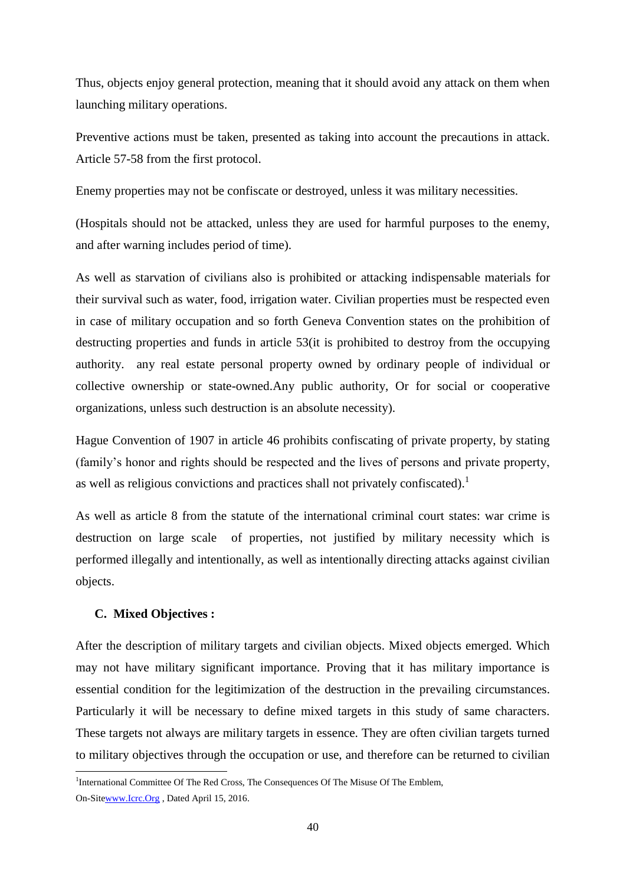Thus, objects enjoy general protection, meaning that it should avoid any attack on them when launching military operations.

Preventive actions must be taken, presented as taking into account the precautions in attack. Article 57-58 from the first protocol.

Enemy properties may not be confiscate or destroyed, unless it was military necessities.

(Hospitals should not be attacked, unless they are used for harmful purposes to the enemy, and after warning includes period of time).

As well as starvation of civilians also is prohibited or attacking indispensable materials for their survival such as water, food, irrigation water. Civilian properties must be respected even in case of military occupation and so forth Geneva Convention states on the prohibition of destructing properties and funds in article 53(it is prohibited to destroy from the occupying authority. any real estate personal property owned by ordinary people of individual or collective ownership or state-owned.Any public authority, Or for social or cooperative organizations, unless such destruction is an absolute necessity).

Hague Convention of 1907 in article 46 prohibits confiscating of private property, by stating (family's honor and rights should be respected and the lives of persons and private property, as well as religious convictions and practices shall not privately confiscated).[1]

As well as article 8 from the statute of the international criminal court states: war crime is destruction on large scale of properties, not justified by military necessity which is performed illegally and intentionally, as well as intentionally directing attacks against civilian objects.

### C. Mixed Objectives :

After the description of military targets and civilian objects. Mixed objects emerged. Which may not have military significant importance. Proving that it has military importance is essential condition for the legitimization of the destruction in the prevailing circumstances. Particularly it will be necessary to define mixed targets in this study of same characters. These targets not always are military targets in essence. They are often civilian targets turned to military objectives through the occupation or use, and therefore can be returned to civilian

---

[1] International Committee Of The Red Cross, The Consequences Of The Misuse Of The Emblem, On-Sitewww.Icrc.Org , Dated April 15, 2016.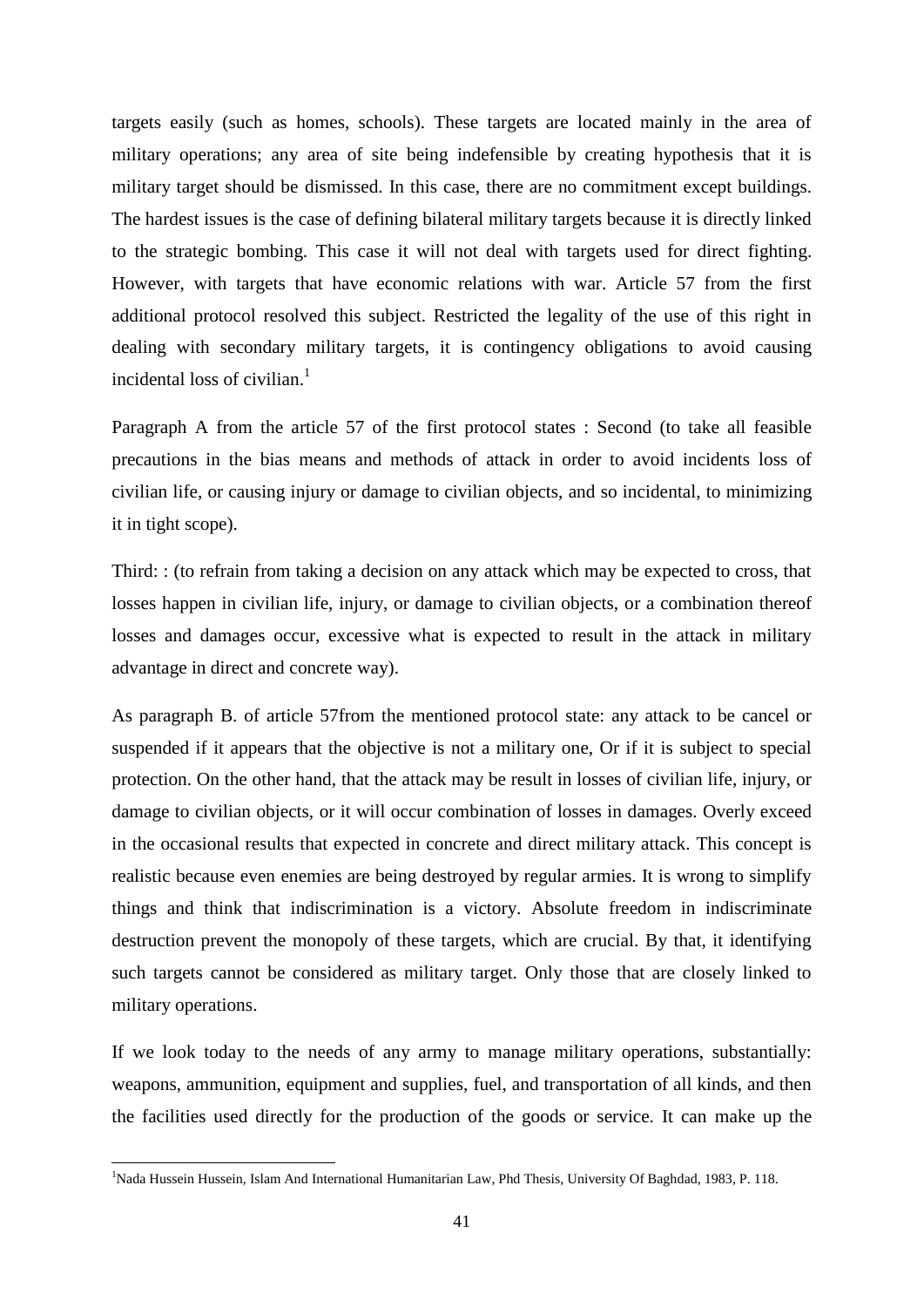targets easily (such as homes, schools). These targets are located mainly in the area of military operations; any area of site being indefensible by creating hypothesis that it is military target should be dismissed. In this case, there are no commitment except buildings. The hardest issues is the case of defining bilateral military targets because it is directly linked to the strategic bombing. This case it will not deal with targets used for direct fighting. However, with targets that have economic relations with war. Article 57 from the first additional protocol resolved this subject. Restricted the legality of the use of this right in dealing with secondary military targets, it is contingency obligations to avoid causing incidental loss of civilian.[1]

Paragraph A from the article 57 of the first protocol states : Second (to take all feasible precautions in the bias means and methods of attack in order to avoid incidents loss of civilian life, or causing injury or damage to civilian objects, and so incidental, to minimizing it in tight scope).

Third: : (to refrain from taking a decision on any attack which may be expected to cross, that losses happen in civilian life, injury, or damage to civilian objects, or a combination thereof losses and damages occur, excessive what is expected to result in the attack in military advantage in direct and concrete way).

As paragraph B. of article 57from the mentioned protocol state: any attack to be cancel or suspended if it appears that the objective is not a military one, Or if it is subject to special protection. On the other hand, that the attack may be result in losses of civilian life, injury, or damage to civilian objects, or it will occur combination of losses in damages. Overly exceed in the occasional results that expected in concrete and direct military attack. This concept is realistic because even enemies are being destroyed by regular armies. It is wrong to simplify things and think that indiscrimination is a victory. Absolute freedom in indiscriminate destruction prevent the monopoly of these targets, which are crucial. By that, it identifying such targets cannot be considered as military target. Only those that are closely linked to military operations.

If we look today to the needs of any army to manage military operations, substantially: weapons, ammunition, equipment and supplies, fuel, and transportation of all kinds, and then the facilities used directly for the production of the goods or service. It can make up the

[1]Nada Hussein Hussein, Islam And International Humanitarian Law, Phd Thesis, University Of Baghdad, 1983, P. 118.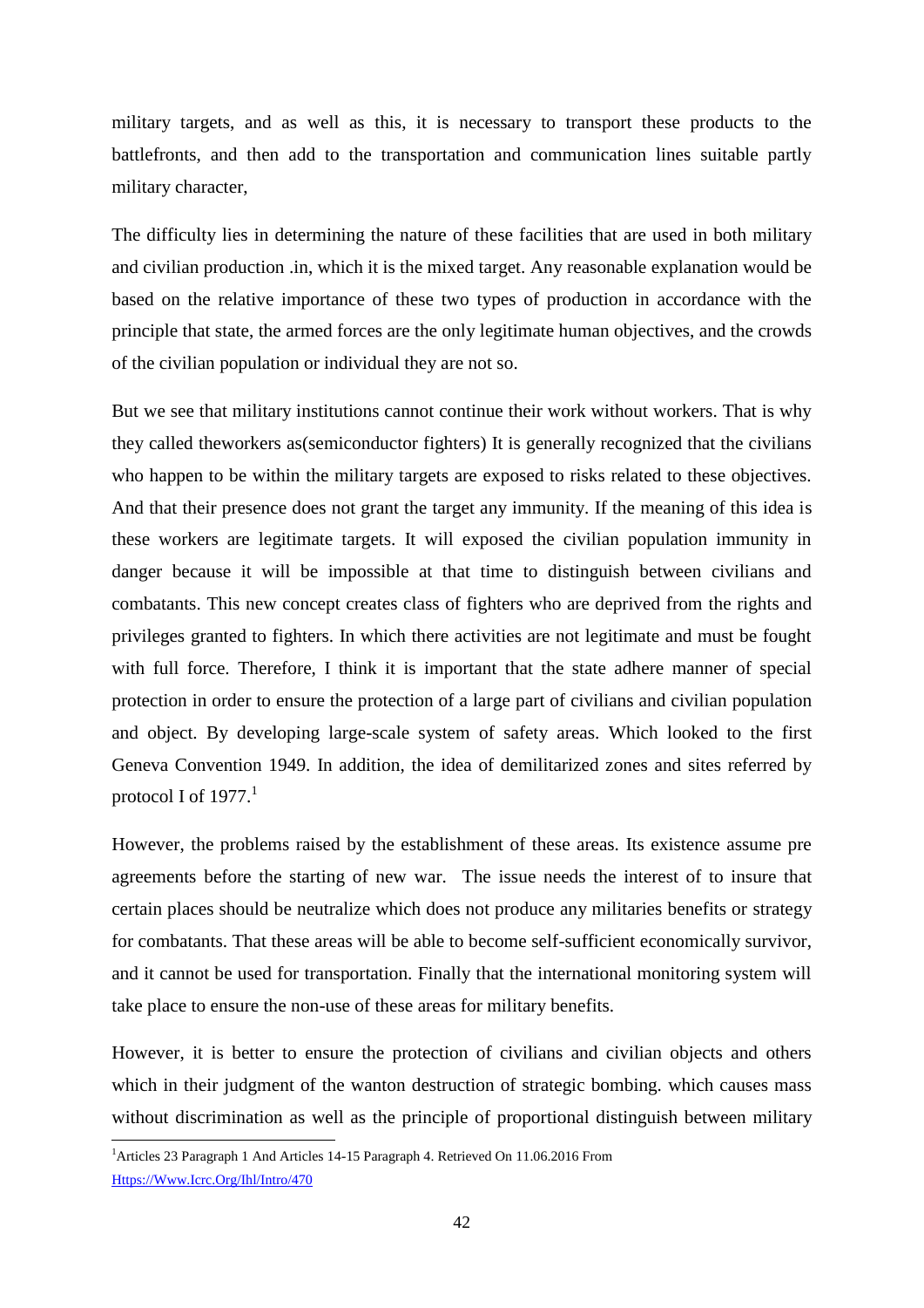military targets, and as well as this, it is necessary to transport these products to the battlefronts, and then add to the transportation and communication lines suitable partly military character,

The difficulty lies in determining the nature of these facilities that are used in both military and civilian production .in, which it is the mixed target. Any reasonable explanation would be based on the relative importance of these two types of production in accordance with the principle that state, the armed forces are the only legitimate human objectives, and the crowds of the civilian population or individual they are not so.

But we see that military institutions cannot continue their work without workers. That is why they called theworkers as(semiconductor fighters) It is generally recognized that the civilians who happen to be within the military targets are exposed to risks related to these objectives. And that their presence does not grant the target any immunity. If the meaning of this idea is these workers are legitimate targets. It will exposed the civilian population immunity in danger because it will be impossible at that time to distinguish between civilians and combatants. This new concept creates class of fighters who are deprived from the rights and privileges granted to fighters. In which there activities are not legitimate and must be fought with full force. Therefore, I think it is important that the state adhere manner of special protection in order to ensure the protection of a large part of civilians and civilian population and object. By developing large-scale system of safety areas. Which looked to the first Geneva Convention 1949. In addition, the idea of demilitarized zones and sites referred by protocol I of 1977.[1]

However, the problems raised by the establishment of these areas. Its existence assume pre agreements before the starting of new war. The issue needs the interest of to insure that certain places should be neutralize which does not produce any militaries benefits or strategy for combatants. That these areas will be able to become self-sufficient economically survivor, and it cannot be used for transportation. Finally that the international monitoring system will take place to ensure the non-use of these areas for military benefits.

However, it is better to ensure the protection of civilians and civilian objects and others which in their judgment of the wanton destruction of strategic bombing. which causes mass without discrimination as well as the principle of proportional distinguish between military

---

[1]Articles 23 Paragraph 1 And Articles 14-15 Paragraph 4. Retrieved On 11.06.2016 From [Https://Www.Icrc.Org/Ihl/Intro/470](Https://Www.Icrc.Org/Ihl/Intro/470)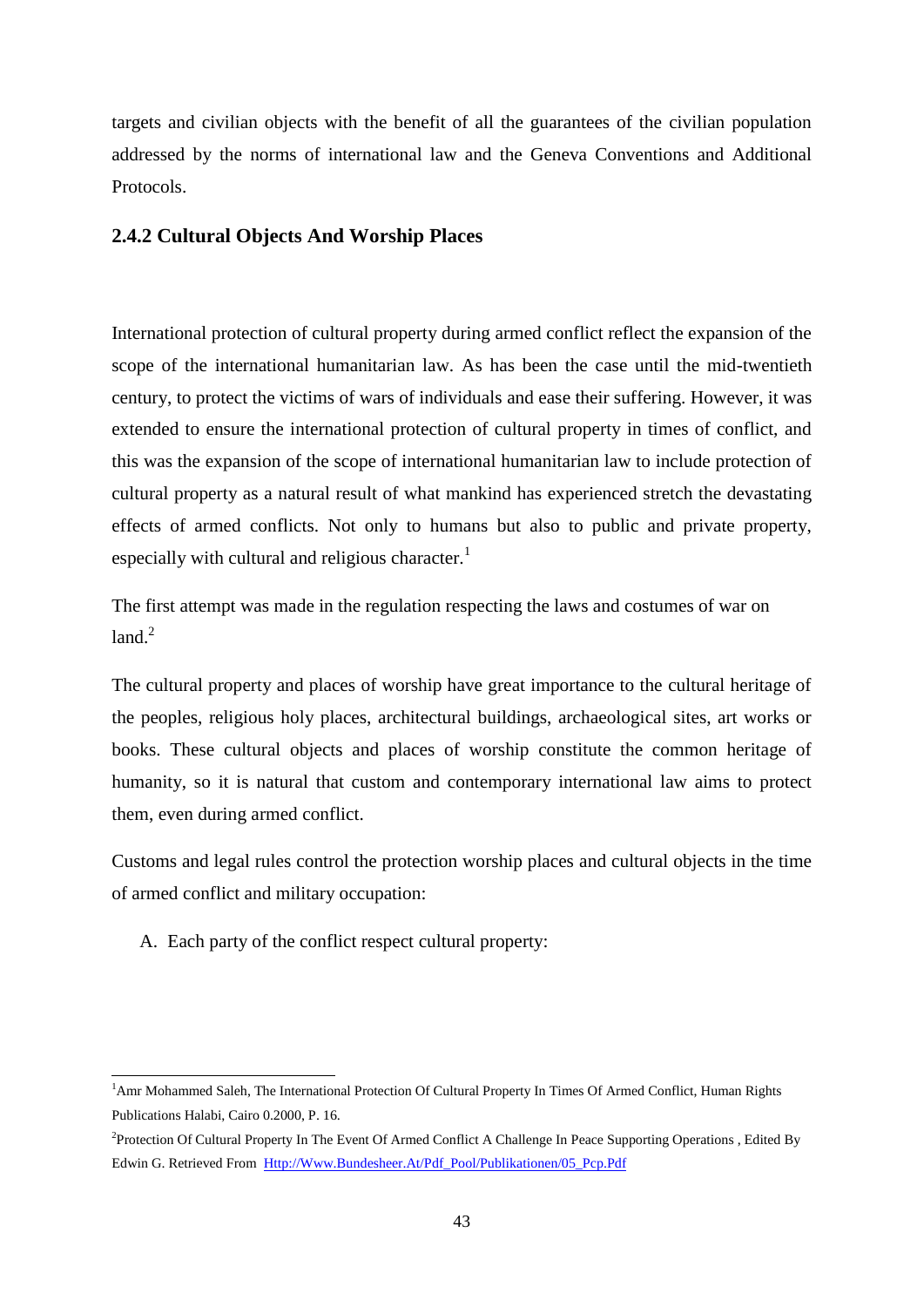targets and civilian objects with the benefit of all the guarantees of the civilian population addressed by the norms of international law and the Geneva Conventions and Additional Protocols.

### 2.4.2 Cultural Objects And Worship Places

International protection of cultural property during armed conflict reflect the expansion of the scope of the international humanitarian law. As has been the case until the mid-twentieth century, to protect the victims of wars of individuals and ease their suffering. However, it was extended to ensure the international protection of cultural property in times of conflict, and this was the expansion of the scope of international humanitarian law to include protection of cultural property as a natural result of what mankind has experienced stretch the devastating effects of armed conflicts. Not only to humans but also to public and private property, especially with cultural and religious character.[1]

The first attempt was made in the regulation respecting the laws and costumes of war on land.[2]

The cultural property and places of worship have great importance to the cultural heritage of the peoples, religious holy places, architectural buildings, archaeological sites, art works or books. These cultural objects and places of worship constitute the common heritage of humanity, so it is natural that custom and contemporary international law aims to protect them, even during armed conflict.

Customs and legal rules control the protection worship places and cultural objects in the time of armed conflict and military occupation:

A. Each party of the conflict respect cultural property:

---

[1] Amr Mohammed Saleh, The International Protection Of Cultural Property In Times Of Armed Conflict, Human Rights Publications Halabi, Cairo 0.2000, P. 16.

[2] Protection Of Cultural Property In The Event Of Armed Conflict A Challenge In Peace Supporting Operations , Edited By Edwin G. Retrieved From Http://Www.Bundesheer.At/Pdf_Pool/Publikationen/05_Pcp.Pdf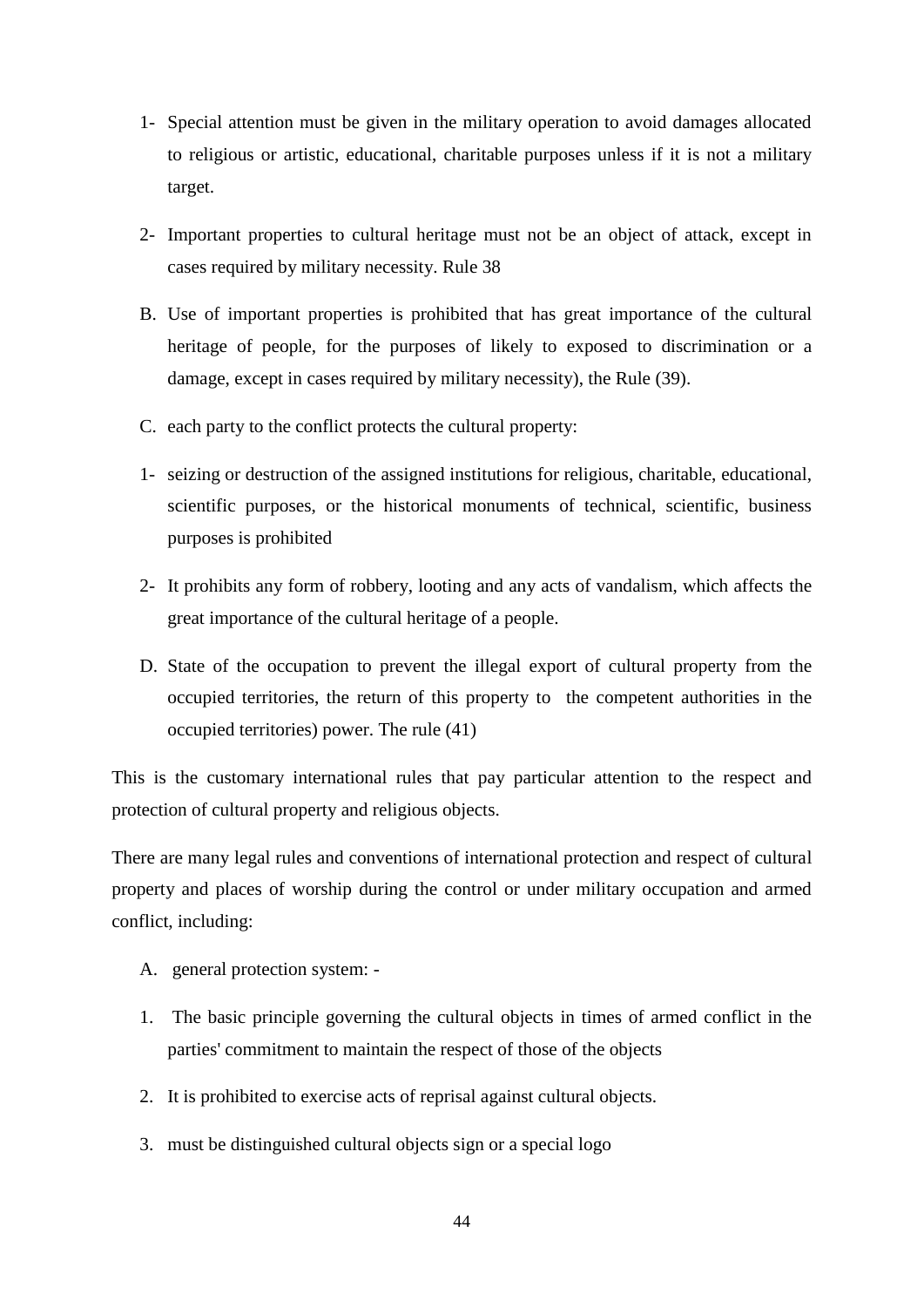1- Special attention must be given in the military operation to avoid damages allocated to religious or artistic, educational, charitable purposes unless if it is not a military target.

2- Important properties to cultural heritage must not be an object of attack, except in cases required by military necessity. Rule 38

B. Use of important properties is prohibited that has great importance of the cultural heritage of people, for the purposes of likely to exposed to discrimination or a damage, except in cases required by military necessity), the Rule (39).

C. each party to the conflict protects the cultural property:

1- seizing or destruction of the assigned institutions for religious, charitable, educational, scientific purposes, or the historical monuments of technical, scientific, business purposes is prohibited

2- It prohibits any form of robbery, looting and any acts of vandalism, which affects the great importance of the cultural heritage of a people.

D. State of the occupation to prevent the illegal export of cultural property from the occupied territories, the return of this property to the competent authorities in the occupied territories) power. The rule (41)

This is the customary international rules that pay particular attention to the respect and protection of cultural property and religious objects.

There are many legal rules and conventions of international protection and respect of cultural property and places of worship during the control or under military occupation and armed conflict, including:

A. general protection system: -

1. The basic principle governing the cultural objects in times of armed conflict in the parties' commitment to maintain the respect of those of the objects

2. It is prohibited to exercise acts of reprisal against cultural objects.

3. must be distinguished cultural objects sign or a special logo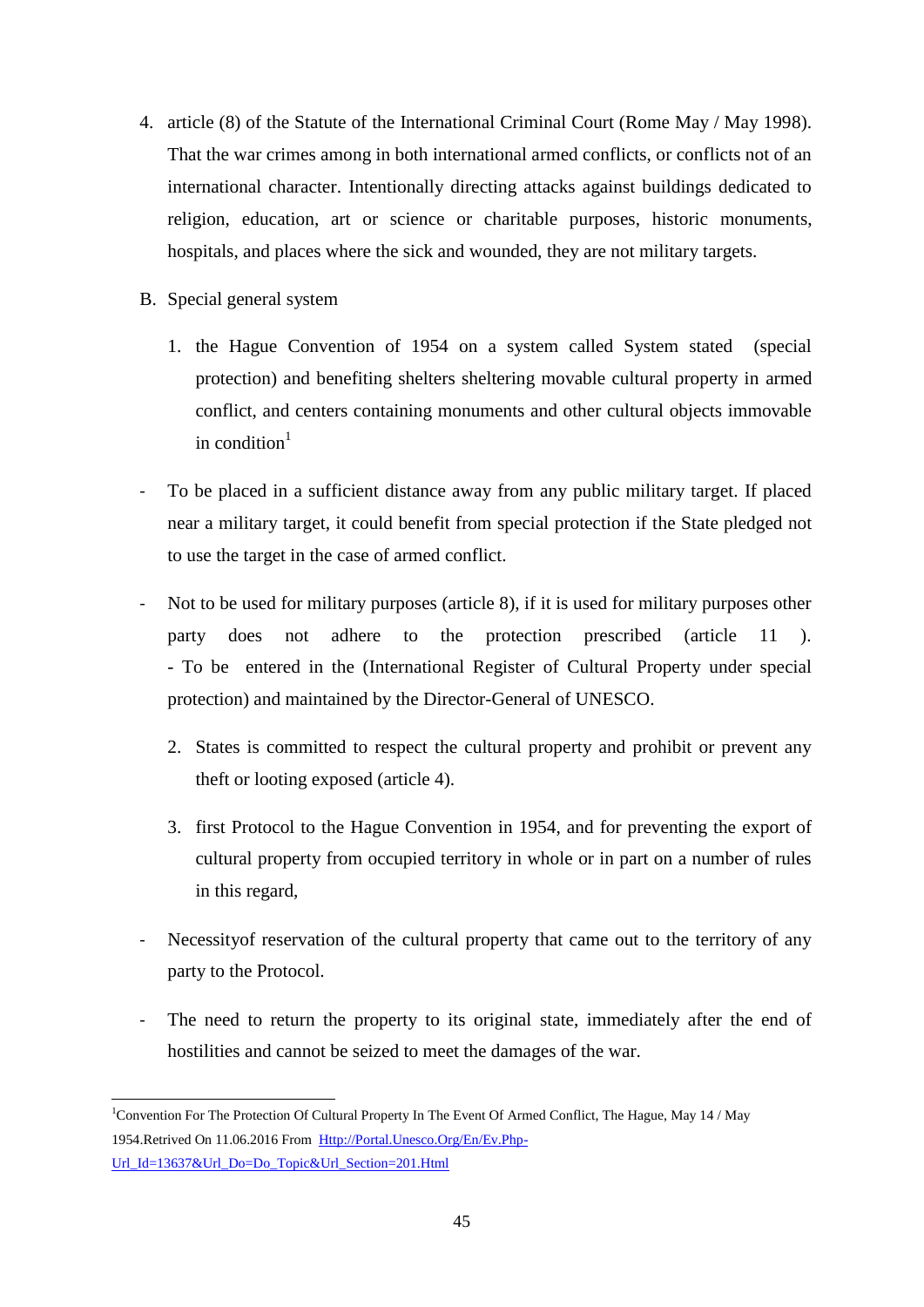4. article (8) of the Statute of the International Criminal Court (Rome May / May 1998). That the war crimes among in both international armed conflicts, or conflicts not of an international character. Intentionally directing attacks against buildings dedicated to religion, education, art or science or charitable purposes, historic monuments, hospitals, and places where the sick and wounded, they are not military targets.

B. Special general system

1. the Hague Convention of 1954 on a system called System stated (special protection) and benefiting shelters sheltering movable cultural property in armed conflict, and centers containing monuments and other cultural objects immovable in condition[1]

- To be placed in a sufficient distance away from any public military target. If placed near a military target, it could benefit from special protection if the State pledged not to use the target in the case of armed conflict.

- Not to be used for military purposes (article 8), if it is used for military purposes other party does not adhere to the protection prescribed (article 11 ). - To be entered in the (International Register of Cultural Property under special protection) and maintained by the Director-General of UNESCO.

2. States is committed to respect the cultural property and prohibit or prevent any theft or looting exposed (article 4).

3. first Protocol to the Hague Convention in 1954, and for preventing the export of cultural property from occupied territory in whole or in part on a number of rules in this regard,

- Necessityof reservation of the cultural property that came out to the territory of any party to the Protocol.

- The need to return the property to its original state, immediately after the end of hostilities and cannot be seized to meet the damages of the war.

---

[1]Convention For The Protection Of Cultural Property In The Event Of Armed Conflict, The Hague, May 14 / May 1954.Retrived On 11.06.2016 From Http://Portal.Unesco.Org/En/Ev.Php-Url_Id=13637&Url_Do=Do_Topic&Url_Section=201.Html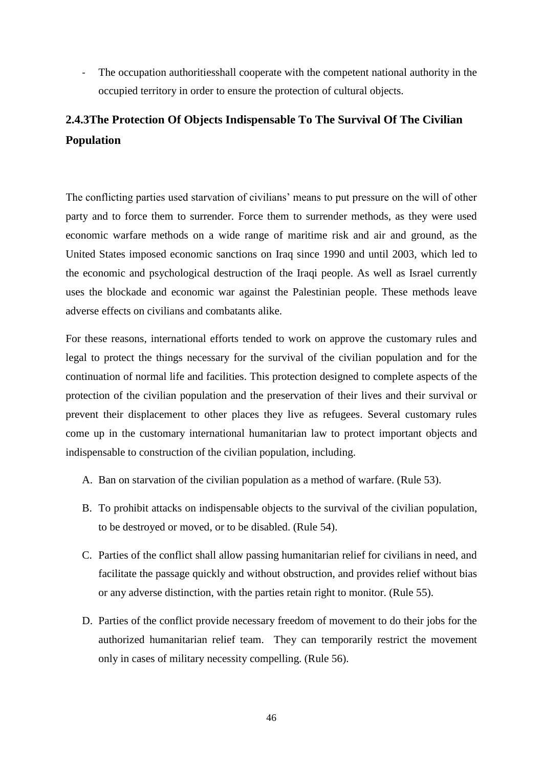- The occupation authoritiesshall cooperate with the competent national authority in the occupied territory in order to ensure the protection of cultural objects.

### 2.4.3The Protection Of Objects Indispensable To The Survival Of The Civilian Population

The conflicting parties used starvation of civilians' means to put pressure on the will of other party and to force them to surrender. Force them to surrender methods, as they were used economic warfare methods on a wide range of maritime risk and air and ground, as the United States imposed economic sanctions on Iraq since 1990 and until 2003, which led to the economic and psychological destruction of the Iraqi people. As well as Israel currently uses the blockade and economic war against the Palestinian people. These methods leave adverse effects on civilians and combatants alike.

For these reasons, international efforts tended to work on approve the customary rules and legal to protect the things necessary for the survival of the civilian population and for the continuation of normal life and facilities. This protection designed to complete aspects of the protection of the civilian population and the preservation of their lives and their survival or prevent their displacement to other places they live as refugees. Several customary rules come up in the customary international humanitarian law to protect important objects and indispensable to construction of the civilian population, including.

A. Ban on starvation of the civilian population as a method of warfare. (Rule 53).

B. To prohibit attacks on indispensable objects to the survival of the civilian population, to be destroyed or moved, or to be disabled. (Rule 54).

C. Parties of the conflict shall allow passing humanitarian relief for civilians in need, and facilitate the passage quickly and without obstruction, and provides relief without bias or any adverse distinction, with the parties retain right to monitor. (Rule 55).

D. Parties of the conflict provide necessary freedom of movement to do their jobs for the authorized humanitarian relief team. They can temporarily restrict the movement only in cases of military necessity compelling. (Rule 56).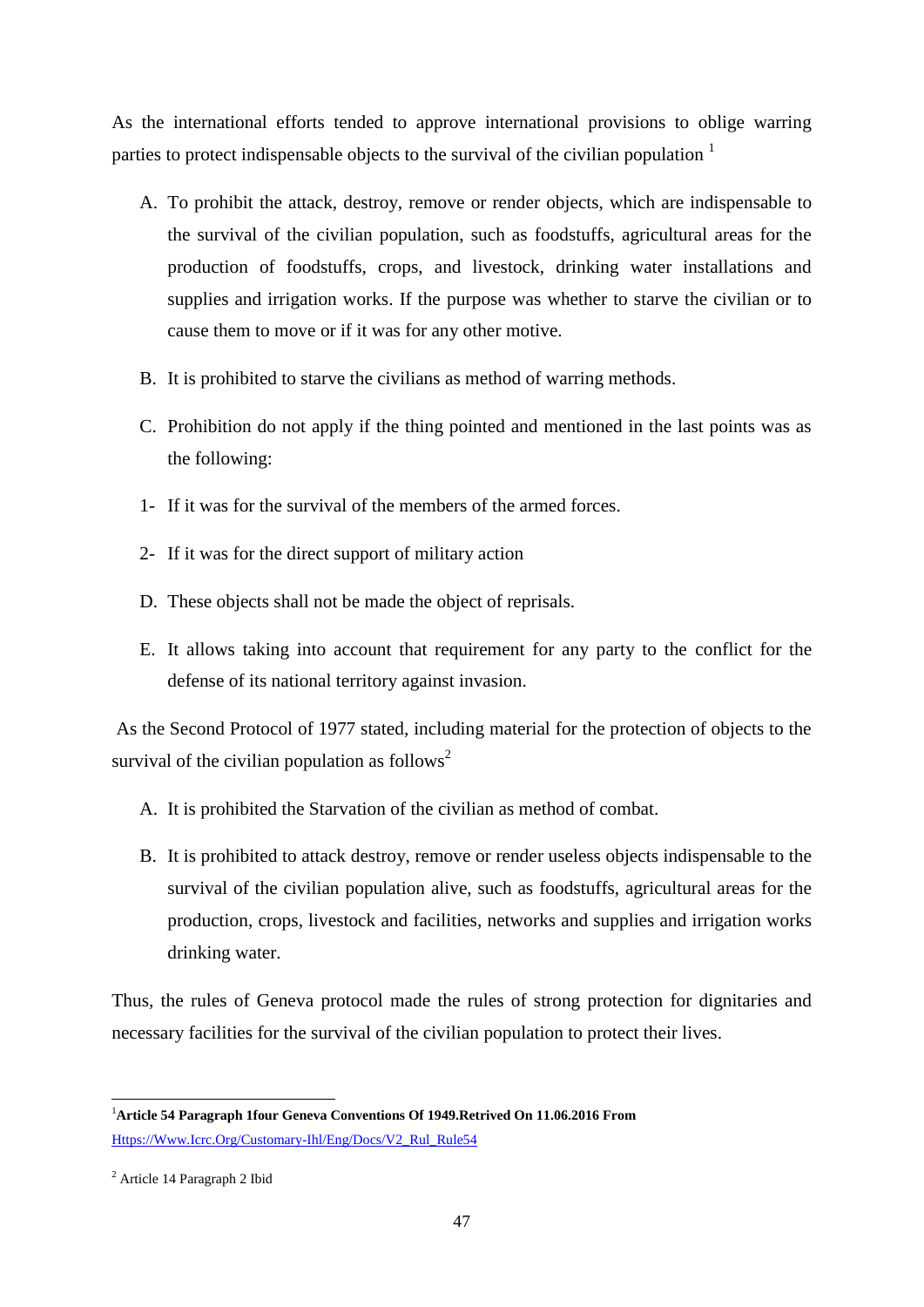As the international efforts tended to approve international provisions to oblige warring parties to protect indispensable objects to the survival of the civilian population [1]

A. To prohibit the attack, destroy, remove or render objects, which are indispensable to the survival of the civilian population, such as foodstuffs, agricultural areas for the production of foodstuffs, crops, and livestock, drinking water installations and supplies and irrigation works. If the purpose was whether to starve the civilian or to cause them to move or if it was for any other motive.

B. It is prohibited to starve the civilians as method of warring methods.

C. Prohibition do not apply if the thing pointed and mentioned in the last points was as the following:

1- If it was for the survival of the members of the armed forces.

2- If it was for the direct support of military action

D. These objects shall not be made the object of reprisals.

E. It allows taking into account that requirement for any party to the conflict for the defense of its national territory against invasion.

As the Second Protocol of 1977 stated, including material for the protection of objects to the survival of the civilian population as follows[2]

A. It is prohibited the Starvation of the civilian as method of combat.

B. It is prohibited to attack destroy, remove or render useless objects indispensable to the survival of the civilian population alive, such as foodstuffs, agricultural areas for the production, crops, livestock and facilities, networks and supplies and irrigation works drinking water.

Thus, the rules of Geneva protocol made the rules of strong protection for dignitaries and necessary facilities for the survival of the civilian population to protect their lives.

---

[1] **Article 54 Paragraph 1four Geneva Conventions Of 1949.Retrived On 11.06.2016 From** Https://Www.Icrc.Org/Customary-Ihl/Eng/Docs/V2_Rul_Rule54

[2] Article 14 Paragraph 2 Ibid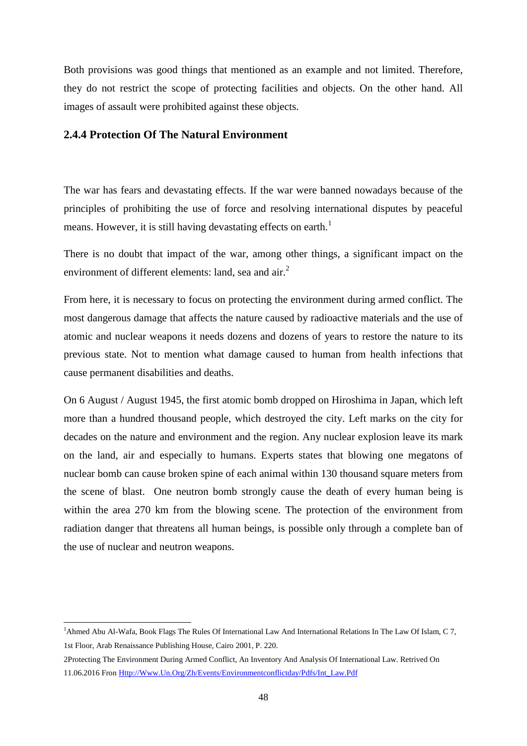Both provisions was good things that mentioned as an example and not limited. Therefore, they do not restrict the scope of protecting facilities and objects. On the other hand. All images of assault were prohibited against these objects.

### 2.4.4 Protection Of The Natural Environment

The war has fears and devastating effects. If the war were banned nowadays because of the principles of prohibiting the use of force and resolving international disputes by peaceful means. However, it is still having devastating effects on earth.[1]

There is no doubt that impact of the war, among other things, a significant impact on the environment of different elements: land, sea and air.[2]

From here, it is necessary to focus on protecting the environment during armed conflict. The most dangerous damage that affects the nature caused by radioactive materials and the use of atomic and nuclear weapons it needs dozens and dozens of years to restore the nature to its previous state. Not to mention what damage caused to human from health infections that cause permanent disabilities and deaths.

On 6 August / August 1945, the first atomic bomb dropped on Hiroshima in Japan, which left more than a hundred thousand people, which destroyed the city. Left marks on the city for decades on the nature and environment and the region. Any nuclear explosion leave its mark on the land, air and especially to humans. Experts states that blowing one megatons of nuclear bomb can cause broken spine of each animal within 130 thousand square meters from the scene of blast. One neutron bomb strongly cause the death of every human being is within the area 270 km from the blowing scene. The protection of the environment from radiation danger that threatens all human beings, is possible only through a complete ban of the use of nuclear and neutron weapons.

---

[1]Ahmed Abu Al-Wafa, Book Flags The Rules Of International Law And International Relations In The Law Of Islam, C 7, 1st Floor, Arab Renaissance Publishing House, Cairo 2001, P. 220.

2Protecting The Environment During Armed Conflict, An Inventory And Analysis Of International Law. Retrived On 11.06.2016 Fron Http://Www.Un.Org/Zh/Events/Environmentconflictday/Pdfs/Int_Law.Pdf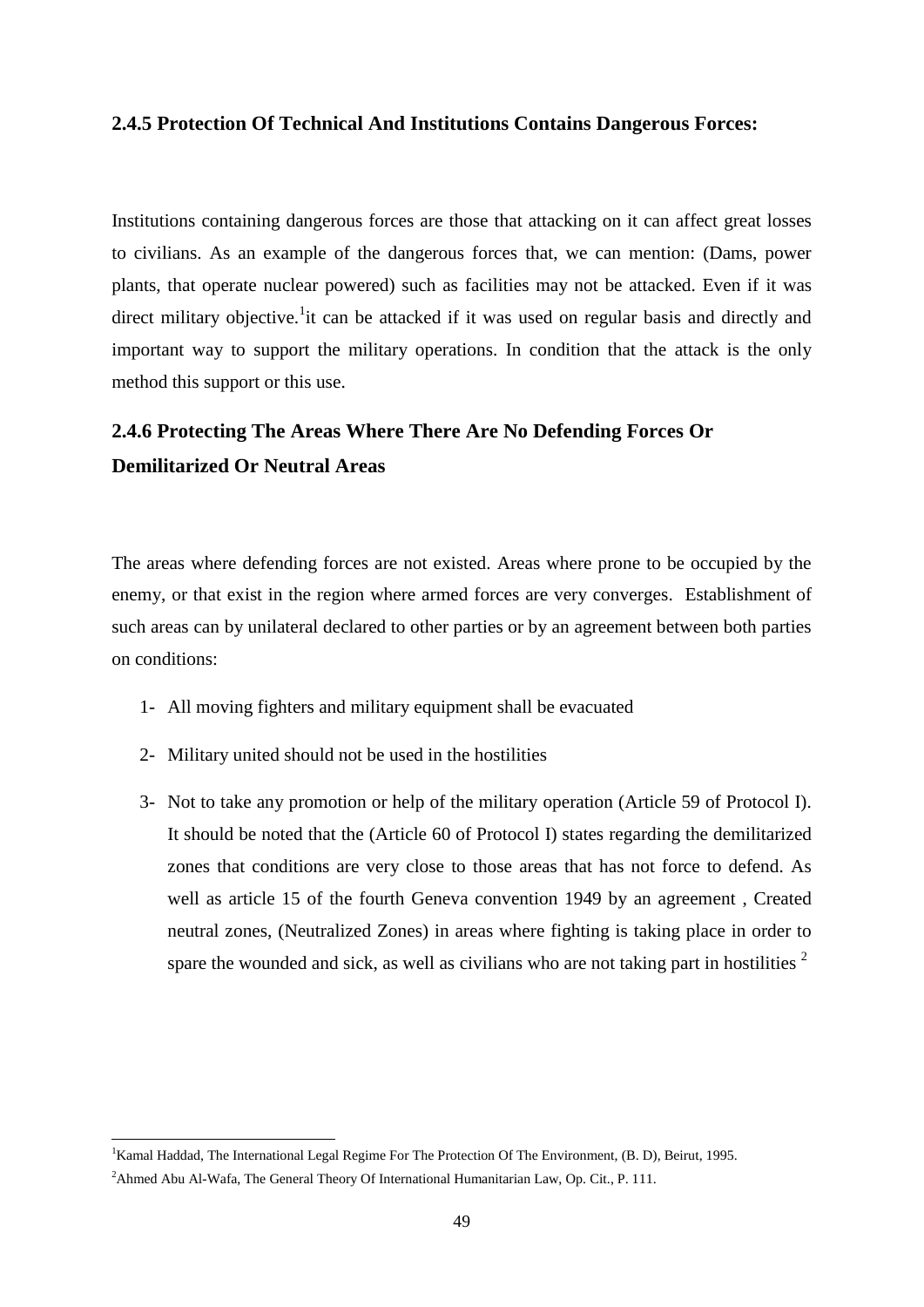### 2.4.5 Protection Of Technical And Institutions Contains Dangerous Forces:

Institutions containing dangerous forces are those that attacking on it can affect great losses to civilians. As an example of the dangerous forces that, we can mention: (Dams, power plants, that operate nuclear powered) such as facilities may not be attacked. Even if it was direct military objective.[1]it can be attacked if it was used on regular basis and directly and important way to support the military operations. In condition that the attack is the only method this support or this use.

### 2.4.6 Protecting The Areas Where There Are No Defending Forces Or Demilitarized Or Neutral Areas

The areas where defending forces are not existed. Areas where prone to be occupied by the enemy, or that exist in the region where armed forces are very converges. Establishment of such areas can by unilateral declared to other parties or by an agreement between both parties on conditions:

1- All moving fighters and military equipment shall be evacuated
2- Military united should not be used in the hostilities
3- Not to take any promotion or help of the military operation (Article 59 of Protocol I). It should be noted that the (Article 60 of Protocol I) states regarding the demilitarized zones that conditions are very close to those areas that has not force to defend. As well as article 15 of the fourth Geneva convention 1949 by an agreement , Created neutral zones, (Neutralized Zones) in areas where fighting is taking place in order to spare the wounded and sick, as well as civilians who are not taking part in hostilities [2]

---

[1]Kamal Haddad, The International Legal Regime For The Protection Of The Environment, (B. D), Beirut, 1995.

[2]Ahmed Abu Al-Wafa, The General Theory Of International Humanitarian Law, Op. Cit., P. 111.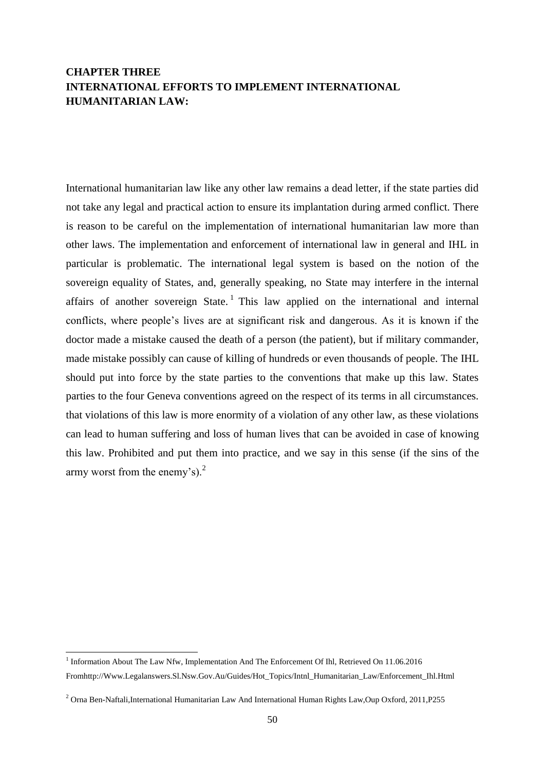## CHAPTER THREE
## INTERNATIONAL EFFORTS TO IMPLEMENT INTERNATIONAL HUMANITARIAN LAW:

International humanitarian law like any other law remains a dead letter, if the state parties did not take any legal and practical action to ensure its implantation during armed conflict. There is reason to be careful on the implementation of international humanitarian law more than other laws. The implementation and enforcement of international law in general and IHL in particular is problematic. The international legal system is based on the notion of the sovereign equality of States, and, generally speaking, no State may interfere in the internal affairs of another sovereign State.[1] This law applied on the international and internal conflicts, where people's lives are at significant risk and dangerous. As it is known if the doctor made a mistake caused the death of a person (the patient), but if military commander, made mistake possibly can cause of killing of hundreds or even thousands of people. The IHL should put into force by the state parties to the conventions that make up this law. States parties to the four Geneva conventions agreed on the respect of its terms in all circumstances. that violations of this law is more enormity of a violation of any other law, as these violations can lead to human suffering and loss of human lives that can be avoided in case of knowing this law. Prohibited and put them into practice, and we say in this sense (if the sins of the army worst from the enemy's).[2]

---

[1] Information About The Law Nfw, Implementation And The Enforcement Of Ihl, Retrieved On 11.06.2016 Fromhttp://Www.Legalanswers.Sl.Nsw.Gov.Au/Guides/Hot_Topics/Intnl_Humanitarian_Law/Enforcement_Ihl.Html

[2] Orna Ben-Naftali,International Humanitarian Law And International Human Rights Law,Oup Oxford, 2011,P255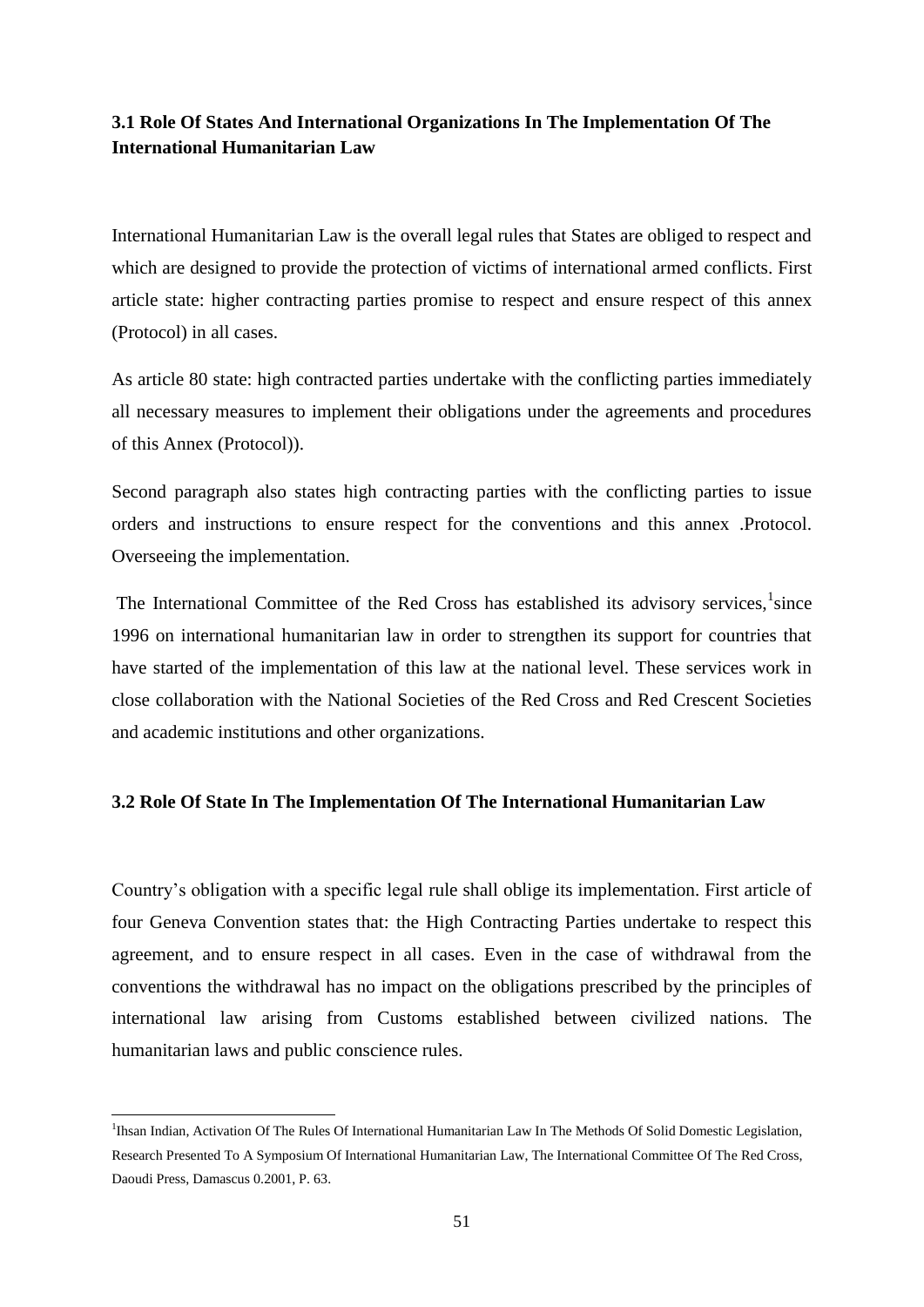## 3.1 Role Of States And International Organizations In The Implementation Of The International Humanitarian Law

International Humanitarian Law is the overall legal rules that States are obliged to respect and which are designed to provide the protection of victims of international armed conflicts. First article state: higher contracting parties promise to respect and ensure respect of this annex (Protocol) in all cases.

As article 80 state: high contracted parties undertake with the conflicting parties immediately all necessary measures to implement their obligations under the agreements and procedures of this Annex (Protocol)).

Second paragraph also states high contracting parties with the conflicting parties to issue orders and instructions to ensure respect for the conventions and this annex .Protocol. Overseeing the implementation.

The International Committee of the Red Cross has established its advisory services,[1]since 1996 on international humanitarian law in order to strengthen its support for countries that have started of the implementation of this law at the national level. These services work in close collaboration with the National Societies of the Red Cross and Red Crescent Societies and academic institutions and other organizations.

## 3.2 Role Of State In The Implementation Of The International Humanitarian Law

Country's obligation with a specific legal rule shall oblige its implementation. First article of four Geneva Convention states that: the High Contracting Parties undertake to respect this agreement, and to ensure respect in all cases. Even in the case of withdrawal from the conventions the withdrawal has no impact on the obligations prescribed by the principles of international law arising from Customs established between civilized nations. The humanitarian laws and public conscience rules.

[1]Ihsan Indian, Activation Of The Rules Of International Humanitarian Law In The Methods Of Solid Domestic Legislation, Research Presented To A Symposium Of International Humanitarian Law, The International Committee Of The Red Cross, Daoudi Press, Damascus 0.2001, P. 63.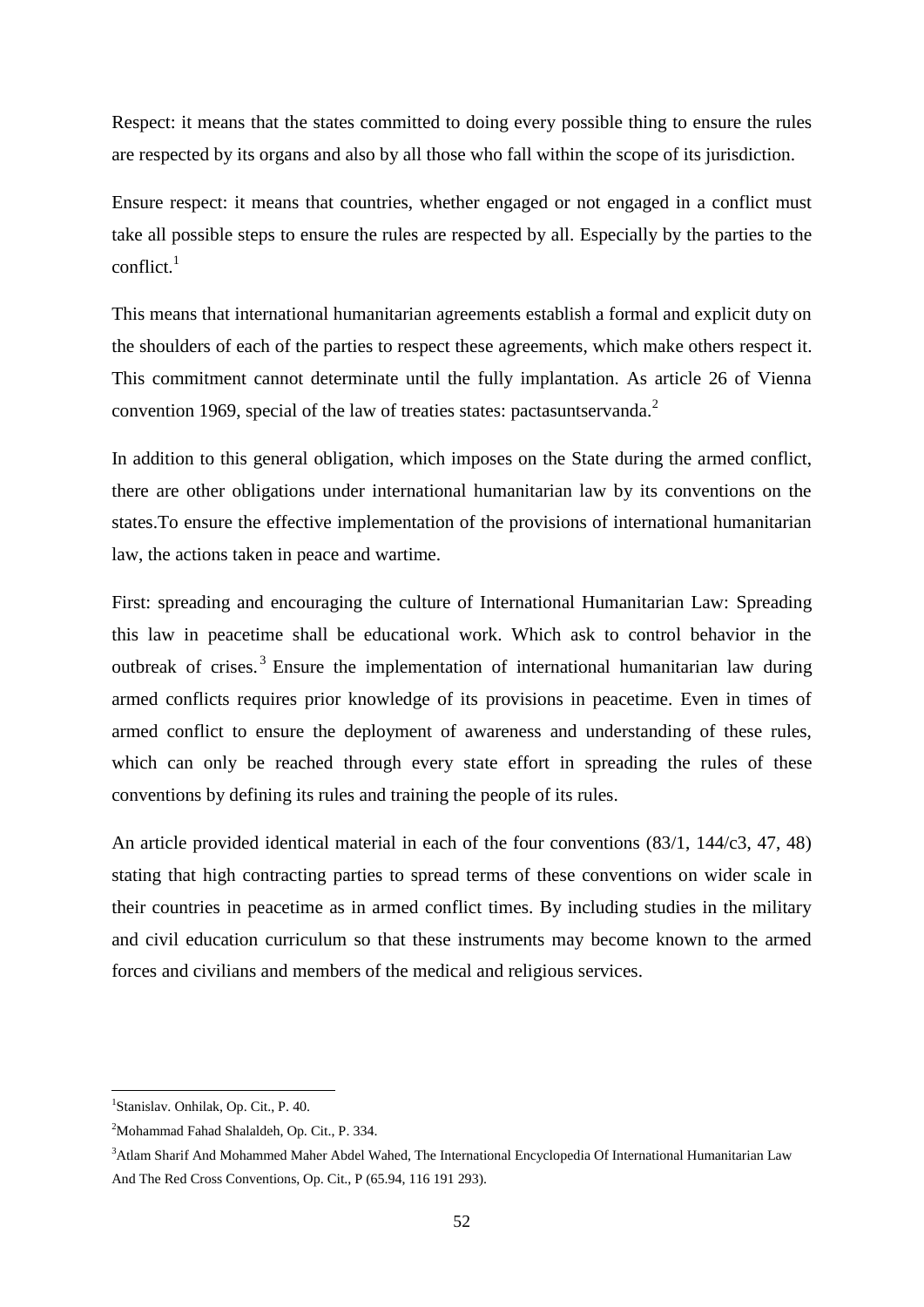Respect: it means that the states committed to doing every possible thing to ensure the rules are respected by its organs and also by all those who fall within the scope of its jurisdiction.

Ensure respect: it means that countries, whether engaged or not engaged in a conflict must take all possible steps to ensure the rules are respected by all. Especially by the parties to the conflict.[1]

This means that international humanitarian agreements establish a formal and explicit duty on the shoulders of each of the parties to respect these agreements, which make others respect it. This commitment cannot determinate until the fully implantation. As article 26 of Vienna convention 1969, special of the law of treaties states: pactasuntservanda.[2]

In addition to this general obligation, which imposes on the State during the armed conflict, there are other obligations under international humanitarian law by its conventions on the states.To ensure the effective implementation of the provisions of international humanitarian law, the actions taken in peace and wartime.

First: spreading and encouraging the culture of International Humanitarian Law: Spreading this law in peacetime shall be educational work. Which ask to control behavior in the outbreak of crises.[3] Ensure the implementation of international humanitarian law during armed conflicts requires prior knowledge of its provisions in peacetime. Even in times of armed conflict to ensure the deployment of awareness and understanding of these rules, which can only be reached through every state effort in spreading the rules of these conventions by defining its rules and training the people of its rules.

An article provided identical material in each of the four conventions (83/1, 144/c3, 47, 48) stating that high contracting parties to spread terms of these conventions on wider scale in their countries in peacetime as in armed conflict times. By including studies in the military and civil education curriculum so that these instruments may become known to the armed forces and civilians and members of the medical and religious services.

---

[1] Stanislav. Onhilak, Op. Cit., P. 40.

[2] Mohammad Fahad Shalaldeh, Op. Cit., P. 334.

[3] Atlam Sharif And Mohammed Maher Abdel Wahed, The International Encyclopedia Of International Humanitarian Law And The Red Cross Conventions, Op. Cit., P (65.94, 116 191 293).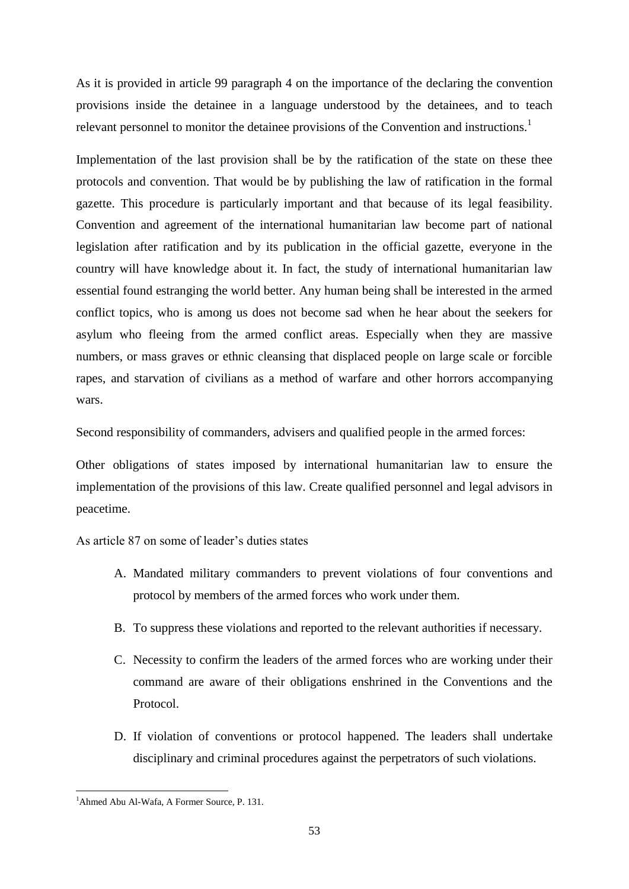As it is provided in article 99 paragraph 4 on the importance of the declaring the convention provisions inside the detainee in a language understood by the detainees, and to teach relevant personnel to monitor the detainee provisions of the Convention and instructions.[1]

Implementation of the last provision shall be by the ratification of the state on these thee protocols and convention. That would be by publishing the law of ratification in the formal gazette. This procedure is particularly important and that because of its legal feasibility. Convention and agreement of the international humanitarian law become part of national legislation after ratification and by its publication in the official gazette, everyone in the country will have knowledge about it. In fact, the study of international humanitarian law essential found estranging the world better. Any human being shall be interested in the armed conflict topics, who is among us does not become sad when he hear about the seekers for asylum who fleeing from the armed conflict areas. Especially when they are massive numbers, or mass graves or ethnic cleansing that displaced people on large scale or forcible rapes, and starvation of civilians as a method of warfare and other horrors accompanying wars.

Second responsibility of commanders, advisers and qualified people in the armed forces:

Other obligations of states imposed by international humanitarian law to ensure the implementation of the provisions of this law. Create qualified personnel and legal advisors in peacetime.

As article 87 on some of leader's duties states

A. Mandated military commanders to prevent violations of four conventions and protocol by members of the armed forces who work under them.

B. To suppress these violations and reported to the relevant authorities if necessary.

C. Necessity to confirm the leaders of the armed forces who are working under their command are aware of their obligations enshrined in the Conventions and the Protocol.

D. If violation of conventions or protocol happened. The leaders shall undertake disciplinary and criminal procedures against the perpetrators of such violations.

---

[1] Ahmed Abu Al-Wafa, A Former Source, P. 131.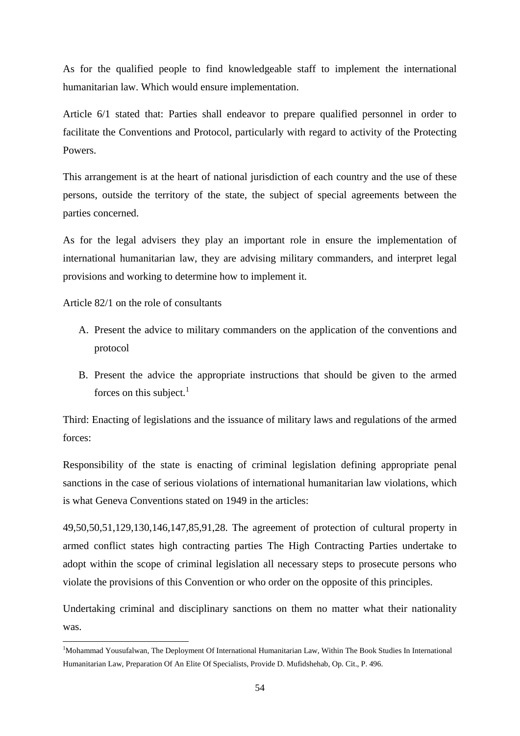As for the qualified people to find knowledgeable staff to implement the international humanitarian law. Which would ensure implementation.

Article 6/1 stated that: Parties shall endeavor to prepare qualified personnel in order to facilitate the Conventions and Protocol, particularly with regard to activity of the Protecting Powers.

This arrangement is at the heart of national jurisdiction of each country and the use of these persons, outside the territory of the state, the subject of special agreements between the parties concerned.

As for the legal advisers they play an important role in ensure the implementation of international humanitarian law, they are advising military commanders, and interpret legal provisions and working to determine how to implement it.

Article 82/1 on the role of consultants

A. Present the advice to military commanders on the application of the conventions and protocol

B. Present the advice the appropriate instructions that should be given to the armed forces on this subject.[1]

Third: Enacting of legislations and the issuance of military laws and regulations of the armed forces:

Responsibility of the state is enacting of criminal legislation defining appropriate penal sanctions in the case of serious violations of international humanitarian law violations, which is what Geneva Conventions stated on 1949 in the articles:

49,50,50,51,129,130,146,147,85,91,28. The agreement of protection of cultural property in armed conflict states high contracting parties The High Contracting Parties undertake to adopt within the scope of criminal legislation all necessary steps to prosecute persons who violate the provisions of this Convention or who order on the opposite of this principles.

Undertaking criminal and disciplinary sanctions on them no matter what their nationality was.

[1]Mohammad Yousufalwan, The Deployment Of International Humanitarian Law, Within The Book Studies In International Humanitarian Law, Preparation Of An Elite Of Specialists, Provide D. Mufidshehab, Op. Cit., P. 496.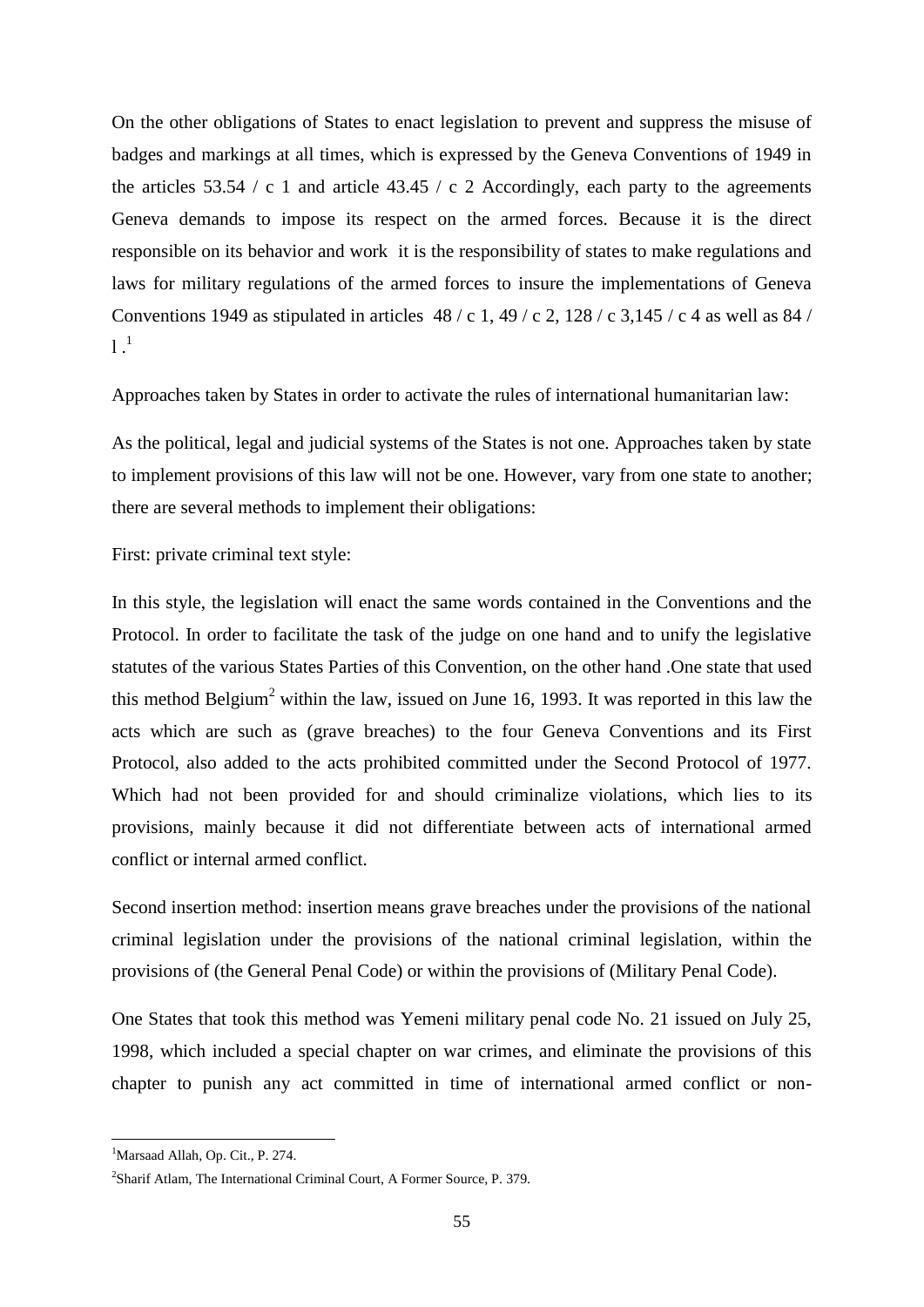On the other obligations of States to enact legislation to prevent and suppress the misuse of badges and markings at all times, which is expressed by the Geneva Conventions of 1949 in the articles 53.54 / c 1 and article 43.45 / c 2 Accordingly, each party to the agreements Geneva demands to impose its respect on the armed forces. Because it is the direct responsible on its behavior and work it is the responsibility of states to make regulations and laws for military regulations of the armed forces to insure the implementations of Geneva Conventions 1949 as stipulated in articles 48 / c 1, 49 / c 2, 128 / c 3,145 / c 4 as well as 84 / l .[1]

Approaches taken by States in order to activate the rules of international humanitarian law:

As the political, legal and judicial systems of the States is not one. Approaches taken by state to implement provisions of this law will not be one. However, vary from one state to another; there are several methods to implement their obligations:

First: private criminal text style:

In this style, the legislation will enact the same words contained in the Conventions and the Protocol. In order to facilitate the task of the judge on one hand and to unify the legislative statutes of the various States Parties of this Convention, on the other hand .One state that used this method Belgium[2] within the law, issued on June 16, 1993. It was reported in this law the acts which are such as (grave breaches) to the four Geneva Conventions and its First Protocol, also added to the acts prohibited committed under the Second Protocol of 1977. Which had not been provided for and should criminalize violations, which lies to its provisions, mainly because it did not differentiate between acts of international armed conflict or internal armed conflict.

Second insertion method: insertion means grave breaches under the provisions of the national criminal legislation under the provisions of the national criminal legislation, within the provisions of (the General Penal Code) or within the provisions of (Military Penal Code).

One States that took this method was Yemeni military penal code No. 21 issued on July 25, 1998, which included a special chapter on war crimes, and eliminate the provisions of this chapter to punish any act committed in time of international armed conflict or non-

[1]Marsaad Allah, Op. Cit., P. 274.

[2]Sharif Atlam, The International Criminal Court, A Former Source, P. 379.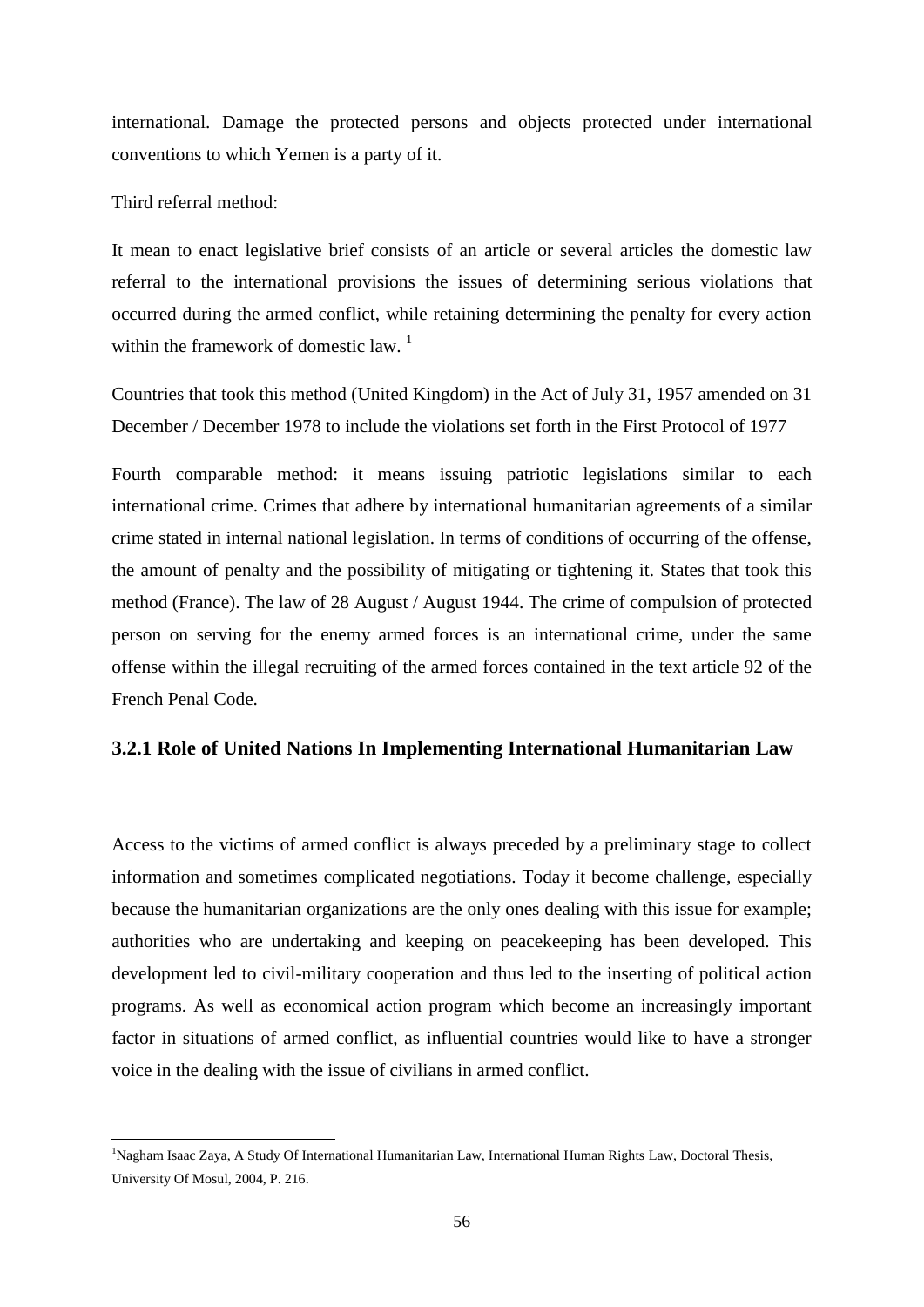international. Damage the protected persons and objects protected under international conventions to which Yemen is a party of it.

Third referral method:

It mean to enact legislative brief consists of an article or several articles the domestic law referral to the international provisions the issues of determining serious violations that occurred during the armed conflict, while retaining determining the penalty for every action within the framework of domestic law. [1]

Countries that took this method (United Kingdom) in the Act of July 31, 1957 amended on 31 December / December 1978 to include the violations set forth in the First Protocol of 1977

Fourth comparable method: it means issuing patriotic legislations similar to each international crime. Crimes that adhere by international humanitarian agreements of a similar crime stated in internal national legislation. In terms of conditions of occurring of the offense, the amount of penalty and the possibility of mitigating or tightening it. States that took this method (France). The law of 28 August / August 1944. The crime of compulsion of protected person on serving for the enemy armed forces is an international crime, under the same offense within the illegal recruiting of the armed forces contained in the text article 92 of the French Penal Code.

### 3.2.1 Role of United Nations In Implementing International Humanitarian Law

Access to the victims of armed conflict is always preceded by a preliminary stage to collect information and sometimes complicated negotiations. Today it become challenge, especially because the humanitarian organizations are the only ones dealing with this issue for example; authorities who are undertaking and keeping on peacekeeping has been developed. This development led to civil-military cooperation and thus led to the inserting of political action programs. As well as economical action program which become an increasingly important factor in situations of armed conflict, as influential countries would like to have a stronger voice in the dealing with the issue of civilians in armed conflict.

---

[1] Nagham Isaac Zaya, A Study Of International Humanitarian Law, International Human Rights Law, Doctoral Thesis, University Of Mosul, 2004, P. 216.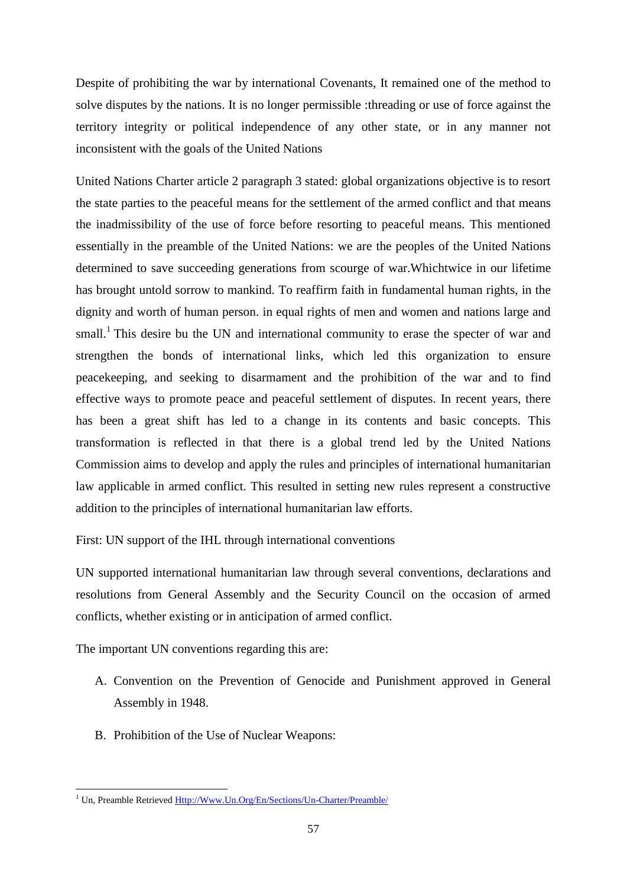Despite of prohibiting the war by international Covenants, It remained one of the method to solve disputes by the nations. It is no longer permissible :threading or use of force against the territory integrity or political independence of any other state, or in any manner not inconsistent with the goals of the United Nations

United Nations Charter article 2 paragraph 3 stated: global organizations objective is to resort the state parties to the peaceful means for the settlement of the armed conflict and that means the inadmissibility of the use of force before resorting to peaceful means. This mentioned essentially in the preamble of the United Nations: we are the peoples of the United Nations determined to save succeeding generations from scourge of war.Whichtwice in our lifetime has brought untold sorrow to mankind. To reaffirm faith in fundamental human rights, in the dignity and worth of human person. in equal rights of men and women and nations large and small.[1] This desire bu the UN and international community to erase the specter of war and strengthen the bonds of international links, which led this organization to ensure peacekeeping, and seeking to disarmament and the prohibition of the war and to find effective ways to promote peace and peaceful settlement of disputes. In recent years, there has been a great shift has led to a change in its contents and basic concepts. This transformation is reflected in that there is a global trend led by the United Nations Commission aims to develop and apply the rules and principles of international humanitarian law applicable in armed conflict. This resulted in setting new rules represent a constructive addition to the principles of international humanitarian law efforts.

First: UN support of the IHL through international conventions

UN supported international humanitarian law through several conventions, declarations and resolutions from General Assembly and the Security Council on the occasion of armed conflicts, whether existing or in anticipation of armed conflict.

The important UN conventions regarding this are:

A. Convention on the Prevention of Genocide and Punishment approved in General Assembly in 1948.

B. Prohibition of the Use of Nuclear Weapons:

[1] Un, Preamble Retrieved Http://Www.Un.Org/En/Sections/Un-Charter/Preamble/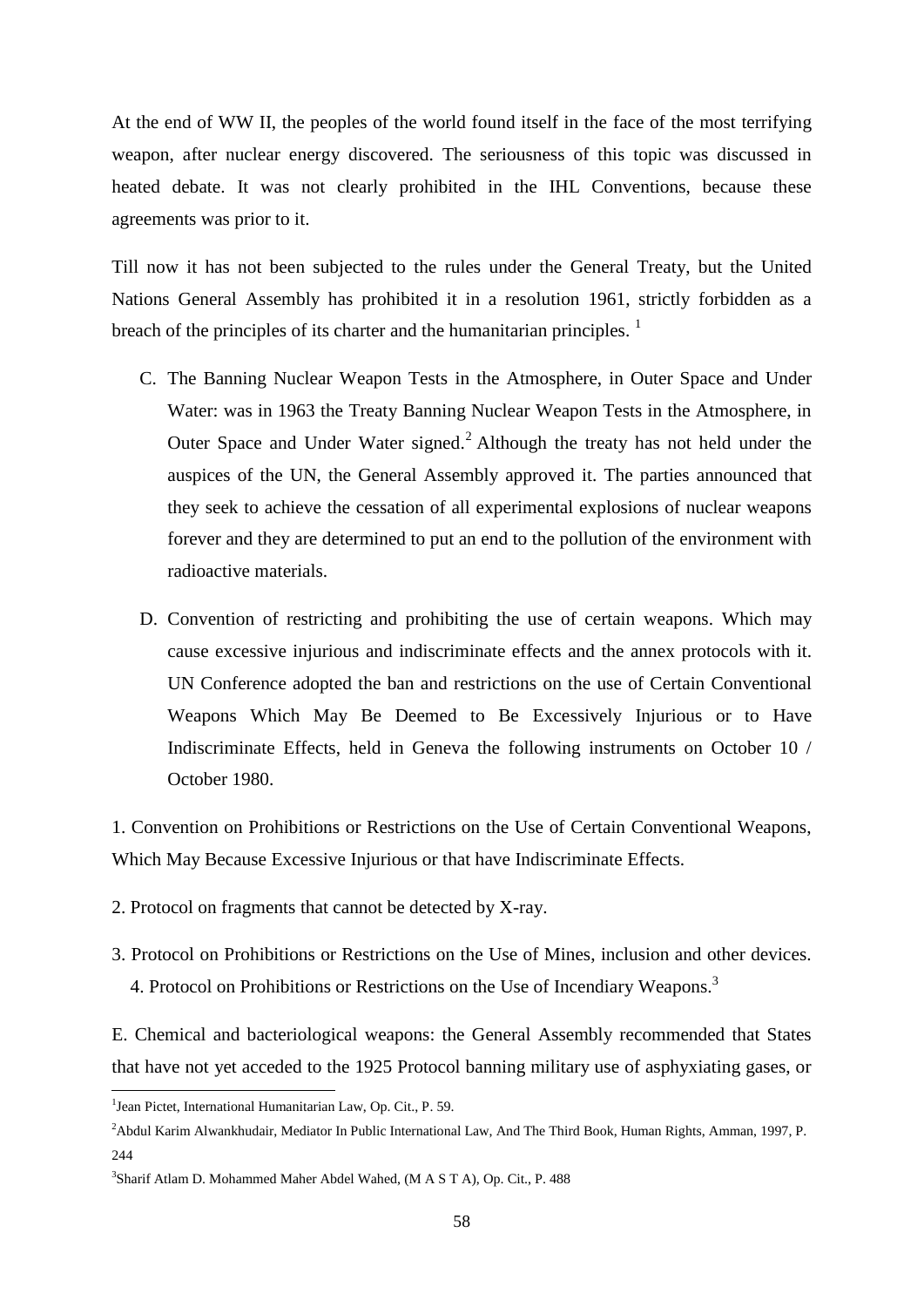At the end of WW II, the peoples of the world found itself in the face of the most terrifying weapon, after nuclear energy discovered. The seriousness of this topic was discussed in heated debate. It was not clearly prohibited in the IHL Conventions, because these agreements was prior to it.

Till now it has not been subjected to the rules under the General Treaty, but the United Nations General Assembly has prohibited it in a resolution 1961, strictly forbidden as a breach of the principles of its charter and the humanitarian principles. [1]

C. The Banning Nuclear Weapon Tests in the Atmosphere, in Outer Space and Under Water: was in 1963 the Treaty Banning Nuclear Weapon Tests in the Atmosphere, in Outer Space and Under Water signed.[2] Although the treaty has not held under the auspices of the UN, the General Assembly approved it. The parties announced that they seek to achieve the cessation of all experimental explosions of nuclear weapons forever and they are determined to put an end to the pollution of the environment with radioactive materials.

D. Convention of restricting and prohibiting the use of certain weapons. Which may cause excessive injurious and indiscriminate effects and the annex protocols with it. UN Conference adopted the ban and restrictions on the use of Certain Conventional Weapons Which May Be Deemed to Be Excessively Injurious or to Have Indiscriminate Effects, held in Geneva the following instruments on October 10 / October 1980.

1. Convention on Prohibitions or Restrictions on the Use of Certain Conventional Weapons, Which May Because Excessive Injurious or that have Indiscriminate Effects.

2. Protocol on fragments that cannot be detected by X-ray.

3. Protocol on Prohibitions or Restrictions on the Use of Mines, inclusion and other devices.

4. Protocol on Prohibitions or Restrictions on the Use of Incendiary Weapons.[3]

E. Chemical and bacteriological weapons: the General Assembly recommended that States that have not yet acceded to the 1925 Protocol banning military use of asphyxiating gases, or

---

[1] Jean Pictet, International Humanitarian Law, Op. Cit., P. 59.

[2] Abdul Karim Alwankhudair, Mediator In Public International Law, And The Third Book, Human Rights, Amman, 1997, P. 244

[3] Sharif Atlam D. Mohammed Maher Abdel Wahed, (M A S T A), Op. Cit., P. 488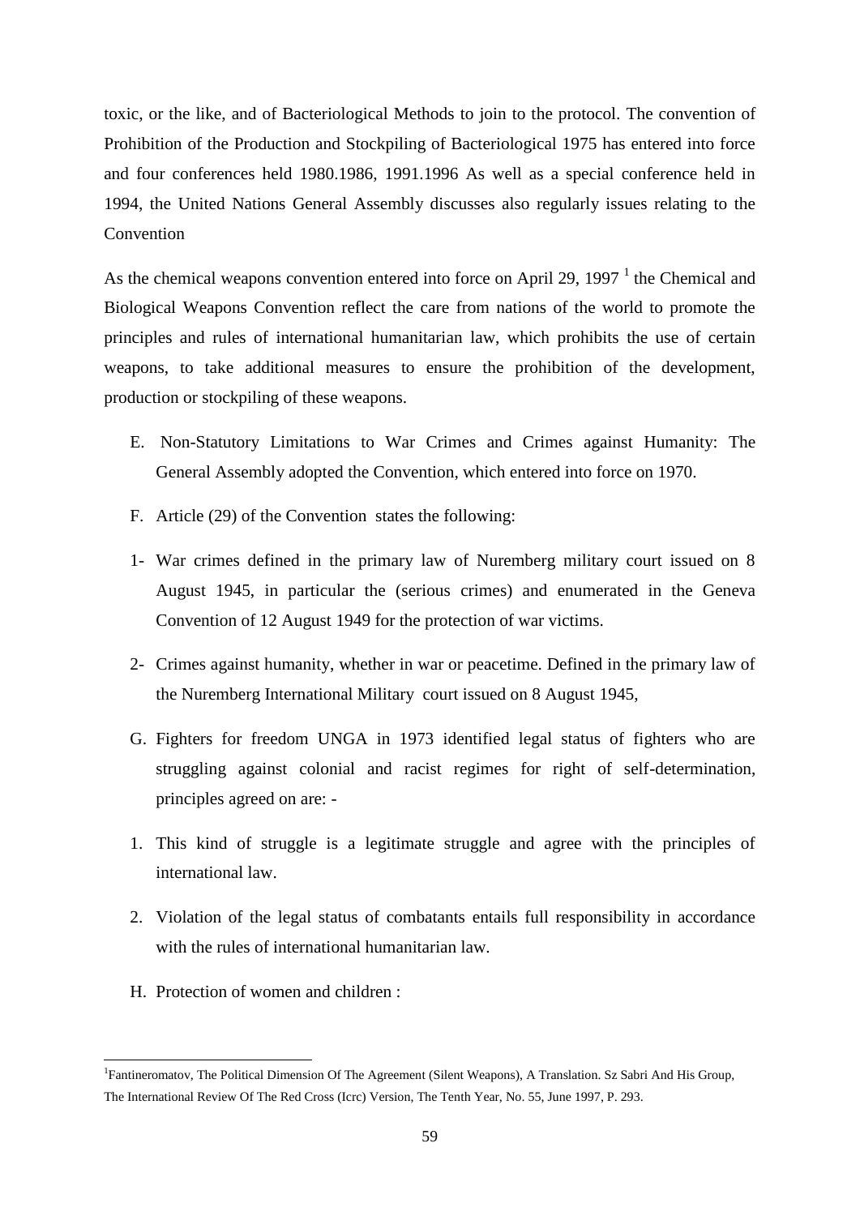toxic, or the like, and of Bacteriological Methods to join to the protocol. The convention of Prohibition of the Production and Stockpiling of Bacteriological 1975 has entered into force and four conferences held 1980.1986, 1991.1996 As well as a special conference held in 1994, the United Nations General Assembly discusses also regularly issues relating to the Convention

As the chemical weapons convention entered into force on April 29, 1997 [1] the Chemical and Biological Weapons Convention reflect the care from nations of the world to promote the principles and rules of international humanitarian law, which prohibits the use of certain weapons, to take additional measures to ensure the prohibition of the development, production or stockpiling of these weapons.

E. Non-Statutory Limitations to War Crimes and Crimes against Humanity: The General Assembly adopted the Convention, which entered into force on 1970.

F. Article (29) of the Convention states the following:

1- War crimes defined in the primary law of Nuremberg military court issued on 8 August 1945, in particular the (serious crimes) and enumerated in the Geneva Convention of 12 August 1949 for the protection of war victims.

2- Crimes against humanity, whether in war or peacetime. Defined in the primary law of the Nuremberg International Military court issued on 8 August 1945,

G. Fighters for freedom UNGA in 1973 identified legal status of fighters who are struggling against colonial and racist regimes for right of self-determination, principles agreed on are: -

1. This kind of struggle is a legitimate struggle and agree with the principles of international law.

2. Violation of the legal status of combatants entails full responsibility in accordance with the rules of international humanitarian law.

H. Protection of women and children :

---

[1] Fantineromatov, The Political Dimension Of The Agreement (Silent Weapons), A Translation. Sz Sabri And His Group, The International Review Of The Red Cross (Icrc) Version, The Tenth Year, No. 55, June 1997, P. 293.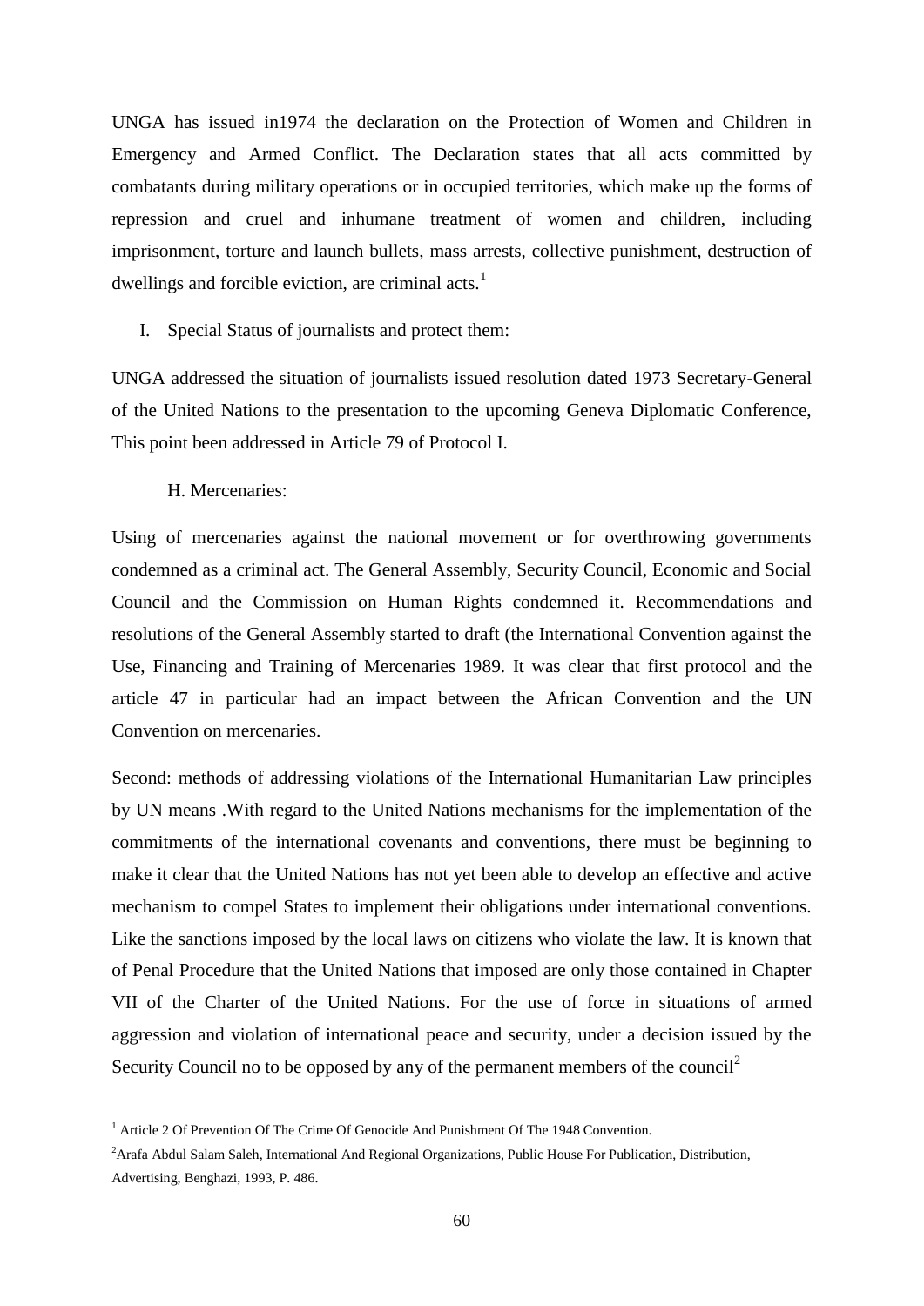UNGA has issued in1974 the declaration on the Protection of Women and Children in Emergency and Armed Conflict. The Declaration states that all acts committed by combatants during military operations or in occupied territories, which make up the forms of repression and cruel and inhumane treatment of women and children, including imprisonment, torture and launch bullets, mass arrests, collective punishment, destruction of dwellings and forcible eviction, are criminal acts.[1]

I. Special Status of journalists and protect them:

UNGA addressed the situation of journalists issued resolution dated 1973 Secretary-General of the United Nations to the presentation to the upcoming Geneva Diplomatic Conference, This point been addressed in Article 79 of Protocol I.

H. Mercenaries:

Using of mercenaries against the national movement or for overthrowing governments condemned as a criminal act. The General Assembly, Security Council, Economic and Social Council and the Commission on Human Rights condemned it. Recommendations and resolutions of the General Assembly started to draft (the International Convention against the Use, Financing and Training of Mercenaries 1989. It was clear that first protocol and the article 47 in particular had an impact between the African Convention and the UN Convention on mercenaries.

Second: methods of addressing violations of the International Humanitarian Law principles by UN means .With regard to the United Nations mechanisms for the implementation of the commitments of the international covenants and conventions, there must be beginning to make it clear that the United Nations has not yet been able to develop an effective and active mechanism to compel States to implement their obligations under international conventions. Like the sanctions imposed by the local laws on citizens who violate the law. It is known that of Penal Procedure that the United Nations that imposed are only those contained in Chapter VII of the Charter of the United Nations. For the use of force in situations of armed aggression and violation of international peace and security, under a decision issued by the Security Council no to be opposed by any of the permanent members of the council[2]

---

[1] Article 2 Of Prevention Of The Crime Of Genocide And Punishment Of The 1948 Convention.

[2] Arafa Abdul Salam Saleh, International And Regional Organizations, Public House For Publication, Distribution, Advertising, Benghazi, 1993, P. 486.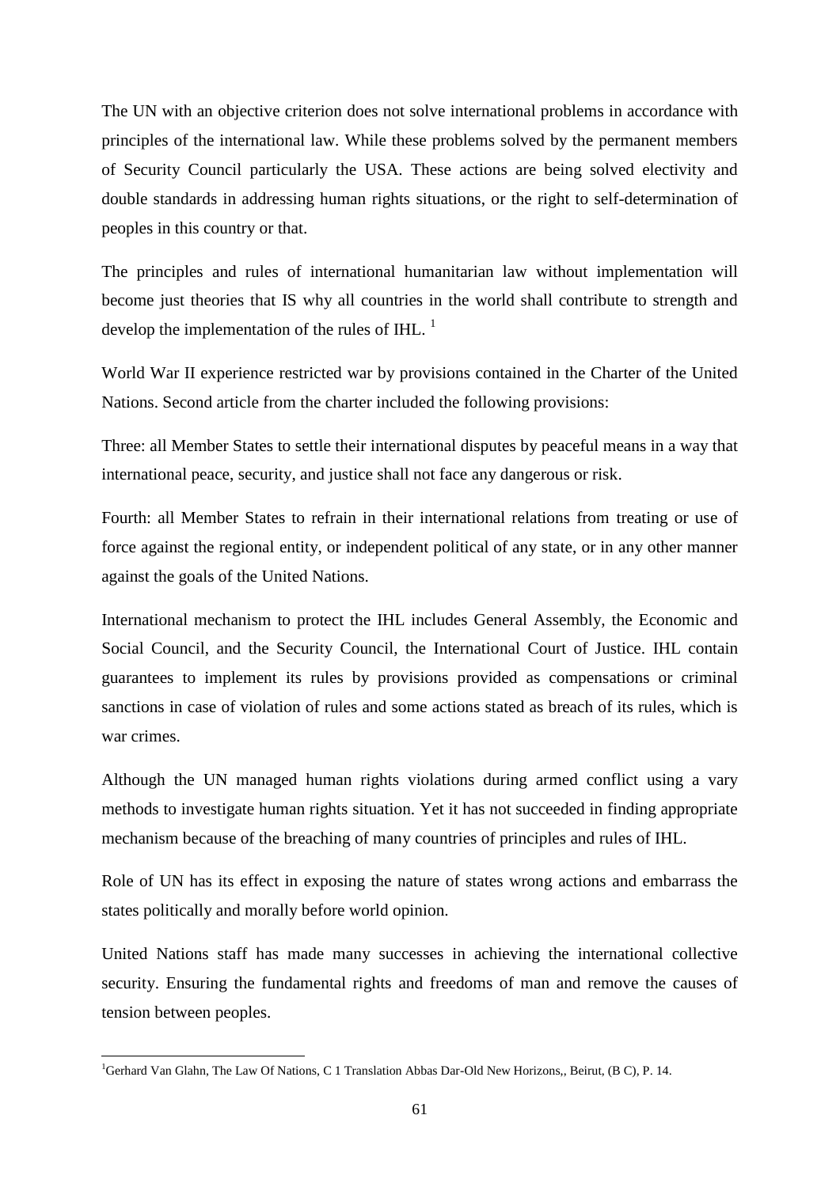The UN with an objective criterion does not solve international problems in accordance with principles of the international law. While these problems solved by the permanent members of Security Council particularly the USA. These actions are being solved electivity and double standards in addressing human rights situations, or the right to self-determination of peoples in this country or that.

The principles and rules of international humanitarian law without implementation will become just theories that IS why all countries in the world shall contribute to strength and develop the implementation of the rules of IHL. [1]

World War II experience restricted war by provisions contained in the Charter of the United Nations. Second article from the charter included the following provisions:

Three: all Member States to settle their international disputes by peaceful means in a way that international peace, security, and justice shall not face any dangerous or risk.

Fourth: all Member States to refrain in their international relations from treating or use of force against the regional entity, or independent political of any state, or in any other manner against the goals of the United Nations.

International mechanism to protect the IHL includes General Assembly, the Economic and Social Council, and the Security Council, the International Court of Justice. IHL contain guarantees to implement its rules by provisions provided as compensations or criminal sanctions in case of violation of rules and some actions stated as breach of its rules, which is war crimes.

Although the UN managed human rights violations during armed conflict using a vary methods to investigate human rights situation. Yet it has not succeeded in finding appropriate mechanism because of the breaching of many countries of principles and rules of IHL.

Role of UN has its effect in exposing the nature of states wrong actions and embarrass the states politically and morally before world opinion.

United Nations staff has made many successes in achieving the international collective security. Ensuring the fundamental rights and freedoms of man and remove the causes of tension between peoples.

---

[1] Gerhard Van Glahn, The Law Of Nations, C 1 Translation Abbas Dar-Old New Horizons,, Beirut, (B C), P. 14.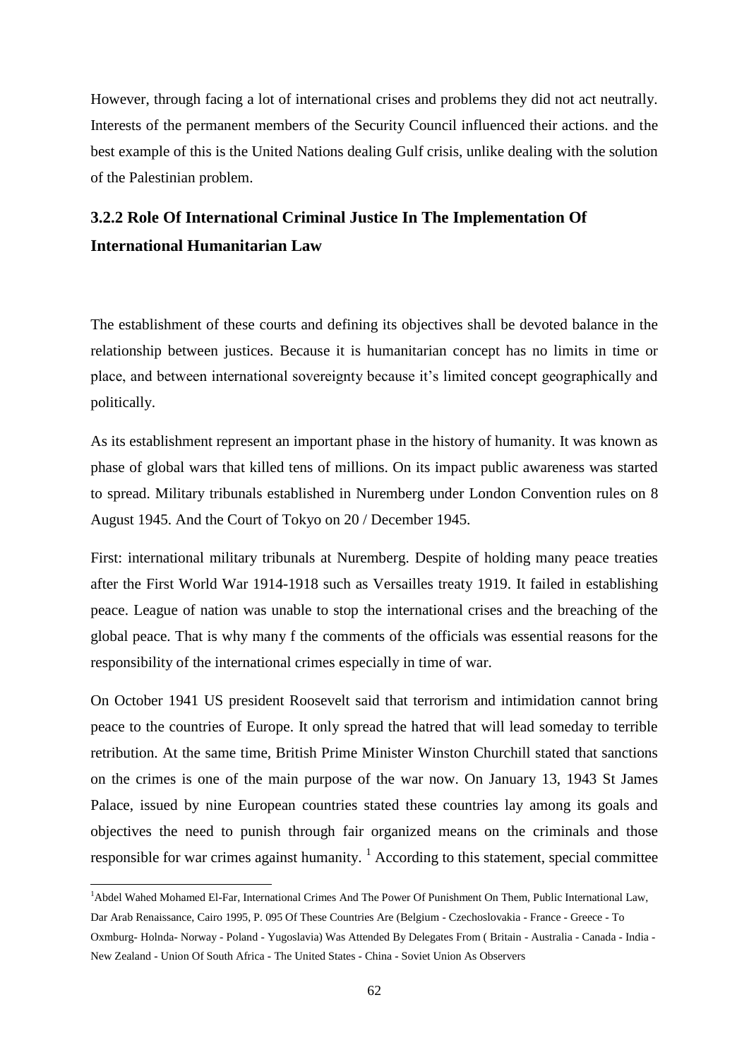However, through facing a lot of international crises and problems they did not act neutrally. Interests of the permanent members of the Security Council influenced their actions. and the best example of this is the United Nations dealing Gulf crisis, unlike dealing with the solution of the Palestinian problem.

### 3.2.2 Role Of International Criminal Justice In The Implementation Of International Humanitarian Law

The establishment of these courts and defining its objectives shall be devoted balance in the relationship between justices. Because it is humanitarian concept has no limits in time or place, and between international sovereignty because it's limited concept geographically and politically.

As its establishment represent an important phase in the history of humanity. It was known as phase of global wars that killed tens of millions. On its impact public awareness was started to spread. Military tribunals established in Nuremberg under London Convention rules on 8 August 1945. And the Court of Tokyo on 20 / December 1945.

First: international military tribunals at Nuremberg. Despite of holding many peace treaties after the First World War 1914-1918 such as Versailles treaty 1919. It failed in establishing peace. League of nation was unable to stop the international crises and the breaching of the global peace. That is why many f the comments of the officials was essential reasons for the responsibility of the international crimes especially in time of war.

On October 1941 US president Roosevelt said that terrorism and intimidation cannot bring peace to the countries of Europe. It only spread the hatred that will lead someday to terrible retribution. At the same time, British Prime Minister Winston Churchill stated that sanctions on the crimes is one of the main purpose of the war now. On January 13, 1943 St James Palace, issued by nine European countries stated these countries lay among its goals and objectives the need to punish through fair organized means on the criminals and those responsible for war crimes against humanity. [1] According to this statement, special committee

---

[1]Abdel Wahed Mohamed El-Far, International Crimes And The Power Of Punishment On Them, Public International Law, Dar Arab Renaissance, Cairo 1995, P. 095 Of These Countries Are (Belgium - Czechoslovakia - France - Greece - To Oxmburg- Holnda- Norway - Poland - Yugoslavia) Was Attended By Delegates From ( Britain - Australia - Canada - India - New Zealand - Union Of South Africa - The United States - China - Soviet Union As Observers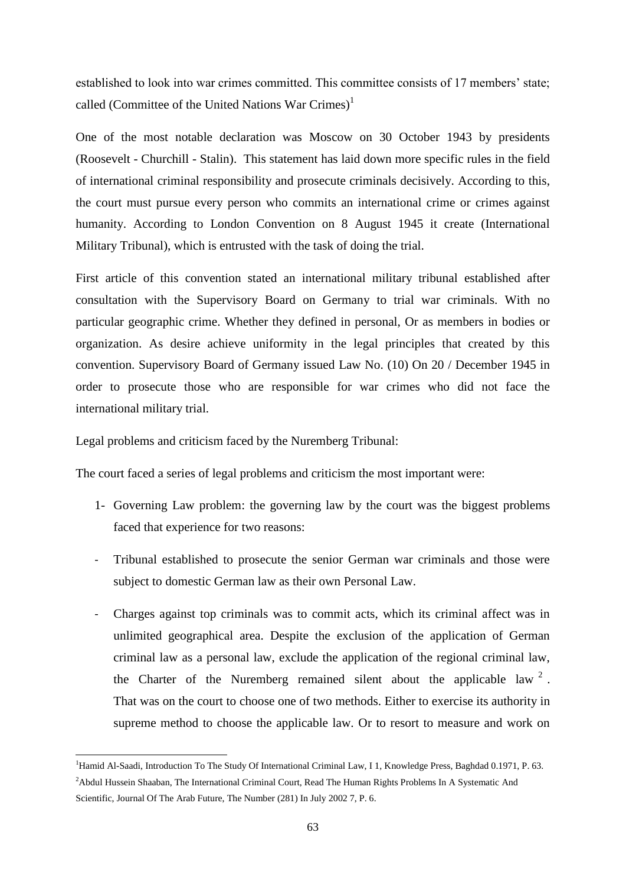established to look into war crimes committed. This committee consists of 17 members' state; called (Committee of the United Nations War Crimes)[1]

One of the most notable declaration was Moscow on 30 October 1943 by presidents (Roosevelt - Churchill - Stalin). This statement has laid down more specific rules in the field of international criminal responsibility and prosecute criminals decisively. According to this, the court must pursue every person who commits an international crime or crimes against humanity. According to London Convention on 8 August 1945 it create (International Military Tribunal), which is entrusted with the task of doing the trial.

First article of this convention stated an international military tribunal established after consultation with the Supervisory Board on Germany to trial war criminals. With no particular geographic crime. Whether they defined in personal, Or as members in bodies or organization. As desire achieve uniformity in the legal principles that created by this convention. Supervisory Board of Germany issued Law No. (10) On 20 / December 1945 in order to prosecute those who are responsible for war crimes who did not face the international military trial.

Legal problems and criticism faced by the Nuremberg Tribunal:

The court faced a series of legal problems and criticism the most important were:

1- Governing Law problem: the governing law by the court was the biggest problems faced that experience for two reasons:

- Tribunal established to prosecute the senior German war criminals and those were subject to domestic German law as their own Personal Law.
- Charges against top criminals was to commit acts, which its criminal affect was in unlimited geographical area. Despite the exclusion of the application of German criminal law as a personal law, exclude the application of the regional criminal law, the Charter of the Nuremberg remained silent about the applicable law [2]. That was on the court to choose one of two methods. Either to exercise its authority in supreme method to choose the applicable law. Or to resort to measure and work on

[1] Hamid Al-Saadi, Introduction To The Study Of International Criminal Law, I 1, Knowledge Press, Baghdad 0.1971, P. 63.

[2] Abdul Hussein Shaaban, The International Criminal Court, Read The Human Rights Problems In A Systematic And Scientific, Journal Of The Arab Future, The Number (281) In July 2002 7, P. 6.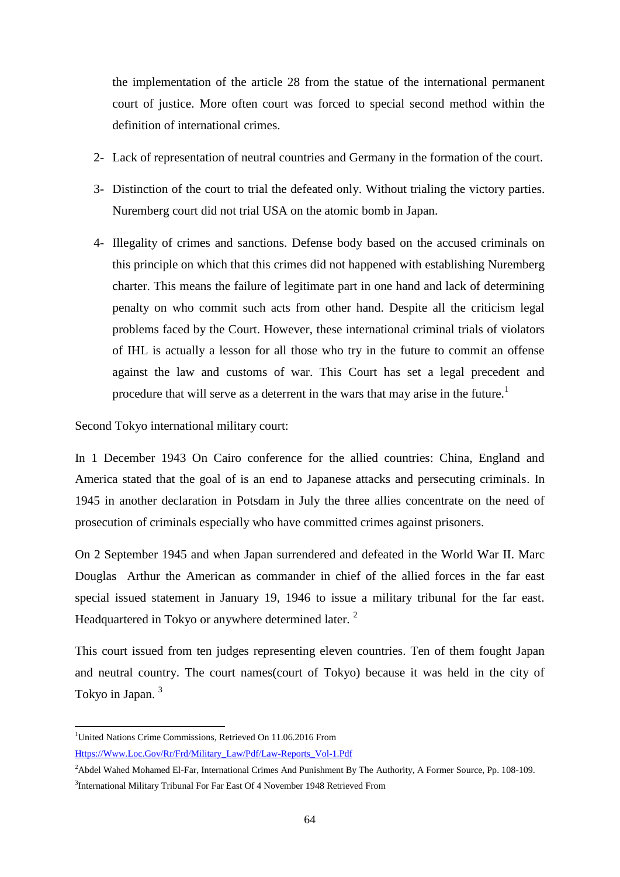the implementation of the article 28 from the statue of the international permanent court of justice. More often court was forced to special second method within the definition of international crimes.

2- Lack of representation of neutral countries and Germany in the formation of the court.

3- Distinction of the court to trial the defeated only. Without trialing the victory parties. Nuremberg court did not trial USA on the atomic bomb in Japan.

4- Illegality of crimes and sanctions. Defense body based on the accused criminals on this principle on which that this crimes did not happened with establishing Nuremberg charter. This means the failure of legitimate part in one hand and lack of determining penalty on who commit such acts from other hand. Despite all the criticism legal problems faced by the Court. However, these international criminal trials of violators of IHL is actually a lesson for all those who try in the future to commit an offense against the law and customs of war. This Court has set a legal precedent and procedure that will serve as a deterrent in the wars that may arise in the future.[1]

Second Tokyo international military court:

In 1 December 1943 On Cairo conference for the allied countries: China, England and America stated that the goal of is an end to Japanese attacks and persecuting criminals. In 1945 in another declaration in Potsdam in July the three allies concentrate on the need of prosecution of criminals especially who have committed crimes against prisoners.

On 2 September 1945 and when Japan surrendered and defeated in the World War II. Marc Douglas Arthur the American as commander in chief of the allied forces in the far east special issued statement in January 19, 1946 to issue a military tribunal for the far east. Headquartered in Tokyo or anywhere determined later. [2]

This court issued from ten judges representing eleven countries. Ten of them fought Japan and neutral country. The court names(court of Tokyo) because it was held in the city of Tokyo in Japan. [3]

---

[1]United Nations Crime Commissions, Retrieved On 11.06.2016 From Https://Www.Loc.Gov/Rr/Frd/Military_Law/Pdf/Law-Reports_Vol-1.Pdf

[2]Abdel Wahed Mohamed El-Far, International Crimes And Punishment By The Authority, A Former Source, Pp. 108-109.

[3]International Military Tribunal For Far East Of 4 November 1948 Retrieved From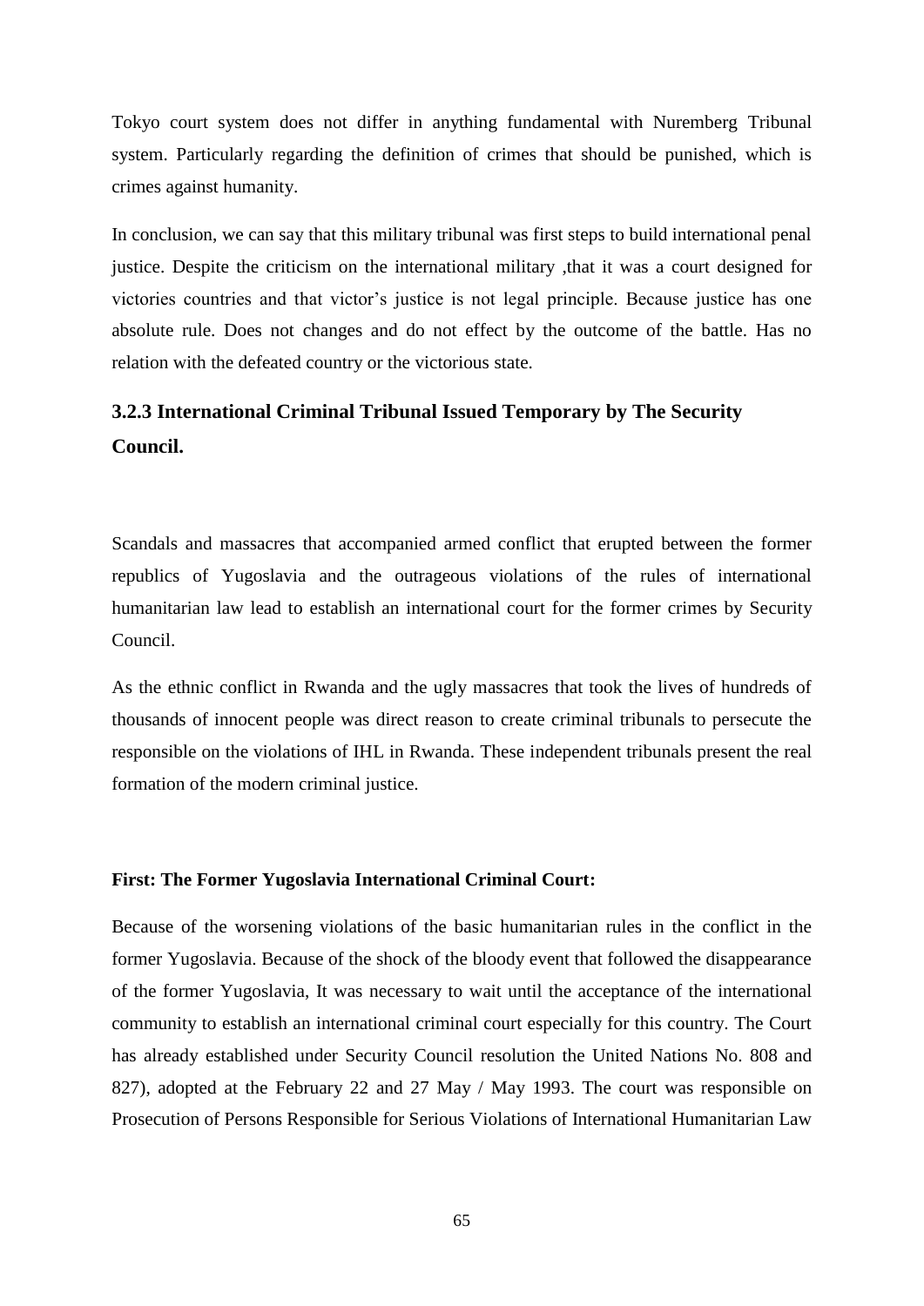Tokyo court system does not differ in anything fundamental with Nuremberg Tribunal system. Particularly regarding the definition of crimes that should be punished, which is crimes against humanity.

In conclusion, we can say that this military tribunal was first steps to build international penal justice. Despite the criticism on the international military ,that it was a court designed for victories countries and that victor's justice is not legal principle. Because justice has one absolute rule. Does not changes and do not effect by the outcome of the battle. Has no relation with the defeated country or the victorious state.

### 3.2.3 International Criminal Tribunal Issued Temporary by The Security Council.

Scandals and massacres that accompanied armed conflict that erupted between the former republics of Yugoslavia and the outrageous violations of the rules of international humanitarian law lead to establish an international court for the former crimes by Security Council.

As the ethnic conflict in Rwanda and the ugly massacres that took the lives of hundreds of thousands of innocent people was direct reason to create criminal tribunals to persecute the responsible on the violations of IHL in Rwanda. These independent tribunals present the real formation of the modern criminal justice.

**First: The Former Yugoslavia International Criminal Court:**

Because of the worsening violations of the basic humanitarian rules in the conflict in the former Yugoslavia. Because of the shock of the bloody event that followed the disappearance of the former Yugoslavia, It was necessary to wait until the acceptance of the international community to establish an international criminal court especially for this country. The Court has already established under Security Council resolution the United Nations No. 808 and 827), adopted at the February 22 and 27 May / May 1993. The court was responsible on Prosecution of Persons Responsible for Serious Violations of International Humanitarian Law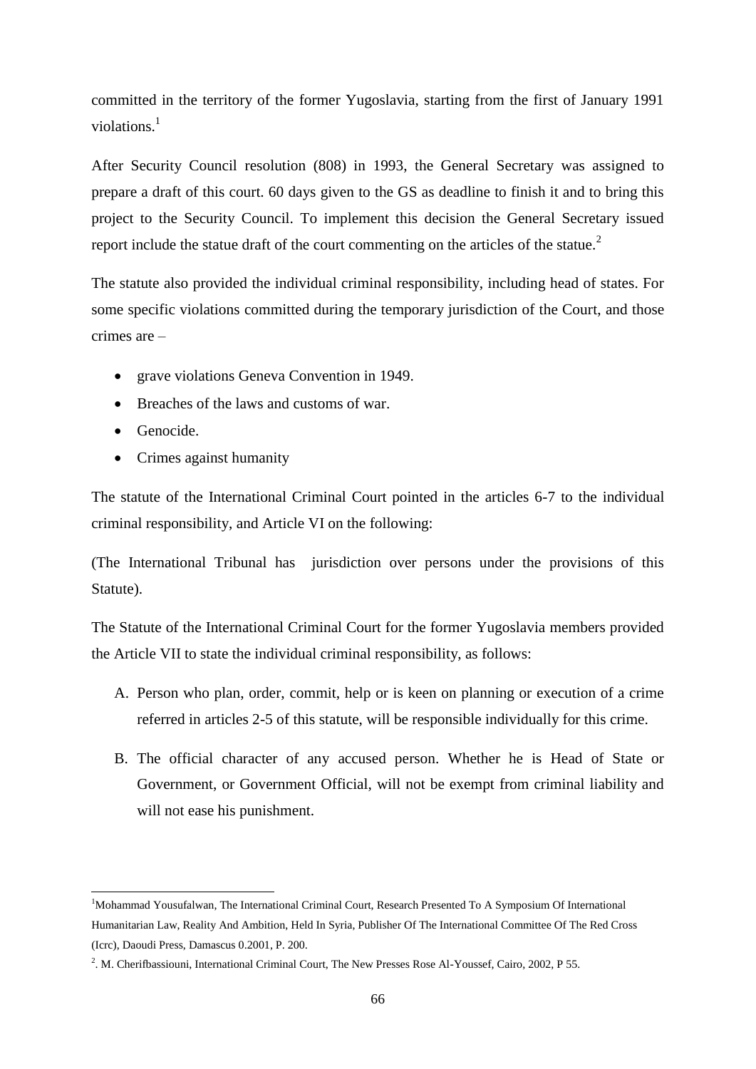committed in the territory of the former Yugoslavia, starting from the first of January 1991 violations.[1]

After Security Council resolution (808) in 1993, the General Secretary was assigned to prepare a draft of this court. 60 days given to the GS as deadline to finish it and to bring this project to the Security Council. To implement this decision the General Secretary issued report include the statue draft of the court commenting on the articles of the statue.[2]

The statute also provided the individual criminal responsibility, including head of states. For some specific violations committed during the temporary jurisdiction of the Court, and those crimes are –

- grave violations Geneva Convention in 1949.
- Breaches of the laws and customs of war.
- Genocide.
- Crimes against humanity

The statute of the International Criminal Court pointed in the articles 6-7 to the individual criminal responsibility, and Article VI on the following:

(The International Tribunal has jurisdiction over persons under the provisions of this Statute).

The Statute of the International Criminal Court for the former Yugoslavia members provided the Article VII to state the individual criminal responsibility, as follows:

A. Person who plan, order, commit, help or is keen on planning or execution of a crime referred in articles 2-5 of this statute, will be responsible individually for this crime.

B. The official character of any accused person. Whether he is Head of State or Government, or Government Official, will not be exempt from criminal liability and will not ease his punishment.

---

[1]Mohammad Yousufalwan, The International Criminal Court, Research Presented To A Symposium Of International Humanitarian Law, Reality And Ambition, Held In Syria, Publisher Of The International Committee Of The Red Cross (Icrc), Daoudi Press, Damascus 0.2001, P. 200.

[2]. M. Cherifbassiouni, International Criminal Court, The New Presses Rose Al-Youssef, Cairo, 2002, P 55.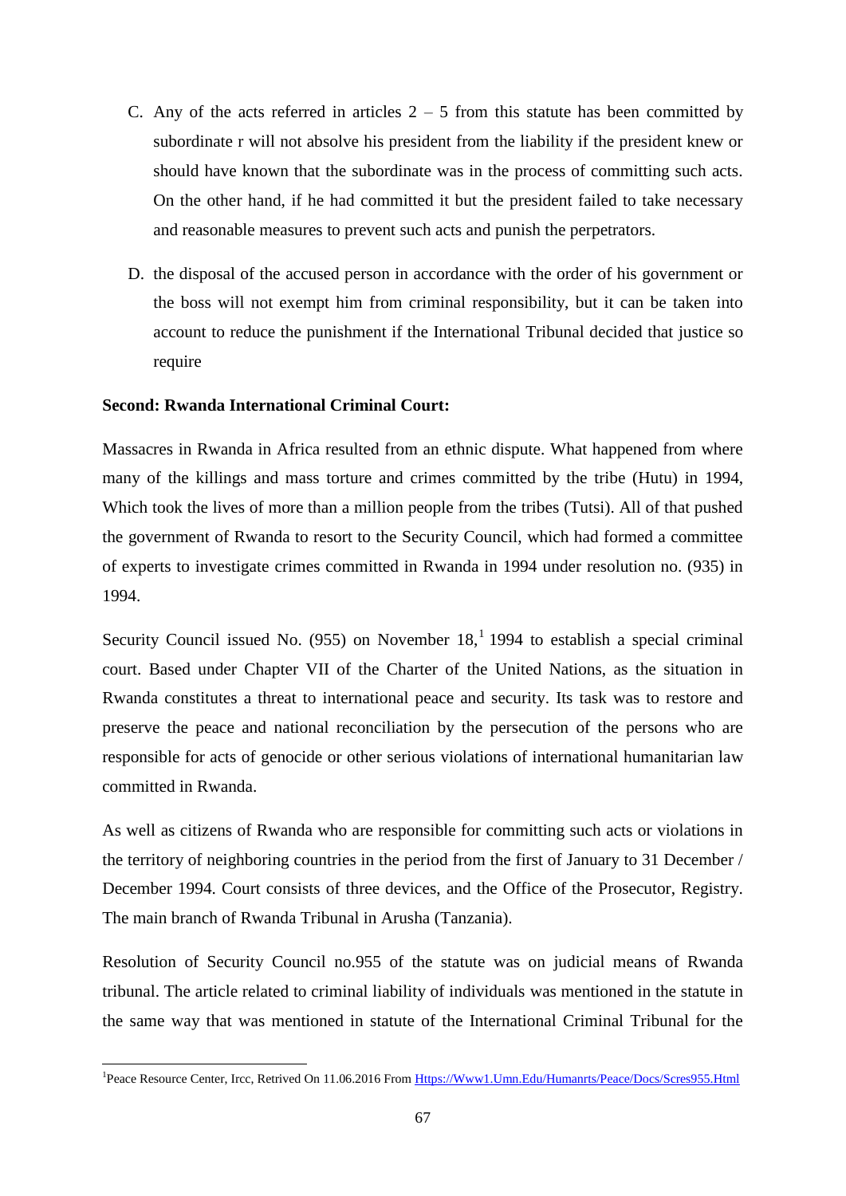C. Any of the acts referred in articles 2 – 5 from this statute has been committed by subordinate r will not absolve his president from the liability if the president knew or should have known that the subordinate was in the process of committing such acts. On the other hand, if he had committed it but the president failed to take necessary and reasonable measures to prevent such acts and punish the perpetrators.

D. the disposal of the accused person in accordance with the order of his government or the boss will not exempt him from criminal responsibility, but it can be taken into account to reduce the punishment if the International Tribunal decided that justice so require

**Second: Rwanda International Criminal Court:**

Massacres in Rwanda in Africa resulted from an ethnic dispute. What happened from where many of the killings and mass torture and crimes committed by the tribe (Hutu) in 1994, Which took the lives of more than a million people from the tribes (Tutsi). All of that pushed the government of Rwanda to resort to the Security Council, which had formed a committee of experts to investigate crimes committed in Rwanda in 1994 under resolution no. (935) in 1994.

Security Council issued No. (955) on November 18,[1] 1994 to establish a special criminal court. Based under Chapter VII of the Charter of the United Nations, as the situation in Rwanda constitutes a threat to international peace and security. Its task was to restore and preserve the peace and national reconciliation by the persecution of the persons who are responsible for acts of genocide or other serious violations of international humanitarian law committed in Rwanda.

As well as citizens of Rwanda who are responsible for committing such acts or violations in the territory of neighboring countries in the period from the first of January to 31 December / December 1994. Court consists of three devices, and the Office of the Prosecutor, Registry. The main branch of Rwanda Tribunal in Arusha (Tanzania).

Resolution of Security Council no.955 of the statute was on judicial means of Rwanda tribunal. The article related to criminal liability of individuals was mentioned in the statute in the same way that was mentioned in statute of the International Criminal Tribunal for the

---

[1]Peace Resource Center, Ircc, Retrived On 11.06.2016 From Https://Www1.Umn.Edu/Humanrts/Peace/Docs/Scres955.Html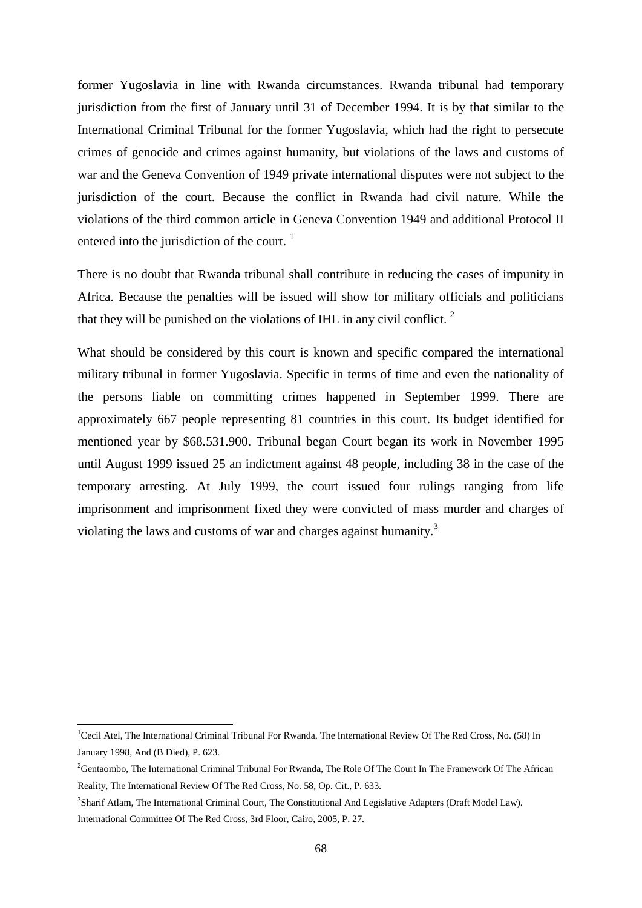former Yugoslavia in line with Rwanda circumstances. Rwanda tribunal had temporary jurisdiction from the first of January until 31 of December 1994. It is by that similar to the International Criminal Tribunal for the former Yugoslavia, which had the right to persecute crimes of genocide and crimes against humanity, but violations of the laws and customs of war and the Geneva Convention of 1949 private international disputes were not subject to the jurisdiction of the court. Because the conflict in Rwanda had civil nature. While the violations of the third common article in Geneva Convention 1949 and additional Protocol II entered into the jurisdiction of the court. [1]

There is no doubt that Rwanda tribunal shall contribute in reducing the cases of impunity in Africa. Because the penalties will be issued will show for military officials and politicians that they will be punished on the violations of IHL in any civil conflict. [2]

What should be considered by this court is known and specific compared the international military tribunal in former Yugoslavia. Specific in terms of time and even the nationality of the persons liable on committing crimes happened in September 1999. There are approximately 667 people representing 81 countries in this court. Its budget identified for mentioned year by $68.531.900. Tribunal began Court began its work in November 1995 until August 1999 issued 25 an indictment against 48 people, including 38 in the case of the temporary arresting. At July 1999, the court issued four rulings ranging from life imprisonment and imprisonment fixed they were convicted of mass murder and charges of violating the laws and customs of war and charges against humanity.[3]

---

[1] Cecil Atel, The International Criminal Tribunal For Rwanda, The International Review Of The Red Cross, No. (58) In January 1998, And (B Died), P. 623.

[2] Gentaombo, The International Criminal Tribunal For Rwanda, The Role Of The Court In The Framework Of The African Reality, The International Review Of The Red Cross, No. 58, Op. Cit., P. 633.

[3] Sharif Atlam, The International Criminal Court, The Constitutional And Legislative Adapters (Draft Model Law). International Committee Of The Red Cross, 3rd Floor, Cairo, 2005, P. 27.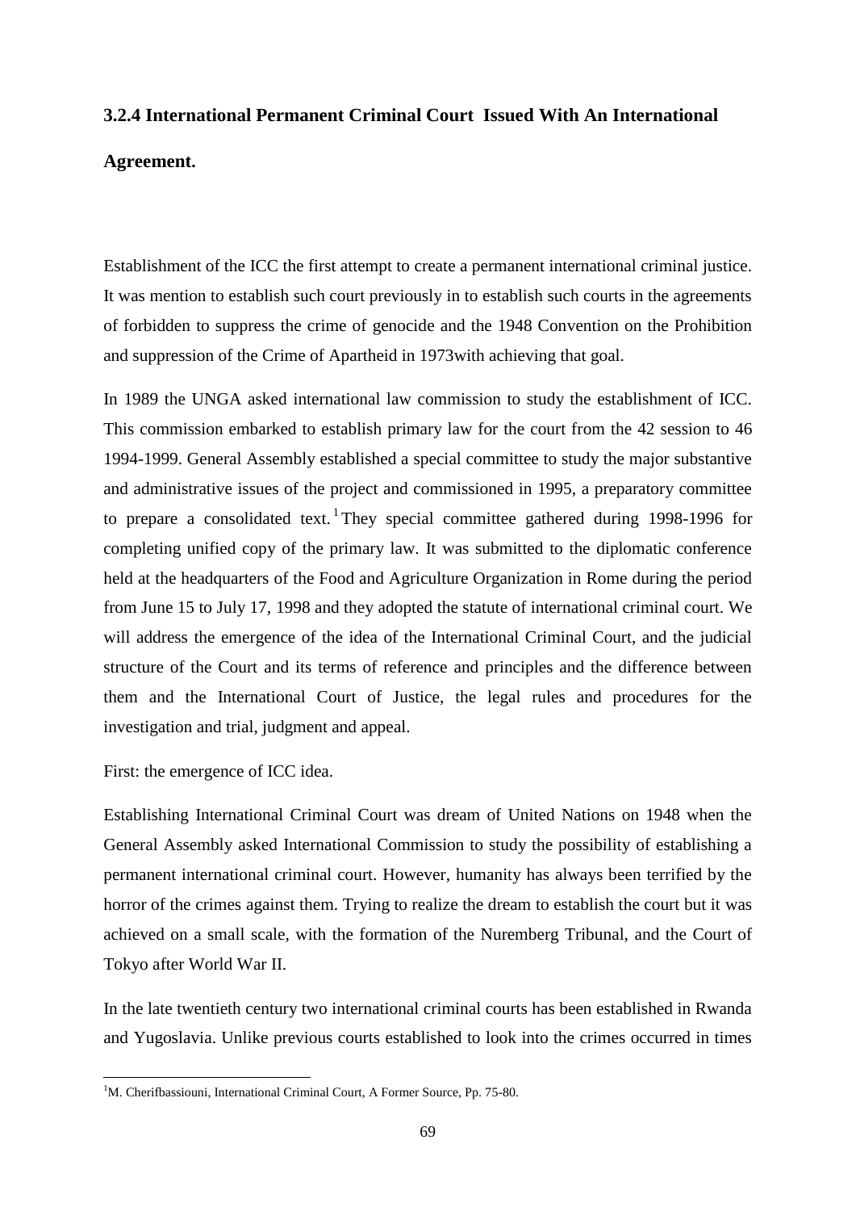### 3.2.4 International Permanent Criminal Court Issued With An International Agreement.

Establishment of the ICC the first attempt to create a permanent international criminal justice. It was mention to establish such court previously in to establish such courts in the agreements of forbidden to suppress the crime of genocide and the 1948 Convention on the Prohibition and suppression of the Crime of Apartheid in 1973with achieving that goal.

In 1989 the UNGA asked international law commission to study the establishment of ICC. This commission embarked to establish primary law for the court from the 42 session to 46 1994-1999. General Assembly established a special committee to study the major substantive and administrative issues of the project and commissioned in 1995, a preparatory committee to prepare a consolidated text.[1] They special committee gathered during 1998-1996 for completing unified copy of the primary law. It was submitted to the diplomatic conference held at the headquarters of the Food and Agriculture Organization in Rome during the period from June 15 to July 17, 1998 and they adopted the statute of international criminal court. We will address the emergence of the idea of the International Criminal Court, and the judicial structure of the Court and its terms of reference and principles and the difference between them and the International Court of Justice, the legal rules and procedures for the investigation and trial, judgment and appeal.

First: the emergence of ICC idea.

Establishing International Criminal Court was dream of United Nations on 1948 when the General Assembly asked International Commission to study the possibility of establishing a permanent international criminal court. However, humanity has always been terrified by the horror of the crimes against them. Trying to realize the dream to establish the court but it was achieved on a small scale, with the formation of the Nuremberg Tribunal, and the Court of Tokyo after World War II.

In the late twentieth century two international criminal courts has been established in Rwanda and Yugoslavia. Unlike previous courts established to look into the crimes occurred in times

[1] M. Cherifbassiouni, International Criminal Court, A Former Source, Pp. 75-80.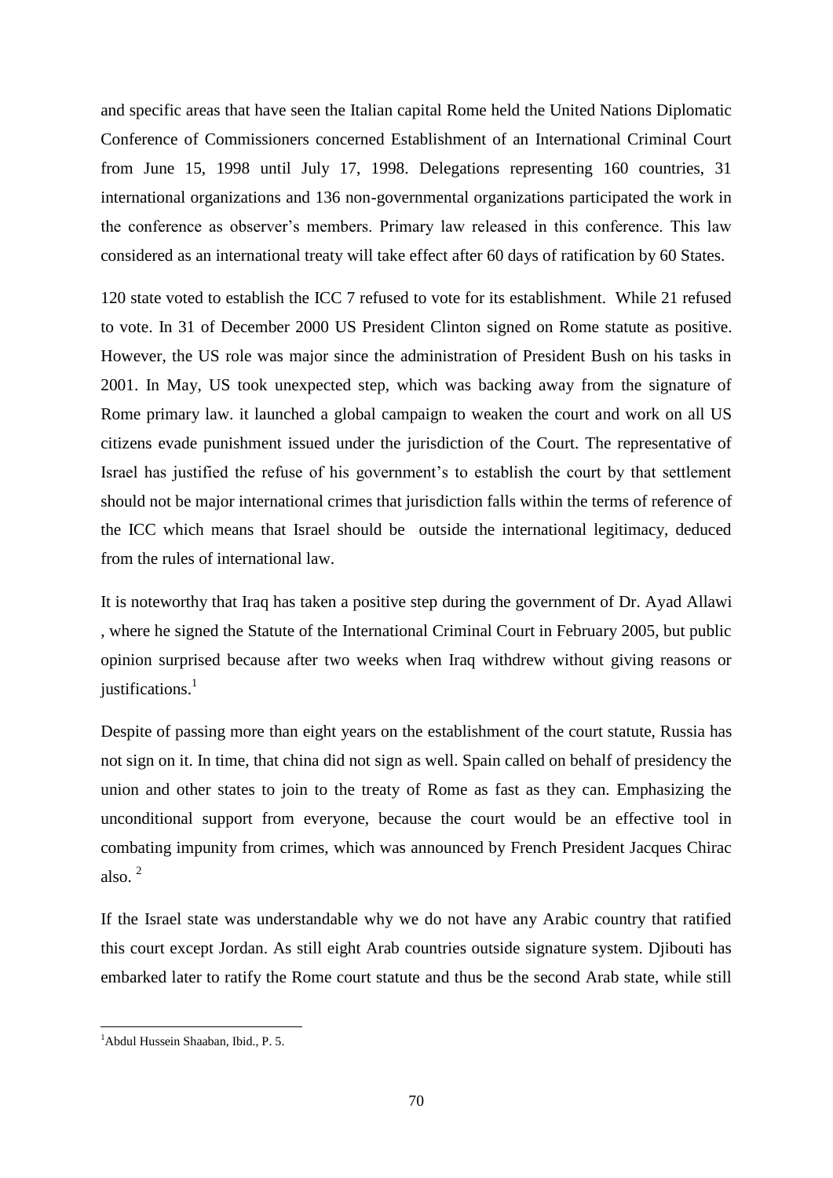and specific areas that have seen the Italian capital Rome held the United Nations Diplomatic Conference of Commissioners concerned Establishment of an International Criminal Court from June 15, 1998 until July 17, 1998. Delegations representing 160 countries, 31 international organizations and 136 non-governmental organizations participated the work in the conference as observer's members. Primary law released in this conference. This law considered as an international treaty will take effect after 60 days of ratification by 60 States.

120 state voted to establish the ICC 7 refused to vote for its establishment. While 21 refused to vote. In 31 of December 2000 US President Clinton signed on Rome statute as positive. However, the US role was major since the administration of President Bush on his tasks in 2001. In May, US took unexpected step, which was backing away from the signature of Rome primary law. it launched a global campaign to weaken the court and work on all US citizens evade punishment issued under the jurisdiction of the Court. The representative of Israel has justified the refuse of his government's to establish the court by that settlement should not be major international crimes that jurisdiction falls within the terms of reference of the ICC which means that Israel should be outside the international legitimacy, deduced from the rules of international law.

It is noteworthy that Iraq has taken a positive step during the government of Dr. Ayad Allawi , where he signed the Statute of the International Criminal Court in February 2005, but public opinion surprised because after two weeks when Iraq withdrew without giving reasons or justifications.[1]

Despite of passing more than eight years on the establishment of the court statute, Russia has not sign on it. In time, that china did not sign as well. Spain called on behalf of presidency the union and other states to join to the treaty of Rome as fast as they can. Emphasizing the unconditional support from everyone, because the court would be an effective tool in combating impunity from crimes, which was announced by French President Jacques Chirac also. [2]

If the Israel state was understandable why we do not have any Arabic country that ratified this court except Jordan. As still eight Arab countries outside signature system. Djibouti has embarked later to ratify the Rome court statute and thus be the second Arab state, while still

[1]Abdul Hussein Shaaban, Ibid., P. 5.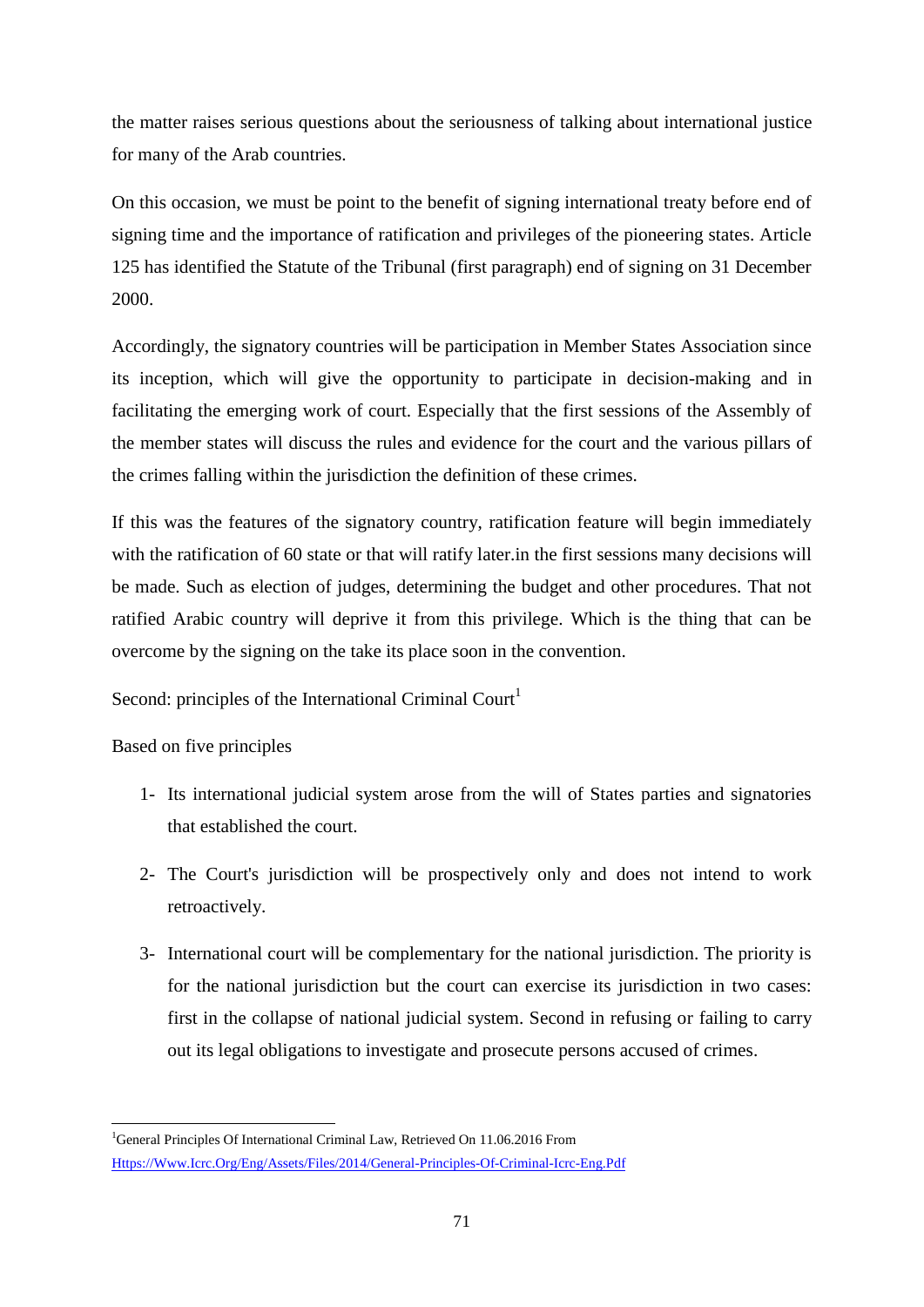the matter raises serious questions about the seriousness of talking about international justice for many of the Arab countries.

On this occasion, we must be point to the benefit of signing international treaty before end of signing time and the importance of ratification and privileges of the pioneering states. Article 125 has identified the Statute of the Tribunal (first paragraph) end of signing on 31 December 2000.

Accordingly, the signatory countries will be participation in Member States Association since its inception, which will give the opportunity to participate in decision-making and in facilitating the emerging work of court. Especially that the first sessions of the Assembly of the member states will discuss the rules and evidence for the court and the various pillars of the crimes falling within the jurisdiction the definition of these crimes.

If this was the features of the signatory country, ratification feature will begin immediately with the ratification of 60 state or that will ratify later.in the first sessions many decisions will be made. Such as election of judges, determining the budget and other procedures. That not ratified Arabic country will deprive it from this privilege. Which is the thing that can be overcome by the signing on the take its place soon in the convention.

Second: principles of the International Criminal Court[1]

Based on five principles

1- Its international judicial system arose from the will of States parties and signatories that established the court.
2- The Court's jurisdiction will be prospectively only and does not intend to work retroactively.
3- International court will be complementary for the national jurisdiction. The priority is for the national jurisdiction but the court can exercise its jurisdiction in two cases: first in the collapse of national judicial system. Second in refusing or failing to carry out its legal obligations to investigate and prosecute persons accused of crimes.

---

[1] General Principles Of International Criminal Law, Retrieved On 11.06.2016 From Https://Www.Icrc.Org/Eng/Assets/Files/2014/General-Principles-Of-Criminal-Icrc-Eng.Pdf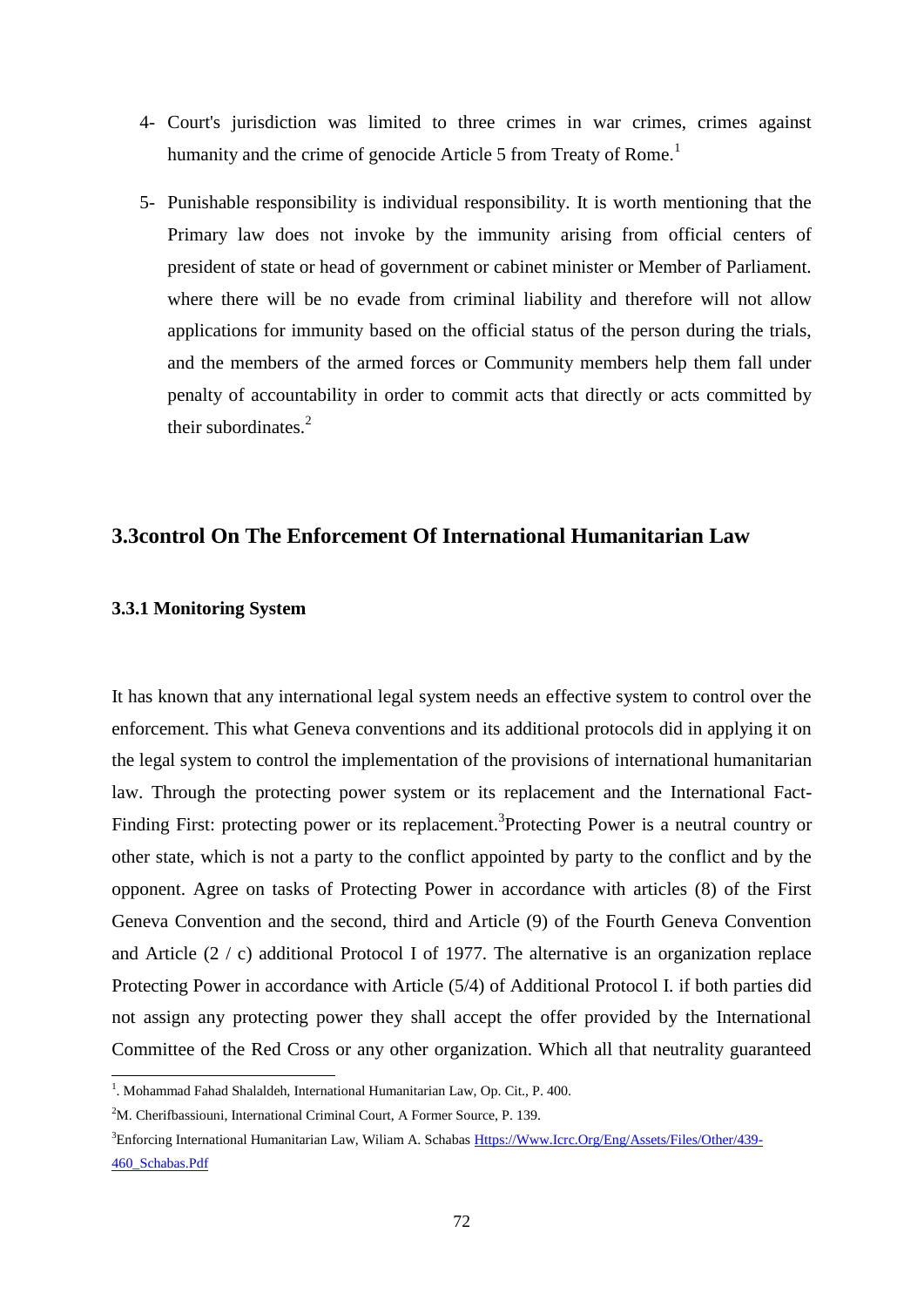4- Court's jurisdiction was limited to three crimes in war crimes, crimes against humanity and the crime of genocide Article 5 from Treaty of Rome.[1]

5- Punishable responsibility is individual responsibility. It is worth mentioning that the Primary law does not invoke by the immunity arising from official centers of president of state or head of government or cabinet minister or Member of Parliament. where there will be no evade from criminal liability and therefore will not allow applications for immunity based on the official status of the person during the trials, and the members of the armed forces or Community members help them fall under penalty of accountability in order to commit acts that directly or acts committed by their subordinates.[2]

## 3.3control On The Enforcement Of International Humanitarian Law

### 3.3.1 Monitoring System

It has known that any international legal system needs an effective system to control over the enforcement. This what Geneva conventions and its additional protocols did in applying it on the legal system to control the implementation of the provisions of international humanitarian law. Through the protecting power system or its replacement and the International Fact-Finding First: protecting power or its replacement.[3]Protecting Power is a neutral country or other state, which is not a party to the conflict appointed by party to the conflict and by the opponent. Agree on tasks of Protecting Power in accordance with articles (8) of the First Geneva Convention and the second, third and Article (9) of the Fourth Geneva Convention and Article (2 / c) additional Protocol I of 1977. The alternative is an organization replace Protecting Power in accordance with Article (5/4) of Additional Protocol I. if both parties did not assign any protecting power they shall accept the offer provided by the International Committee of the Red Cross or any other organization. Which all that neutrality guaranteed

---

[1]. Mohammad Fahad Shalaldeh, International Humanitarian Law, Op. Cit., P. 400.

[2]M. Cherifbassiouni, International Criminal Court, A Former Source, P. 139.

[3]Enforcing International Humanitarian Law, Wiliam A. Schabas Https://Www.Icrc.Org/Eng/Assets/Files/Other/439-460_Schabas.Pdf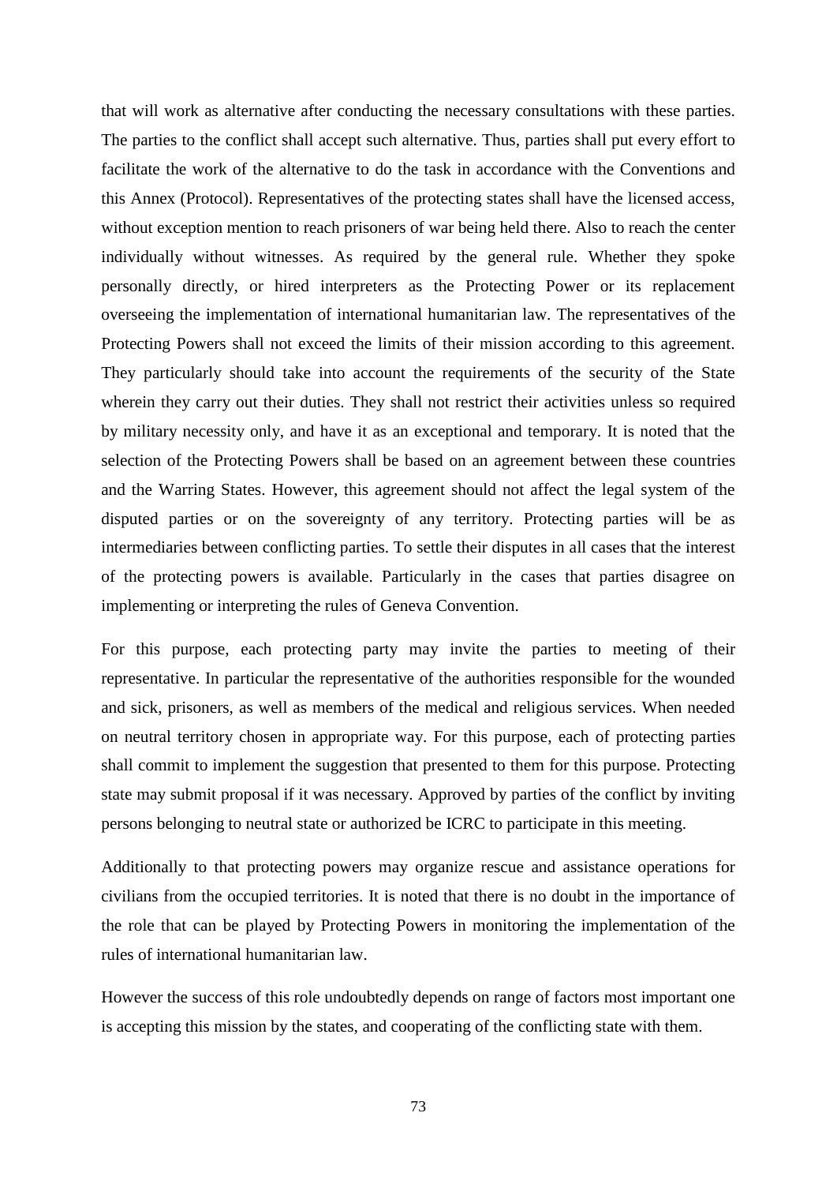that will work as alternative after conducting the necessary consultations with these parties. The parties to the conflict shall accept such alternative. Thus, parties shall put every effort to facilitate the work of the alternative to do the task in accordance with the Conventions and this Annex (Protocol). Representatives of the protecting states shall have the licensed access, without exception mention to reach prisoners of war being held there. Also to reach the center individually without witnesses. As required by the general rule. Whether they spoke personally directly, or hired interpreters as the Protecting Power or its replacement overseeing the implementation of international humanitarian law. The representatives of the Protecting Powers shall not exceed the limits of their mission according to this agreement. They particularly should take into account the requirements of the security of the State wherein they carry out their duties. They shall not restrict their activities unless so required by military necessity only, and have it as an exceptional and temporary. It is noted that the selection of the Protecting Powers shall be based on an agreement between these countries and the Warring States. However, this agreement should not affect the legal system of the disputed parties or on the sovereignty of any territory. Protecting parties will be as intermediaries between conflicting parties. To settle their disputes in all cases that the interest of the protecting powers is available. Particularly in the cases that parties disagree on implementing or interpreting the rules of Geneva Convention.

For this purpose, each protecting party may invite the parties to meeting of their representative. In particular the representative of the authorities responsible for the wounded and sick, prisoners, as well as members of the medical and religious services. When needed on neutral territory chosen in appropriate way. For this purpose, each of protecting parties shall commit to implement the suggestion that presented to them for this purpose. Protecting state may submit proposal if it was necessary. Approved by parties of the conflict by inviting persons belonging to neutral state or authorized be ICRC to participate in this meeting.

Additionally to that protecting powers may organize rescue and assistance operations for civilians from the occupied territories. It is noted that there is no doubt in the importance of the role that can be played by Protecting Powers in monitoring the implementation of the rules of international humanitarian law.

However the success of this role undoubtedly depends on range of factors most important one is accepting this mission by the states, and cooperating of the conflicting state with them.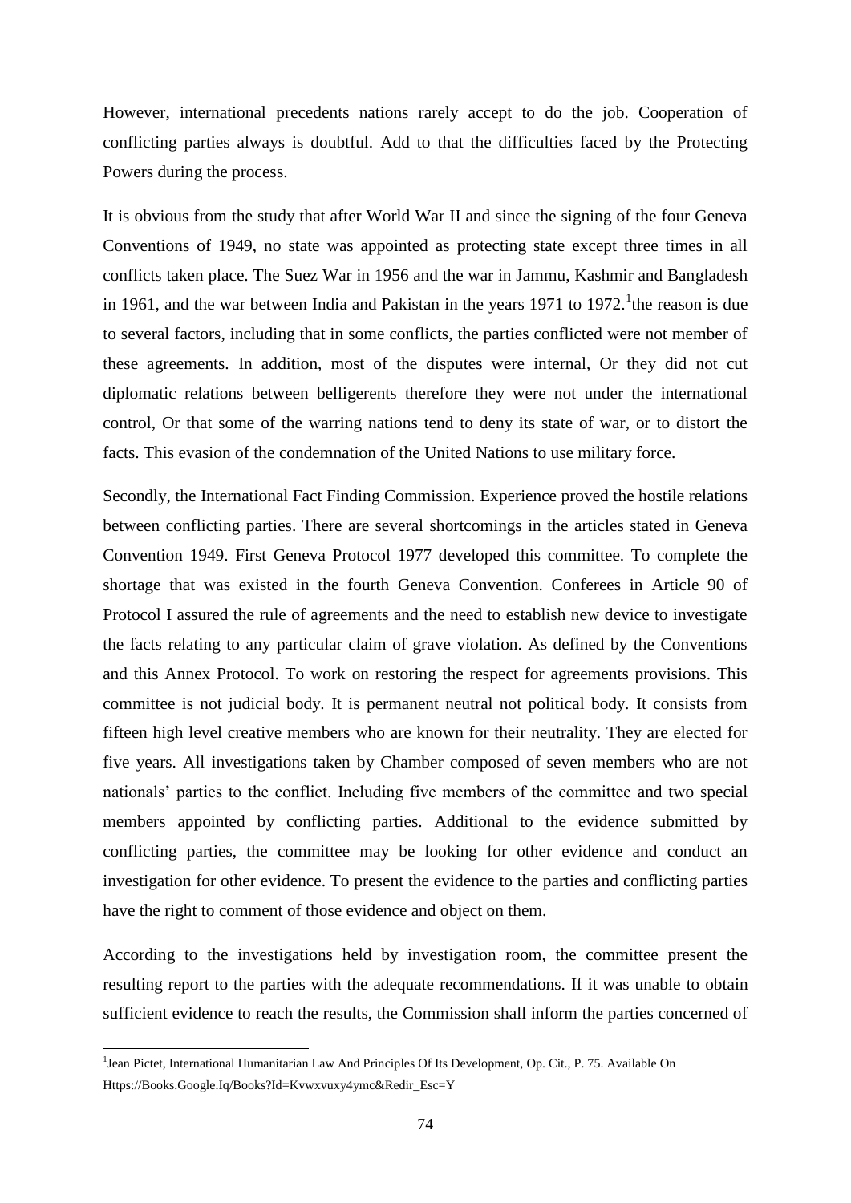However, international precedents nations rarely accept to do the job. Cooperation of conflicting parties always is doubtful. Add to that the difficulties faced by the Protecting Powers during the process.

It is obvious from the study that after World War II and since the signing of the four Geneva Conventions of 1949, no state was appointed as protecting state except three times in all conflicts taken place. The Suez War in 1956 and the war in Jammu, Kashmir and Bangladesh in 1961, and the war between India and Pakistan in the years 1971 to 1972.[1]the reason is due to several factors, including that in some conflicts, the parties conflicted were not member of these agreements. In addition, most of the disputes were internal, Or they did not cut diplomatic relations between belligerents therefore they were not under the international control, Or that some of the warring nations tend to deny its state of war, or to distort the facts. This evasion of the condemnation of the United Nations to use military force.

Secondly, the International Fact Finding Commission. Experience proved the hostile relations between conflicting parties. There are several shortcomings in the articles stated in Geneva Convention 1949. First Geneva Protocol 1977 developed this committee. To complete the shortage that was existed in the fourth Geneva Convention. Conferees in Article 90 of Protocol I assured the rule of agreements and the need to establish new device to investigate the facts relating to any particular claim of grave violation. As defined by the Conventions and this Annex Protocol. To work on restoring the respect for agreements provisions. This committee is not judicial body. It is permanent neutral not political body. It consists from fifteen high level creative members who are known for their neutrality. They are elected for five years. All investigations taken by Chamber composed of seven members who are not nationals' parties to the conflict. Including five members of the committee and two special members appointed by conflicting parties. Additional to the evidence submitted by conflicting parties, the committee may be looking for other evidence and conduct an investigation for other evidence. To present the evidence to the parties and conflicting parties have the right to comment of those evidence and object on them.

According to the investigations held by investigation room, the committee present the resulting report to the parties with the adequate recommendations. If it was unable to obtain sufficient evidence to reach the results, the Commission shall inform the parties concerned of

[1]Jean Pictet, International Humanitarian Law And Principles Of Its Development, Op. Cit., P. 75. Available On Https://Books.Google.Iq/Books?Id=Kvwxvuxy4ymc&Redir_Esc=Y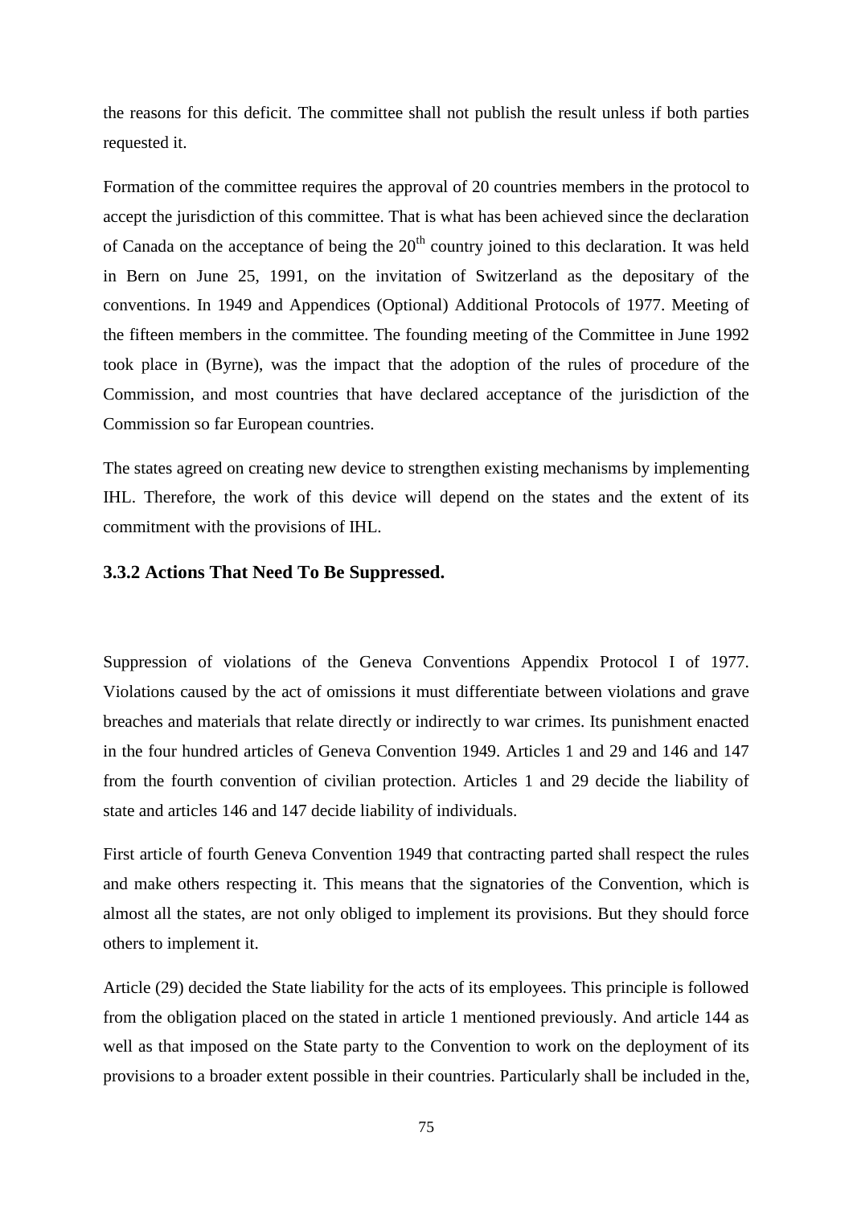the reasons for this deficit. The committee shall not publish the result unless if both parties requested it.

Formation of the committee requires the approval of 20 countries members in the protocol to accept the jurisdiction of this committee. That is what has been achieved since the declaration of Canada on the acceptance of being the $20^{th}$ country joined to this declaration. It was held in Bern on June 25, 1991, on the invitation of Switzerland as the depositary of the conventions. In 1949 and Appendices (Optional) Additional Protocols of 1977. Meeting of the fifteen members in the committee. The founding meeting of the Committee in June 1992 took place in (Byrne), was the impact that the adoption of the rules of procedure of the Commission, and most countries that have declared acceptance of the jurisdiction of the Commission so far European countries.

The states agreed on creating new device to strengthen existing mechanisms by implementing IHL. Therefore, the work of this device will depend on the states and the extent of its commitment with the provisions of IHL.

### 3.3.2 Actions That Need To Be Suppressed.

Suppression of violations of the Geneva Conventions Appendix Protocol I of 1977. Violations caused by the act of omissions it must differentiate between violations and grave breaches and materials that relate directly or indirectly to war crimes. Its punishment enacted in the four hundred articles of Geneva Convention 1949. Articles 1 and 29 and 146 and 147 from the fourth convention of civilian protection. Articles 1 and 29 decide the liability of state and articles 146 and 147 decide liability of individuals.

First article of fourth Geneva Convention 1949 that contracting parted shall respect the rules and make others respecting it. This means that the signatories of the Convention, which is almost all the states, are not only obliged to implement its provisions. But they should force others to implement it.

Article (29) decided the State liability for the acts of its employees. This principle is followed from the obligation placed on the stated in article 1 mentioned previously. And article 144 as well as that imposed on the State party to the Convention to work on the deployment of its provisions to a broader extent possible in their countries. Particularly shall be included in the,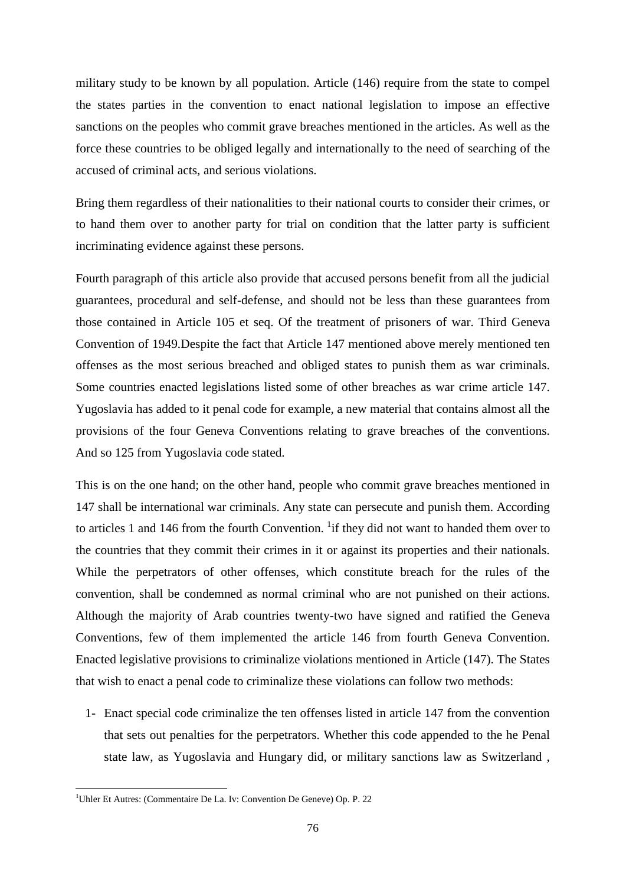military study to be known by all population. Article (146) require from the state to compel the states parties in the convention to enact national legislation to impose an effective sanctions on the peoples who commit grave breaches mentioned in the articles. As well as the force these countries to be obliged legally and internationally to the need of searching of the accused of criminal acts, and serious violations.

Bring them regardless of their nationalities to their national courts to consider their crimes, or to hand them over to another party for trial on condition that the latter party is sufficient incriminating evidence against these persons.

Fourth paragraph of this article also provide that accused persons benefit from all the judicial guarantees, procedural and self-defense, and should not be less than these guarantees from those contained in Article 105 et seq. Of the treatment of prisoners of war. Third Geneva Convention of 1949.Despite the fact that Article 147 mentioned above merely mentioned ten offenses as the most serious breached and obliged states to punish them as war criminals. Some countries enacted legislations listed some of other breaches as war crime article 147. Yugoslavia has added to it penal code for example, a new material that contains almost all the provisions of the four Geneva Conventions relating to grave breaches of the conventions. And so 125 from Yugoslavia code stated.

This is on the one hand; on the other hand, people who commit grave breaches mentioned in 147 shall be international war criminals. Any state can persecute and punish them. According to articles 1 and 146 from the fourth Convention. [1]if they did not want to handed them over to the countries that they commit their crimes in it or against its properties and their nationals. While the perpetrators of other offenses, which constitute breach for the rules of the convention, shall be condemned as normal criminal who are not punished on their actions. Although the majority of Arab countries twenty-two have signed and ratified the Geneva Conventions, few of them implemented the article 146 from fourth Geneva Convention. Enacted legislative provisions to criminalize violations mentioned in Article (147). The States that wish to enact a penal code to criminalize these violations can follow two methods:

1- Enact special code criminalize the ten offenses listed in article 147 from the convention that sets out penalties for the perpetrators. Whether this code appended to the he Penal state law, as Yugoslavia and Hungary did, or military sanctions law as Switzerland ,

[1]Uhler Et Autres: (Commentaire De La. Iv: Convention De Geneve) Op. P. 22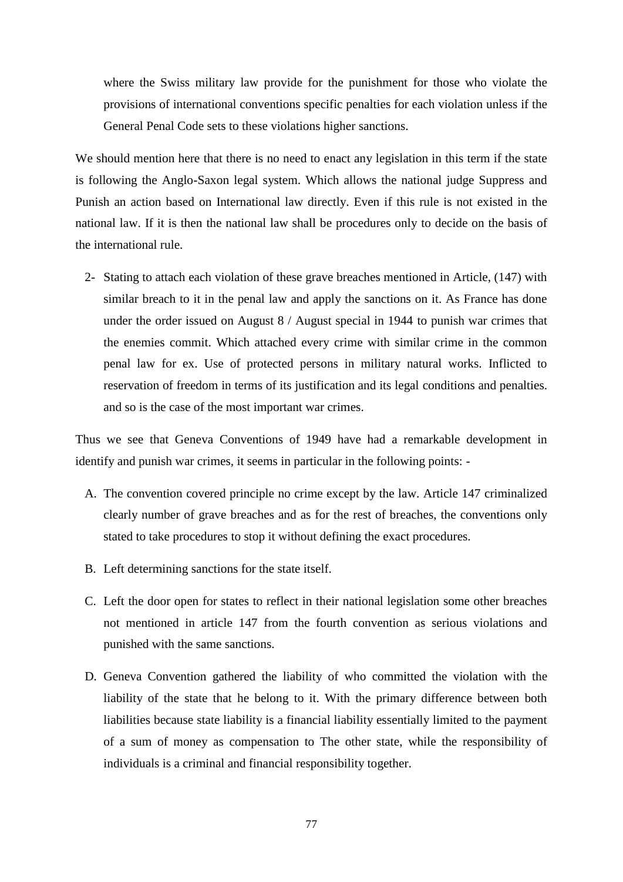where the Swiss military law provide for the punishment for those who violate the provisions of international conventions specific penalties for each violation unless if the General Penal Code sets to these violations higher sanctions.

We should mention here that there is no need to enact any legislation in this term if the state is following the Anglo-Saxon legal system. Which allows the national judge Suppress and Punish an action based on International law directly. Even if this rule is not existed in the national law. If it is then the national law shall be procedures only to decide on the basis of the international rule.

2- Stating to attach each violation of these grave breaches mentioned in Article, (147) with similar breach to it in the penal law and apply the sanctions on it. As France has done under the order issued on August 8 / August special in 1944 to punish war crimes that the enemies commit. Which attached every crime with similar crime in the common penal law for ex. Use of protected persons in military natural works. Inflicted to reservation of freedom in terms of its justification and its legal conditions and penalties. and so is the case of the most important war crimes.

Thus we see that Geneva Conventions of 1949 have had a remarkable development in identify and punish war crimes, it seems in particular in the following points: -

A. The convention covered principle no crime except by the law. Article 147 criminalized clearly number of grave breaches and as for the rest of breaches, the conventions only stated to take procedures to stop it without defining the exact procedures.

B. Left determining sanctions for the state itself.

C. Left the door open for states to reflect in their national legislation some other breaches not mentioned in article 147 from the fourth convention as serious violations and punished with the same sanctions.

D. Geneva Convention gathered the liability of who committed the violation with the liability of the state that he belong to it. With the primary difference between both liabilities because state liability is a financial liability essentially limited to the payment of a sum of money as compensation to The other state, while the responsibility of individuals is a criminal and financial responsibility together.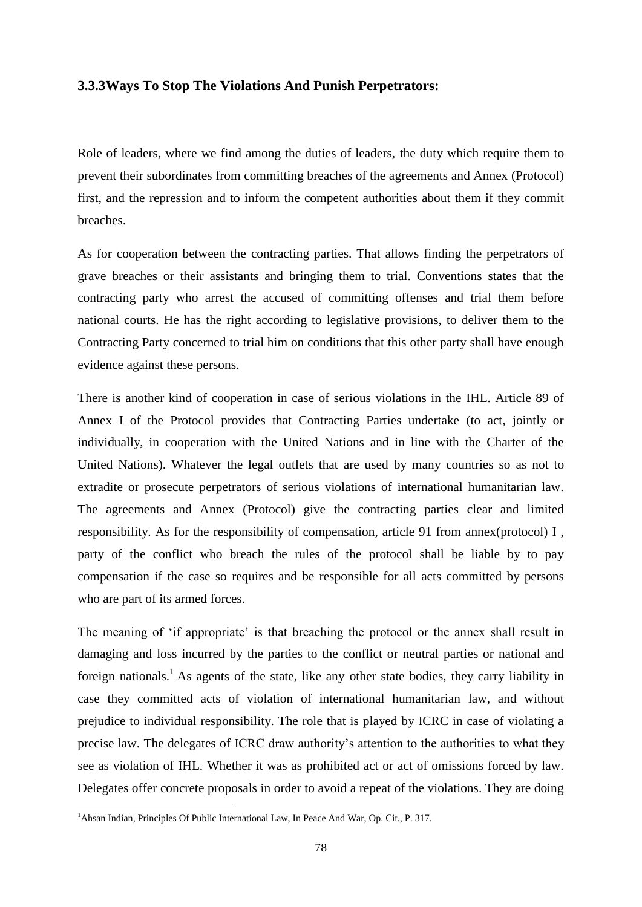### 3.3.3Ways To Stop The Violations And Punish Perpetrators:

Role of leaders, where we find among the duties of leaders, the duty which require them to prevent their subordinates from committing breaches of the agreements and Annex (Protocol) first, and the repression and to inform the competent authorities about them if they commit breaches.

As for cooperation between the contracting parties. That allows finding the perpetrators of grave breaches or their assistants and bringing them to trial. Conventions states that the contracting party who arrest the accused of committing offenses and trial them before national courts. He has the right according to legislative provisions, to deliver them to the Contracting Party concerned to trial him on conditions that this other party shall have enough evidence against these persons.

There is another kind of cooperation in case of serious violations in the IHL. Article 89 of Annex I of the Protocol provides that Contracting Parties undertake (to act, jointly or individually, in cooperation with the United Nations and in line with the Charter of the United Nations). Whatever the legal outlets that are used by many countries so as not to extradite or prosecute perpetrators of serious violations of international humanitarian law. The agreements and Annex (Protocol) give the contracting parties clear and limited responsibility. As for the responsibility of compensation, article 91 from annex(protocol) I , party of the conflict who breach the rules of the protocol shall be liable by to pay compensation if the case so requires and be responsible for all acts committed by persons who are part of its armed forces.

The meaning of 'if appropriate' is that breaching the protocol or the annex shall result in damaging and loss incurred by the parties to the conflict or neutral parties or national and foreign nationals.[1] As agents of the state, like any other state bodies, they carry liability in case they committed acts of violation of international humanitarian law, and without prejudice to individual responsibility. The role that is played by ICRC in case of violating a precise law. The delegates of ICRC draw authority's attention to the authorities to what they see as violation of IHL. Whether it was as prohibited act or act of omissions forced by law. Delegates offer concrete proposals in order to avoid a repeat of the violations. They are doing

---

[1]Ahsan Indian, Principles Of Public International Law, In Peace And War, Op. Cit., P. 317.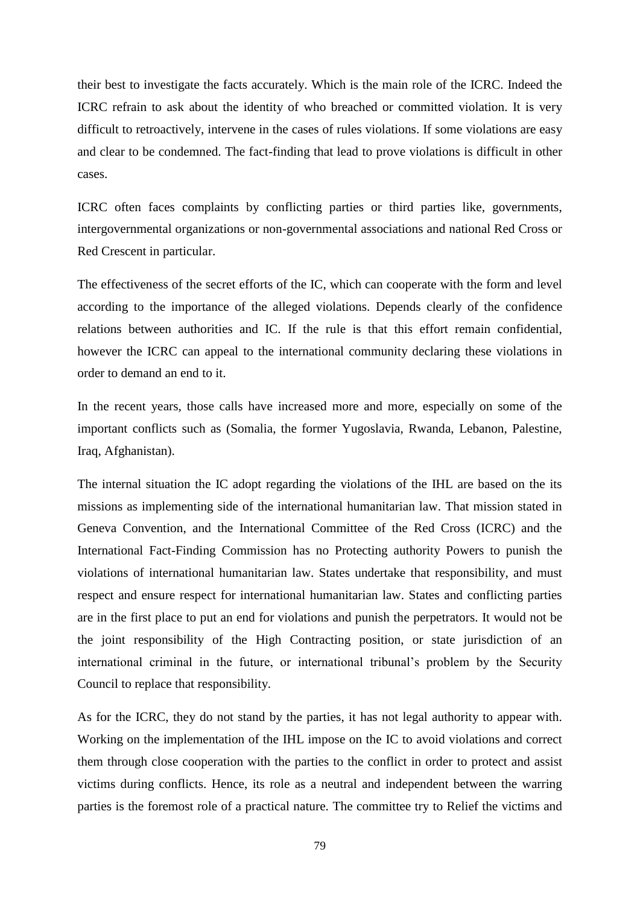their best to investigate the facts accurately. Which is the main role of the ICRC. Indeed the ICRC refrain to ask about the identity of who breached or committed violation. It is very difficult to retroactively, intervene in the cases of rules violations. If some violations are easy and clear to be condemned. The fact-finding that lead to prove violations is difficult in other cases.

ICRC often faces complaints by conflicting parties or third parties like, governments, intergovernmental organizations or non-governmental associations and national Red Cross or Red Crescent in particular.

The effectiveness of the secret efforts of the IC, which can cooperate with the form and level according to the importance of the alleged violations. Depends clearly of the confidence relations between authorities and IC. If the rule is that this effort remain confidential, however the ICRC can appeal to the international community declaring these violations in order to demand an end to it.

In the recent years, those calls have increased more and more, especially on some of the important conflicts such as (Somalia, the former Yugoslavia, Rwanda, Lebanon, Palestine, Iraq, Afghanistan).

The internal situation the IC adopt regarding the violations of the IHL are based on the its missions as implementing side of the international humanitarian law. That mission stated in Geneva Convention, and the International Committee of the Red Cross (ICRC) and the International Fact-Finding Commission has no Protecting authority Powers to punish the violations of international humanitarian law. States undertake that responsibility, and must respect and ensure respect for international humanitarian law. States and conflicting parties are in the first place to put an end for violations and punish the perpetrators. It would not be the joint responsibility of the High Contracting position, or state jurisdiction of an international criminal in the future, or international tribunal's problem by the Security Council to replace that responsibility.

As for the ICRC, they do not stand by the parties, it has not legal authority to appear with. Working on the implementation of the IHL impose on the IC to avoid violations and correct them through close cooperation with the parties to the conflict in order to protect and assist victims during conflicts. Hence, its role as a neutral and independent between the warring parties is the foremost role of a practical nature. The committee try to Relief the victims and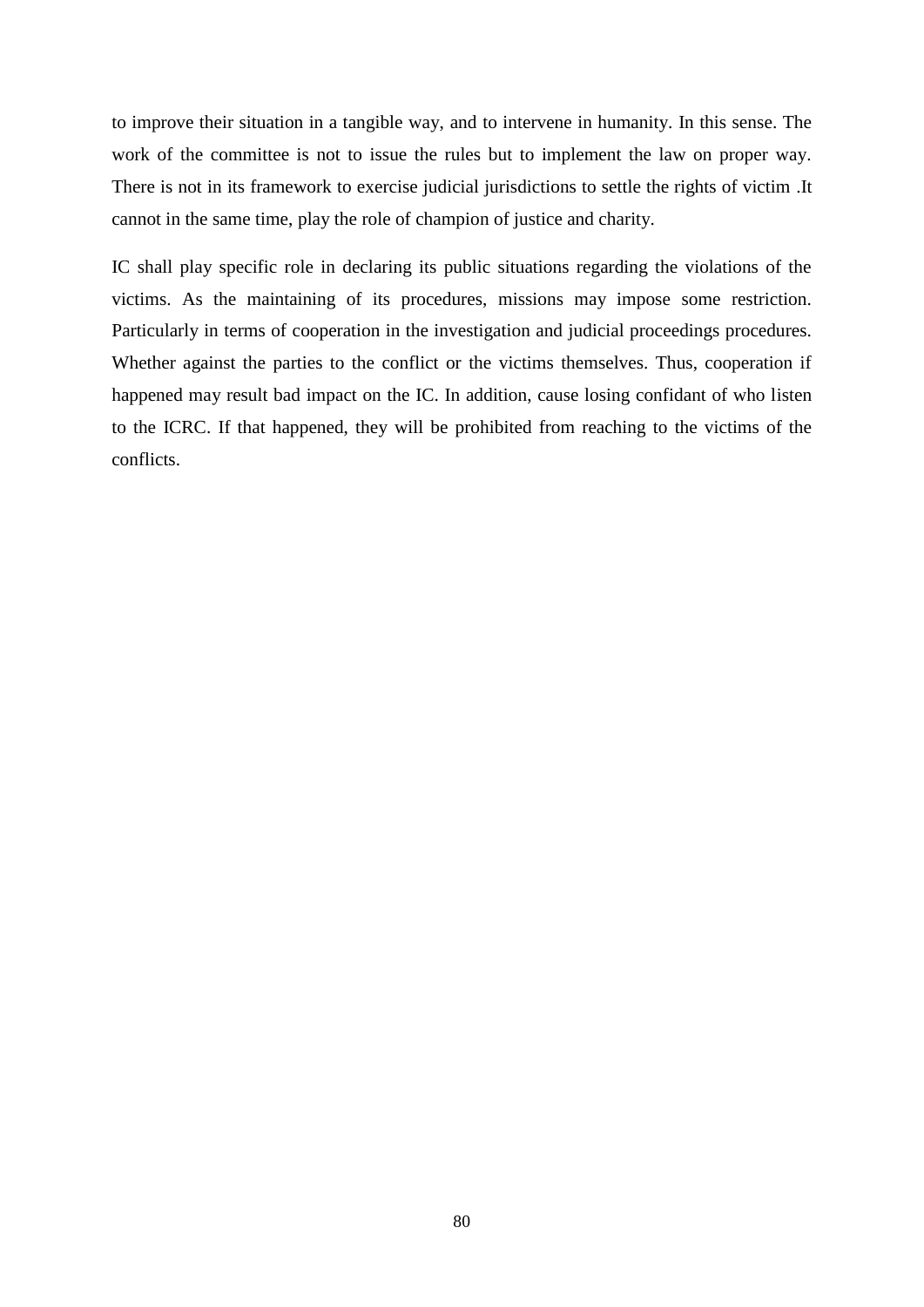to improve their situation in a tangible way, and to intervene in humanity. In this sense. The work of the committee is not to issue the rules but to implement the law on proper way. There is not in its framework to exercise judicial jurisdictions to settle the rights of victim .It cannot in the same time, play the role of champion of justice and charity.

IC shall play specific role in declaring its public situations regarding the violations of the victims. As the maintaining of its procedures, missions may impose some restriction. Particularly in terms of cooperation in the investigation and judicial proceedings procedures. Whether against the parties to the conflict or the victims themselves. Thus, cooperation if happened may result bad impact on the IC. In addition, cause losing confidant of who listen to the ICRC. If that happened, they will be prohibited from reaching to the victims of the conflicts.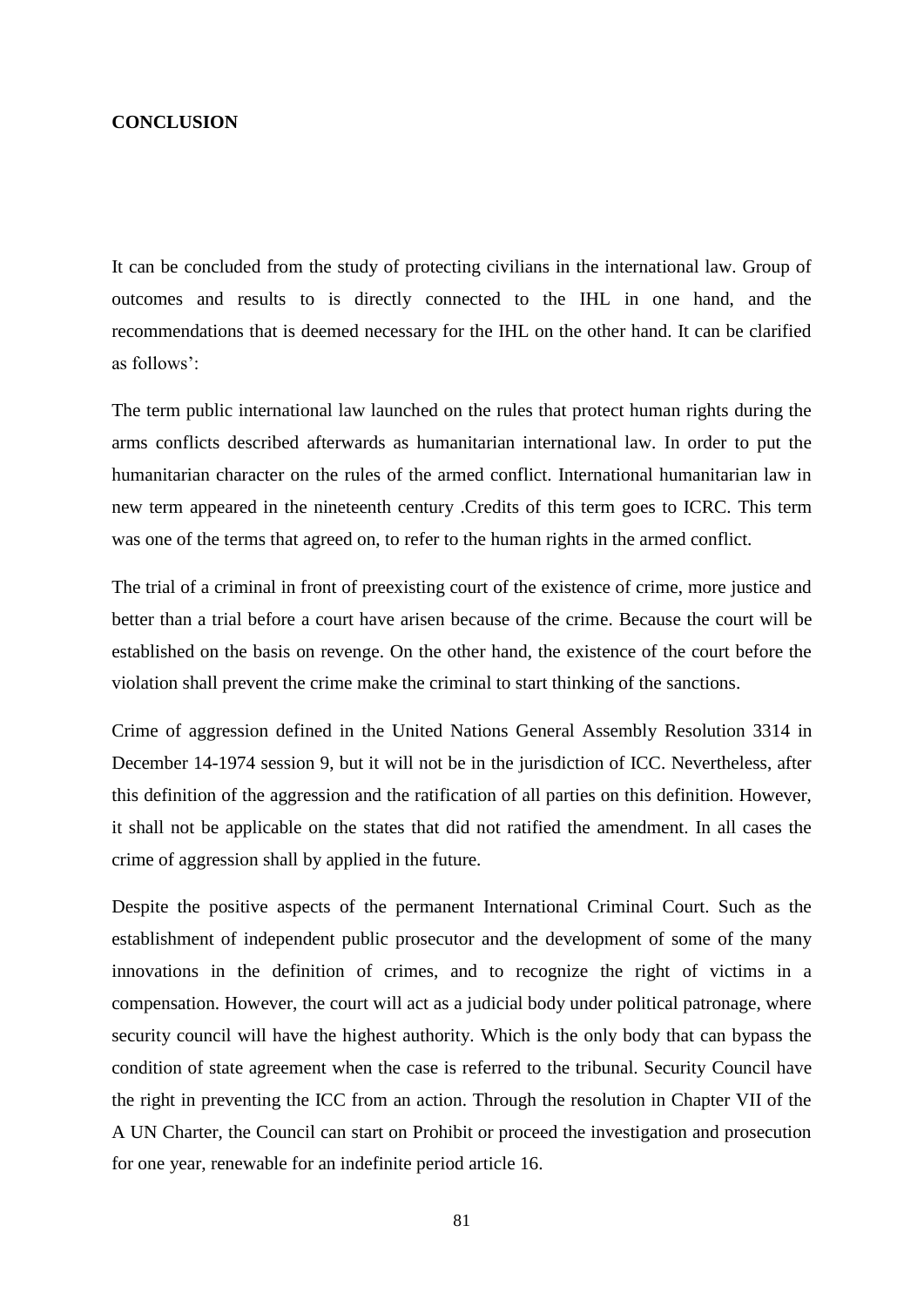**CONCLUSION**

It can be concluded from the study of protecting civilians in the international law. Group of outcomes and results to is directly connected to the IHL in one hand, and the recommendations that is deemed necessary for the IHL on the other hand. It can be clarified as follows':

The term public international law launched on the rules that protect human rights during the arms conflicts described afterwards as humanitarian international law. In order to put the humanitarian character on the rules of the armed conflict. International humanitarian law in new term appeared in the nineteenth century .Credits of this term goes to ICRC. This term was one of the terms that agreed on, to refer to the human rights in the armed conflict.

The trial of a criminal in front of preexisting court of the existence of crime, more justice and better than a trial before a court have arisen because of the crime. Because the court will be established on the basis on revenge. On the other hand, the existence of the court before the violation shall prevent the crime make the criminal to start thinking of the sanctions.

Crime of aggression defined in the United Nations General Assembly Resolution 3314 in December 14-1974 session 9, but it will not be in the jurisdiction of ICC. Nevertheless, after this definition of the aggression and the ratification of all parties on this definition. However, it shall not be applicable on the states that did not ratified the amendment. In all cases the crime of aggression shall by applied in the future.

Despite the positive aspects of the permanent International Criminal Court. Such as the establishment of independent public prosecutor and the development of some of the many innovations in the definition of crimes, and to recognize the right of victims in a compensation. However, the court will act as a judicial body under political patronage, where security council will have the highest authority. Which is the only body that can bypass the condition of state agreement when the case is referred to the tribunal. Security Council have the right in preventing the ICC from an action. Through the resolution in Chapter VII of the A UN Charter, the Council can start on Prohibit or proceed the investigation and prosecution for one year, renewable for an indefinite period article 16.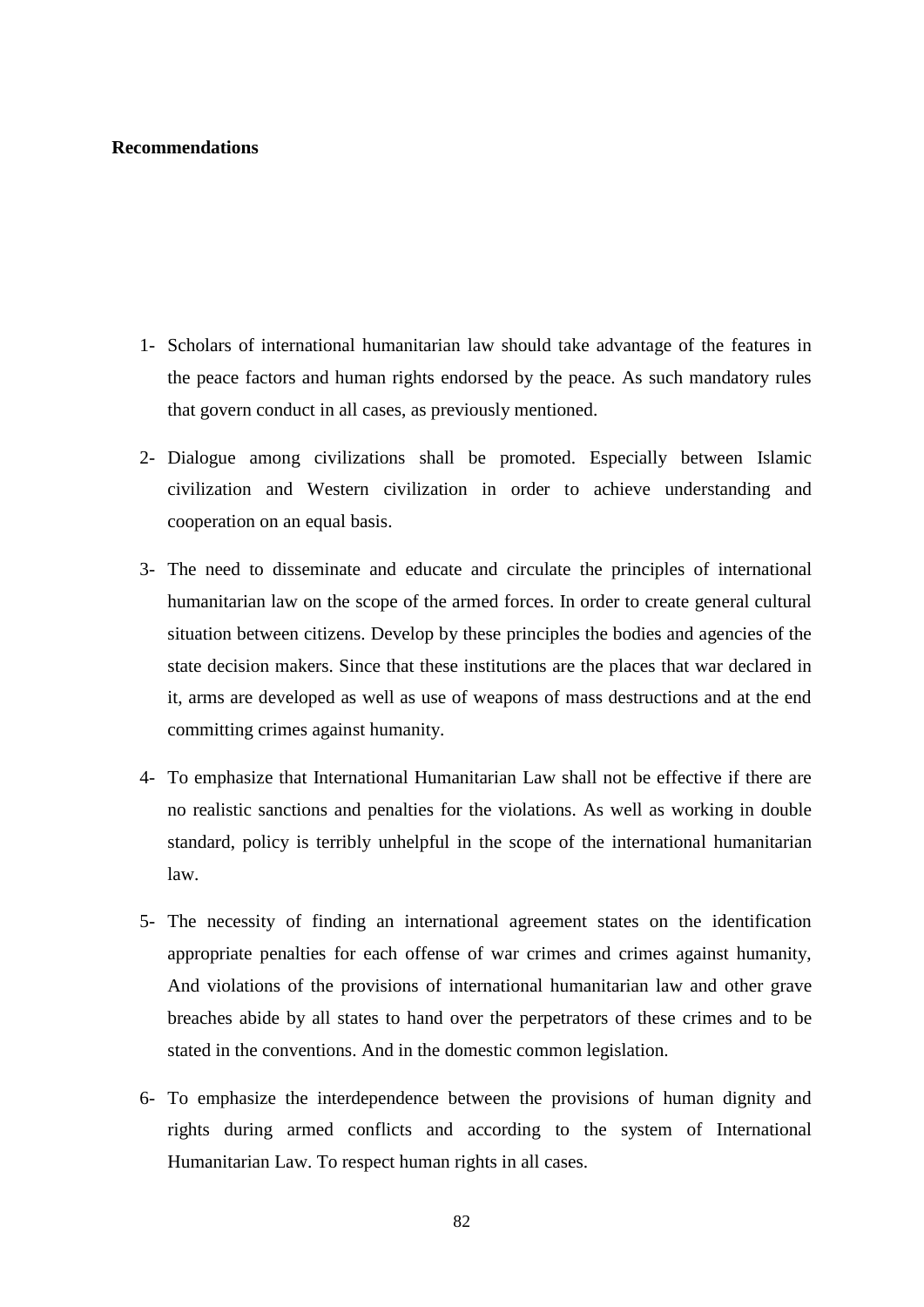**Recommendations**

1- Scholars of international humanitarian law should take advantage of the features in the peace factors and human rights endorsed by the peace. As such mandatory rules that govern conduct in all cases, as previously mentioned.

2- Dialogue among civilizations shall be promoted. Especially between Islamic civilization and Western civilization in order to achieve understanding and cooperation on an equal basis.

3- The need to disseminate and educate and circulate the principles of international humanitarian law on the scope of the armed forces. In order to create general cultural situation between citizens. Develop by these principles the bodies and agencies of the state decision makers. Since that these institutions are the places that war declared in it, arms are developed as well as use of weapons of mass destructions and at the end committing crimes against humanity.

4- To emphasize that International Humanitarian Law shall not be effective if there are no realistic sanctions and penalties for the violations. As well as working in double standard, policy is terribly unhelpful in the scope of the international humanitarian law.

5- The necessity of finding an international agreement states on the identification appropriate penalties for each offense of war crimes and crimes against humanity, And violations of the provisions of international humanitarian law and other grave breaches abide by all states to hand over the perpetrators of these crimes and to be stated in the conventions. And in the domestic common legislation.

6- To emphasize the interdependence between the provisions of human dignity and rights during armed conflicts and according to the system of International Humanitarian Law. To respect human rights in all cases.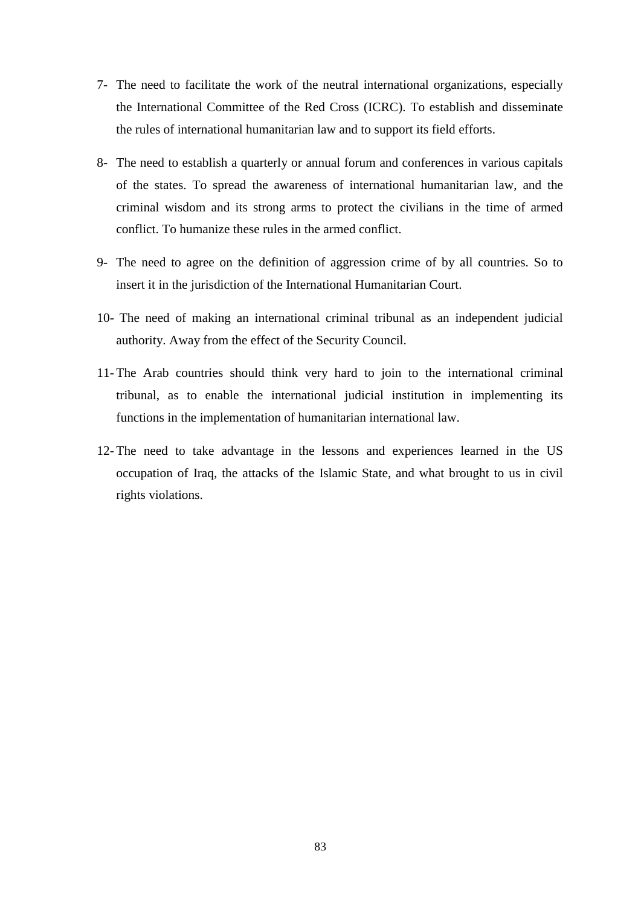7- The need to facilitate the work of the neutral international organizations, especially the International Committee of the Red Cross (ICRC). To establish and disseminate the rules of international humanitarian law and to support its field efforts.

8- The need to establish a quarterly or annual forum and conferences in various capitals of the states. To spread the awareness of international humanitarian law, and the criminal wisdom and its strong arms to protect the civilians in the time of armed conflict. To humanize these rules in the armed conflict.

9- The need to agree on the definition of aggression crime of by all countries. So to insert it in the jurisdiction of the International Humanitarian Court.

10- The need of making an international criminal tribunal as an independent judicial authority. Away from the effect of the Security Council.

11- The Arab countries should think very hard to join to the international criminal tribunal, as to enable the international judicial institution in implementing its functions in the implementation of humanitarian international law.

12- The need to take advantage in the lessons and experiences learned in the US occupation of Iraq, the attacks of the Islamic State, and what brought to us in civil rights violations.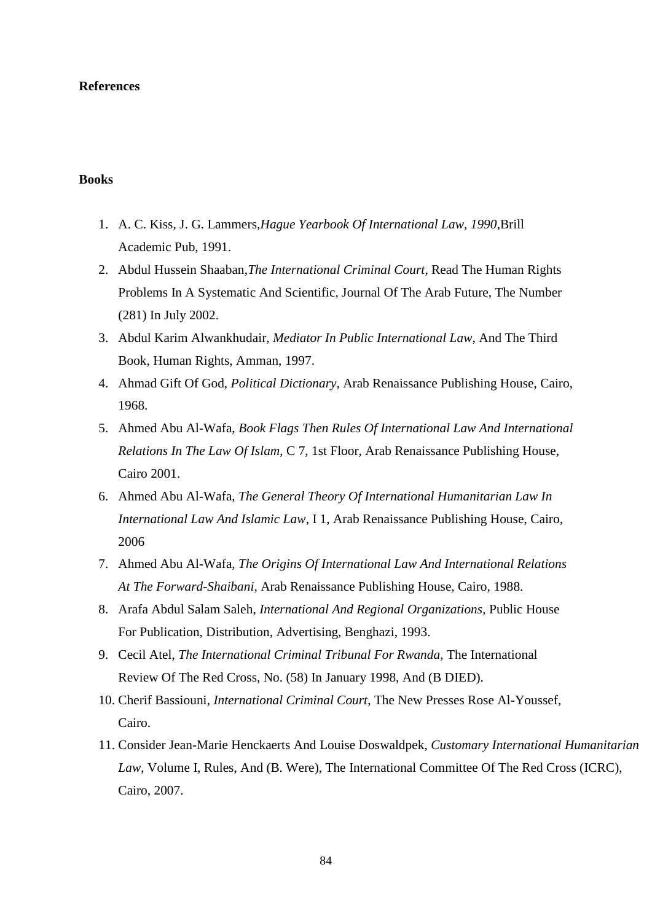## References

### Books

1. A. C. Kiss, J. G. Lammers,*Hague Yearbook Of International Law, 1990*,Brill Academic Pub, 1991.
2. Abdul Hussein Shaaban,*The International Criminal Court*, Read The Human Rights Problems In A Systematic And Scientific, Journal Of The Arab Future, The Number (281) In July 2002.
3. Abdul Karim Alwankhudair, *Mediator In Public International Law*, And The Third Book, Human Rights, Amman, 1997.
4. Ahmad Gift Of God, *Political Dictionary*, Arab Renaissance Publishing House, Cairo, 1968.
5. Ahmed Abu Al-Wafa, *Book Flags Then Rules Of International Law And International Relations In The Law Of Islam*, C 7, 1st Floor, Arab Renaissance Publishing House, Cairo 2001.
6. Ahmed Abu Al-Wafa, *The General Theory Of International Humanitarian Law In International Law And Islamic Law*, I 1, Arab Renaissance Publishing House, Cairo, 2006
7. Ahmed Abu Al-Wafa, *The Origins Of International Law And International Relations At The Forward-Shaibani*, Arab Renaissance Publishing House, Cairo, 1988.
8. Arafa Abdul Salam Saleh, *International And Regional Organizations*, Public House For Publication, Distribution, Advertising, Benghazi, 1993.
9. Cecil Atel, *The International Criminal Tribunal For Rwanda*, The International Review Of The Red Cross, No. (58) In January 1998, And (B DIED).
10. Cherif Bassiouni, *International Criminal Court*, The New Presses Rose Al-Youssef, Cairo.
11. Consider Jean-Marie Henckaerts And Louise Doswaldpek, *Customary International Humanitarian Law*, Volume I, Rules, And (B. Were), The International Committee Of The Red Cross (ICRC), Cairo, 2007.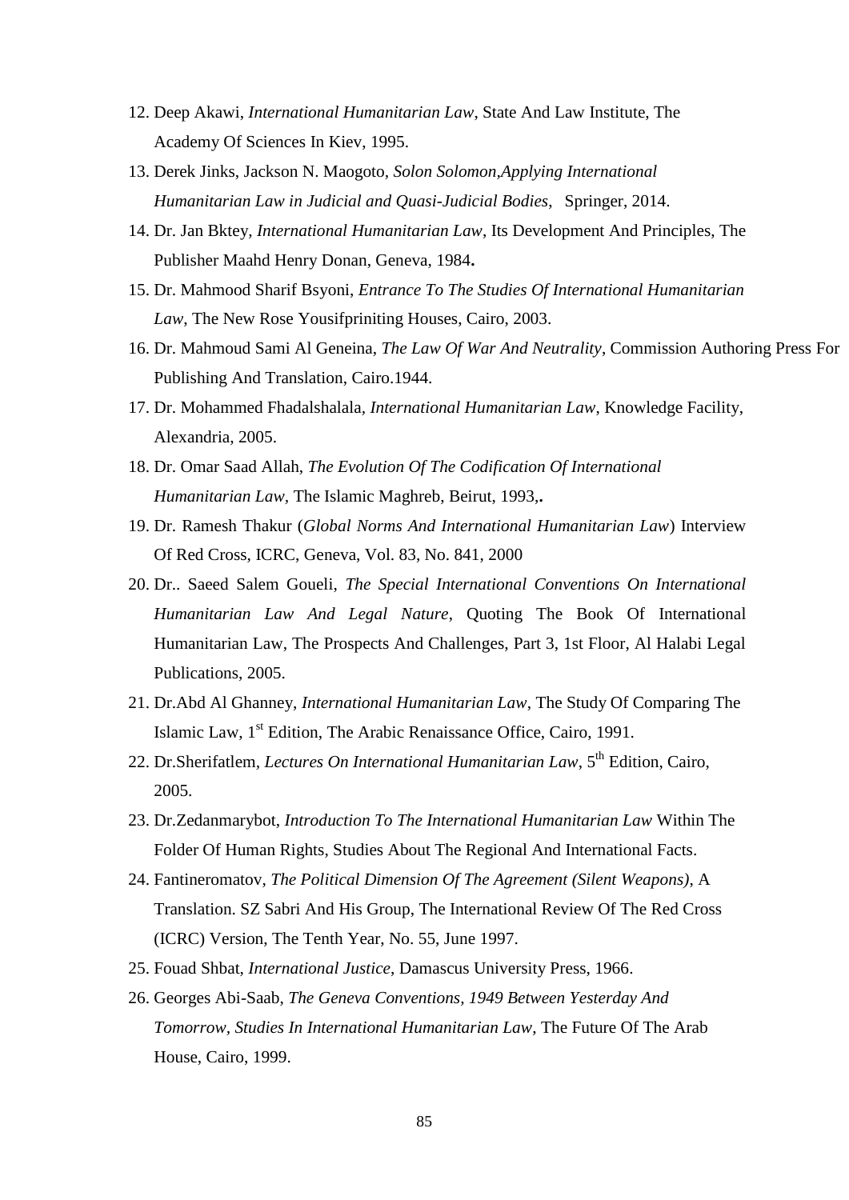12. Deep Akawi, *International Humanitarian Law*, State And Law Institute, The Academy Of Sciences In Kiev, 1995.
13. Derek Jinks, Jackson N. Maogoto, *Solon Solomon,Applying International Humanitarian Law in Judicial and Quasi-Judicial Bodies*, Springer, 2014.
14. Dr. Jan Bktey, *International Humanitarian Law*, Its Development And Principles, The Publisher Maahd Henry Donan, Geneva, 1984**.**
15. Dr. Mahmood Sharif Bsyoni, *Entrance To The Studies Of International Humanitarian Law*, The New Rose Yousifpriniting Houses, Cairo, 2003.
16. Dr. Mahmoud Sami Al Geneina, *The Law Of War And Neutrality*, Commission Authoring Press For Publishing And Translation, Cairo.1944.
17. Dr. Mohammed Fhadalshalala, *International Humanitarian Law*, Knowledge Facility, Alexandria, 2005.
18. Dr. Omar Saad Allah, *The Evolution Of The Codification Of International Humanitarian Law*, The Islamic Maghreb, Beirut, 1993,**.**
19. Dr. Ramesh Thakur (*Global Norms And International Humanitarian Law*) Interview Of Red Cross, ICRC, Geneva, Vol. 83, No. 841, 2000
20. Dr.. Saeed Salem Goueli, *The Special International Conventions On International Humanitarian Law And Legal Nature*, Quoting The Book Of International Humanitarian Law, The Prospects And Challenges, Part 3, 1st Floor, Al Halabi Legal Publications, 2005.
21. Dr.Abd Al Ghanney, *International Humanitarian Law*, The Study Of Comparing The Islamic Law, 1st Edition, The Arabic Renaissance Office, Cairo, 1991.
22. Dr.Sherifatlem, *Lectures On International Humanitarian Law*, 5th Edition, Cairo, 2005.
23. Dr.Zedanmarybot, *Introduction To The International Humanitarian Law* Within The Folder Of Human Rights, Studies About The Regional And International Facts.
24. Fantineromatov, *The Political Dimension Of The Agreement (Silent Weapons)*, A Translation. SZ Sabri And His Group, The International Review Of The Red Cross (ICRC) Version, The Tenth Year, No. 55, June 1997.
25. Fouad Shbat, *International Justice*, Damascus University Press, 1966.
26. Georges Abi-Saab, *The Geneva Conventions, 1949 Between Yesterday And Tomorrow, Studies In International Humanitarian Law*, The Future Of The Arab House, Cairo, 1999.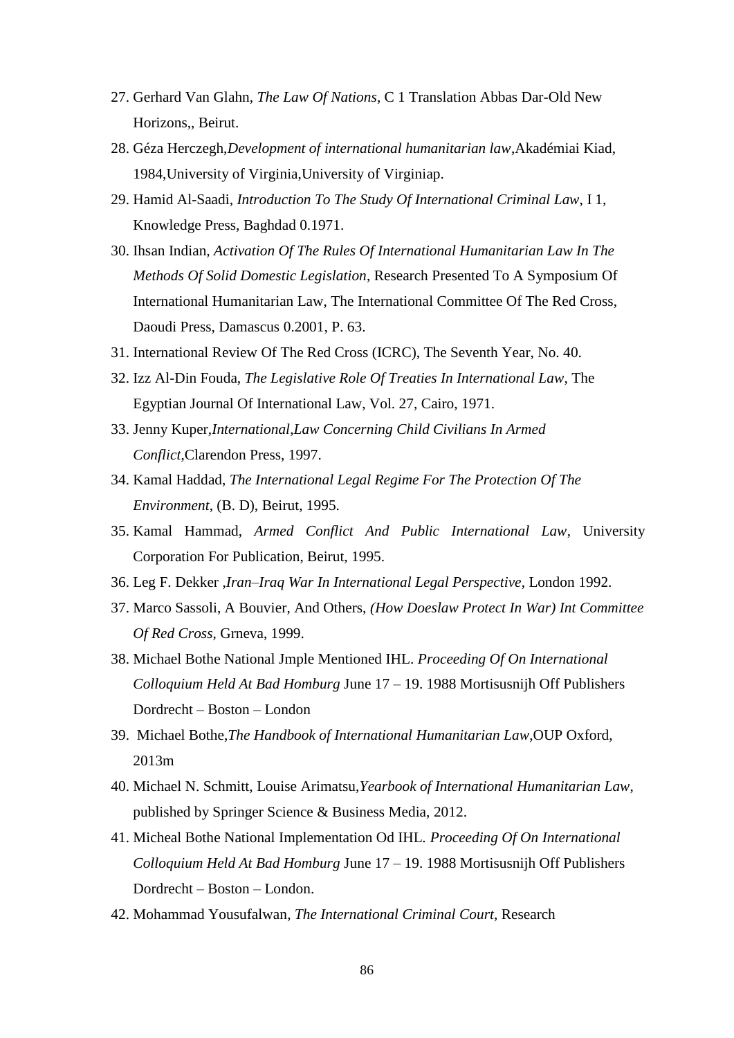27. Gerhard Van Glahn, *The Law Of Nations*, C 1 Translation Abbas Dar-Old New Horizons,, Beirut.
28. Géza Herczegh,*Development of international humanitarian law*,Akadémiai Kiad, 1984,University of Virginia,University of Virginiap.
29. Hamid Al-Saadi, *Introduction To The Study Of International Criminal Law*, I 1, Knowledge Press, Baghdad 0.1971.
30. Ihsan Indian*, Activation Of The Rules Of International Humanitarian Law In The Methods Of Solid Domestic Legislation*, Research Presented To A Symposium Of International Humanitarian Law, The International Committee Of The Red Cross, Daoudi Press, Damascus 0.2001, P. 63.
31. International Review Of The Red Cross (ICRC), The Seventh Year, No. 40.
32. Izz Al-Din Fouda, *The Legislative Role Of Treaties In International Law*, The Egyptian Journal Of International Law, Vol. 27, Cairo, 1971.
33. Jenny Kuper,*International,Law Concerning Child Civilians In Armed Conflict*,Clarendon Press, 1997.
34. Kamal Haddad, *The International Legal Regime For The Protection Of The Environment*, (B. D), Beirut, 1995.
35. Kamal Hammad, *Armed Conflict And Public International Law*, University Corporation For Publication, Beirut, 1995.
36. Leg F. Dekker ,*Iran–Iraq War In International Legal Perspective,* London 1992.
37. Marco Sassoli, A Bouvier, And Others, *(How Doeslaw Protect In War) Int Committee Of Red Cross*, Grneva, 1999.
38. Michael Bothe National Jmple Mentioned IHL. *Proceeding Of On International Colloquium Held At Bad Homburg* June 17 – 19. 1988 Mortisusnijh Off Publishers Dordrecht – Boston – London
39. Michael Bothe,*The Handbook of International Humanitarian Law*,OUP Oxford, 2013m
40. Michael N. Schmitt, Louise Arimatsu,*Yearbook of International Humanitarian Law*, published by Springer Science & Business Media, 2012.
41. Micheal Bothe National Implementation Od IHL*. Proceeding Of On International Colloquium Held At Bad Homburg* June 17 – 19. 1988 Mortisusnijh Off Publishers Dordrecht – Boston – London.
42. Mohammad Yousufalwan, *The International Criminal Court*, Research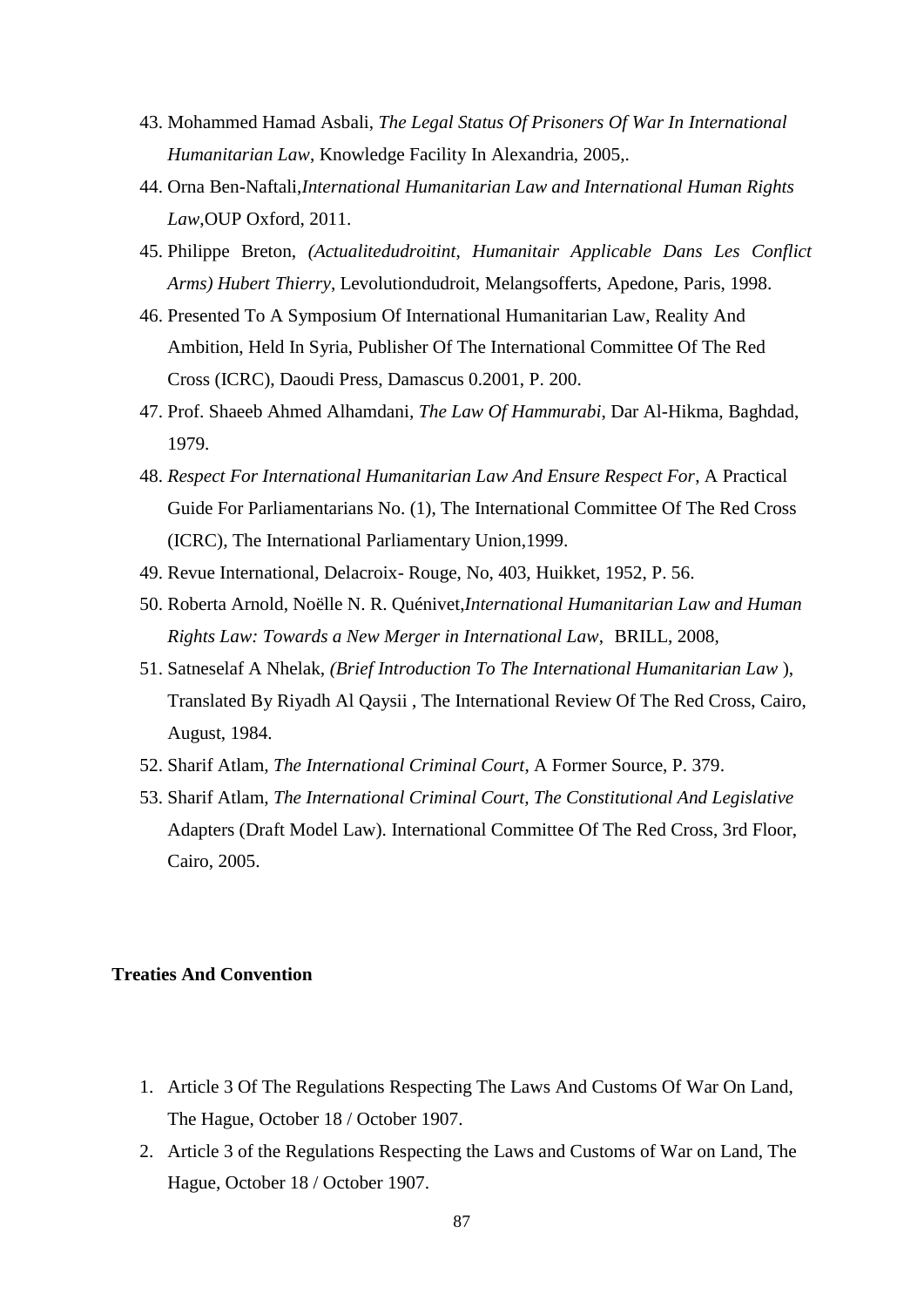43. Mohammed Hamad Asbali, *The Legal Status Of Prisoners Of War In International Humanitarian Law*, Knowledge Facility In Alexandria, 2005,.
44. Orna Ben-Naftali,*International Humanitarian Law and International Human Rights Law*,OUP Oxford, 2011.
45. Philippe Breton, *(Actualitedudroitint, Humanitair Applicable Dans Les Conflict Arms) Hubert Thierry*, Levolutiondudroit, Melangsofferts, Apedone, Paris, 1998.
46. Presented To A Symposium Of International Humanitarian Law, Reality And Ambition, Held In Syria, Publisher Of The International Committee Of The Red Cross (ICRC), Daoudi Press, Damascus 0.2001, P. 200.
47. Prof. Shaeeb Ahmed Alhamdani, *The Law Of Hammurabi*, Dar Al-Hikma, Baghdad, 1979.
48. *Respect For International Humanitarian Law And Ensure Respect For*, A Practical Guide For Parliamentarians No. (1), The International Committee Of The Red Cross (ICRC), The International Parliamentary Union,1999.
49. Revue International, Delacroix- Rouge, No, 403, Huikket, 1952, P. 56.
50. Roberta Arnold, Noëlle N. R. Quénivet,*International Humanitarian Law and Human Rights Law: Towards a New Merger in International Law*, BRILL, 2008,
51. Satneselaf A Nhelak, *(Brief Introduction To The International Humanitarian Law* ), Translated By Riyadh Al Qaysii , The International Review Of The Red Cross, Cairo, August, 1984.
52. Sharif Atlam, *The International Criminal Court*, A Former Source, P. 379.
53. Sharif Atlam, *The International Criminal Court*, *The Constitutional And Legislative* Adapters (Draft Model Law). International Committee Of The Red Cross, 3rd Floor, Cairo, 2005.

**Treaties And Convention**

1. Article 3 Of The Regulations Respecting The Laws And Customs Of War On Land, The Hague, October 18 / October 1907.
2. Article 3 of the Regulations Respecting the Laws and Customs of War on Land, The Hague, October 18 / October 1907.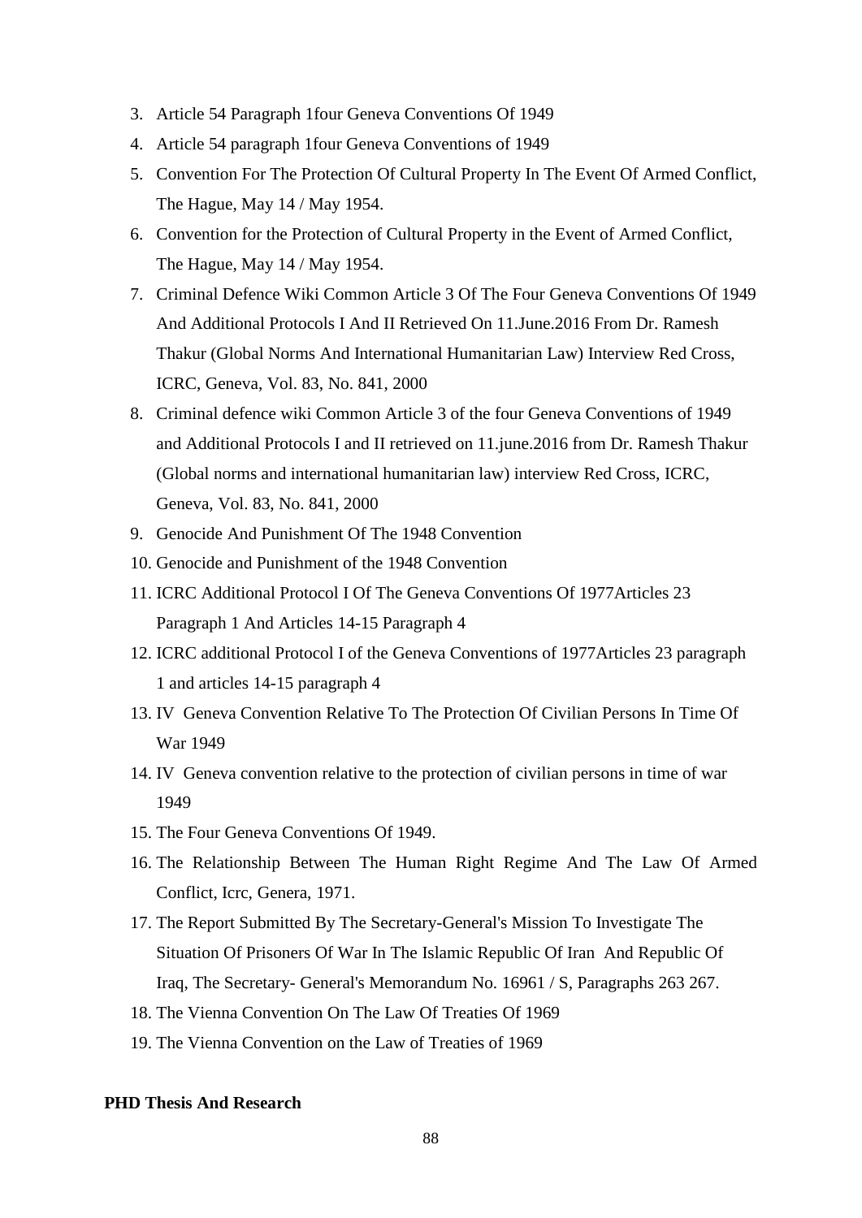3. Article 54 Paragraph 1four Geneva Conventions Of 1949
4. Article 54 paragraph 1four Geneva Conventions of 1949
5. Convention For The Protection Of Cultural Property In The Event Of Armed Conflict, The Hague, May 14 / May 1954.
6. Convention for the Protection of Cultural Property in the Event of Armed Conflict, The Hague, May 14 / May 1954.
7. Criminal Defence Wiki Common Article 3 Of The Four Geneva Conventions Of 1949 And Additional Protocols I And II Retrieved On 11.June.2016 From Dr. Ramesh Thakur (Global Norms And International Humanitarian Law) Interview Red Cross, ICRC, Geneva, Vol. 83, No. 841, 2000
8. Criminal defence wiki Common Article 3 of the four Geneva Conventions of 1949 and Additional Protocols I and II retrieved on 11.june.2016 from Dr. Ramesh Thakur (Global norms and international humanitarian law) interview Red Cross, ICRC, Geneva, Vol. 83, No. 841, 2000
9. Genocide And Punishment Of The 1948 Convention
10. Genocide and Punishment of the 1948 Convention
11. ICRC Additional Protocol I Of The Geneva Conventions Of 1977Articles 23 Paragraph 1 And Articles 14-15 Paragraph 4
12. ICRC additional Protocol I of the Geneva Conventions of 1977Articles 23 paragraph 1 and articles 14-15 paragraph 4
13. IV Geneva Convention Relative To The Protection Of Civilian Persons In Time Of War 1949
14. IV Geneva convention relative to the protection of civilian persons in time of war 1949
15. The Four Geneva Conventions Of 1949.
16. The Relationship Between The Human Right Regime And The Law Of Armed Conflict, Icrc, Genera, 1971.
17. The Report Submitted By The Secretary-General's Mission To Investigate The Situation Of Prisoners Of War In The Islamic Republic Of Iran And Republic Of Iraq, The Secretary- General's Memorandum No. 16961 / S, Paragraphs 263 267.
18. The Vienna Convention On The Law Of Treaties Of 1969
19. The Vienna Convention on the Law of Treaties of 1969

**PHD Thesis And Research**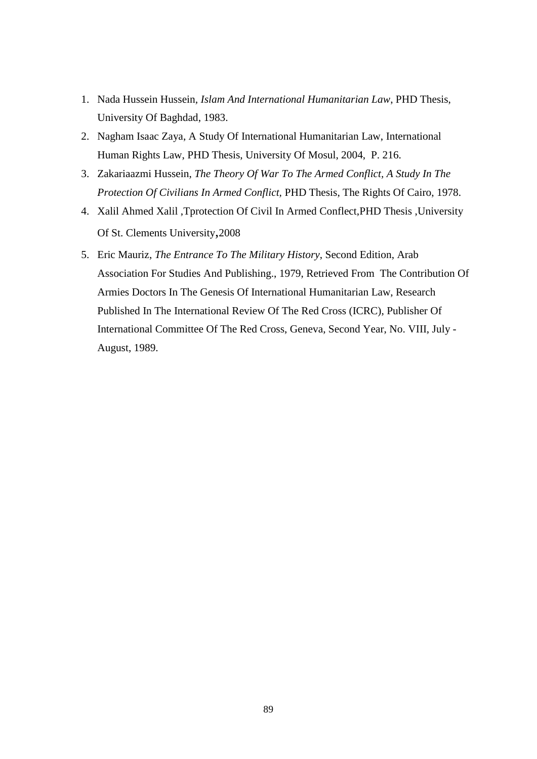1. Nada Hussein Hussein, *Islam And International Humanitarian Law*, PHD Thesis, University Of Baghdad, 1983.
2. Nagham Isaac Zaya, A Study Of International Humanitarian Law, International Human Rights Law, PHD Thesis, University Of Mosul, 2004, P. 216.
3. Zakariaazmi Hussein, *The Theory Of War To The Armed Conflict, A Study In The Protection Of Civilians In Armed Conflict*, PHD Thesis, The Rights Of Cairo, 1978.
4. Xalil Ahmed Xalil ,Tprotection Of Civil In Armed Conflect,PHD Thesis ,University Of St. Clements University,2008
5. Eric Mauriz, *The Entrance To The Military History*, Second Edition, Arab Association For Studies And Publishing., 1979, Retrieved From The Contribution Of Armies Doctors In The Genesis Of International Humanitarian Law, Research Published In The International Review Of The Red Cross (ICRC), Publisher Of International Committee Of The Red Cross, Geneva, Second Year, No. VIII, July - August, 1989.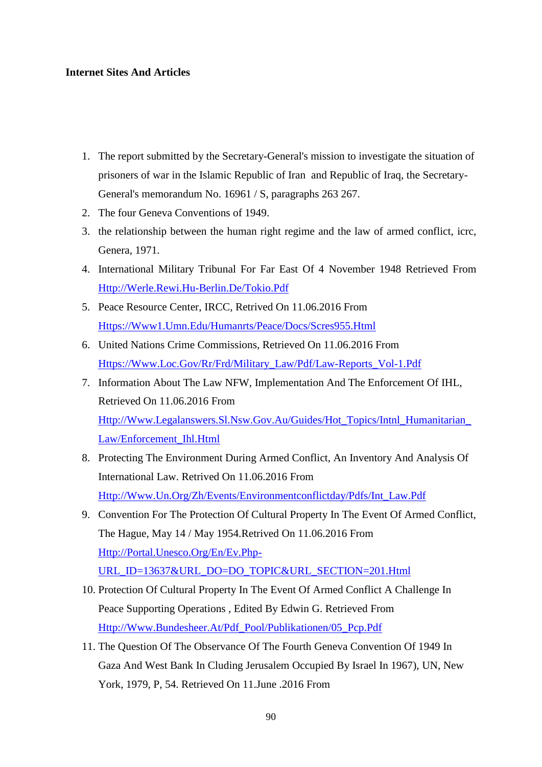**Internet Sites And Articles**

1. The report submitted by the Secretary-General's mission to investigate the situation of prisoners of war in the Islamic Republic of Iran and Republic of Iraq, the Secretary-General's memorandum No. 16961 / S, paragraphs 263 267.
2. The four Geneva Conventions of 1949.
3. the relationship between the human right regime and the law of armed conflict, icrc, Genera, 1971.
4. International Military Tribunal For Far East Of 4 November 1948 Retrieved From Http://Werle.Rewi.Hu-Berlin.De/Tokio.Pdf
5. Peace Resource Center, IRCC, Retrived On 11.06.2016 From Https://Www1.Umn.Edu/Humanrts/Peace/Docs/Scres955.Html
6. United Nations Crime Commissions, Retrieved On 11.06.2016 From Https://Www.Loc.Gov/Rr/Frd/Military_Law/Pdf/Law-Reports_Vol-1.Pdf
7. Information About The Law NFW, Implementation And The Enforcement Of IHL, Retrieved On 11.06.2016 From Http://Www.Legalanswers.Sl.Nsw.Gov.Au/Guides/Hot_Topics/Intnl_Humanitarian_Law/Enforcement_Ihl.Html
8. Protecting The Environment During Armed Conflict, An Inventory And Analysis Of International Law. Retrived On 11.06.2016 From Http://Www.Un.Org/Zh/Events/Environmentconflictday/Pdfs/Int_Law.Pdf
9. Convention For The Protection Of Cultural Property In The Event Of Armed Conflict, The Hague, May 14 / May 1954.Retrived On 11.06.2016 From Http://Portal.Unesco.Org/En/Ev.Php-URL_ID=13637&URL_DO=DO_TOPIC&URL_SECTION=201.Html
10. Protection Of Cultural Property In The Event Of Armed Conflict A Challenge In Peace Supporting Operations , Edited By Edwin G. Retrieved From Http://Www.Bundesheer.At/Pdf_Pool/Publikationen/05_Pcp.Pdf
11. The Question Of The Observance Of The Fourth Geneva Convention Of 1949 In Gaza And West Bank In Cluding Jerusalem Occupied By Israel In 1967), UN, New York, 1979, P, 54. Retrieved On 11.June .2016 From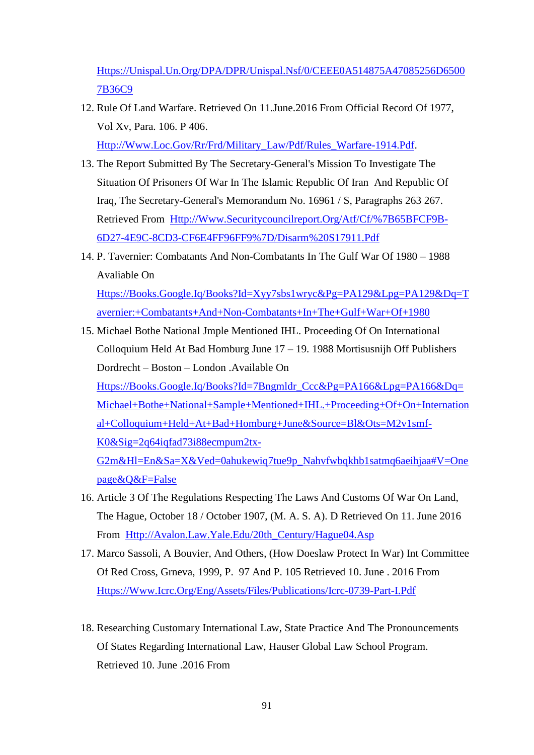Https://Unispal.Un.Org/DPA/DPR/Unispal.Nsf/0/CEEE0A514875A47085256D65007B36C9

12. Rule Of Land Warfare. Retrieved On 11.June.2016 From Official Record Of 1977, Vol Xv, Para. 106. P 406. Http://Www.Loc.Gov/Rr/Frd/Military_Law/Pdf/Rules_Warfare-1914.Pdf.
13. The Report Submitted By The Secretary-General's Mission To Investigate The Situation Of Prisoners Of War In The Islamic Republic Of Iran And Republic Of Iraq, The Secretary-General's Memorandum No. 16961 / S, Paragraphs 263 267. Retrieved From Http://Www.Securitycouncilreport.Org/Atf/Cf/%7B65BFCF9B-6D27-4E9C-8CD3-CF6E4FF96FF9%7D/Disarm%20S17911.Pdf
14. P. Tavernier: Combatants And Non-Combatants In The Gulf War Of 1980 – 1988 Avaliable On Https://Books.Google.Iq/Books?Id=Xyy7sbs1wryc&Pg=PA129&Lpg=PA129&Dq=Tavernier:+Combatants+And+Non-Combatants+In+The+Gulf+War+Of+1980
15. Michael Bothe National Jmple Mentioned IHL. Proceeding Of On International Colloquium Held At Bad Homburg June 17 – 19. 1988 Mortisusnijh Off Publishers Dordrecht – Boston – London .Available On Https://Books.Google.Iq/Books?Id=7Bngmldr_Ccc&Pg=PA166&Lpg=PA166&Dq=Michael+Bothe+National+Sample+Mentioned+IHL.+Proceeding+Of+On+International+Colloquium+Held+At+Bad+Homburg+June&Source=Bl&Ots=M2v1smf-K0&Sig=2q64iqfad73i88ecmpum2tx-G2m&Hl=En&Sa=X&Ved=0ahukewiq7tue9p_Nahvfwbqkhb1satmq6aeihjaa#V=Onepage&Q&F=False
16. Article 3 Of The Regulations Respecting The Laws And Customs Of War On Land, The Hague, October 18 / October 1907, (M. A. S. A). D Retrieved On 11. June 2016 From Http://Avalon.Law.Yale.Edu/20th_Century/Hague04.Asp
17. Marco Sassoli, A Bouvier, And Others, (How Doeslaw Protect In War) Int Committee Of Red Cross, Grneva, 1999, P. 97 And P. 105 Retrieved 10. June . 2016 From Https://Www.Icrc.Org/Eng/Assets/Files/Publications/Icrc-0739-Part-I.Pdf
18. Researching Customary International Law, State Practice And The Pronouncements Of States Regarding International Law, Hauser Global Law School Program. Retrieved 10. June .2016 From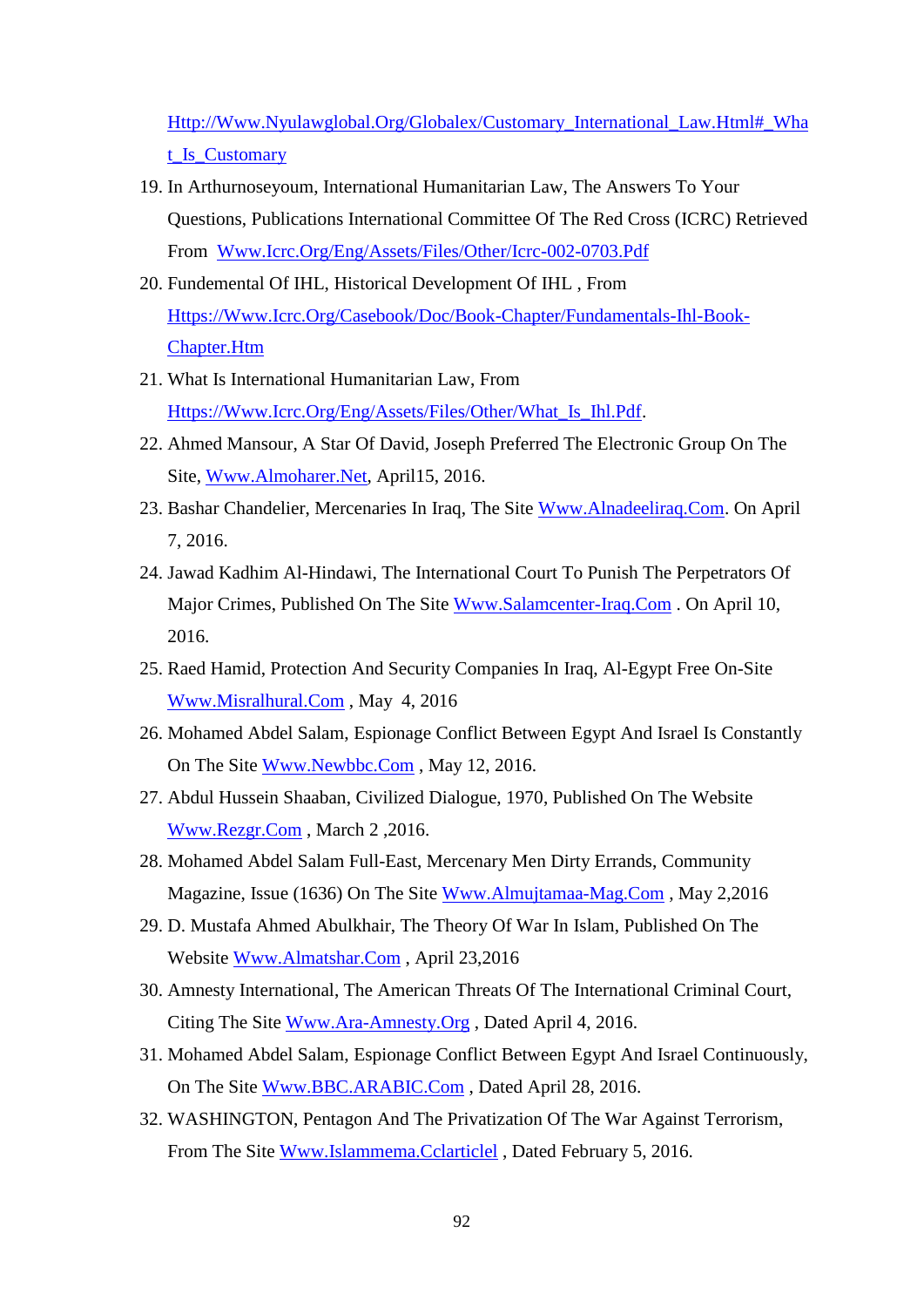Http://Www.Nyulawglobal.Org/Globalex/Customary_International_Law.Html#_What_Is_Customary

19. In Arthurnoseyoum, International Humanitarian Law, The Answers To Your Questions, Publications International Committee Of The Red Cross (ICRC) Retrieved From Www.Icrc.Org/Eng/Assets/Files/Other/Icrc-002-0703.Pdf
20. Fundemental Of IHL, Historical Development Of IHL , From Https://Www.Icrc.Org/Casebook/Doc/Book-Chapter/Fundamentals-Ihl-Book-Chapter.Htm
21. What Is International Humanitarian Law, From Https://Www.Icrc.Org/Eng/Assets/Files/Other/What_Is_Ihl.Pdf.
22. Ahmed Mansour, A Star Of David, Joseph Preferred The Electronic Group On The Site, Www.Almoharer.Net, April15, 2016.
23. Bashar Chandelier, Mercenaries In Iraq, The Site Www.Alnadeeliraq.Com. On April 7, 2016.
24. Jawad Kadhim Al-Hindawi, The International Court To Punish The Perpetrators Of Major Crimes, Published On The Site Www.Salamcenter-Iraq.Com . On April 10, 2016.
25. Raed Hamid, Protection And Security Companies In Iraq, Al-Egypt Free On-Site Www.Misralhural.Com , May 4, 2016
26. Mohamed Abdel Salam, Espionage Conflict Between Egypt And Israel Is Constantly On The Site Www.Newbbc.Com , May 12, 2016.
27. Abdul Hussein Shaaban, Civilized Dialogue, 1970, Published On The Website Www.Rezgr.Com , March 2 ,2016.
28. Mohamed Abdel Salam Full-East, Mercenary Men Dirty Errands, Community Magazine, Issue (1636) On The Site Www.Almujtamaa-Mag.Com , May 2,2016
29. D. Mustafa Ahmed Abulkhair, The Theory Of War In Islam, Published On The Website Www.Almatshar.Com , April 23,2016
30. Amnesty International, The American Threats Of The International Criminal Court, Citing The Site Www.Ara-Amnesty.Org , Dated April 4, 2016.
31. Mohamed Abdel Salam, Espionage Conflict Between Egypt And Israel Continuously, On The Site Www.BBC.ARABIC.Com , Dated April 28, 2016.
32. WASHINGTON, Pentagon And The Privatization Of The War Against Terrorism, From The Site Www.Islammema.Cclarticlel , Dated February 5, 2016.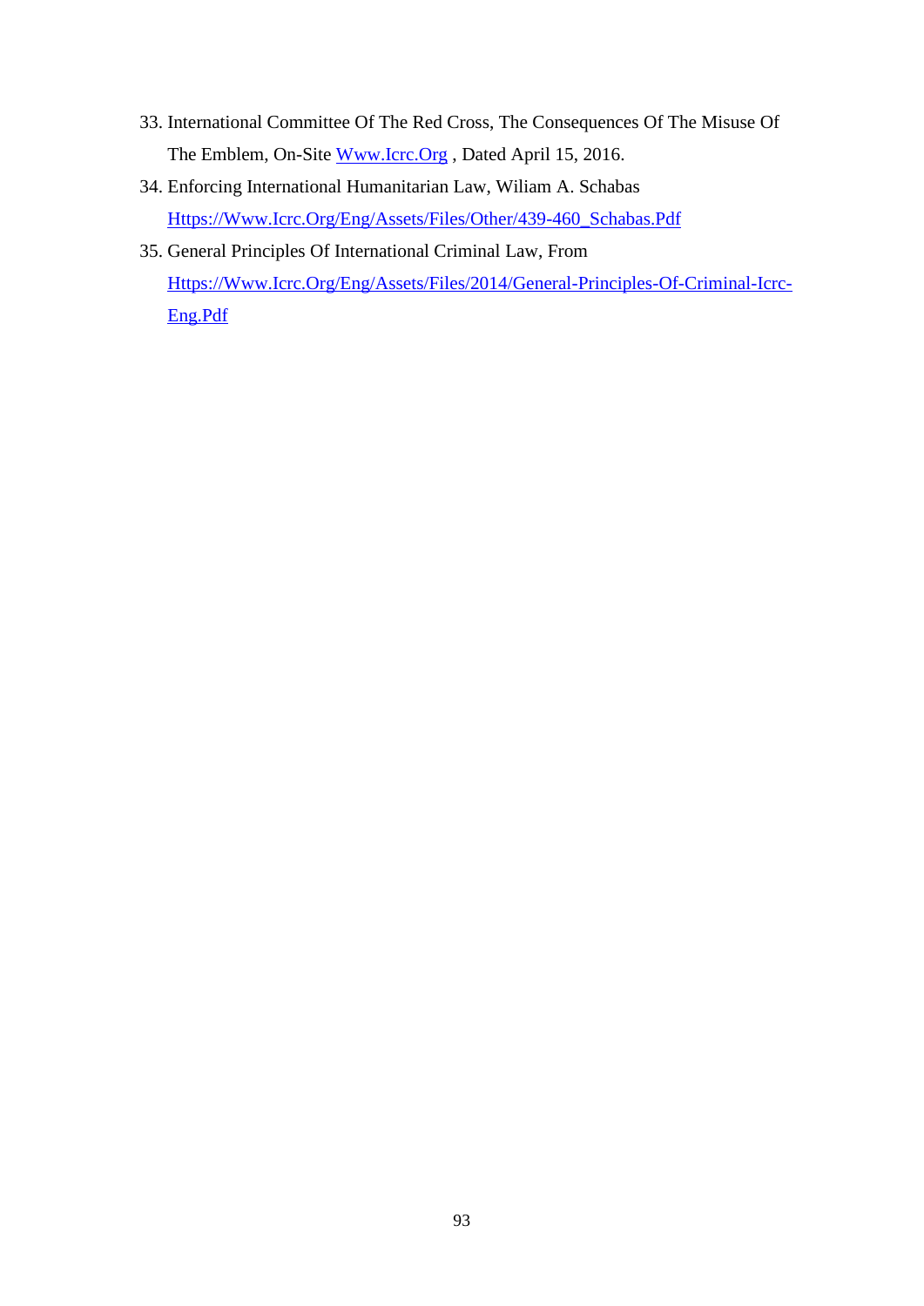33. International Committee Of The Red Cross, The Consequences Of The Misuse Of The Emblem, On-Site Www.Icrc.Org , Dated April 15, 2016.
34. Enforcing International Humanitarian Law, Wiliam A. Schabas Https://Www.Icrc.Org/Eng/Assets/Files/Other/439-460_Schabas.Pdf
35. General Principles Of International Criminal Law, From Https://Www.Icrc.Org/Eng/Assets/Files/2014/General-Principles-Of-Criminal-Icrc-Eng.Pdf